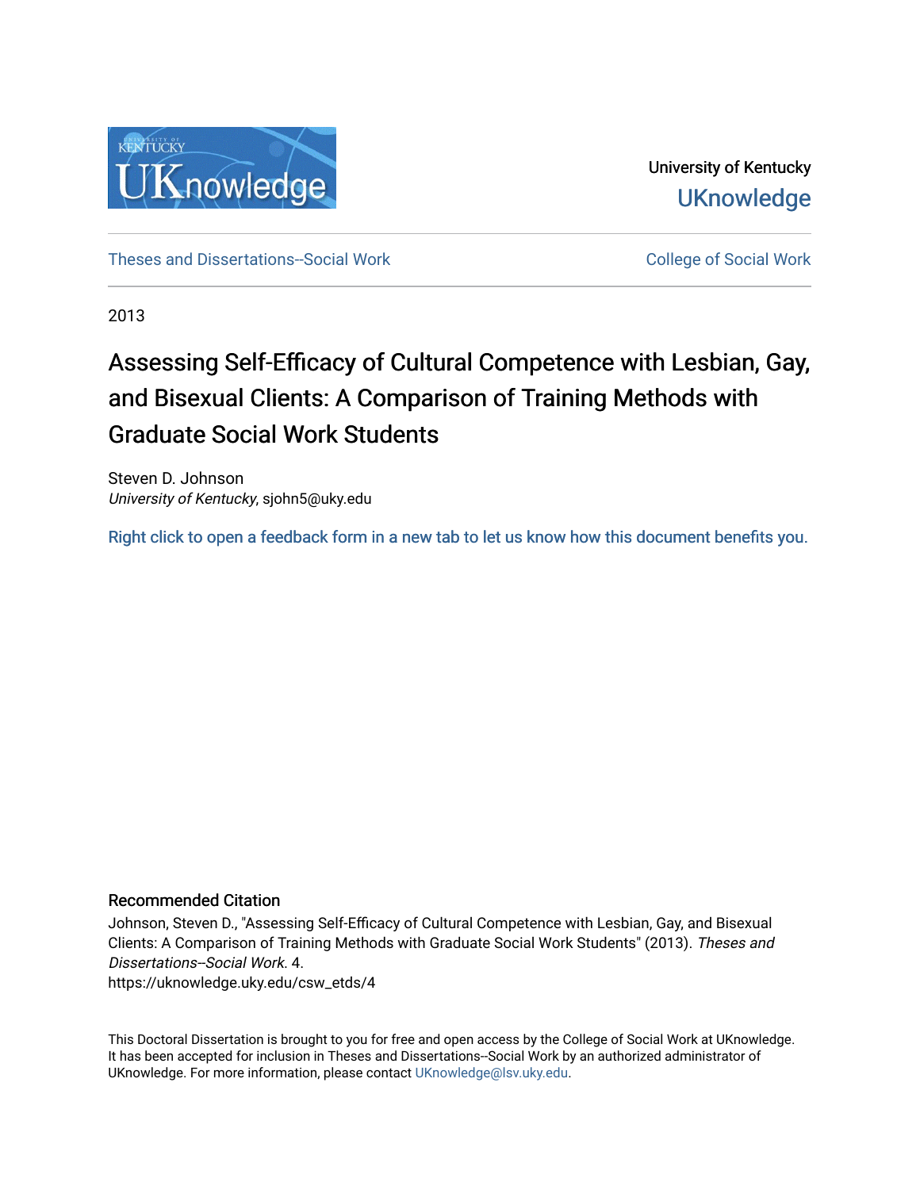University of Kentucky

UKnowledge

Theses and Dissertations--Social Work

College of Social Work

2013

# Assessing Self-Efficacy of Cultural Competence with Lesbian, Gay, and Bisexual Clients: A Comparison of Training Methods with Graduate Social Work Students

Steven D. Johnson
*University of Kentucky*, sjohn5@uky.edu

Right click to open a feedback form in a new tab to let us know how this document benefits you.

## Recommended Citation

Johnson, Steven D., "Assessing Self-Efficacy of Cultural Competence with Lesbian, Gay, and Bisexual Clients: A Comparison of Training Methods with Graduate Social Work Students" (2013). *Theses and Dissertations--Social Work*. 4.
https://uknowledge.uky.edu/csw_etds/4

This Doctoral Dissertation is brought to you for free and open access by the College of Social Work at UKnowledge. It has been accepted for inclusion in Theses and Dissertations--Social Work by an authorized administrator of UKnowledge. For more information, please contact UKnowledge@lsv.uky.edu.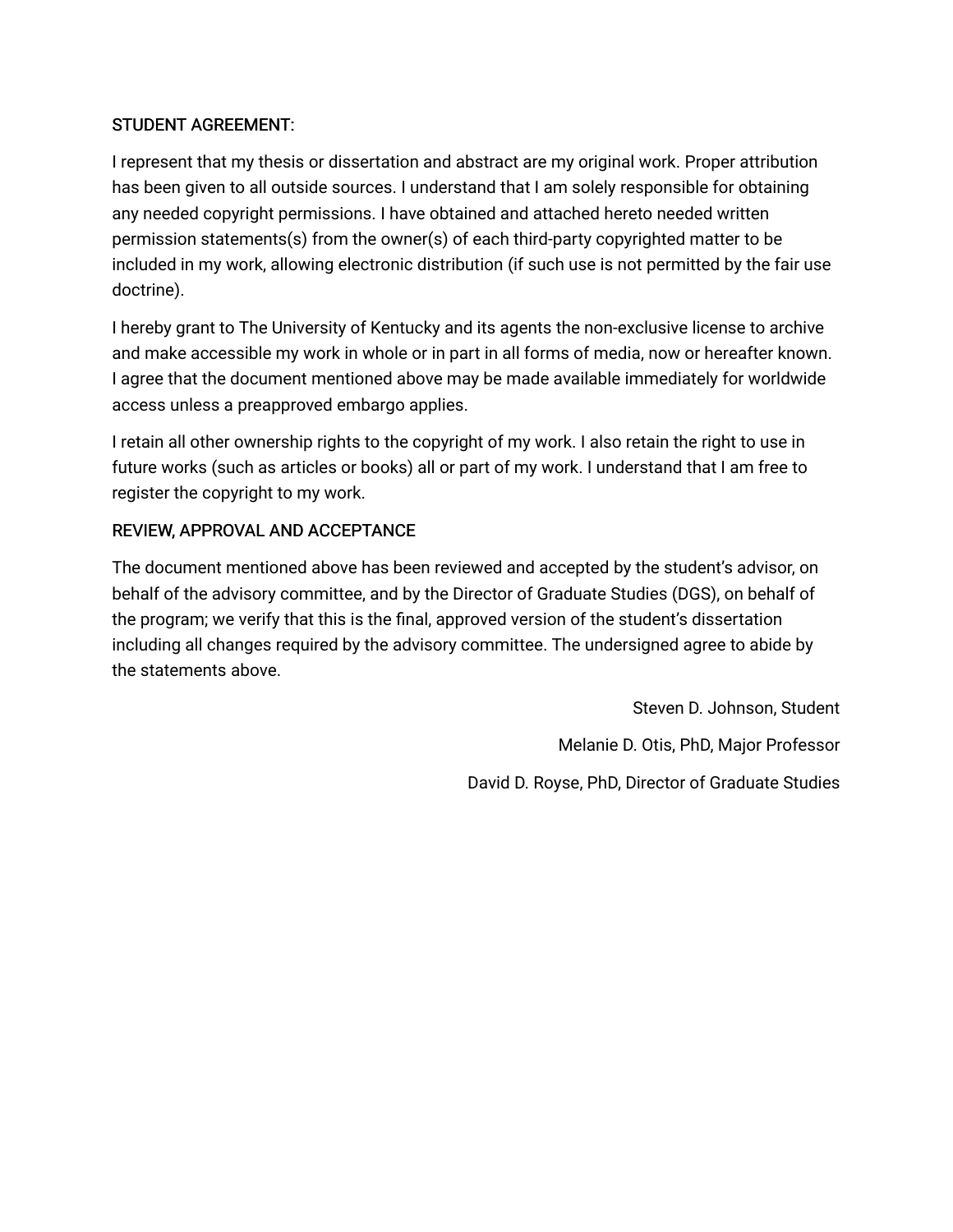STUDENT AGREEMENT:

I represent that my thesis or dissertation and abstract are my original work. Proper attribution has been given to all outside sources. I understand that I am solely responsible for obtaining any needed copyright permissions. I have obtained and attached hereto needed written permission statements(s) from the owner(s) of each third-party copyrighted matter to be included in my work, allowing electronic distribution (if such use is not permitted by the fair use doctrine).

I hereby grant to The University of Kentucky and its agents the non-exclusive license to archive and make accessible my work in whole or in part in all forms of media, now or hereafter known. I agree that the document mentioned above may be made available immediately for worldwide access unless a preapproved embargo applies.

I retain all other ownership rights to the copyright of my work. I also retain the right to use in future works (such as articles or books) all or part of my work. I understand that I am free to register the copyright to my work.

REVIEW, APPROVAL AND ACCEPTANCE

The document mentioned above has been reviewed and accepted by the student's advisor, on behalf of the advisory committee, and by the Director of Graduate Studies (DGS), on behalf of the program; we verify that this is the final, approved version of the student's dissertation including all changes required by the advisory committee. The undersigned agree to abide by the statements above.

Steven D. Johnson, Student

Melanie D. Otis, PhD, Major Professor

David D. Royse, PhD, Director of Graduate Studies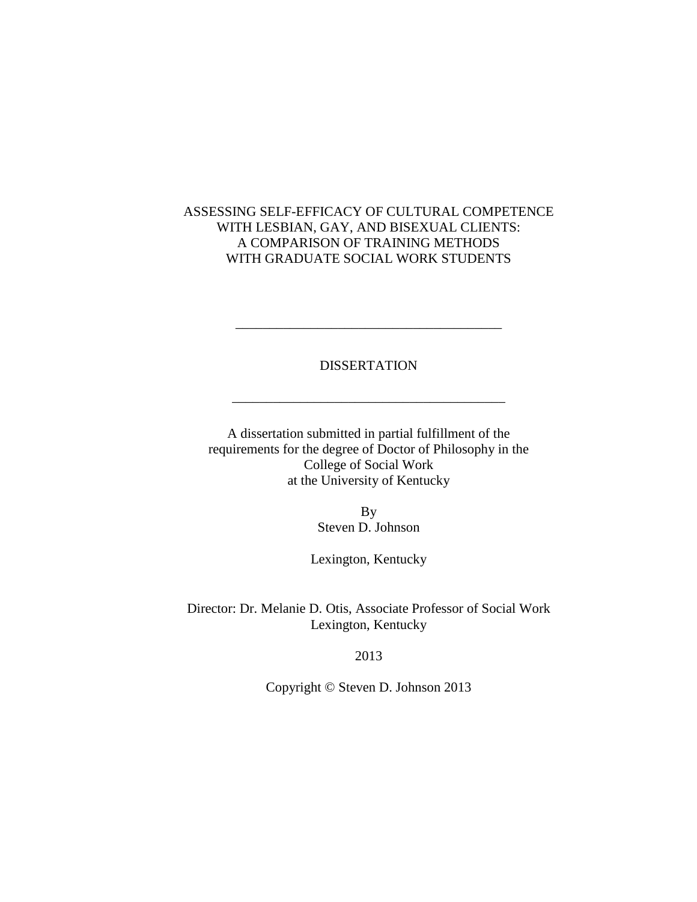# ASSESSING SELF-EFFICACY OF CULTURAL COMPETENCE WITH LESBIAN, GAY, AND BISEXUAL CLIENTS: A COMPARISON OF TRAINING METHODS WITH GRADUATE SOCIAL WORK STUDENTS

---

DISSERTATION

---

A dissertation submitted in partial fulfillment of the requirements for the degree of Doctor of Philosophy in the College of Social Work at the University of Kentucky

By
Steven D. Johnson

Lexington, Kentucky

Director: Dr. Melanie D. Otis, Associate Professor of Social Work
Lexington, Kentucky

2013

Copyright © Steven D. Johnson 2013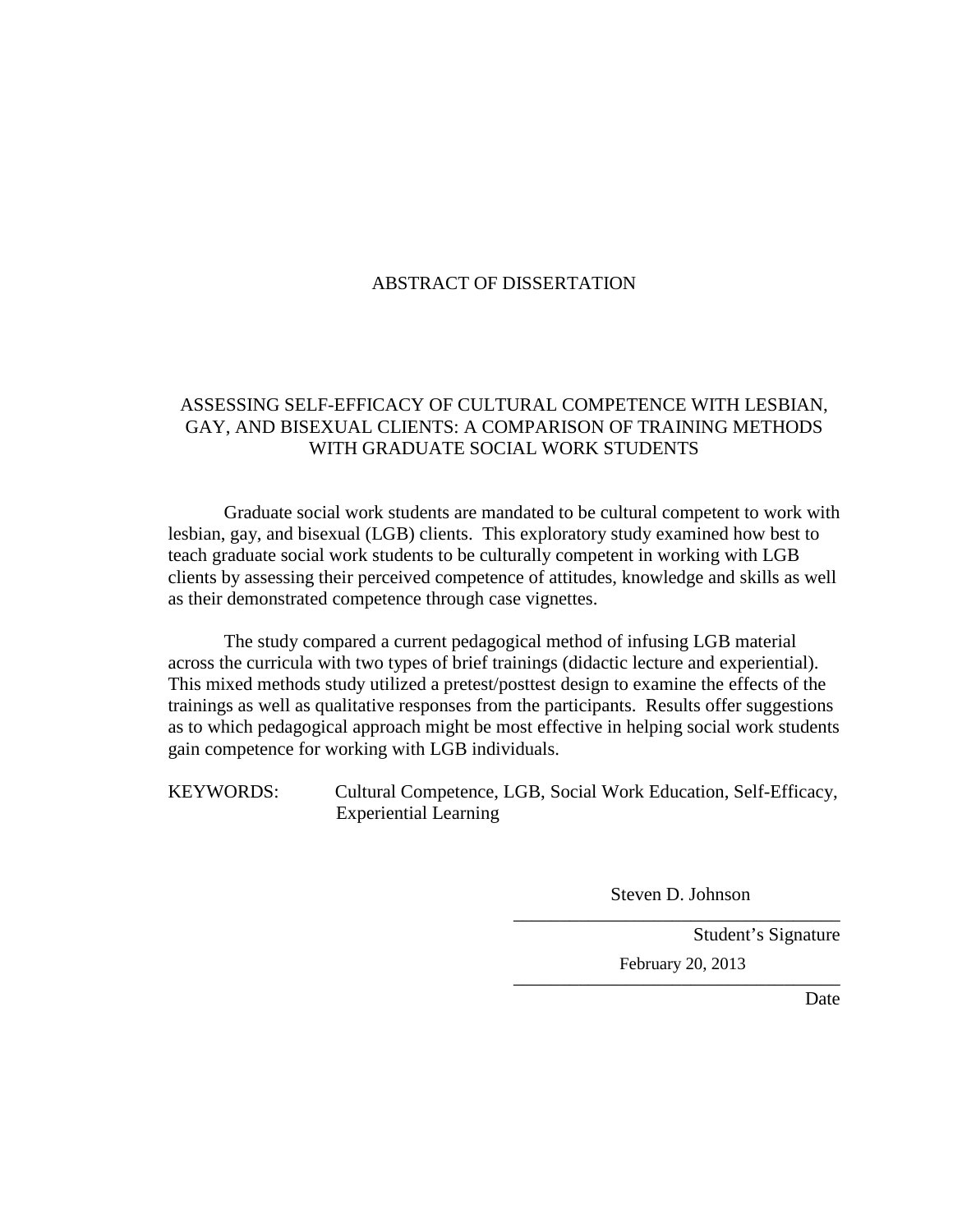# ABSTRACT OF DISSERTATION

## ASSESSING SELF-EFFICACY OF CULTURAL COMPETENCE WITH LESBIAN, GAY, AND BISEXUAL CLIENTS: A COMPARISON OF TRAINING METHODS WITH GRADUATE SOCIAL WORK STUDENTS

Graduate social work students are mandated to be cultural competent to work with lesbian, gay, and bisexual (LGB) clients. This exploratory study examined how best to teach graduate social work students to be culturally competent in working with LGB clients by assessing their perceived competence of attitudes, knowledge and skills as well as their demonstrated competence through case vignettes.

The study compared a current pedagogical method of infusing LGB material across the curricula with two types of brief trainings (didactic lecture and experiential). This mixed methods study utilized a pretest/posttest design to examine the effects of the trainings as well as qualitative responses from the participants. Results offer suggestions as to which pedagogical approach might be most effective in helping social work students gain competence for working with LGB individuals.

KEYWORDS: Cultural Competence, LGB, Social Work Education, Self-Efficacy, Experiential Learning

Steven D. Johnson

Student's Signature

February 20, 2013

Date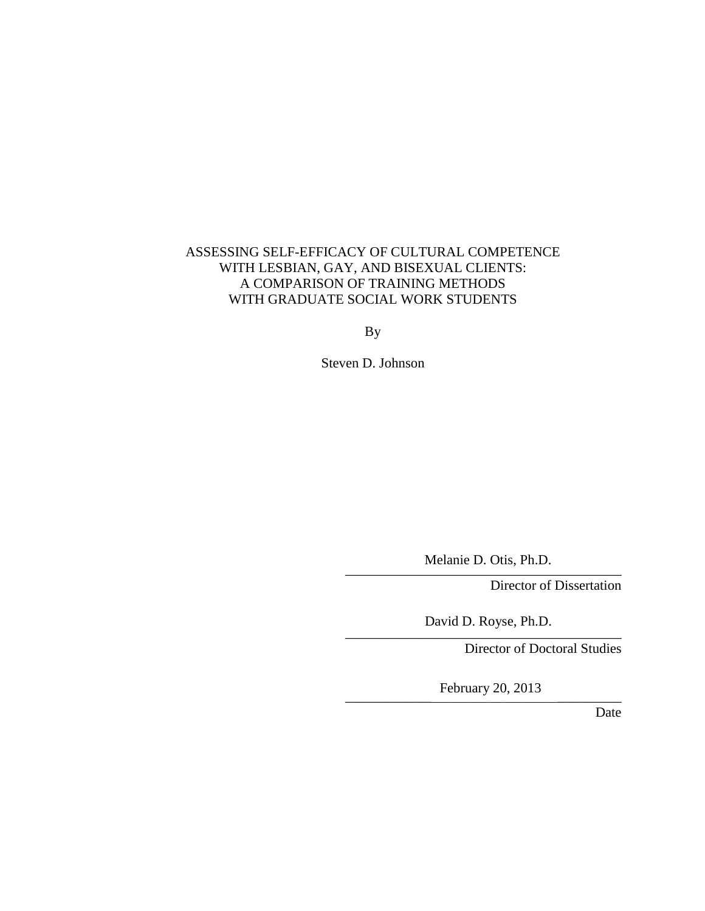ASSESSING SELF-EFFICACY OF CULTURAL COMPETENCE
WITH LESBIAN, GAY, AND BISEXUAL CLIENTS:
A COMPARISON OF TRAINING METHODS
WITH GRADUATE SOCIAL WORK STUDENTS

By

Steven D. Johnson

Melanie D. Otis, Ph.D.
Director of Dissertation

David D. Royse, Ph.D.
Director of Doctoral Studies

February 20, 2013
Date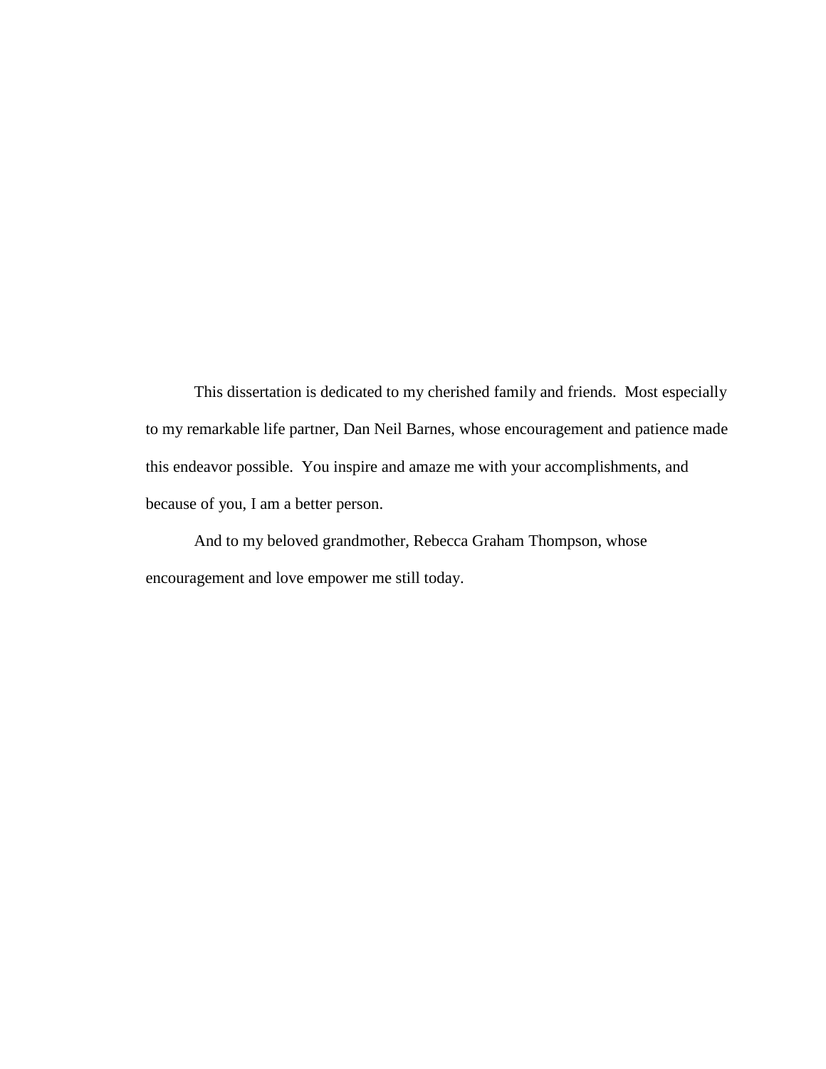This dissertation is dedicated to my cherished family and friends. Most especially to my remarkable life partner, Dan Neil Barnes, whose encouragement and patience made this endeavor possible. You inspire and amaze me with your accomplishments, and because of you, I am a better person.

And to my beloved grandmother, Rebecca Graham Thompson, whose encouragement and love empower me still today.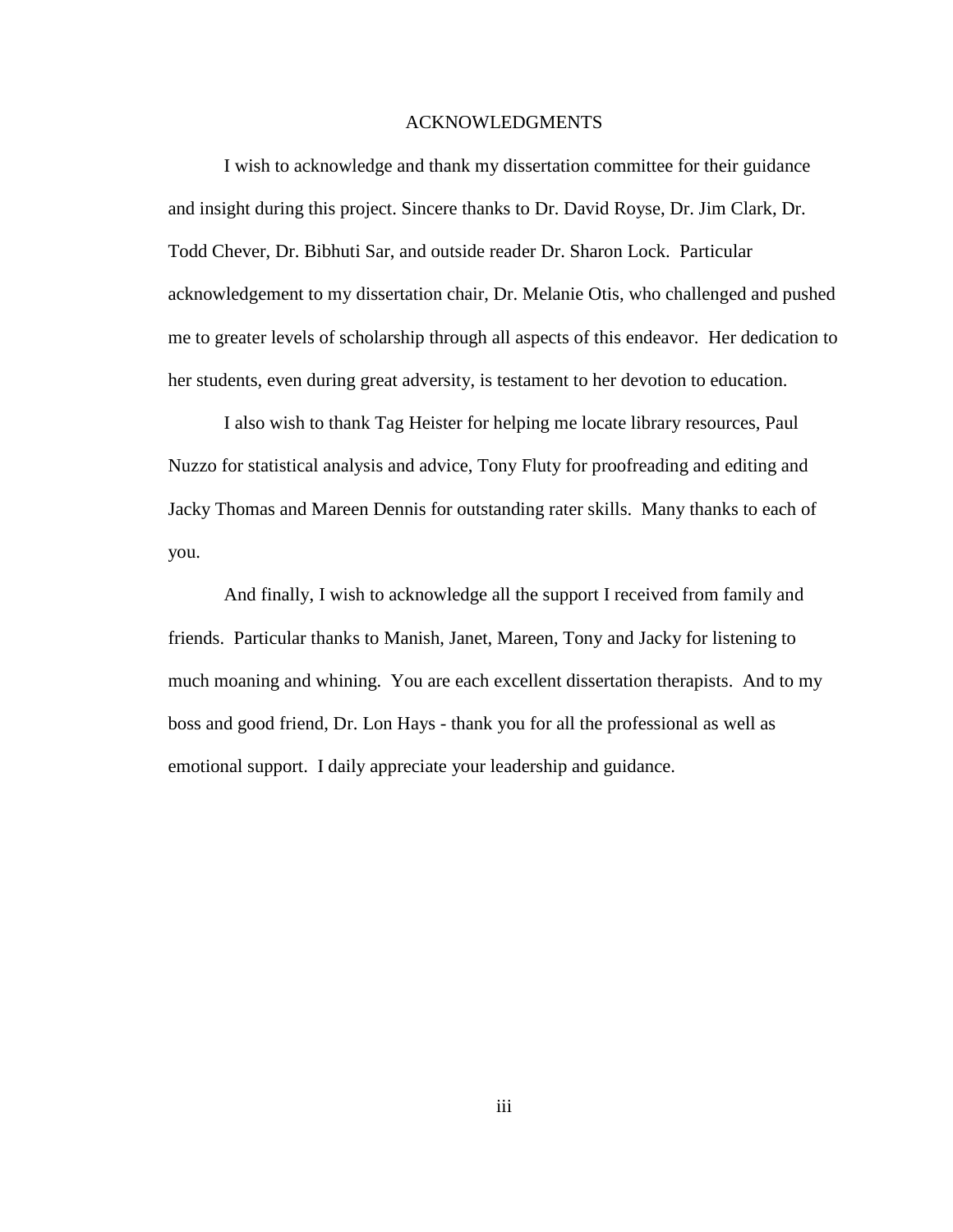# ACKNOWLEDGMENTS

I wish to acknowledge and thank my dissertation committee for their guidance and insight during this project. Sincere thanks to Dr. David Royse, Dr. Jim Clark, Dr. Todd Chever, Dr. Bibhuti Sar, and outside reader Dr. Sharon Lock. Particular acknowledgement to my dissertation chair, Dr. Melanie Otis, who challenged and pushed me to greater levels of scholarship through all aspects of this endeavor. Her dedication to her students, even during great adversity, is testament to her devotion to education.

I also wish to thank Tag Heister for helping me locate library resources, Paul Nuzzo for statistical analysis and advice, Tony Fluty for proofreading and editing and Jacky Thomas and Mareen Dennis for outstanding rater skills. Many thanks to each of you.

And finally, I wish to acknowledge all the support I received from family and friends. Particular thanks to Manish, Janet, Mareen, Tony and Jacky for listening to much moaning and whining. You are each excellent dissertation therapists. And to my boss and good friend, Dr. Lon Hays - thank you for all the professional as well as emotional support. I daily appreciate your leadership and guidance.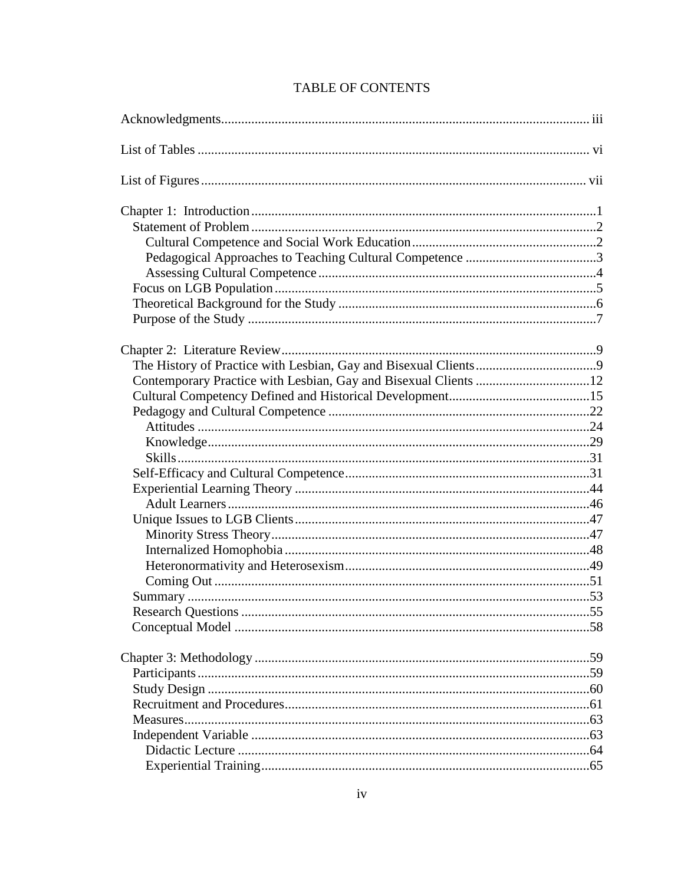# TABLE OF CONTENTS

Acknowledgments ..... iii

List of Tables ..... vi

List of Figures ..... vii

Chapter 1: Introduction ..... 1
- Statement of Problem ..... 2
  - Cultural Competence and Social Work Education ..... 2
  - Pedagogical Approaches to Teaching Cultural Competence ..... 3
  - Assessing Cultural Competence ..... 4
- Focus on LGB Population ..... 5
- Theoretical Background for the Study ..... 6
- Purpose of the Study ..... 7

Chapter 2: Literature Review ..... 9
- The History of Practice with Lesbian, Gay and Bisexual Clients ..... 9
- Contemporary Practice with Lesbian, Gay and Bisexual Clients ..... 12
- Cultural Competency Defined and Historical Development ..... 15
- Pedagogy and Cultural Competence ..... 22
  - Attitudes ..... 24
  - Knowledge ..... 29
  - Skills ..... 31
- Self-Efficacy and Cultural Competence ..... 31
- Experiential Learning Theory ..... 44
  - Adult Learners ..... 46
- Unique Issues to LGB Clients ..... 47
  - Minority Stress Theory ..... 47
  - Internalized Homophobia ..... 48
  - Heteronormativity and Heterosexism ..... 49
  - Coming Out ..... 51
- Summary ..... 53
- Research Questions ..... 55
- Conceptual Model ..... 58

Chapter 3: Methodology ..... 59
- Participants ..... 59
- Study Design ..... 60
- Recruitment and Procedures ..... 61
- Measures ..... 63
- Independent Variable ..... 63
  - Didactic Lecture ..... 64
  - Experiential Training ..... 65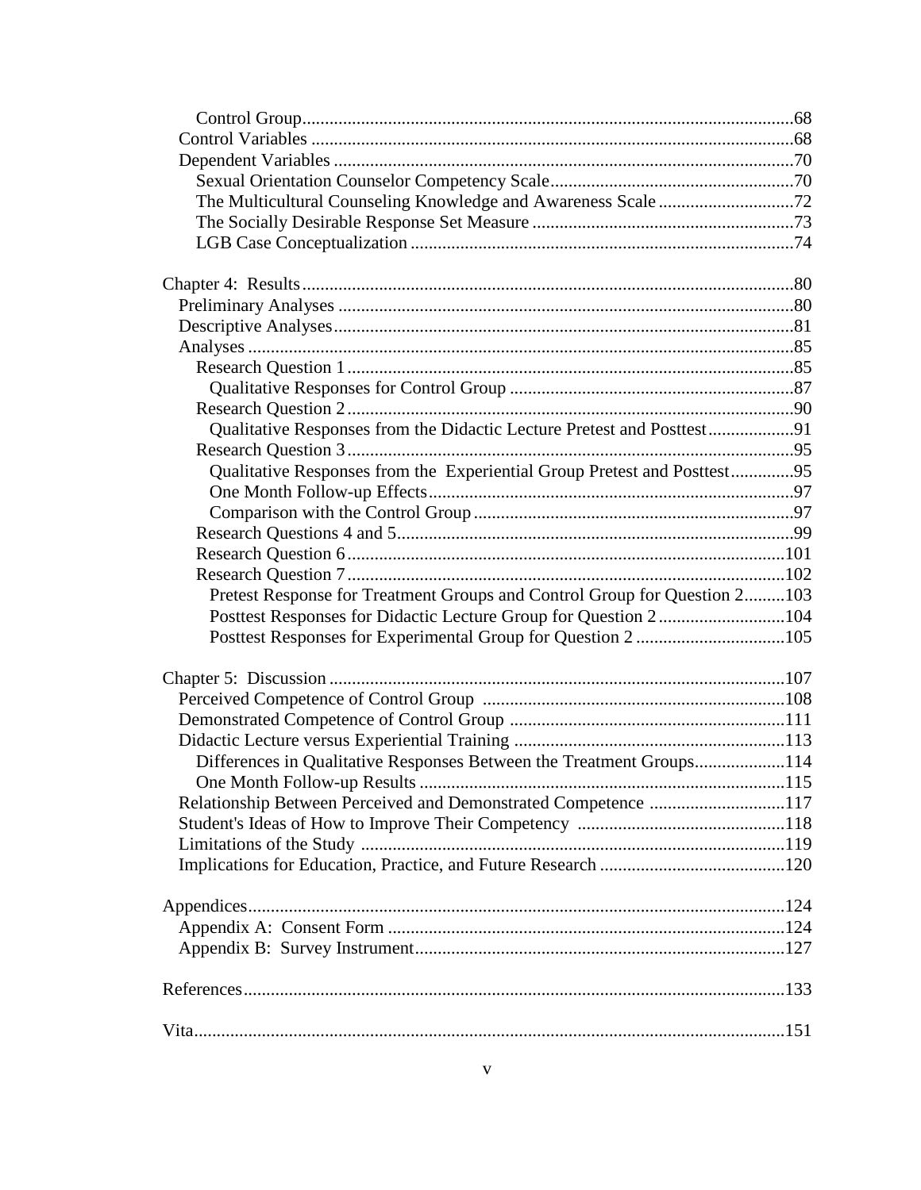Control Group ........................................................................................................68
Control Variables ..................................................................................................68
Dependent Variables ...........................................................................................70
Sexual Orientation Counselor Competency Scale.................................................70
The Multicultural Counseling Knowledge and Awareness Scale ..........................72
The Socially Desirable Response Set Measure ......................................................73
LGB Case Conceptualization ................................................................................74

Chapter 4: Results ...............................................................................................80
Preliminary Analyses ...........................................................................................80
Descriptive Analyses ............................................................................................81
Analyses ...............................................................................................................85
Research Question 1 .............................................................................................85
Qualitative Responses for Control Group .............................................................87
Research Question 2 .............................................................................................90
Qualitative Responses from the Didactic Lecture Pretest and Posttest ..................91
Research Question 3 .............................................................................................95
Qualitative Responses from the Experiential Group Pretest and Posttest ..............95
One Month Follow-up Effects ...............................................................................97
Comparison with the Control Group .....................................................................97
Research Questions 4 and 5 ..................................................................................99
Research Question 6 .............................................................................................101
Research Question 7 .............................................................................................102
Pretest Response for Treatment Groups and Control Group for Question 2 .........103
Posttest Responses for Didactic Lecture Group for Question 2 ............................104
Posttest Responses for Experimental Group for Question 2 .................................105

Chapter 5: Discussion ..........................................................................................107
Perceived Competence of Control Group ..............................................................108
Demonstrated Competence of Control Group .......................................................111
Didactic Lecture versus Experiential Training .......................................................113
Differences in Qualitative Responses Between the Treatment Groups ..................114
One Month Follow-up Results ...............................................................................115
Relationship Between Perceived and Demonstrated Competence .........................117
Student's Ideas of How to Improve Their Competency ..........................................118
Limitations of the Study .........................................................................................119
Implications for Education, Practice, and Future Research ....................................120

Appendices ............................................................................................................124
Appendix A: Consent Form ...................................................................................124
Appendix B: Survey Instrument .............................................................................127

References .............................................................................................................133

Vita ........................................................................................................................151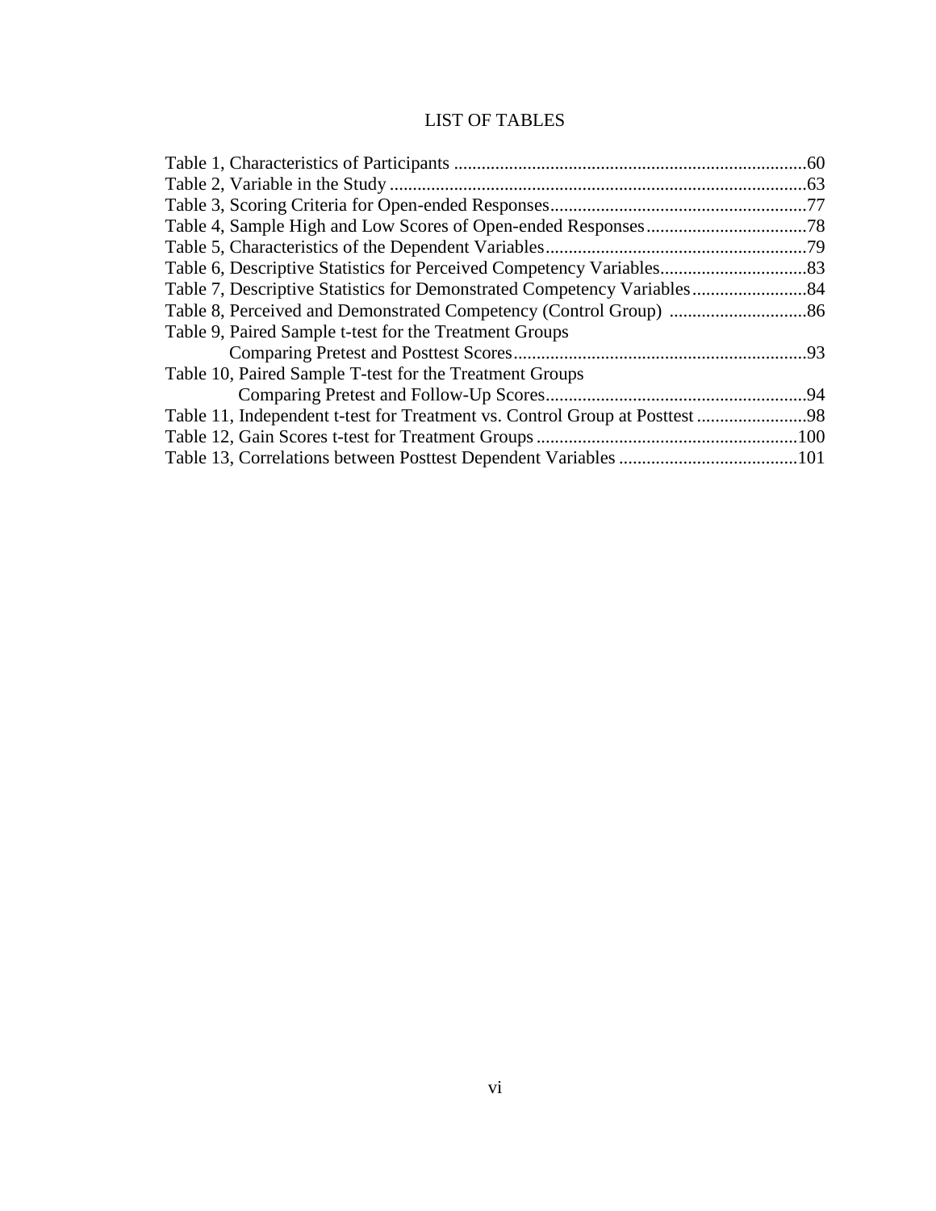# LIST OF TABLES

Table 1, Characteristics of Participants ............................................................................60
Table 2, Variable in the Study ..........................................................................................63
Table 3, Scoring Criteria for Open-ended Responses.......................................................77
Table 4, Sample High and Low Scores of Open-ended Responses...................................78
Table 5, Characteristics of the Dependent Variables.........................................................79
Table 6, Descriptive Statistics for Perceived Competency Variables................................83
Table 7, Descriptive Statistics for Demonstrated Competency Variables.........................84
Table 8, Perceived and Demonstrated Competency (Control Group) .............................86
Table 9, Paired Sample t-test for the Treatment Groups
Comparing Pretest and Posttest Scores................................................................93
Table 10, Paired Sample T-test for the Treatment Groups
Comparing Pretest and Follow-Up Scores.........................................................94
Table 11, Independent t-test for Treatment vs. Control Group at Posttest ........................98
Table 12, Gain Scores t-test for Treatment Groups .........................................................100
Table 13, Correlations between Posttest Dependent Variables .......................................101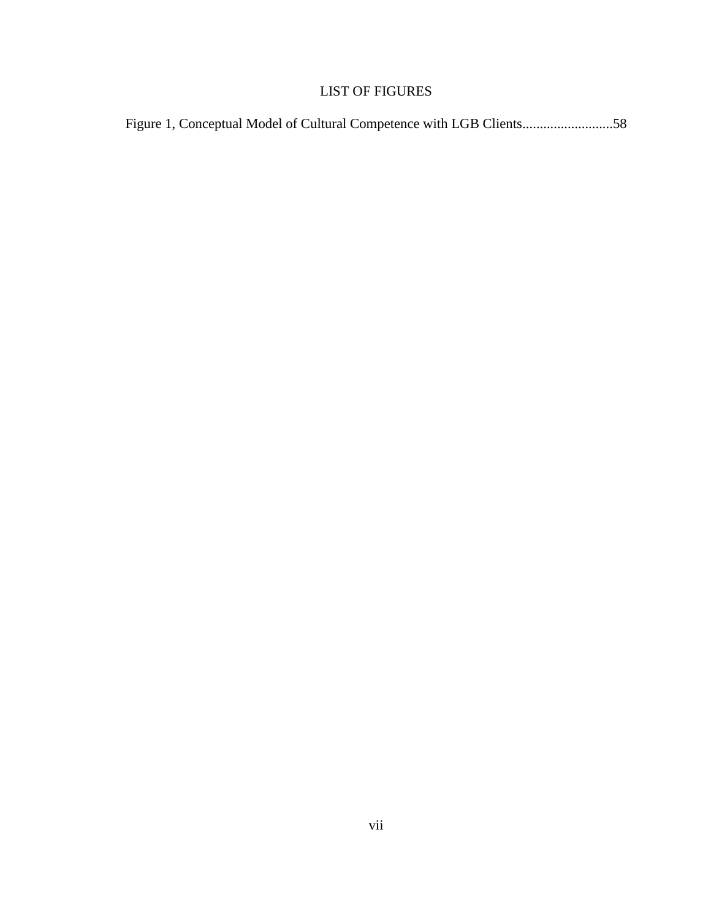# LIST OF FIGURES

Figure 1, Conceptual Model of Cultural Competence with LGB Clients..........................58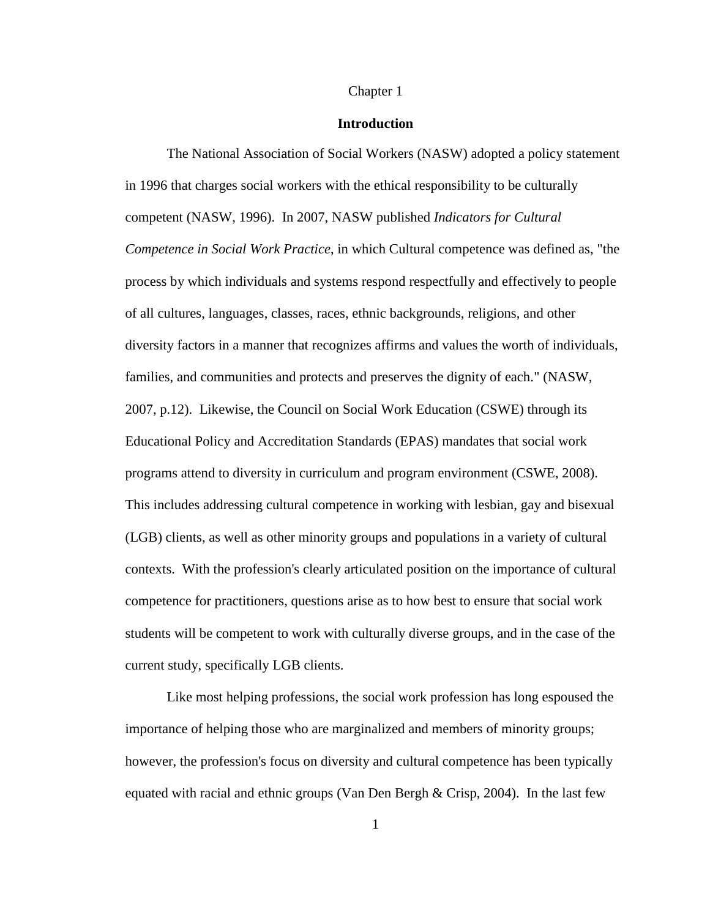Chapter 1

# Introduction

The National Association of Social Workers (NASW) adopted a policy statement in 1996 that charges social workers with the ethical responsibility to be culturally competent (NASW, 1996). In 2007, NASW published *Indicators for Cultural Competence in Social Work Practice*, in which Cultural competence was defined as, "the process by which individuals and systems respond respectfully and effectively to people of all cultures, languages, classes, races, ethnic backgrounds, religions, and other diversity factors in a manner that recognizes affirms and values the worth of individuals, families, and communities and protects and preserves the dignity of each." (NASW, 2007, p.12). Likewise, the Council on Social Work Education (CSWE) through its Educational Policy and Accreditation Standards (EPAS) mandates that social work programs attend to diversity in curriculum and program environment (CSWE, 2008). This includes addressing cultural competence in working with lesbian, gay and bisexual (LGB) clients, as well as other minority groups and populations in a variety of cultural contexts. With the profession's clearly articulated position on the importance of cultural competence for practitioners, questions arise as to how best to ensure that social work students will be competent to work with culturally diverse groups, and in the case of the current study, specifically LGB clients.

Like most helping professions, the social work profession has long espoused the importance of helping those who are marginalized and members of minority groups; however, the profession's focus on diversity and cultural competence has been typically equated with racial and ethnic groups (Van Den Bergh & Crisp, 2004). In the last few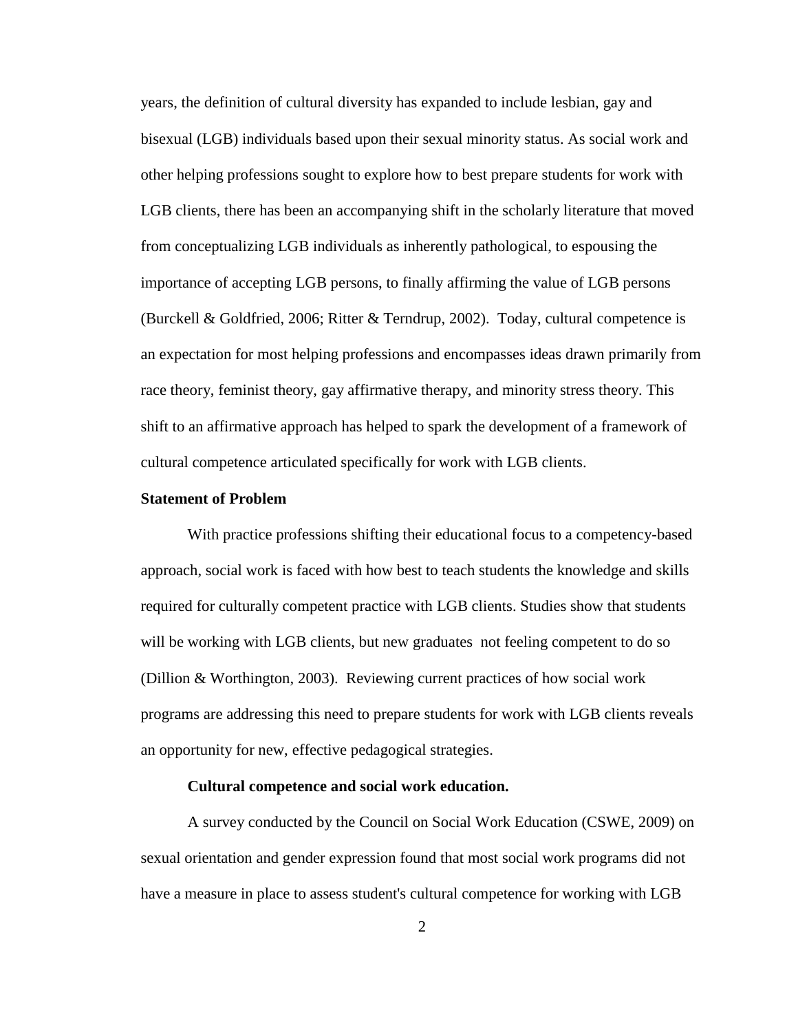years, the definition of cultural diversity has expanded to include lesbian, gay and bisexual (LGB) individuals based upon their sexual minority status. As social work and other helping professions sought to explore how to best prepare students for work with LGB clients, there has been an accompanying shift in the scholarly literature that moved from conceptualizing LGB individuals as inherently pathological, to espousing the importance of accepting LGB persons, to finally affirming the value of LGB persons (Burckell & Goldfried, 2006; Ritter & Terndrup, 2002). Today, cultural competence is an expectation for most helping professions and encompasses ideas drawn primarily from race theory, feminist theory, gay affirmative therapy, and minority stress theory. This shift to an affirmative approach has helped to spark the development of a framework of cultural competence articulated specifically for work with LGB clients.

## Statement of Problem

With practice professions shifting their educational focus to a competency-based approach, social work is faced with how best to teach students the knowledge and skills required for culturally competent practice with LGB clients. Studies show that students will be working with LGB clients, but new graduates not feeling competent to do so (Dillion & Worthington, 2003). Reviewing current practices of how social work programs are addressing this need to prepare students for work with LGB clients reveals an opportunity for new, effective pedagogical strategies.

### Cultural competence and social work education.

A survey conducted by the Council on Social Work Education (CSWE, 2009) on sexual orientation and gender expression found that most social work programs did not have a measure in place to assess student's cultural competence for working with LGB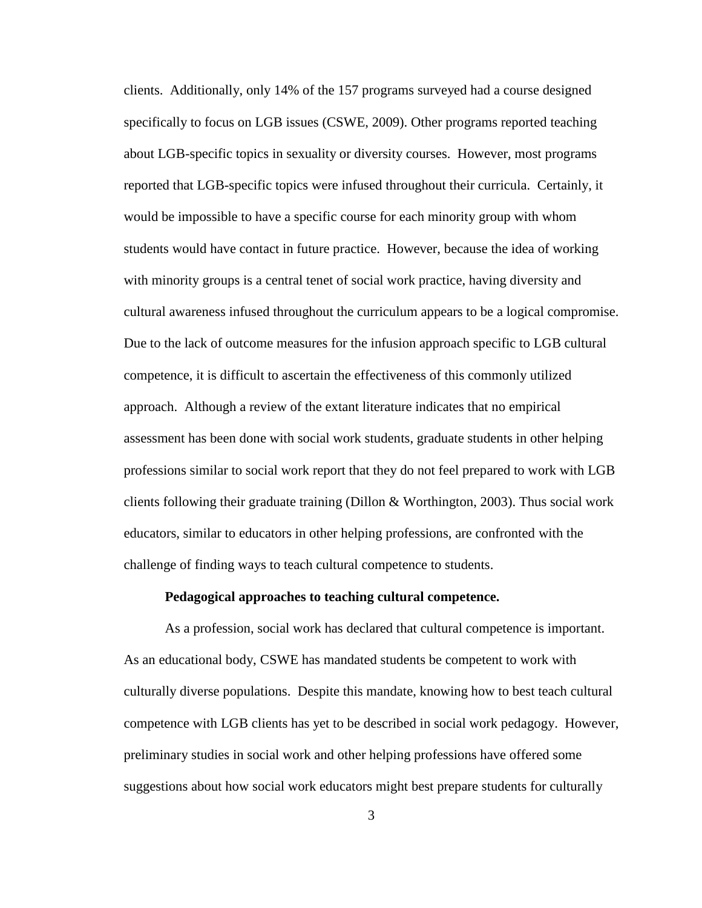clients. Additionally, only 14% of the 157 programs surveyed had a course designed specifically to focus on LGB issues (CSWE, 2009). Other programs reported teaching about LGB-specific topics in sexuality or diversity courses. However, most programs reported that LGB-specific topics were infused throughout their curricula. Certainly, it would be impossible to have a specific course for each minority group with whom students would have contact in future practice. However, because the idea of working with minority groups is a central tenet of social work practice, having diversity and cultural awareness infused throughout the curriculum appears to be a logical compromise. Due to the lack of outcome measures for the infusion approach specific to LGB cultural competence, it is difficult to ascertain the effectiveness of this commonly utilized approach. Although a review of the extant literature indicates that no empirical assessment has been done with social work students, graduate students in other helping professions similar to social work report that they do not feel prepared to work with LGB clients following their graduate training (Dillon & Worthington, 2003). Thus social work educators, similar to educators in other helping professions, are confronted with the challenge of finding ways to teach cultural competence to students.

#### Pedagogical approaches to teaching cultural competence.

As a profession, social work has declared that cultural competence is important. As an educational body, CSWE has mandated students be competent to work with culturally diverse populations. Despite this mandate, knowing how to best teach cultural competence with LGB clients has yet to be described in social work pedagogy. However, preliminary studies in social work and other helping professions have offered some suggestions about how social work educators might best prepare students for culturally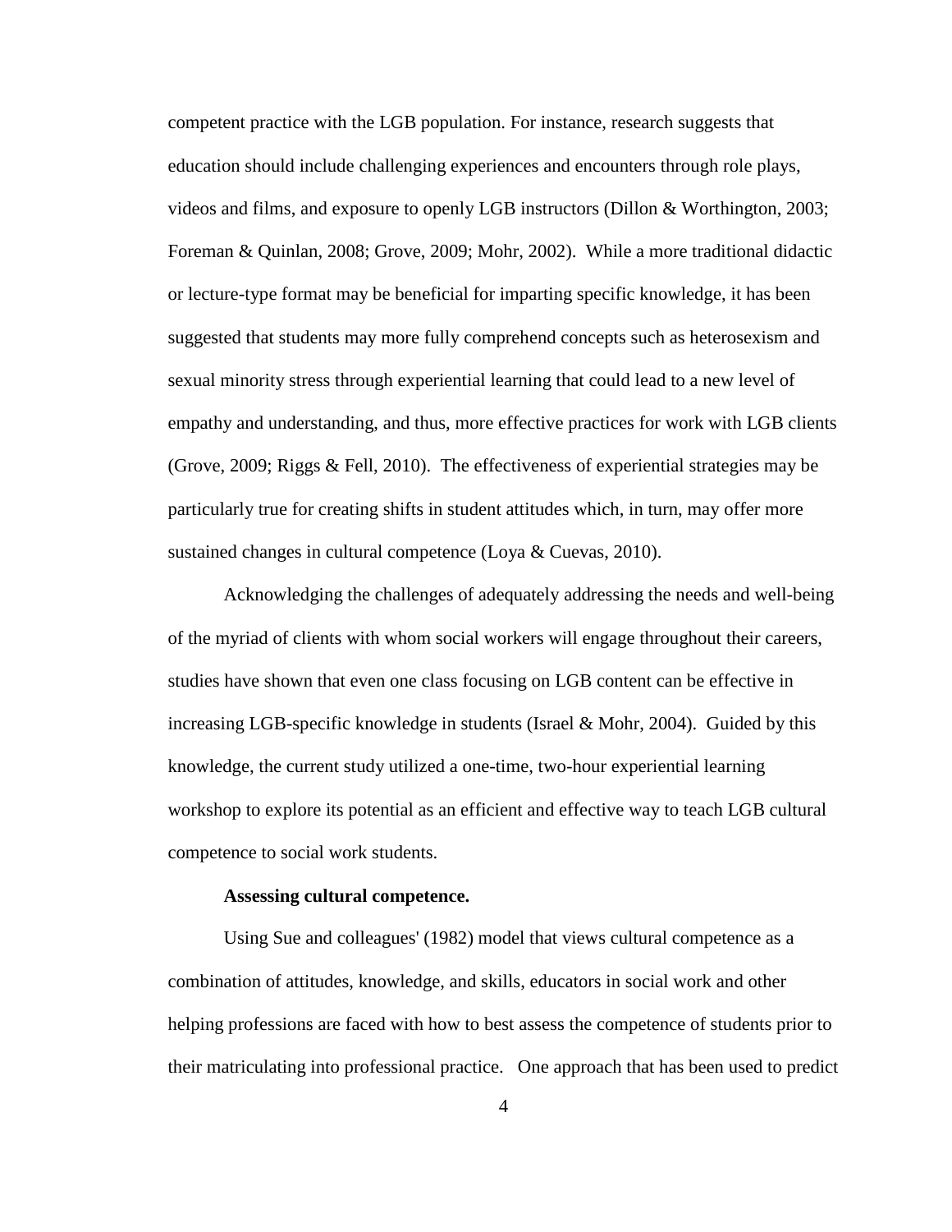competent practice with the LGB population. For instance, research suggests that education should include challenging experiences and encounters through role plays, videos and films, and exposure to openly LGB instructors (Dillon & Worthington, 2003; Foreman & Quinlan, 2008; Grove, 2009; Mohr, 2002). While a more traditional didactic or lecture-type format may be beneficial for imparting specific knowledge, it has been suggested that students may more fully comprehend concepts such as heterosexism and sexual minority stress through experiential learning that could lead to a new level of empathy and understanding, and thus, more effective practices for work with LGB clients (Grove, 2009; Riggs & Fell, 2010). The effectiveness of experiential strategies may be particularly true for creating shifts in student attitudes which, in turn, may offer more sustained changes in cultural competence (Loya & Cuevas, 2010).

Acknowledging the challenges of adequately addressing the needs and well-being of the myriad of clients with whom social workers will engage throughout their careers, studies have shown that even one class focusing on LGB content can be effective in increasing LGB-specific knowledge in students (Israel & Mohr, 2004). Guided by this knowledge, the current study utilized a one-time, two-hour experiential learning workshop to explore its potential as an efficient and effective way to teach LGB cultural competence to social work students.

**Assessing cultural competence.**

Using Sue and colleagues' (1982) model that views cultural competence as a combination of attitudes, knowledge, and skills, educators in social work and other helping professions are faced with how to best assess the competence of students prior to their matriculating into professional practice. One approach that has been used to predict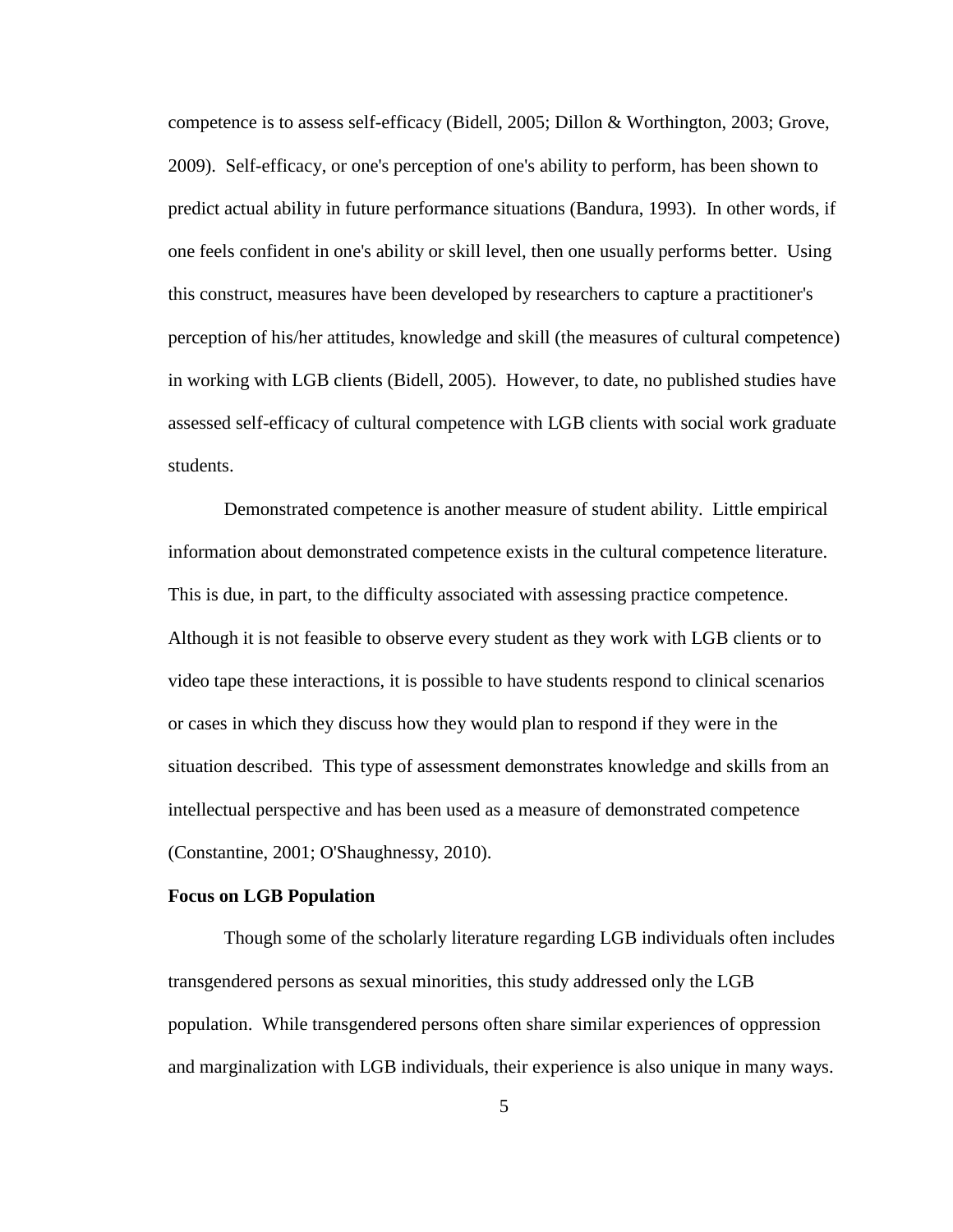competence is to assess self-efficacy (Bidell, 2005; Dillon & Worthington, 2003; Grove, 2009). Self-efficacy, or one's perception of one's ability to perform, has been shown to predict actual ability in future performance situations (Bandura, 1993). In other words, if one feels confident in one's ability or skill level, then one usually performs better. Using this construct, measures have been developed by researchers to capture a practitioner's perception of his/her attitudes, knowledge and skill (the measures of cultural competence) in working with LGB clients (Bidell, 2005). However, to date, no published studies have assessed self-efficacy of cultural competence with LGB clients with social work graduate students.

Demonstrated competence is another measure of student ability. Little empirical information about demonstrated competence exists in the cultural competence literature. This is due, in part, to the difficulty associated with assessing practice competence. Although it is not feasible to observe every student as they work with LGB clients or to video tape these interactions, it is possible to have students respond to clinical scenarios or cases in which they discuss how they would plan to respond if they were in the situation described. This type of assessment demonstrates knowledge and skills from an intellectual perspective and has been used as a measure of demonstrated competence (Constantine, 2001; O'Shaughnessy, 2010).

**Focus on LGB Population**

Though some of the scholarly literature regarding LGB individuals often includes transgendered persons as sexual minorities, this study addressed only the LGB population. While transgendered persons often share similar experiences of oppression and marginalization with LGB individuals, their experience is also unique in many ways.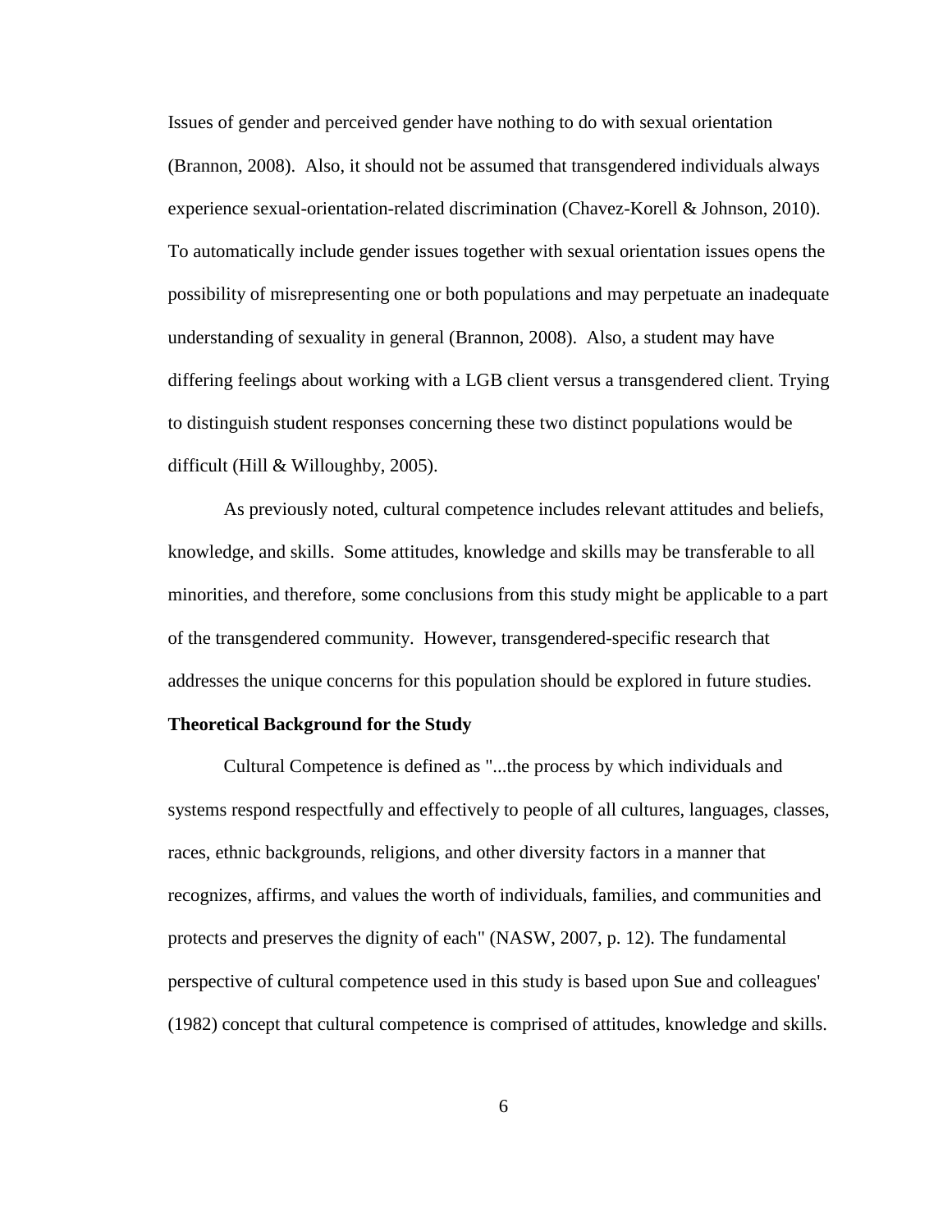Issues of gender and perceived gender have nothing to do with sexual orientation (Brannon, 2008). Also, it should not be assumed that transgendered individuals always experience sexual-orientation-related discrimination (Chavez-Korell & Johnson, 2010). To automatically include gender issues together with sexual orientation issues opens the possibility of misrepresenting one or both populations and may perpetuate an inadequate understanding of sexuality in general (Brannon, 2008). Also, a student may have differing feelings about working with a LGB client versus a transgendered client. Trying to distinguish student responses concerning these two distinct populations would be difficult (Hill & Willoughby, 2005).

As previously noted, cultural competence includes relevant attitudes and beliefs, knowledge, and skills. Some attitudes, knowledge and skills may be transferable to all minorities, and therefore, some conclusions from this study might be applicable to a part of the transgendered community. However, transgendered-specific research that addresses the unique concerns for this population should be explored in future studies.

**Theoretical Background for the Study**

Cultural Competence is defined as "...the process by which individuals and systems respond respectfully and effectively to people of all cultures, languages, classes, races, ethnic backgrounds, religions, and other diversity factors in a manner that recognizes, affirms, and values the worth of individuals, families, and communities and protects and preserves the dignity of each" (NASW, 2007, p. 12). The fundamental perspective of cultural competence used in this study is based upon Sue and colleagues' (1982) concept that cultural competence is comprised of attitudes, knowledge and skills.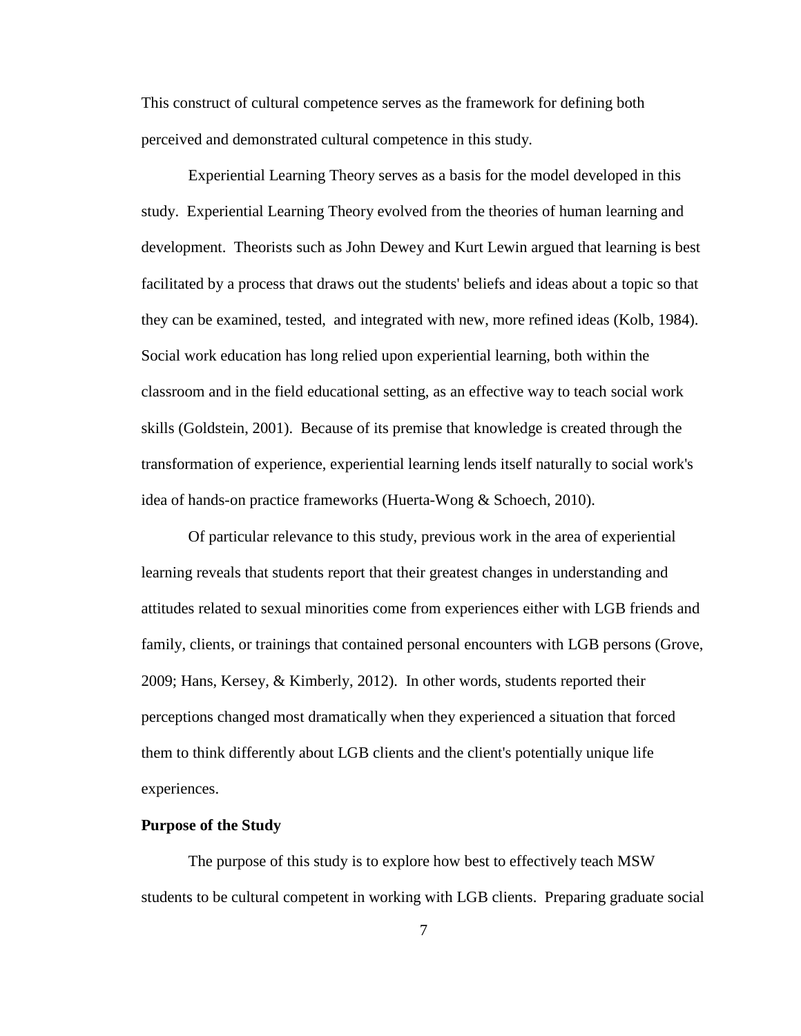This construct of cultural competence serves as the framework for defining both perceived and demonstrated cultural competence in this study.

Experiential Learning Theory serves as a basis for the model developed in this study. Experiential Learning Theory evolved from the theories of human learning and development. Theorists such as John Dewey and Kurt Lewin argued that learning is best facilitated by a process that draws out the students' beliefs and ideas about a topic so that they can be examined, tested, and integrated with new, more refined ideas (Kolb, 1984). Social work education has long relied upon experiential learning, both within the classroom and in the field educational setting, as an effective way to teach social work skills (Goldstein, 2001). Because of its premise that knowledge is created through the transformation of experience, experiential learning lends itself naturally to social work's idea of hands-on practice frameworks (Huerta-Wong & Schoech, 2010).

Of particular relevance to this study, previous work in the area of experiential learning reveals that students report that their greatest changes in understanding and attitudes related to sexual minorities come from experiences either with LGB friends and family, clients, or trainings that contained personal encounters with LGB persons (Grove, 2009; Hans, Kersey, & Kimberly, 2012). In other words, students reported their perceptions changed most dramatically when they experienced a situation that forced them to think differently about LGB clients and the client's potentially unique life experiences.

**Purpose of the Study**

The purpose of this study is to explore how best to effectively teach MSW students to be cultural competent in working with LGB clients. Preparing graduate social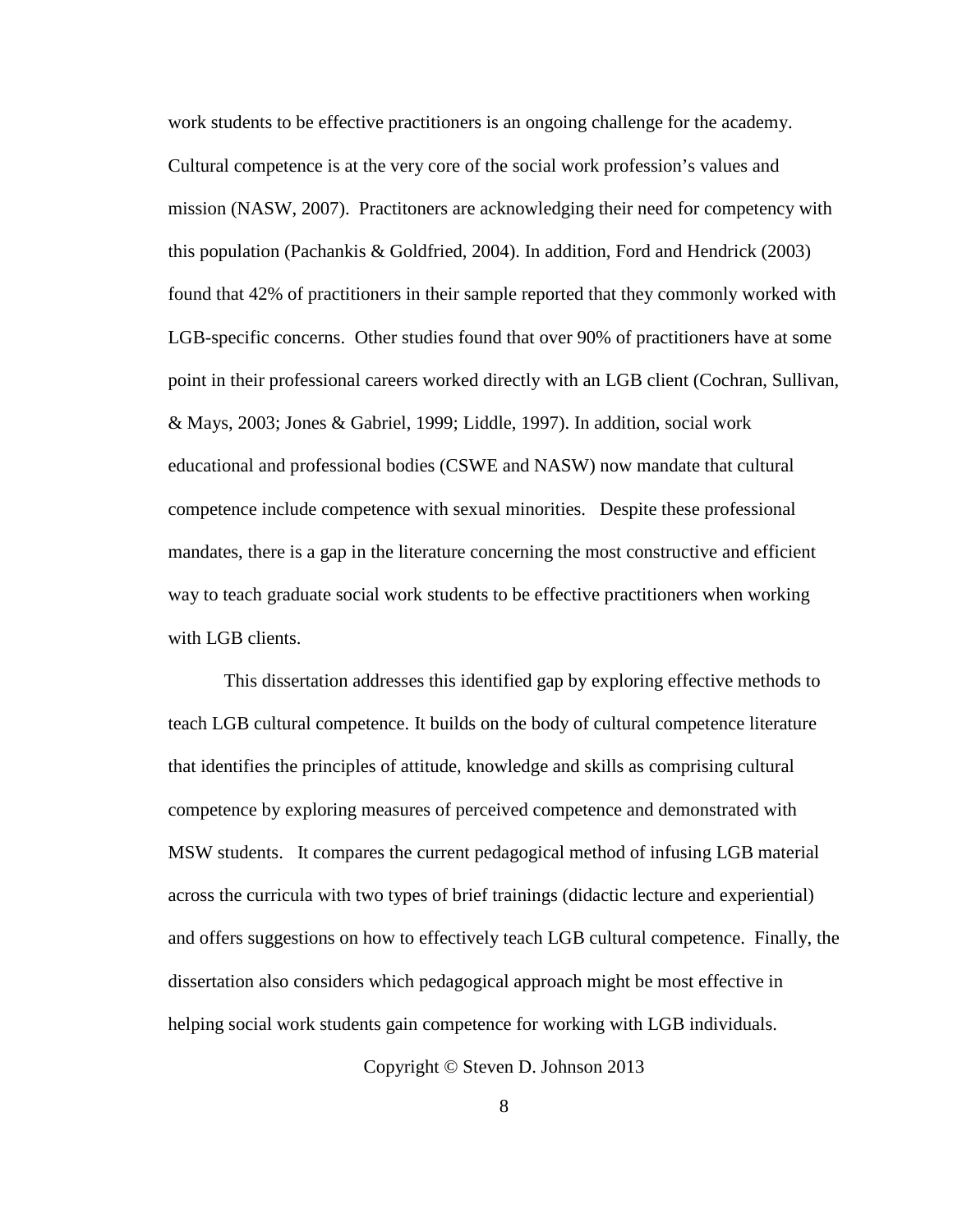work students to be effective practitioners is an ongoing challenge for the academy. Cultural competence is at the very core of the social work profession's values and mission (NASW, 2007). Practitoners are acknowledging their need for competency with this population (Pachankis & Goldfried, 2004). In addition, Ford and Hendrick (2003) found that 42% of practitioners in their sample reported that they commonly worked with LGB-specific concerns. Other studies found that over 90% of practitioners have at some point in their professional careers worked directly with an LGB client (Cochran, Sullivan, & Mays, 2003; Jones & Gabriel, 1999; Liddle, 1997). In addition, social work educational and professional bodies (CSWE and NASW) now mandate that cultural competence include competence with sexual minorities. Despite these professional mandates, there is a gap in the literature concerning the most constructive and efficient way to teach graduate social work students to be effective practitioners when working with LGB clients.

This dissertation addresses this identified gap by exploring effective methods to teach LGB cultural competence. It builds on the body of cultural competence literature that identifies the principles of attitude, knowledge and skills as comprising cultural competence by exploring measures of perceived competence and demonstrated with MSW students. It compares the current pedagogical method of infusing LGB material across the curricula with two types of brief trainings (didactic lecture and experiential) and offers suggestions on how to effectively teach LGB cultural competence. Finally, the dissertation also considers which pedagogical approach might be most effective in helping social work students gain competence for working with LGB individuals.

Copyright © Steven D. Johnson 2013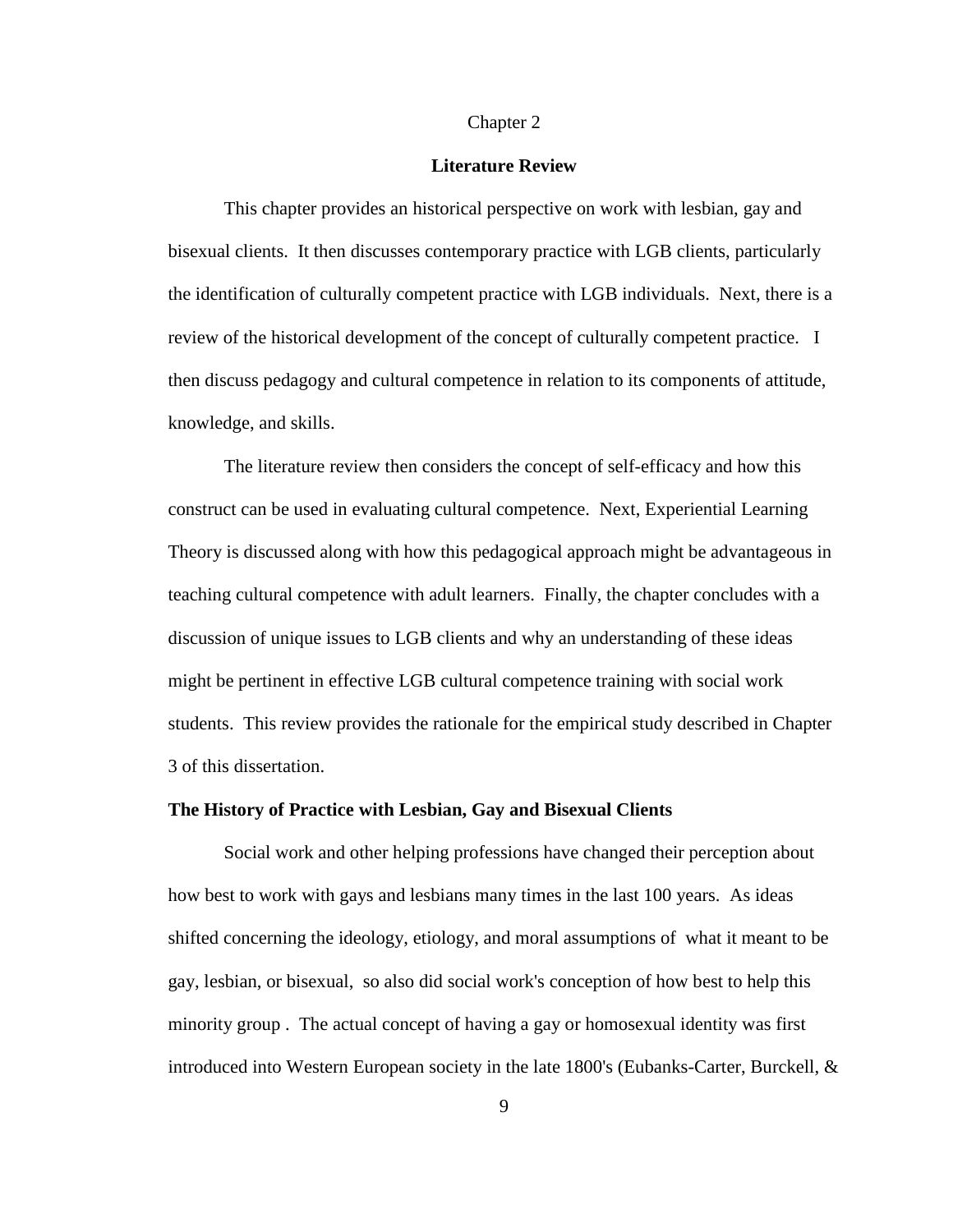# Chapter 2

## Literature Review

This chapter provides an historical perspective on work with lesbian, gay and bisexual clients. It then discusses contemporary practice with LGB clients, particularly the identification of culturally competent practice with LGB individuals. Next, there is a review of the historical development of the concept of culturally competent practice. I then discuss pedagogy and cultural competence in relation to its components of attitude, knowledge, and skills.

The literature review then considers the concept of self-efficacy and how this construct can be used in evaluating cultural competence. Next, Experiential Learning Theory is discussed along with how this pedagogical approach might be advantageous in teaching cultural competence with adult learners. Finally, the chapter concludes with a discussion of unique issues to LGB clients and why an understanding of these ideas might be pertinent in effective LGB cultural competence training with social work students. This review provides the rationale for the empirical study described in Chapter 3 of this dissertation.

### The History of Practice with Lesbian, Gay and Bisexual Clients

Social work and other helping professions have changed their perception about how best to work with gays and lesbians many times in the last 100 years. As ideas shifted concerning the ideology, etiology, and moral assumptions of what it meant to be gay, lesbian, or bisexual, so also did social work's conception of how best to help this minority group . The actual concept of having a gay or homosexual identity was first introduced into Western European society in the late 1800's (Eubanks-Carter, Burckell, &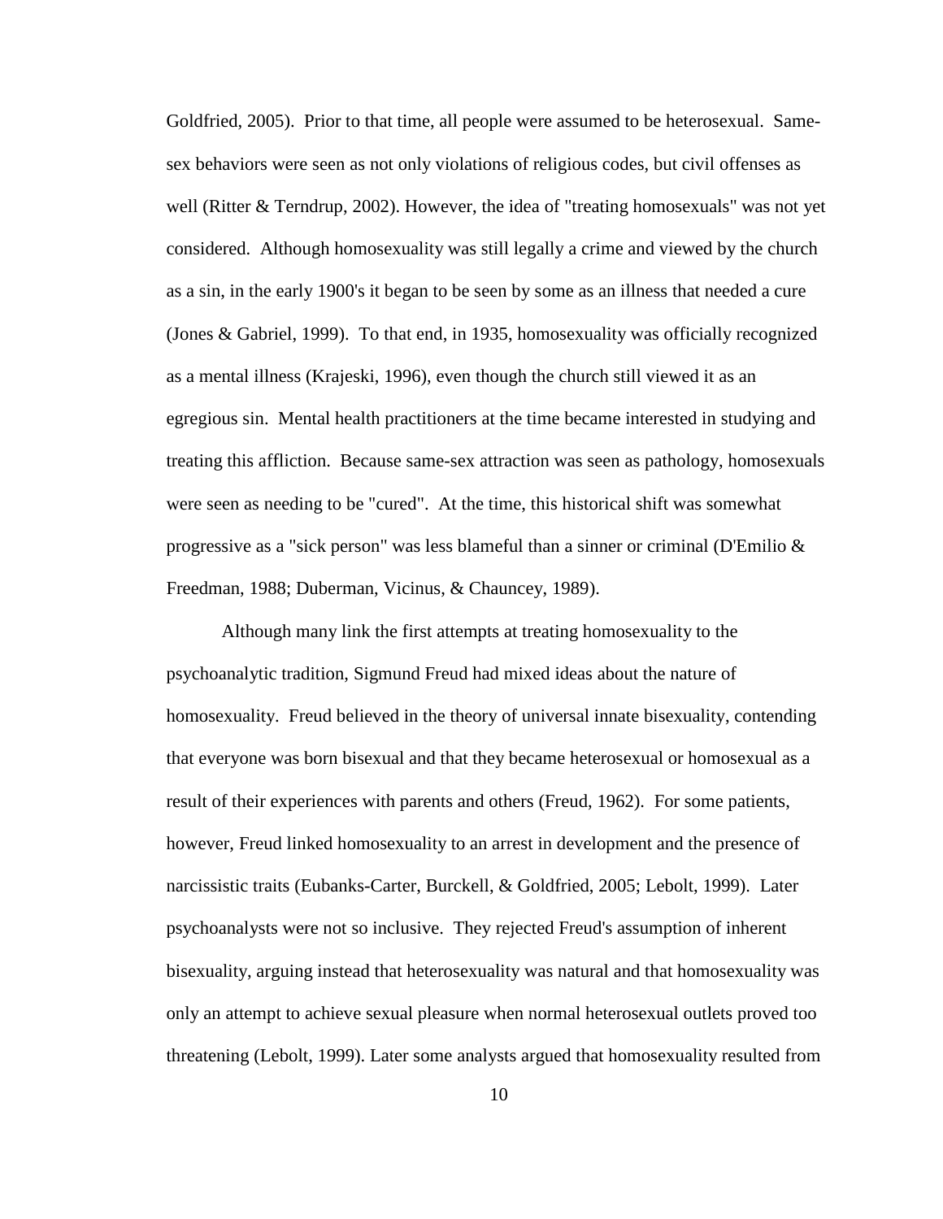Goldfried, 2005). Prior to that time, all people were assumed to be heterosexual. Same-sex behaviors were seen as not only violations of religious codes, but civil offenses as well (Ritter & Terndrup, 2002). However, the idea of "treating homosexuals" was not yet considered. Although homosexuality was still legally a crime and viewed by the church as a sin, in the early 1900's it began to be seen by some as an illness that needed a cure (Jones & Gabriel, 1999). To that end, in 1935, homosexuality was officially recognized as a mental illness (Krajeski, 1996), even though the church still viewed it as an egregious sin. Mental health practitioners at the time became interested in studying and treating this affliction. Because same-sex attraction was seen as pathology, homosexuals were seen as needing to be "cured". At the time, this historical shift was somewhat progressive as a "sick person" was less blameful than a sinner or criminal (D'Emilio & Freedman, 1988; Duberman, Vicinus, & Chauncey, 1989).

Although many link the first attempts at treating homosexuality to the psychoanalytic tradition, Sigmund Freud had mixed ideas about the nature of homosexuality. Freud believed in the theory of universal innate bisexuality, contending that everyone was born bisexual and that they became heterosexual or homosexual as a result of their experiences with parents and others (Freud, 1962). For some patients, however, Freud linked homosexuality to an arrest in development and the presence of narcissistic traits (Eubanks-Carter, Burckell, & Goldfried, 2005; Lebolt, 1999). Later psychoanalysts were not so inclusive. They rejected Freud's assumption of inherent bisexuality, arguing instead that heterosexuality was natural and that homosexuality was only an attempt to achieve sexual pleasure when normal heterosexual outlets proved too threatening (Lebolt, 1999). Later some analysts argued that homosexuality resulted from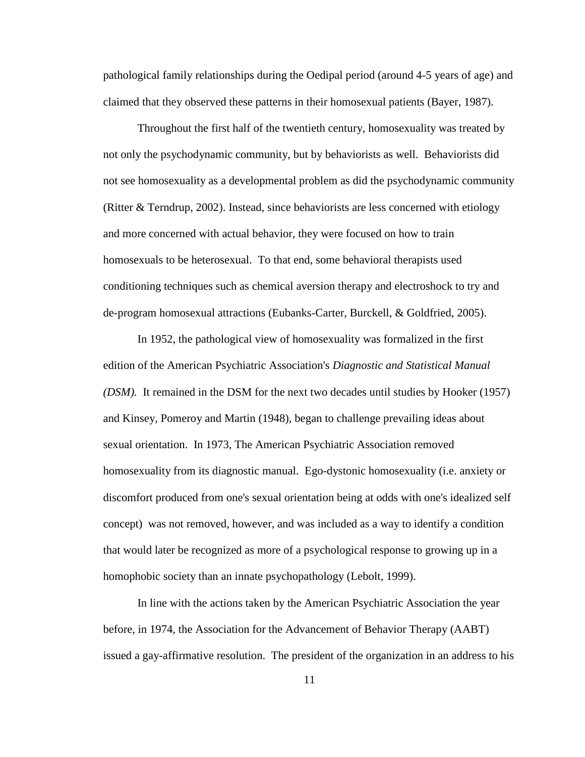pathological family relationships during the Oedipal period (around 4-5 years of age) and claimed that they observed these patterns in their homosexual patients (Bayer, 1987).

Throughout the first half of the twentieth century, homosexuality was treated by not only the psychodynamic community, but by behaviorists as well. Behaviorists did not see homosexuality as a developmental problem as did the psychodynamic community (Ritter & Terndrup, 2002). Instead, since behaviorists are less concerned with etiology and more concerned with actual behavior, they were focused on how to train homosexuals to be heterosexual. To that end, some behavioral therapists used conditioning techniques such as chemical aversion therapy and electroshock to try and de-program homosexual attractions (Eubanks-Carter, Burckell, & Goldfried, 2005).

In 1952, the pathological view of homosexuality was formalized in the first edition of the American Psychiatric Association's *Diagnostic and Statistical Manual (DSM).* It remained in the DSM for the next two decades until studies by Hooker (1957) and Kinsey, Pomeroy and Martin (1948), began to challenge prevailing ideas about sexual orientation. In 1973, The American Psychiatric Association removed homosexuality from its diagnostic manual. Ego-dystonic homosexuality (i.e. anxiety or discomfort produced from one's sexual orientation being at odds with one's idealized self concept) was not removed, however, and was included as a way to identify a condition that would later be recognized as more of a psychological response to growing up in a homophobic society than an innate psychopathology (Lebolt, 1999).

In line with the actions taken by the American Psychiatric Association the year before, in 1974, the Association for the Advancement of Behavior Therapy (AABT) issued a gay-affirmative resolution. The president of the organization in an address to his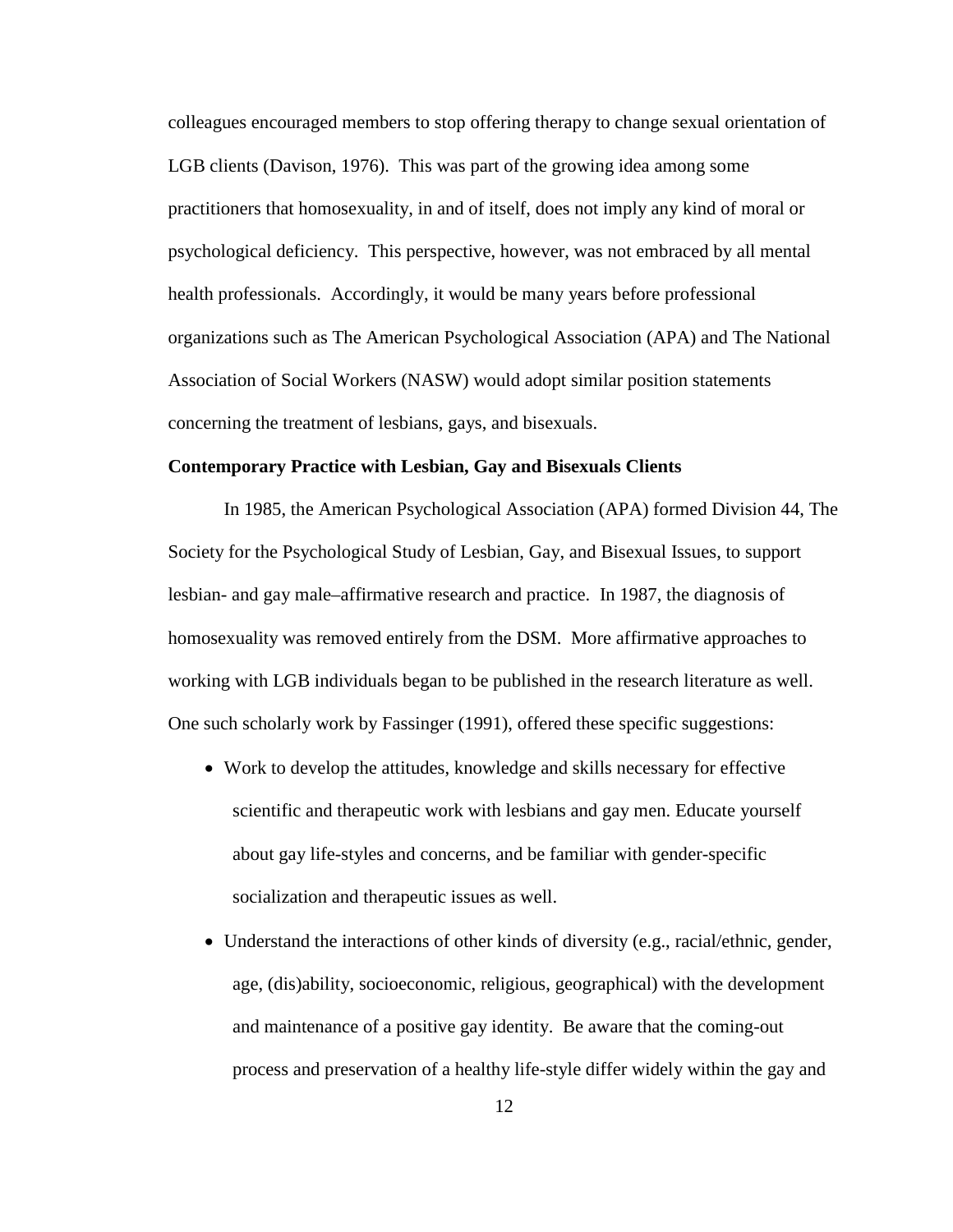colleagues encouraged members to stop offering therapy to change sexual orientation of LGB clients (Davison, 1976). This was part of the growing idea among some practitioners that homosexuality, in and of itself, does not imply any kind of moral or psychological deficiency. This perspective, however, was not embraced by all mental health professionals. Accordingly, it would be many years before professional organizations such as The American Psychological Association (APA) and The National Association of Social Workers (NASW) would adopt similar position statements concerning the treatment of lesbians, gays, and bisexuals.

**Contemporary Practice with Lesbian, Gay and Bisexuals Clients**

In 1985, the American Psychological Association (APA) formed Division 44, The Society for the Psychological Study of Lesbian, Gay, and Bisexual Issues, to support lesbian- and gay male–affirmative research and practice. In 1987, the diagnosis of homosexuality was removed entirely from the DSM. More affirmative approaches to working with LGB individuals began to be published in the research literature as well. One such scholarly work by Fassinger (1991), offered these specific suggestions:

- Work to develop the attitudes, knowledge and skills necessary for effective scientific and therapeutic work with lesbians and gay men. Educate yourself about gay life-styles and concerns, and be familiar with gender-specific socialization and therapeutic issues as well.
- Understand the interactions of other kinds of diversity (e.g., racial/ethnic, gender, age, (dis)ability, socioeconomic, religious, geographical) with the development and maintenance of a positive gay identity. Be aware that the coming-out process and preservation of a healthy life-style differ widely within the gay and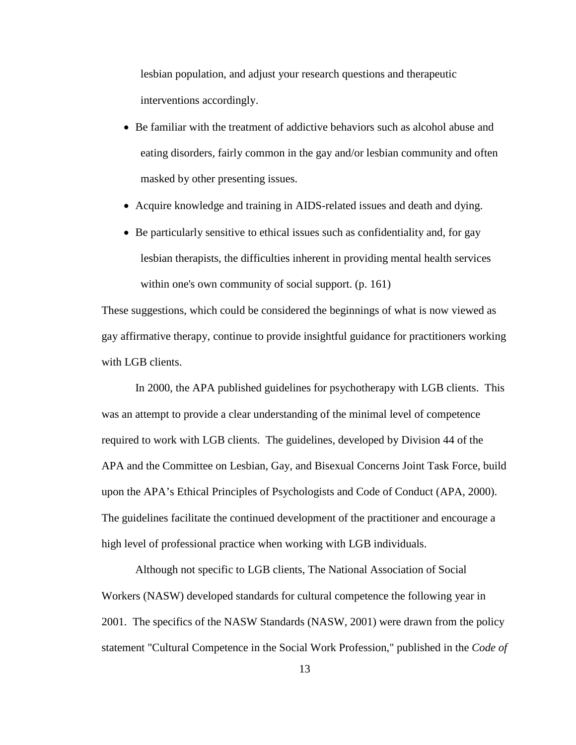lesbian population, and adjust your research questions and therapeutic interventions accordingly.

- Be familiar with the treatment of addictive behaviors such as alcohol abuse and eating disorders, fairly common in the gay and/or lesbian community and often masked by other presenting issues.
- Acquire knowledge and training in AIDS-related issues and death and dying.
- Be particularly sensitive to ethical issues such as confidentiality and, for gay lesbian therapists, the difficulties inherent in providing mental health services within one's own community of social support. (p. 161)

These suggestions, which could be considered the beginnings of what is now viewed as gay affirmative therapy, continue to provide insightful guidance for practitioners working with LGB clients.

In 2000, the APA published guidelines for psychotherapy with LGB clients. This was an attempt to provide a clear understanding of the minimal level of competence required to work with LGB clients. The guidelines, developed by Division 44 of the APA and the Committee on Lesbian, Gay, and Bisexual Concerns Joint Task Force, build upon the APA's Ethical Principles of Psychologists and Code of Conduct (APA, 2000). The guidelines facilitate the continued development of the practitioner and encourage a high level of professional practice when working with LGB individuals.

Although not specific to LGB clients, The National Association of Social Workers (NASW) developed standards for cultural competence the following year in 2001. The specifics of the NASW Standards (NASW, 2001) were drawn from the policy statement "Cultural Competence in the Social Work Profession," published in the *Code of*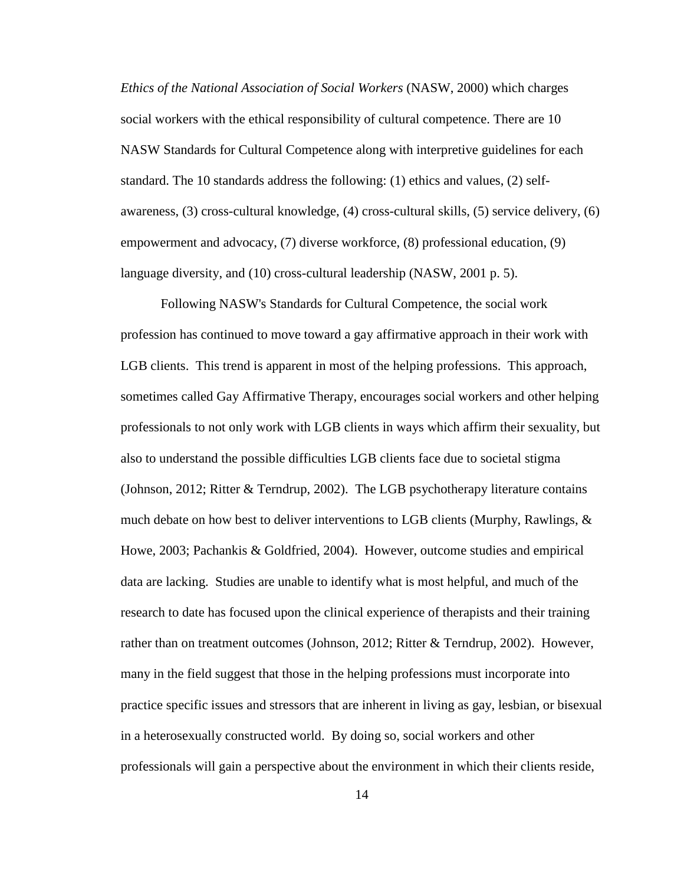*Ethics of the National Association of Social Workers* (NASW, 2000) which charges social workers with the ethical responsibility of cultural competence. There are 10 NASW Standards for Cultural Competence along with interpretive guidelines for each standard. The 10 standards address the following: (1) ethics and values, (2) self-awareness, (3) cross-cultural knowledge, (4) cross-cultural skills, (5) service delivery, (6) empowerment and advocacy, (7) diverse workforce, (8) professional education, (9) language diversity, and (10) cross-cultural leadership (NASW, 2001 p. 5).

Following NASW's Standards for Cultural Competence, the social work profession has continued to move toward a gay affirmative approach in their work with LGB clients. This trend is apparent in most of the helping professions. This approach, sometimes called Gay Affirmative Therapy, encourages social workers and other helping professionals to not only work with LGB clients in ways which affirm their sexuality, but also to understand the possible difficulties LGB clients face due to societal stigma (Johnson, 2012; Ritter & Terndrup, 2002). The LGB psychotherapy literature contains much debate on how best to deliver interventions to LGB clients (Murphy, Rawlings, & Howe, 2003; Pachankis & Goldfried, 2004). However, outcome studies and empirical data are lacking. Studies are unable to identify what is most helpful, and much of the research to date has focused upon the clinical experience of therapists and their training rather than on treatment outcomes (Johnson, 2012; Ritter & Terndrup, 2002). However, many in the field suggest that those in the helping professions must incorporate into practice specific issues and stressors that are inherent in living as gay, lesbian, or bisexual in a heterosexually constructed world. By doing so, social workers and other professionals will gain a perspective about the environment in which their clients reside,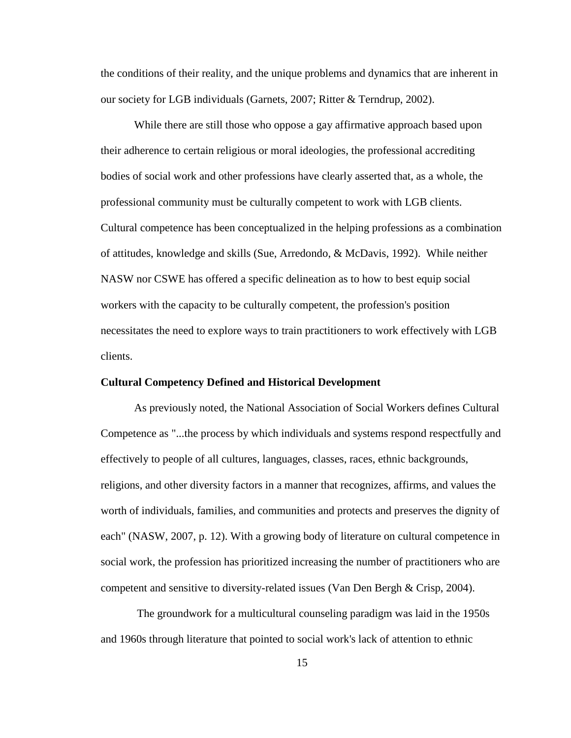the conditions of their reality, and the unique problems and dynamics that are inherent in our society for LGB individuals (Garnets, 2007; Ritter & Terndrup, 2002).

While there are still those who oppose a gay affirmative approach based upon their adherence to certain religious or moral ideologies, the professional accrediting bodies of social work and other professions have clearly asserted that, as a whole, the professional community must be culturally competent to work with LGB clients. Cultural competence has been conceptualized in the helping professions as a combination of attitudes, knowledge and skills (Sue, Arredondo, & McDavis, 1992). While neither NASW nor CSWE has offered a specific delineation as to how to best equip social workers with the capacity to be culturally competent, the profession's position necessitates the need to explore ways to train practitioners to work effectively with LGB clients.

**Cultural Competency Defined and Historical Development**

As previously noted, the National Association of Social Workers defines Cultural Competence as "...the process by which individuals and systems respond respectfully and effectively to people of all cultures, languages, classes, races, ethnic backgrounds, religions, and other diversity factors in a manner that recognizes, affirms, and values the worth of individuals, families, and communities and protects and preserves the dignity of each" (NASW, 2007, p. 12). With a growing body of literature on cultural competence in social work, the profession has prioritized increasing the number of practitioners who are competent and sensitive to diversity-related issues (Van Den Bergh & Crisp, 2004).

The groundwork for a multicultural counseling paradigm was laid in the 1950s and 1960s through literature that pointed to social work's lack of attention to ethnic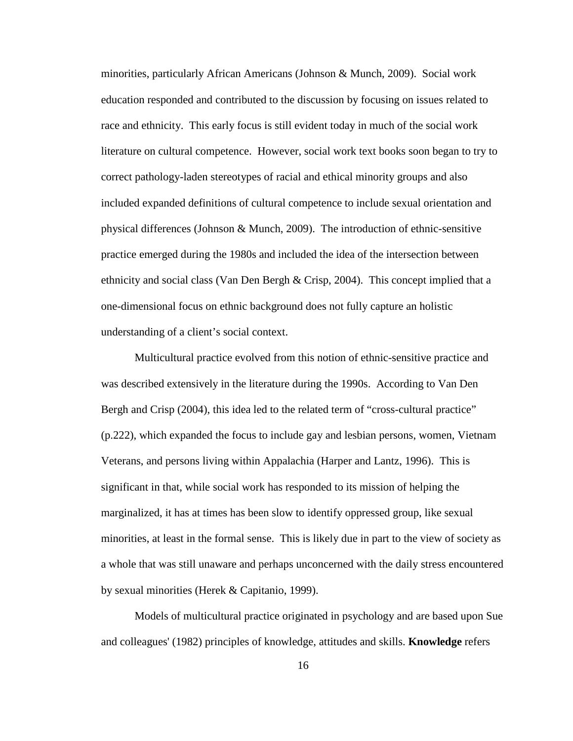minorities, particularly African Americans (Johnson & Munch, 2009). Social work education responded and contributed to the discussion by focusing on issues related to race and ethnicity. This early focus is still evident today in much of the social work literature on cultural competence. However, social work text books soon began to try to correct pathology-laden stereotypes of racial and ethical minority groups and also included expanded definitions of cultural competence to include sexual orientation and physical differences (Johnson & Munch, 2009). The introduction of ethnic-sensitive practice emerged during the 1980s and included the idea of the intersection between ethnicity and social class (Van Den Bergh & Crisp, 2004). This concept implied that a one-dimensional focus on ethnic background does not fully capture an holistic understanding of a client's social context.

Multicultural practice evolved from this notion of ethnic-sensitive practice and was described extensively in the literature during the 1990s. According to Van Den Bergh and Crisp (2004), this idea led to the related term of "cross-cultural practice" (p.222), which expanded the focus to include gay and lesbian persons, women, Vietnam Veterans, and persons living within Appalachia (Harper and Lantz, 1996). This is significant in that, while social work has responded to its mission of helping the marginalized, it has at times has been slow to identify oppressed group, like sexual minorities, at least in the formal sense. This is likely due in part to the view of society as a whole that was still unaware and perhaps unconcerned with the daily stress encountered by sexual minorities (Herek & Capitanio, 1999).

Models of multicultural practice originated in psychology and are based upon Sue and colleagues' (1982) principles of knowledge, attitudes and skills. **Knowledge** refers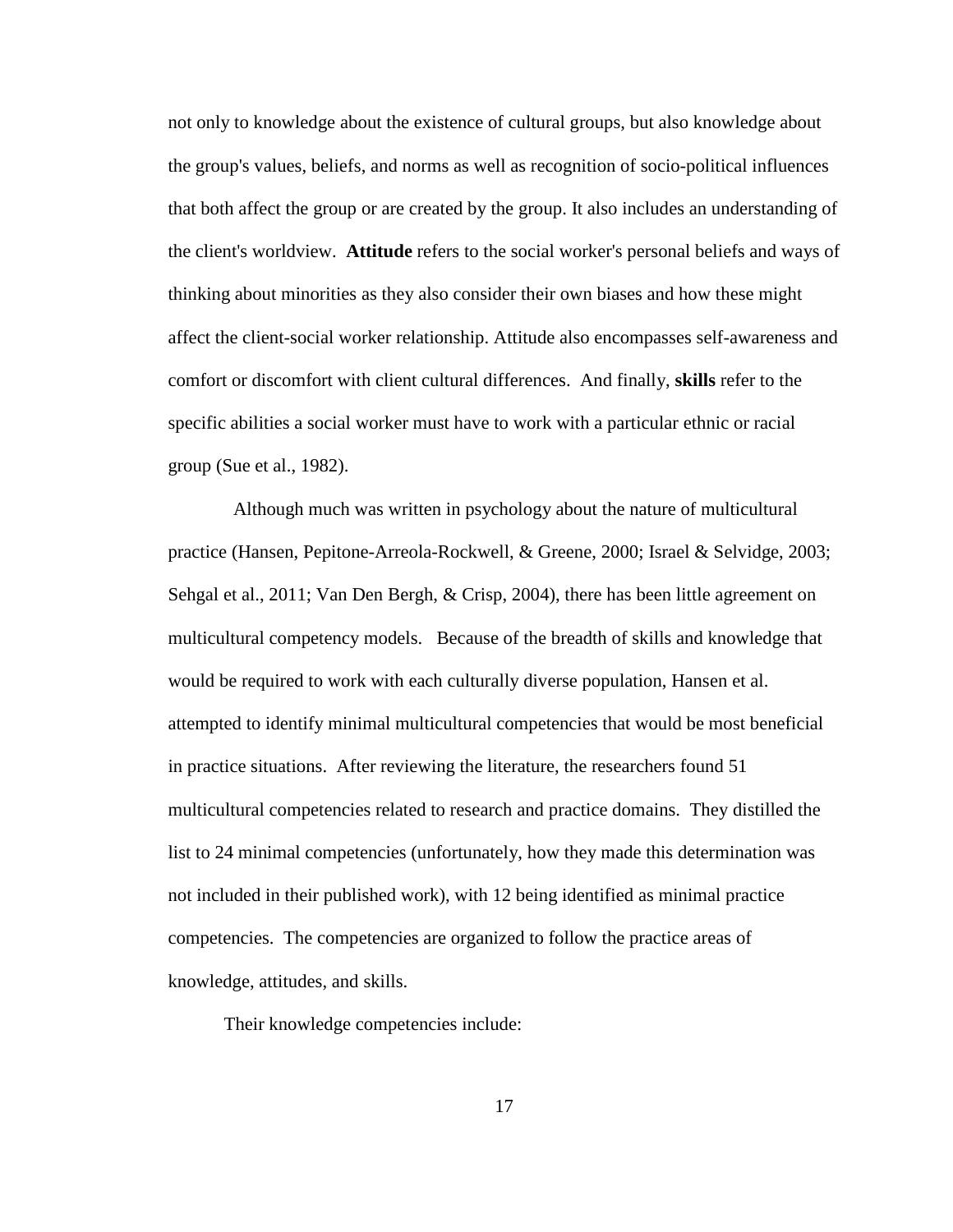not only to knowledge about the existence of cultural groups, but also knowledge about the group's values, beliefs, and norms as well as recognition of socio-political influences that both affect the group or are created by the group. It also includes an understanding of the client's worldview. **Attitude** refers to the social worker's personal beliefs and ways of thinking about minorities as they also consider their own biases and how these might affect the client-social worker relationship. Attitude also encompasses self-awareness and comfort or discomfort with client cultural differences. And finally, **skills** refer to the specific abilities a social worker must have to work with a particular ethnic or racial group (Sue et al., 1982).

Although much was written in psychology about the nature of multicultural practice (Hansen, Pepitone-Arreola-Rockwell, & Greene, 2000; Israel & Selvidge, 2003; Sehgal et al., 2011; Van Den Bergh, & Crisp, 2004), there has been little agreement on multicultural competency models. Because of the breadth of skills and knowledge that would be required to work with each culturally diverse population, Hansen et al. attempted to identify minimal multicultural competencies that would be most beneficial in practice situations. After reviewing the literature, the researchers found 51 multicultural competencies related to research and practice domains. They distilled the list to 24 minimal competencies (unfortunately, how they made this determination was not included in their published work), with 12 being identified as minimal practice competencies. The competencies are organized to follow the practice areas of knowledge, attitudes, and skills.

Their knowledge competencies include: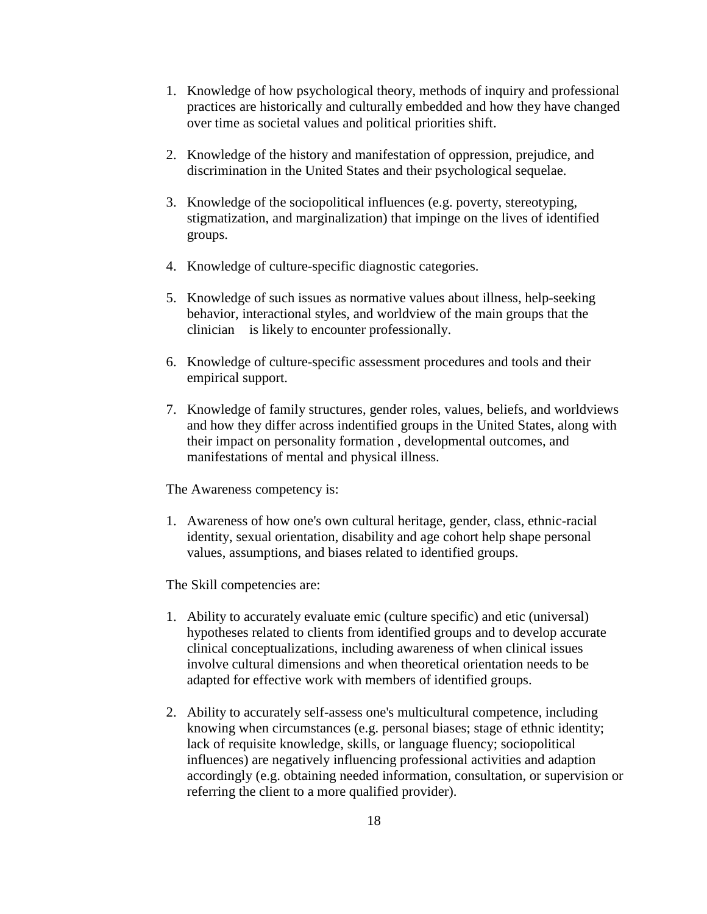1. Knowledge of how psychological theory, methods of inquiry and professional practices are historically and culturally embedded and how they have changed over time as societal values and political priorities shift.

2. Knowledge of the history and manifestation of oppression, prejudice, and discrimination in the United States and their psychological sequelae.

3. Knowledge of the sociopolitical influences (e.g. poverty, stereotyping, stigmatization, and marginalization) that impinge on the lives of identified groups.

4. Knowledge of culture-specific diagnostic categories.

5. Knowledge of such issues as normative values about illness, help-seeking behavior, interactional styles, and worldview of the main groups that the clinician is likely to encounter professionally.

6. Knowledge of culture-specific assessment procedures and tools and their empirical support.

7. Knowledge of family structures, gender roles, values, beliefs, and worldviews and how they differ across indentified groups in the United States, along with their impact on personality formation , developmental outcomes, and manifestations of mental and physical illness.

The Awareness competency is:

1. Awareness of how one's own cultural heritage, gender, class, ethnic-racial identity, sexual orientation, disability and age cohort help shape personal values, assumptions, and biases related to identified groups.

The Skill competencies are:

1. Ability to accurately evaluate emic (culture specific) and etic (universal) hypotheses related to clients from identified groups and to develop accurate clinical conceptualizations, including awareness of when clinical issues involve cultural dimensions and when theoretical orientation needs to be adapted for effective work with members of identified groups.

2. Ability to accurately self-assess one's multicultural competence, including knowing when circumstances (e.g. personal biases; stage of ethnic identity; lack of requisite knowledge, skills, or language fluency; sociopolitical influences) are negatively influencing professional activities and adaption accordingly (e.g. obtaining needed information, consultation, or supervision or referring the client to a more qualified provider).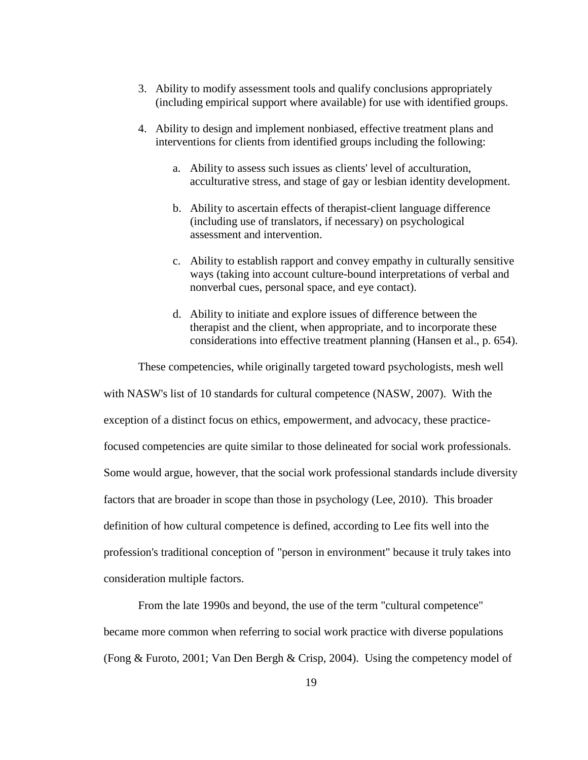3. Ability to modify assessment tools and qualify conclusions appropriately (including empirical support where available) for use with identified groups.

4. Ability to design and implement nonbiased, effective treatment plans and interventions for clients from identified groups including the following:

    a. Ability to assess such issues as clients' level of acculturation, acculturative stress, and stage of gay or lesbian identity development.

    b. Ability to ascertain effects of therapist-client language difference (including use of translators, if necessary) on psychological assessment and intervention.

    c. Ability to establish rapport and convey empathy in culturally sensitive ways (taking into account culture-bound interpretations of verbal and nonverbal cues, personal space, and eye contact).

    d. Ability to initiate and explore issues of difference between the therapist and the client, when appropriate, and to incorporate these considerations into effective treatment planning (Hansen et al., p. 654).

These competencies, while originally targeted toward psychologists, mesh well with NASW's list of 10 standards for cultural competence (NASW, 2007). With the exception of a distinct focus on ethics, empowerment, and advocacy, these practice-focused competencies are quite similar to those delineated for social work professionals. Some would argue, however, that the social work professional standards include diversity factors that are broader in scope than those in psychology (Lee, 2010). This broader definition of how cultural competence is defined, according to Lee fits well into the profession's traditional conception of "person in environment" because it truly takes into consideration multiple factors.

From the late 1990s and beyond, the use of the term "cultural competence" became more common when referring to social work practice with diverse populations (Fong & Furoto, 2001; Van Den Bergh & Crisp, 2004). Using the competency model of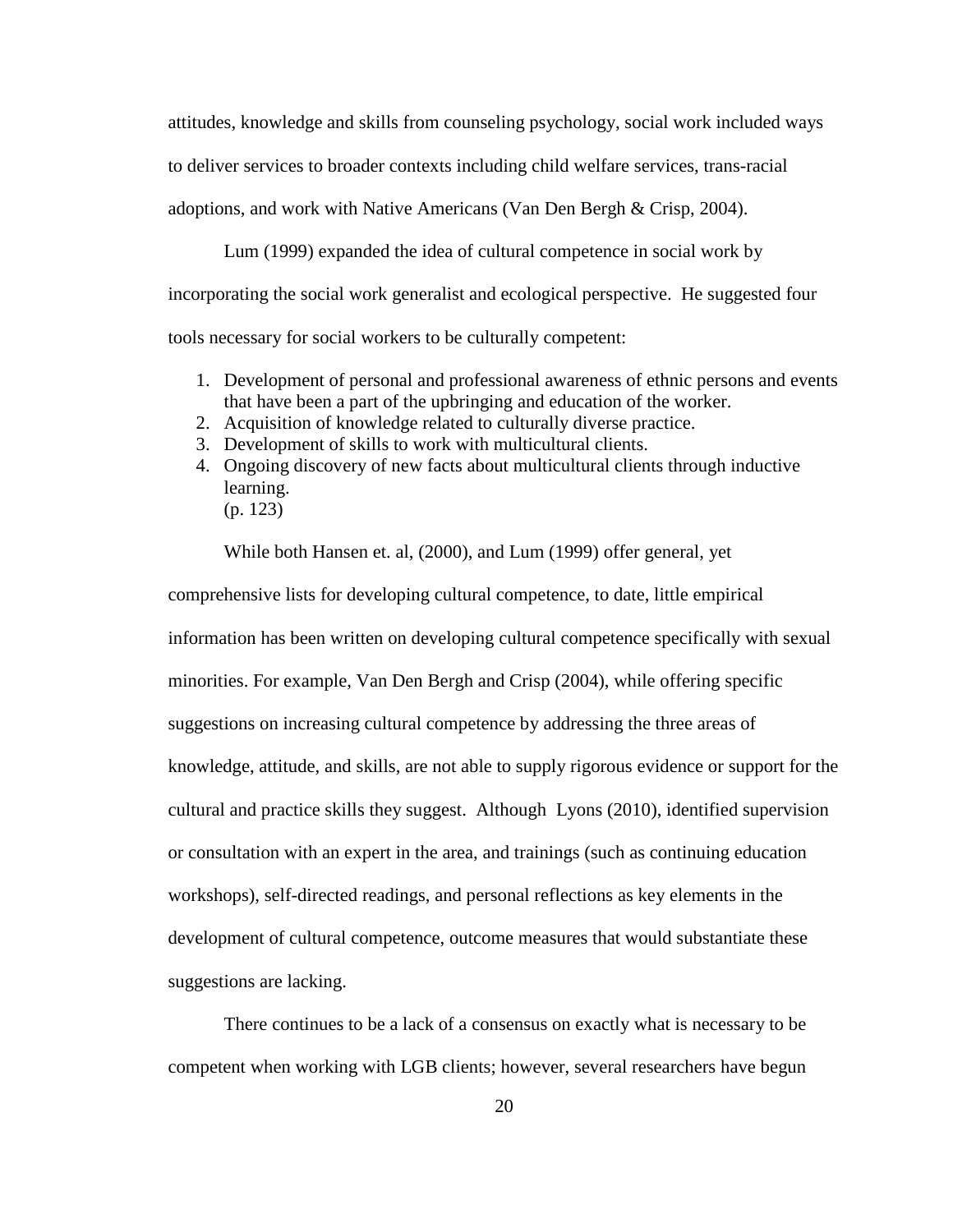attitudes, knowledge and skills from counseling psychology, social work included ways to deliver services to broader contexts including child welfare services, trans-racial adoptions, and work with Native Americans (Van Den Bergh & Crisp, 2004).

Lum (1999) expanded the idea of cultural competence in social work by incorporating the social work generalist and ecological perspective. He suggested four tools necessary for social workers to be culturally competent:

1. Development of personal and professional awareness of ethnic persons and events that have been a part of the upbringing and education of the worker.
2. Acquisition of knowledge related to culturally diverse practice.
3. Development of skills to work with multicultural clients.
4. Ongoing discovery of new facts about multicultural clients through inductive learning.
   (p. 123)

While both Hansen et. al, (2000), and Lum (1999) offer general, yet comprehensive lists for developing cultural competence, to date, little empirical information has been written on developing cultural competence specifically with sexual minorities. For example, Van Den Bergh and Crisp (2004), while offering specific suggestions on increasing cultural competence by addressing the three areas of knowledge, attitude, and skills, are not able to supply rigorous evidence or support for the cultural and practice skills they suggest. Although Lyons (2010), identified supervision or consultation with an expert in the area, and trainings (such as continuing education workshops), self-directed readings, and personal reflections as key elements in the development of cultural competence, outcome measures that would substantiate these suggestions are lacking.

There continues to be a lack of a consensus on exactly what is necessary to be competent when working with LGB clients; however, several researchers have begun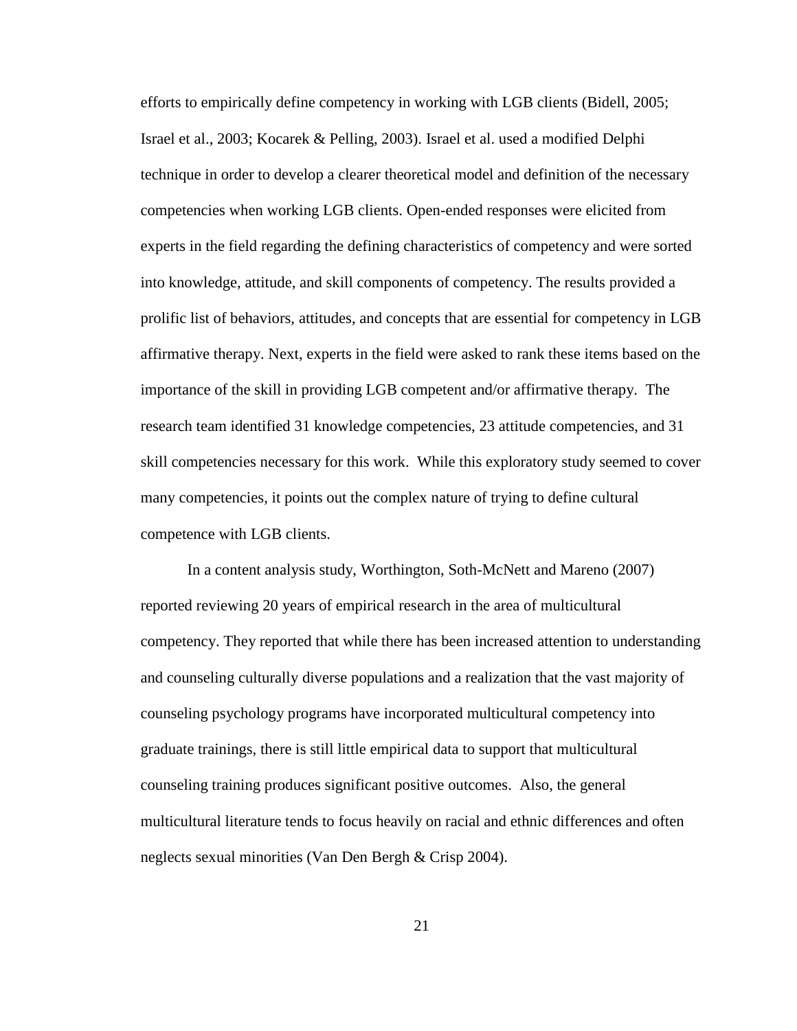efforts to empirically define competency in working with LGB clients (Bidell, 2005; Israel et al., 2003; Kocarek & Pelling, 2003). Israel et al. used a modified Delphi technique in order to develop a clearer theoretical model and definition of the necessary competencies when working LGB clients. Open-ended responses were elicited from experts in the field regarding the defining characteristics of competency and were sorted into knowledge, attitude, and skill components of competency. The results provided a prolific list of behaviors, attitudes, and concepts that are essential for competency in LGB affirmative therapy. Next, experts in the field were asked to rank these items based on the importance of the skill in providing LGB competent and/or affirmative therapy. The research team identified 31 knowledge competencies, 23 attitude competencies, and 31 skill competencies necessary for this work. While this exploratory study seemed to cover many competencies, it points out the complex nature of trying to define cultural competence with LGB clients.

In a content analysis study, Worthington, Soth-McNett and Mareno (2007) reported reviewing 20 years of empirical research in the area of multicultural competency. They reported that while there has been increased attention to understanding and counseling culturally diverse populations and a realization that the vast majority of counseling psychology programs have incorporated multicultural competency into graduate trainings, there is still little empirical data to support that multicultural counseling training produces significant positive outcomes. Also, the general multicultural literature tends to focus heavily on racial and ethnic differences and often neglects sexual minorities (Van Den Bergh & Crisp 2004).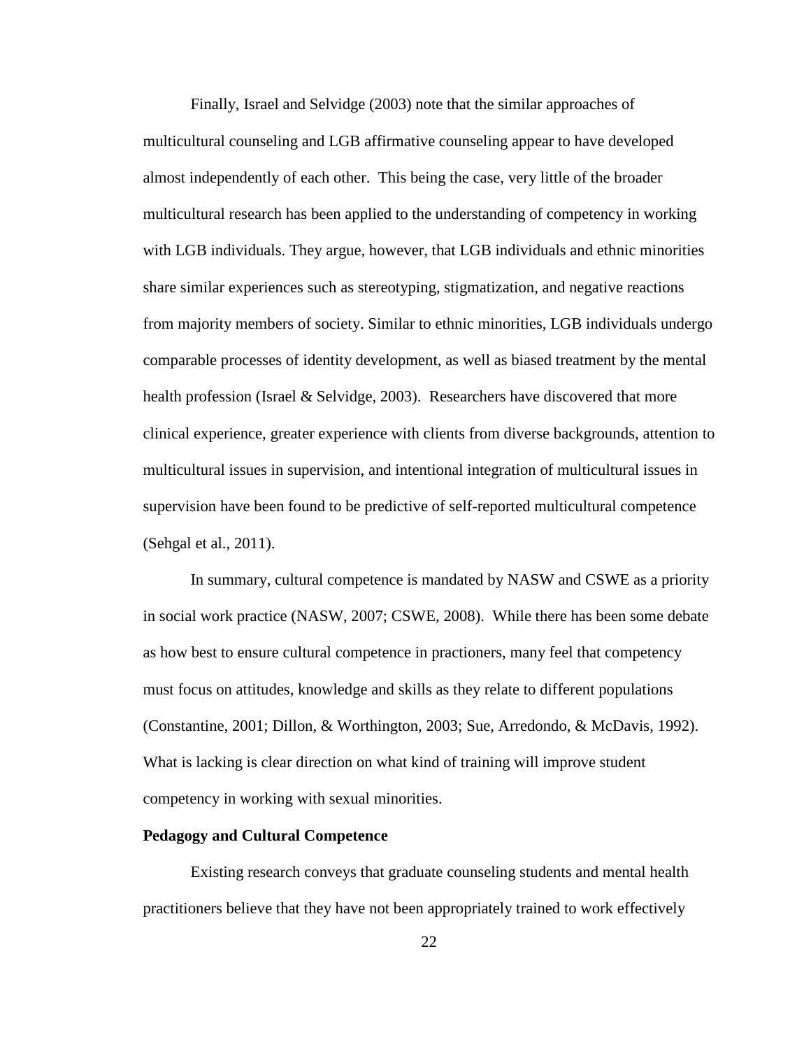Finally, Israel and Selvidge (2003) note that the similar approaches of multicultural counseling and LGB affirmative counseling appear to have developed almost independently of each other. This being the case, very little of the broader multicultural research has been applied to the understanding of competency in working with LGB individuals. They argue, however, that LGB individuals and ethnic minorities share similar experiences such as stereotyping, stigmatization, and negative reactions from majority members of society. Similar to ethnic minorities, LGB individuals undergo comparable processes of identity development, as well as biased treatment by the mental health profession (Israel & Selvidge, 2003). Researchers have discovered that more clinical experience, greater experience with clients from diverse backgrounds, attention to multicultural issues in supervision, and intentional integration of multicultural issues in supervision have been found to be predictive of self-reported multicultural competence (Sehgal et al., 2011).

In summary, cultural competence is mandated by NASW and CSWE as a priority in social work practice (NASW, 2007; CSWE, 2008). While there has been some debate as how best to ensure cultural competence in practioners, many feel that competency must focus on attitudes, knowledge and skills as they relate to different populations (Constantine, 2001; Dillon, & Worthington, 2003; Sue, Arredondo, & McDavis, 1992). What is lacking is clear direction on what kind of training will improve student competency in working with sexual minorities.

**Pedagogy and Cultural Competence**

Existing research conveys that graduate counseling students and mental health practitioners believe that they have not been appropriately trained to work effectively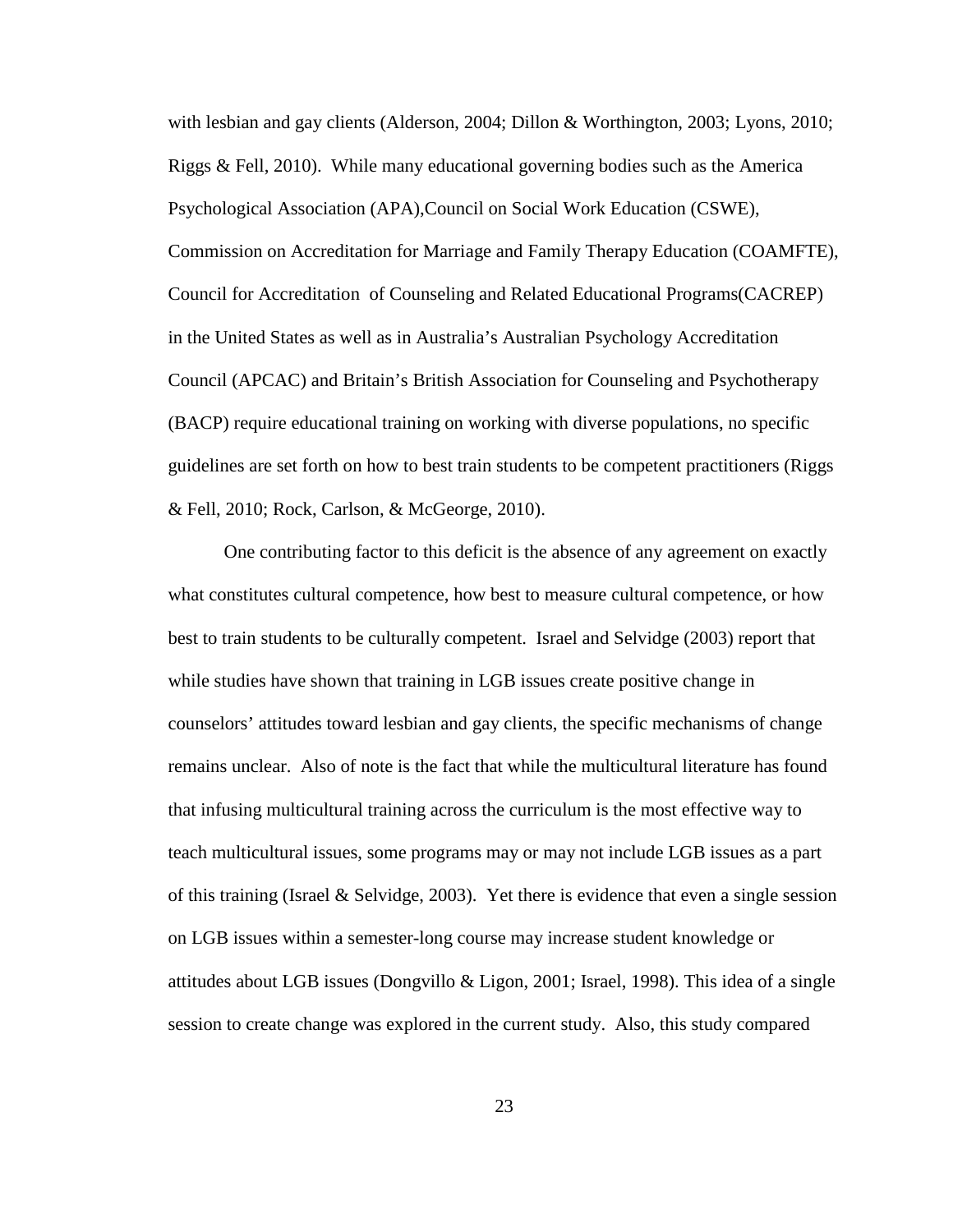with lesbian and gay clients (Alderson, 2004; Dillon & Worthington, 2003; Lyons, 2010; Riggs & Fell, 2010). While many educational governing bodies such as the America Psychological Association (APA),Council on Social Work Education (CSWE), Commission on Accreditation for Marriage and Family Therapy Education (COAMFTE), Council for Accreditation of Counseling and Related Educational Programs(CACREP) in the United States as well as in Australia's Australian Psychology Accreditation Council (APCAC) and Britain's British Association for Counseling and Psychotherapy (BACP) require educational training on working with diverse populations, no specific guidelines are set forth on how to best train students to be competent practitioners (Riggs & Fell, 2010; Rock, Carlson, & McGeorge, 2010).

One contributing factor to this deficit is the absence of any agreement on exactly what constitutes cultural competence, how best to measure cultural competence, or how best to train students to be culturally competent. Israel and Selvidge (2003) report that while studies have shown that training in LGB issues create positive change in counselors' attitudes toward lesbian and gay clients, the specific mechanisms of change remains unclear. Also of note is the fact that while the multicultural literature has found that infusing multicultural training across the curriculum is the most effective way to teach multicultural issues, some programs may or may not include LGB issues as a part of this training (Israel & Selvidge, 2003). Yet there is evidence that even a single session on LGB issues within a semester-long course may increase student knowledge or attitudes about LGB issues (Dongvillo & Ligon, 2001; Israel, 1998). This idea of a single session to create change was explored in the current study. Also, this study compared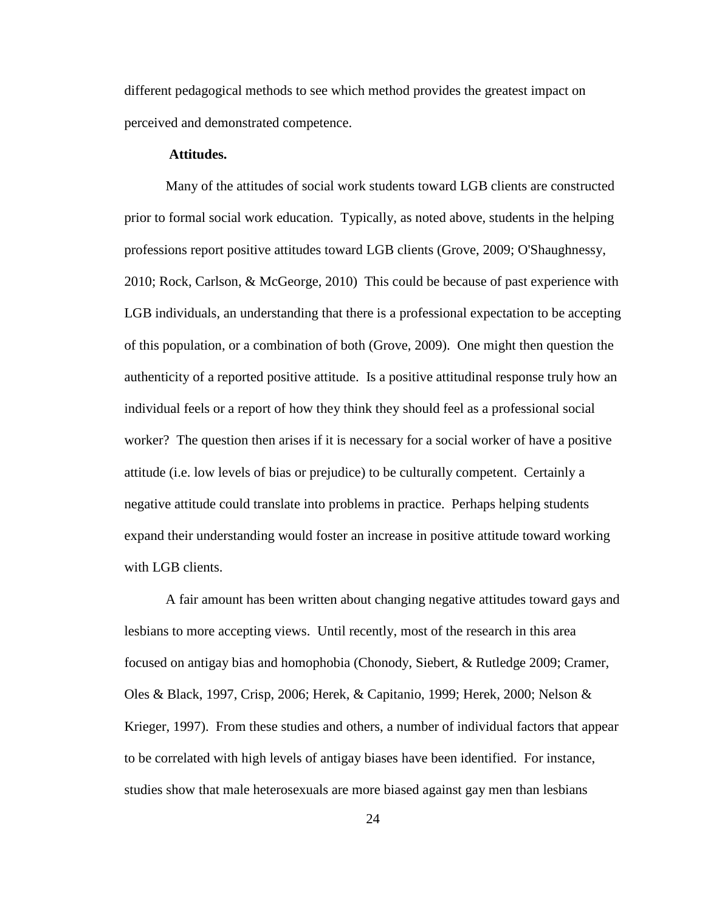different pedagogical methods to see which method provides the greatest impact on perceived and demonstrated competence.

**Attitudes.**

Many of the attitudes of social work students toward LGB clients are constructed prior to formal social work education. Typically, as noted above, students in the helping professions report positive attitudes toward LGB clients (Grove, 2009; O'Shaughnessy, 2010; Rock, Carlson, & McGeorge, 2010) This could be because of past experience with LGB individuals, an understanding that there is a professional expectation to be accepting of this population, or a combination of both (Grove, 2009). One might then question the authenticity of a reported positive attitude. Is a positive attitudinal response truly how an individual feels or a report of how they think they should feel as a professional social worker? The question then arises if it is necessary for a social worker of have a positive attitude (i.e. low levels of bias or prejudice) to be culturally competent. Certainly a negative attitude could translate into problems in practice. Perhaps helping students expand their understanding would foster an increase in positive attitude toward working with LGB clients.

A fair amount has been written about changing negative attitudes toward gays and lesbians to more accepting views. Until recently, most of the research in this area focused on antigay bias and homophobia (Chonody, Siebert, & Rutledge 2009; Cramer, Oles & Black, 1997, Crisp, 2006; Herek, & Capitanio, 1999; Herek, 2000; Nelson & Krieger, 1997). From these studies and others, a number of individual factors that appear to be correlated with high levels of antigay biases have been identified. For instance, studies show that male heterosexuals are more biased against gay men than lesbians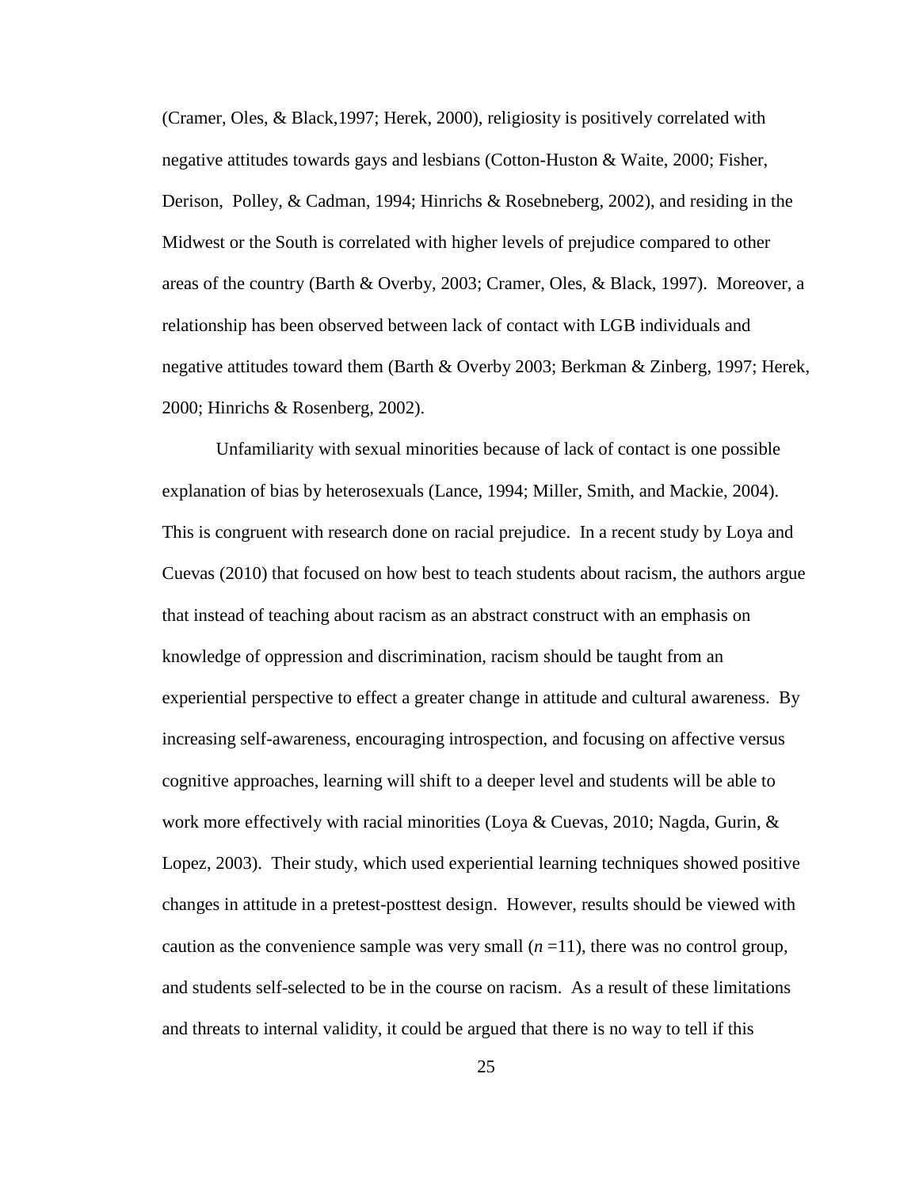(Cramer, Oles, & Black,1997; Herek, 2000), religiosity is positively correlated with negative attitudes towards gays and lesbians (Cotton-Huston & Waite, 2000; Fisher, Derison, Polley, & Cadman, 1994; Hinrichs & Rosebneberg, 2002), and residing in the Midwest or the South is correlated with higher levels of prejudice compared to other areas of the country (Barth & Overby, 2003; Cramer, Oles, & Black, 1997). Moreover, a relationship has been observed between lack of contact with LGB individuals and negative attitudes toward them (Barth & Overby 2003; Berkman & Zinberg, 1997; Herek, 2000; Hinrichs & Rosenberg, 2002).

Unfamiliarity with sexual minorities because of lack of contact is one possible explanation of bias by heterosexuals (Lance, 1994; Miller, Smith, and Mackie, 2004). This is congruent with research done on racial prejudice. In a recent study by Loya and Cuevas (2010) that focused on how best to teach students about racism, the authors argue that instead of teaching about racism as an abstract construct with an emphasis on knowledge of oppression and discrimination, racism should be taught from an experiential perspective to effect a greater change in attitude and cultural awareness. By increasing self-awareness, encouraging introspection, and focusing on affective versus cognitive approaches, learning will shift to a deeper level and students will be able to work more effectively with racial minorities (Loya & Cuevas, 2010; Nagda, Gurin, & Lopez, 2003). Their study, which used experiential learning techniques showed positive changes in attitude in a pretest-posttest design. However, results should be viewed with caution as the convenience sample was very small ($n$ =11), there was no control group, and students self-selected to be in the course on racism. As a result of these limitations and threats to internal validity, it could be argued that there is no way to tell if this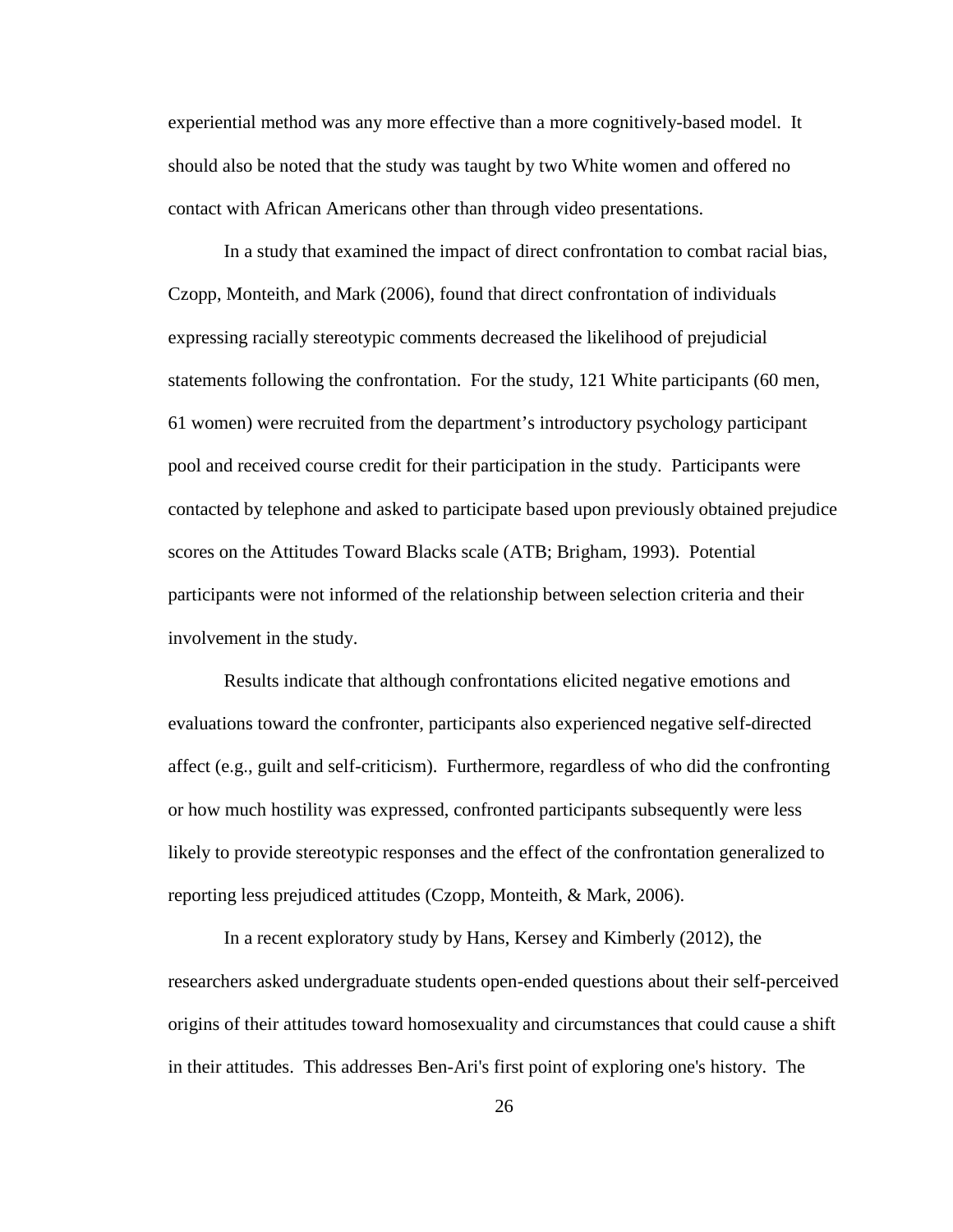experiential method was any more effective than a more cognitively-based model. It should also be noted that the study was taught by two White women and offered no contact with African Americans other than through video presentations.

In a study that examined the impact of direct confrontation to combat racial bias, Czopp, Monteith, and Mark (2006), found that direct confrontation of individuals expressing racially stereotypic comments decreased the likelihood of prejudicial statements following the confrontation. For the study, 121 White participants (60 men, 61 women) were recruited from the department's introductory psychology participant pool and received course credit for their participation in the study. Participants were contacted by telephone and asked to participate based upon previously obtained prejudice scores on the Attitudes Toward Blacks scale (ATB; Brigham, 1993). Potential participants were not informed of the relationship between selection criteria and their involvement in the study.

Results indicate that although confrontations elicited negative emotions and evaluations toward the confronter, participants also experienced negative self-directed affect (e.g., guilt and self-criticism). Furthermore, regardless of who did the confronting or how much hostility was expressed, confronted participants subsequently were less likely to provide stereotypic responses and the effect of the confrontation generalized to reporting less prejudiced attitudes (Czopp, Monteith, & Mark, 2006).

In a recent exploratory study by Hans, Kersey and Kimberly (2012), the researchers asked undergraduate students open-ended questions about their self-perceived origins of their attitudes toward homosexuality and circumstances that could cause a shift in their attitudes. This addresses Ben-Ari's first point of exploring one's history. The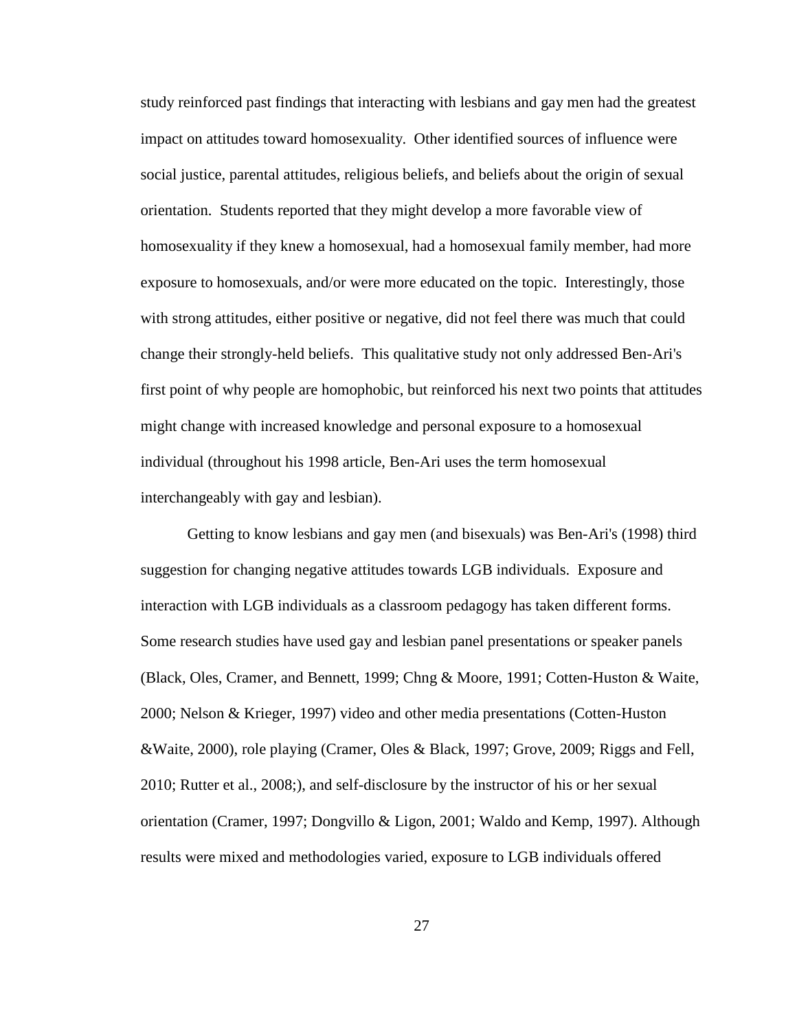study reinforced past findings that interacting with lesbians and gay men had the greatest impact on attitudes toward homosexuality. Other identified sources of influence were social justice, parental attitudes, religious beliefs, and beliefs about the origin of sexual orientation. Students reported that they might develop a more favorable view of homosexuality if they knew a homosexual, had a homosexual family member, had more exposure to homosexuals, and/or were more educated on the topic. Interestingly, those with strong attitudes, either positive or negative, did not feel there was much that could change their strongly-held beliefs. This qualitative study not only addressed Ben-Ari's first point of why people are homophobic, but reinforced his next two points that attitudes might change with increased knowledge and personal exposure to a homosexual individual (throughout his 1998 article, Ben-Ari uses the term homosexual interchangeably with gay and lesbian).

Getting to know lesbians and gay men (and bisexuals) was Ben-Ari's (1998) third suggestion for changing negative attitudes towards LGB individuals. Exposure and interaction with LGB individuals as a classroom pedagogy has taken different forms. Some research studies have used gay and lesbian panel presentations or speaker panels (Black, Oles, Cramer, and Bennett, 1999; Chng & Moore, 1991; Cotten-Huston & Waite, 2000; Nelson & Krieger, 1997) video and other media presentations (Cotten-Huston &Waite, 2000), role playing (Cramer, Oles & Black, 1997; Grove, 2009; Riggs and Fell, 2010; Rutter et al., 2008;), and self-disclosure by the instructor of his or her sexual orientation (Cramer, 1997; Dongvillo & Ligon, 2001; Waldo and Kemp, 1997). Although results were mixed and methodologies varied, exposure to LGB individuals offered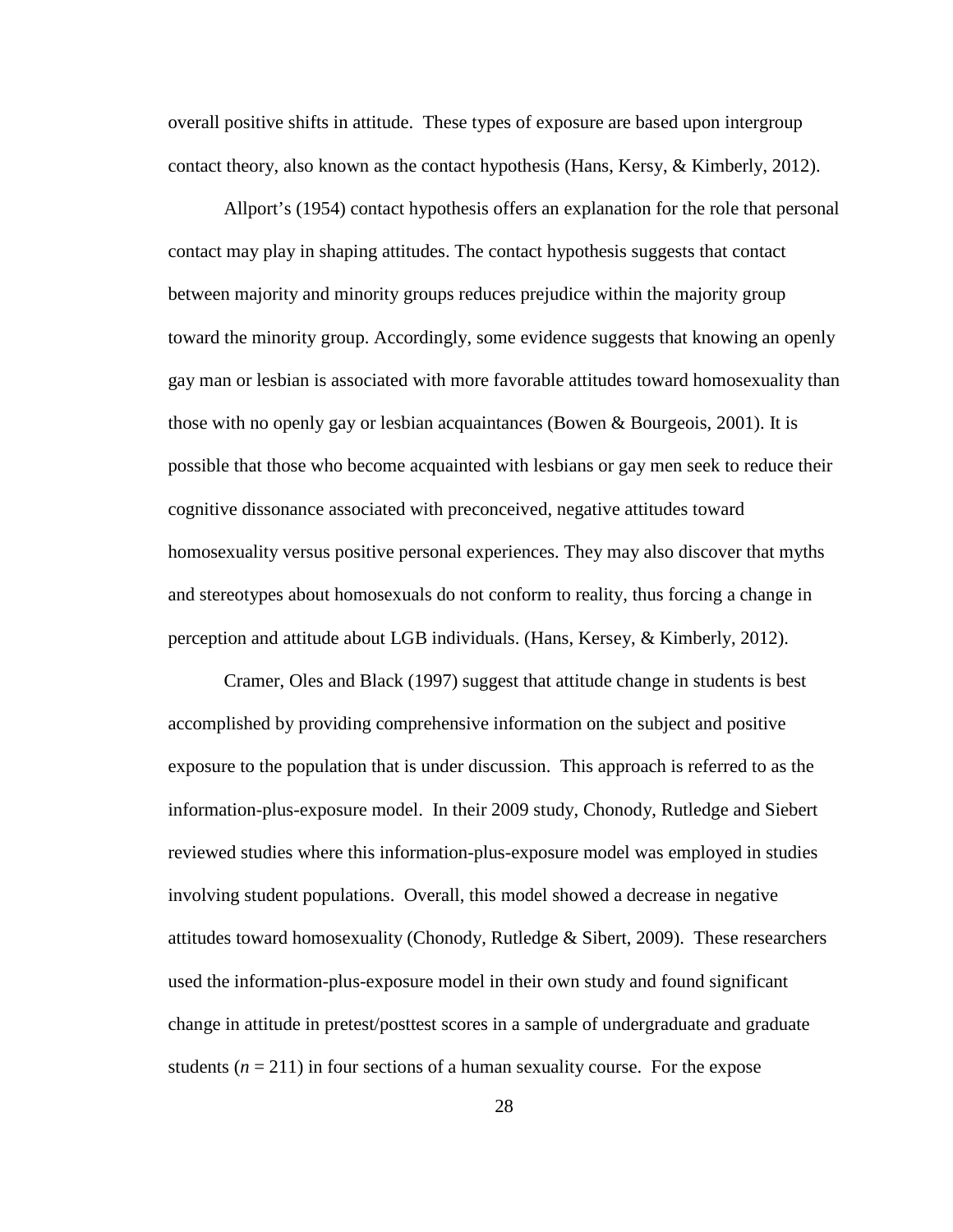overall positive shifts in attitude. These types of exposure are based upon intergroup contact theory, also known as the contact hypothesis (Hans, Kersy, & Kimberly, 2012).

Allport's (1954) contact hypothesis offers an explanation for the role that personal contact may play in shaping attitudes. The contact hypothesis suggests that contact between majority and minority groups reduces prejudice within the majority group toward the minority group. Accordingly, some evidence suggests that knowing an openly gay man or lesbian is associated with more favorable attitudes toward homosexuality than those with no openly gay or lesbian acquaintances (Bowen & Bourgeois, 2001). It is possible that those who become acquainted with lesbians or gay men seek to reduce their cognitive dissonance associated with preconceived, negative attitudes toward homosexuality versus positive personal experiences. They may also discover that myths and stereotypes about homosexuals do not conform to reality, thus forcing a change in perception and attitude about LGB individuals. (Hans, Kersey, & Kimberly, 2012).

Cramer, Oles and Black (1997) suggest that attitude change in students is best accomplished by providing comprehensive information on the subject and positive exposure to the population that is under discussion. This approach is referred to as the information-plus-exposure model. In their 2009 study, Chonody, Rutledge and Siebert reviewed studies where this information-plus-exposure model was employed in studies involving student populations. Overall, this model showed a decrease in negative attitudes toward homosexuality (Chonody, Rutledge & Sibert, 2009). These researchers used the information-plus-exposure model in their own study and found significant change in attitude in pretest/posttest scores in a sample of undergraduate and graduate students ($n$ = 211) in four sections of a human sexuality course. For the expose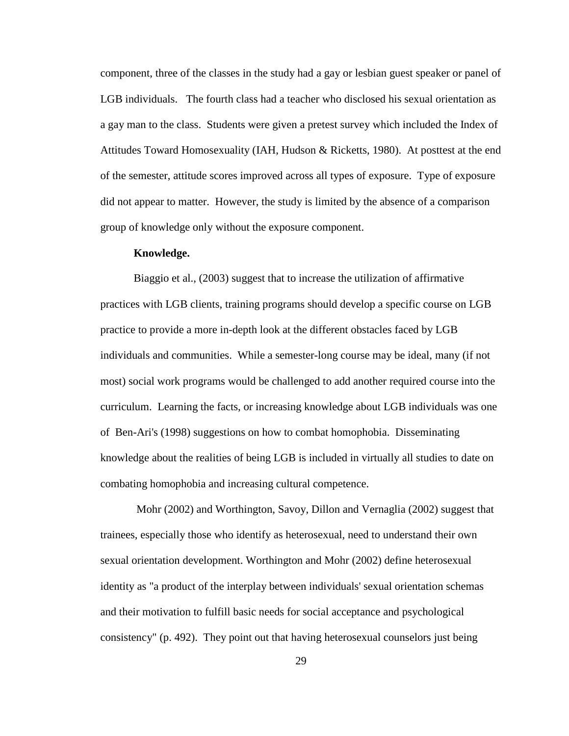component, three of the classes in the study had a gay or lesbian guest speaker or panel of LGB individuals. The fourth class had a teacher who disclosed his sexual orientation as a gay man to the class. Students were given a pretest survey which included the Index of Attitudes Toward Homosexuality (IAH, Hudson & Ricketts, 1980). At posttest at the end of the semester, attitude scores improved across all types of exposure. Type of exposure did not appear to matter. However, the study is limited by the absence of a comparison group of knowledge only without the exposure component.

**Knowledge.**

Biaggio et al., (2003) suggest that to increase the utilization of affirmative practices with LGB clients, training programs should develop a specific course on LGB practice to provide a more in-depth look at the different obstacles faced by LGB individuals and communities. While a semester-long course may be ideal, many (if not most) social work programs would be challenged to add another required course into the curriculum. Learning the facts, or increasing knowledge about LGB individuals was one of Ben-Ari's (1998) suggestions on how to combat homophobia. Disseminating knowledge about the realities of being LGB is included in virtually all studies to date on combating homophobia and increasing cultural competence.

Mohr (2002) and Worthington, Savoy, Dillon and Vernaglia (2002) suggest that trainees, especially those who identify as heterosexual, need to understand their own sexual orientation development. Worthington and Mohr (2002) define heterosexual identity as "a product of the interplay between individuals' sexual orientation schemas and their motivation to fulfill basic needs for social acceptance and psychological consistency" (p. 492). They point out that having heterosexual counselors just being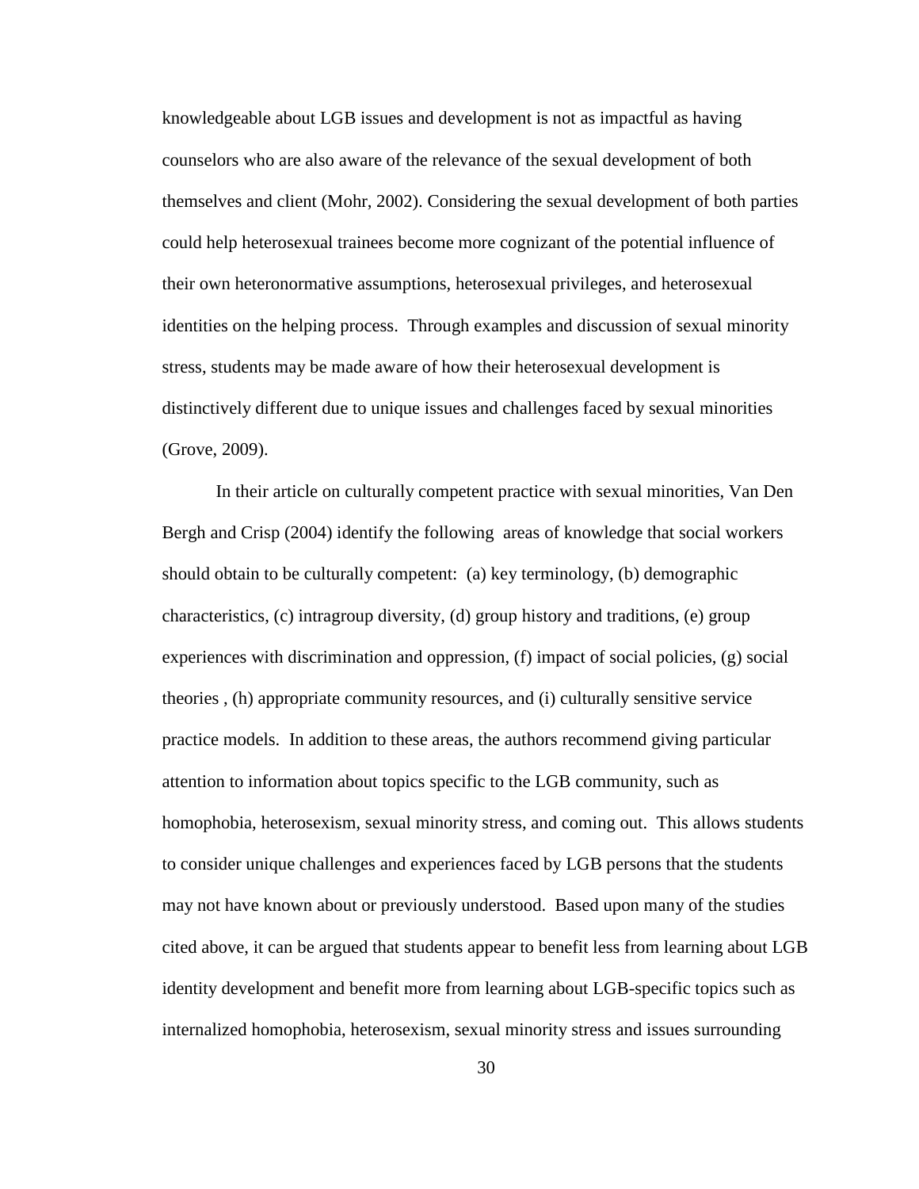knowledgeable about LGB issues and development is not as impactful as having counselors who are also aware of the relevance of the sexual development of both themselves and client (Mohr, 2002). Considering the sexual development of both parties could help heterosexual trainees become more cognizant of the potential influence of their own heteronormative assumptions, heterosexual privileges, and heterosexual identities on the helping process. Through examples and discussion of sexual minority stress, students may be made aware of how their heterosexual development is distinctively different due to unique issues and challenges faced by sexual minorities (Grove, 2009).

In their article on culturally competent practice with sexual minorities, Van Den Bergh and Crisp (2004) identify the following areas of knowledge that social workers should obtain to be culturally competent: (a) key terminology, (b) demographic characteristics, (c) intragroup diversity, (d) group history and traditions, (e) group experiences with discrimination and oppression, (f) impact of social policies, (g) social theories , (h) appropriate community resources, and (i) culturally sensitive service practice models. In addition to these areas, the authors recommend giving particular attention to information about topics specific to the LGB community, such as homophobia, heterosexism, sexual minority stress, and coming out. This allows students to consider unique challenges and experiences faced by LGB persons that the students may not have known about or previously understood. Based upon many of the studies cited above, it can be argued that students appear to benefit less from learning about LGB identity development and benefit more from learning about LGB-specific topics such as internalized homophobia, heterosexism, sexual minority stress and issues surrounding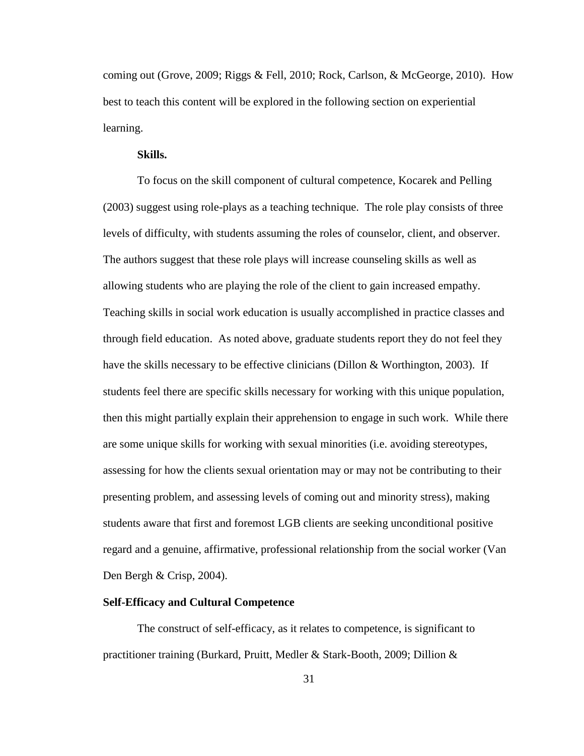coming out (Grove, 2009; Riggs & Fell, 2010; Rock, Carlson, & McGeorge, 2010). How best to teach this content will be explored in the following section on experiential learning.

**Skills.**

To focus on the skill component of cultural competence, Kocarek and Pelling (2003) suggest using role-plays as a teaching technique. The role play consists of three levels of difficulty, with students assuming the roles of counselor, client, and observer. The authors suggest that these role plays will increase counseling skills as well as allowing students who are playing the role of the client to gain increased empathy. Teaching skills in social work education is usually accomplished in practice classes and through field education. As noted above, graduate students report they do not feel they have the skills necessary to be effective clinicians (Dillon & Worthington, 2003). If students feel there are specific skills necessary for working with this unique population, then this might partially explain their apprehension to engage in such work. While there are some unique skills for working with sexual minorities (i.e. avoiding stereotypes, assessing for how the clients sexual orientation may or may not be contributing to their presenting problem, and assessing levels of coming out and minority stress), making students aware that first and foremost LGB clients are seeking unconditional positive regard and a genuine, affirmative, professional relationship from the social worker (Van Den Bergh & Crisp, 2004).

## Self-Efficacy and Cultural Competence

The construct of self-efficacy, as it relates to competence, is significant to practitioner training (Burkard, Pruitt, Medler & Stark-Booth, 2009; Dillion &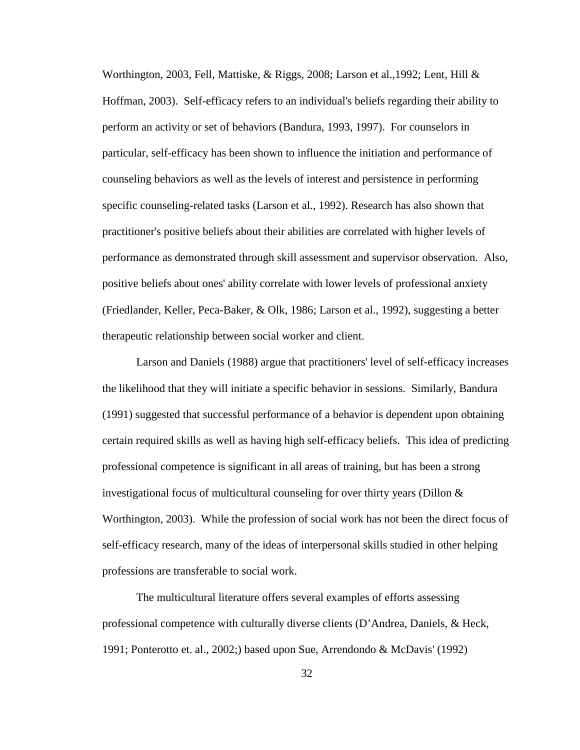Worthington, 2003, Fell, Mattiske, & Riggs, 2008; Larson et al.,1992; Lent, Hill & Hoffman, 2003). Self-efficacy refers to an individual's beliefs regarding their ability to perform an activity or set of behaviors (Bandura, 1993, 1997). For counselors in particular, self-efficacy has been shown to influence the initiation and performance of counseling behaviors as well as the levels of interest and persistence in performing specific counseling-related tasks (Larson et al., 1992). Research has also shown that practitioner's positive beliefs about their abilities are correlated with higher levels of performance as demonstrated through skill assessment and supervisor observation. Also, positive beliefs about ones' ability correlate with lower levels of professional anxiety (Friedlander, Keller, Peca-Baker, & Olk, 1986; Larson et al., 1992), suggesting a better therapeutic relationship between social worker and client.

Larson and Daniels (1988) argue that practitioners' level of self-efficacy increases the likelihood that they will initiate a specific behavior in sessions. Similarly, Bandura (1991) suggested that successful performance of a behavior is dependent upon obtaining certain required skills as well as having high self-efficacy beliefs. This idea of predicting professional competence is significant in all areas of training, but has been a strong investigational focus of multicultural counseling for over thirty years (Dillon & Worthington, 2003). While the profession of social work has not been the direct focus of self-efficacy research, many of the ideas of interpersonal skills studied in other helping professions are transferable to social work.

The multicultural literature offers several examples of efforts assessing professional competence with culturally diverse clients (D'Andrea, Daniels, & Heck, 1991; Ponterotto et. al., 2002;) based upon Sue, Arrendondo & McDavis' (1992)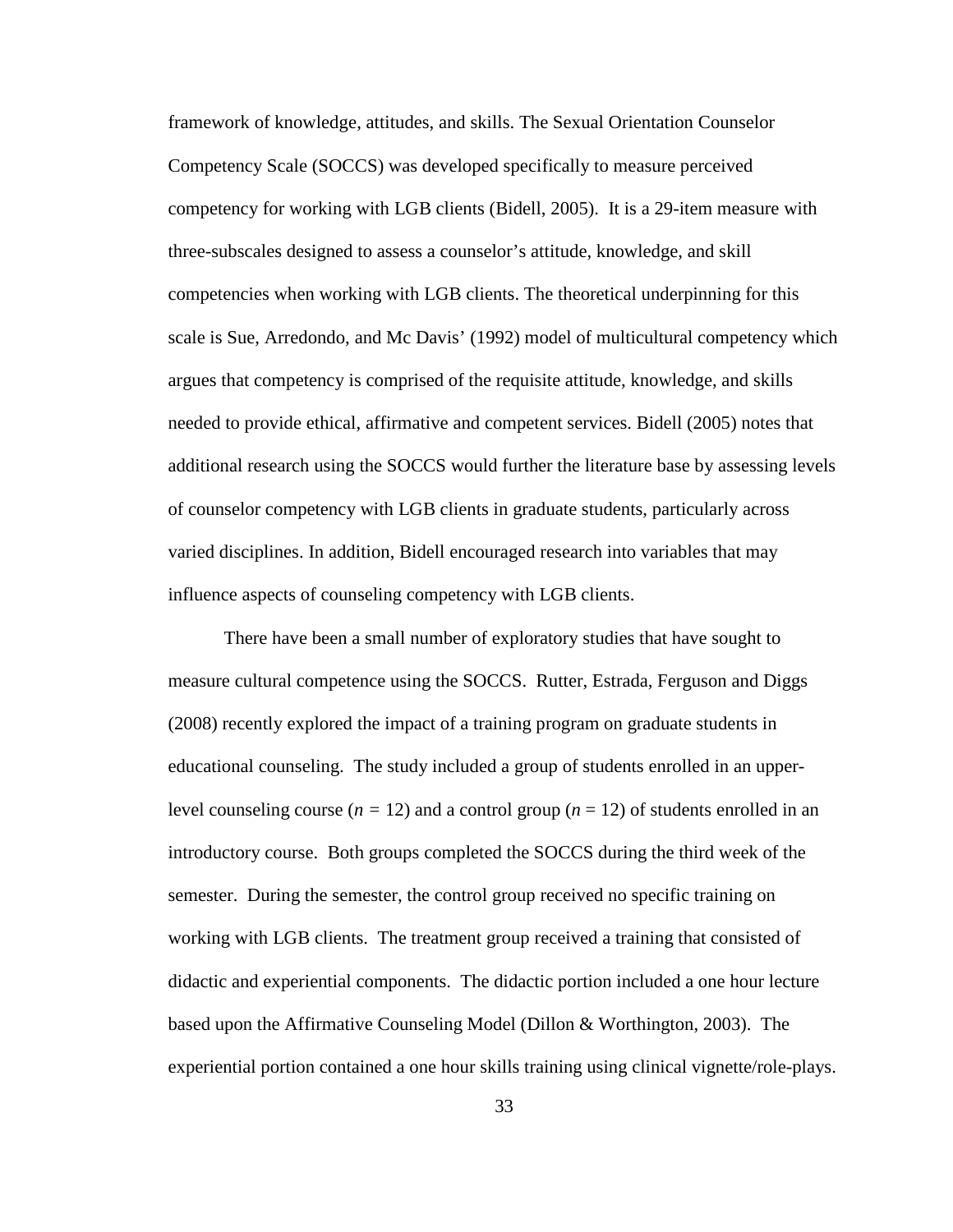framework of knowledge, attitudes, and skills. The Sexual Orientation Counselor Competency Scale (SOCCS) was developed specifically to measure perceived competency for working with LGB clients (Bidell, 2005). It is a 29-item measure with three-subscales designed to assess a counselor's attitude, knowledge, and skill competencies when working with LGB clients. The theoretical underpinning for this scale is Sue, Arredondo, and Mc Davis' (1992) model of multicultural competency which argues that competency is comprised of the requisite attitude, knowledge, and skills needed to provide ethical, affirmative and competent services. Bidell (2005) notes that additional research using the SOCCS would further the literature base by assessing levels of counselor competency with LGB clients in graduate students, particularly across varied disciplines. In addition, Bidell encouraged research into variables that may influence aspects of counseling competency with LGB clients.

There have been a small number of exploratory studies that have sought to measure cultural competence using the SOCCS. Rutter, Estrada, Ferguson and Diggs (2008) recently explored the impact of a training program on graduate students in educational counseling. The study included a group of students enrolled in an upper-level counseling course ($n = 12$) and a control group ($n = 12$) of students enrolled in an introductory course. Both groups completed the SOCCS during the third week of the semester. During the semester, the control group received no specific training on working with LGB clients. The treatment group received a training that consisted of didactic and experiential components. The didactic portion included a one hour lecture based upon the Affirmative Counseling Model (Dillon & Worthington, 2003). The experiential portion contained a one hour skills training using clinical vignette/role-plays.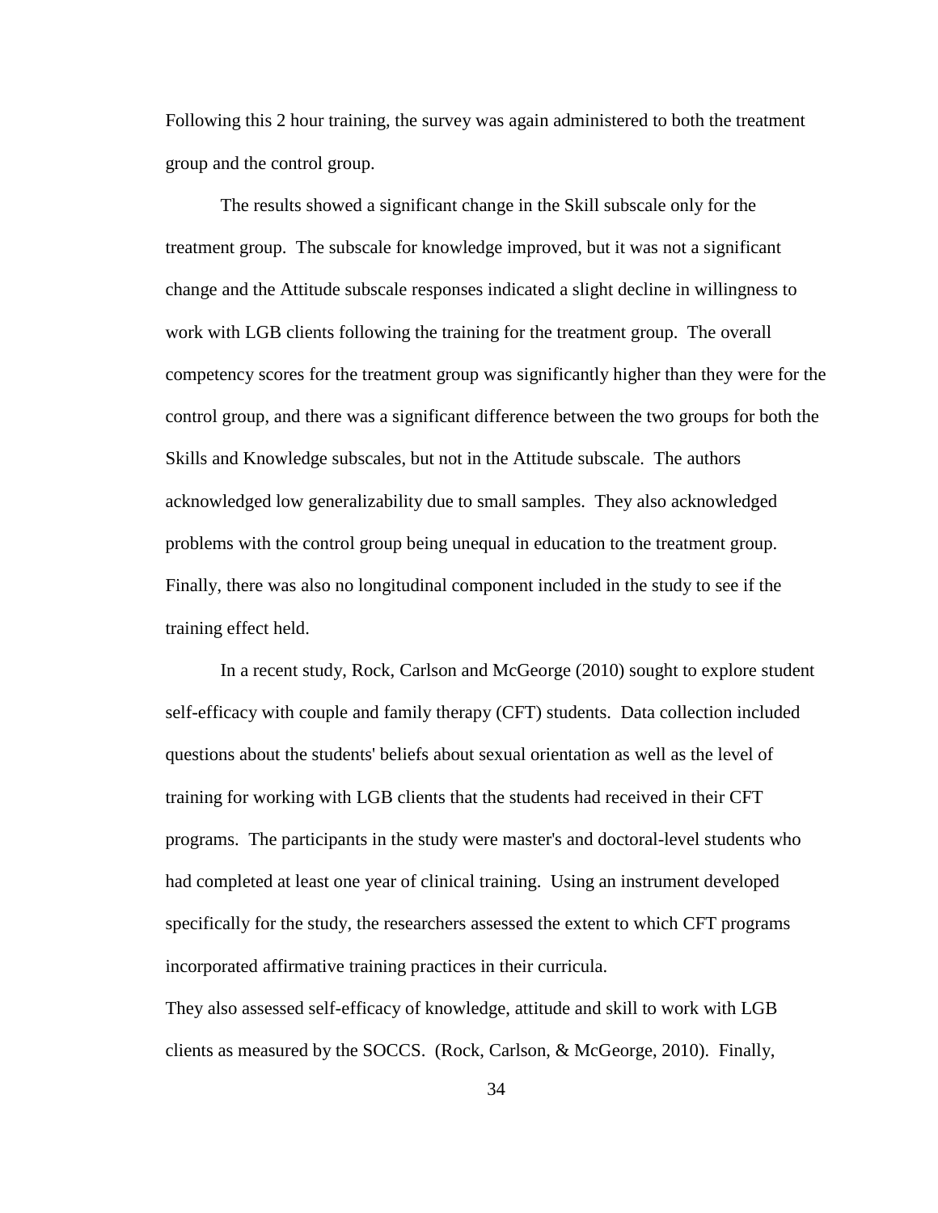Following this 2 hour training, the survey was again administered to both the treatment group and the control group.

The results showed a significant change in the Skill subscale only for the treatment group. The subscale for knowledge improved, but it was not a significant change and the Attitude subscale responses indicated a slight decline in willingness to work with LGB clients following the training for the treatment group. The overall competency scores for the treatment group was significantly higher than they were for the control group, and there was a significant difference between the two groups for both the Skills and Knowledge subscales, but not in the Attitude subscale. The authors acknowledged low generalizability due to small samples. They also acknowledged problems with the control group being unequal in education to the treatment group. Finally, there was also no longitudinal component included in the study to see if the training effect held.

In a recent study, Rock, Carlson and McGeorge (2010) sought to explore student self-efficacy with couple and family therapy (CFT) students. Data collection included questions about the students' beliefs about sexual orientation as well as the level of training for working with LGB clients that the students had received in their CFT programs. The participants in the study were master's and doctoral-level students who had completed at least one year of clinical training. Using an instrument developed specifically for the study, the researchers assessed the extent to which CFT programs incorporated affirmative training practices in their curricula.

They also assessed self-efficacy of knowledge, attitude and skill to work with LGB clients as measured by the SOCCS. (Rock, Carlson, & McGeorge, 2010). Finally,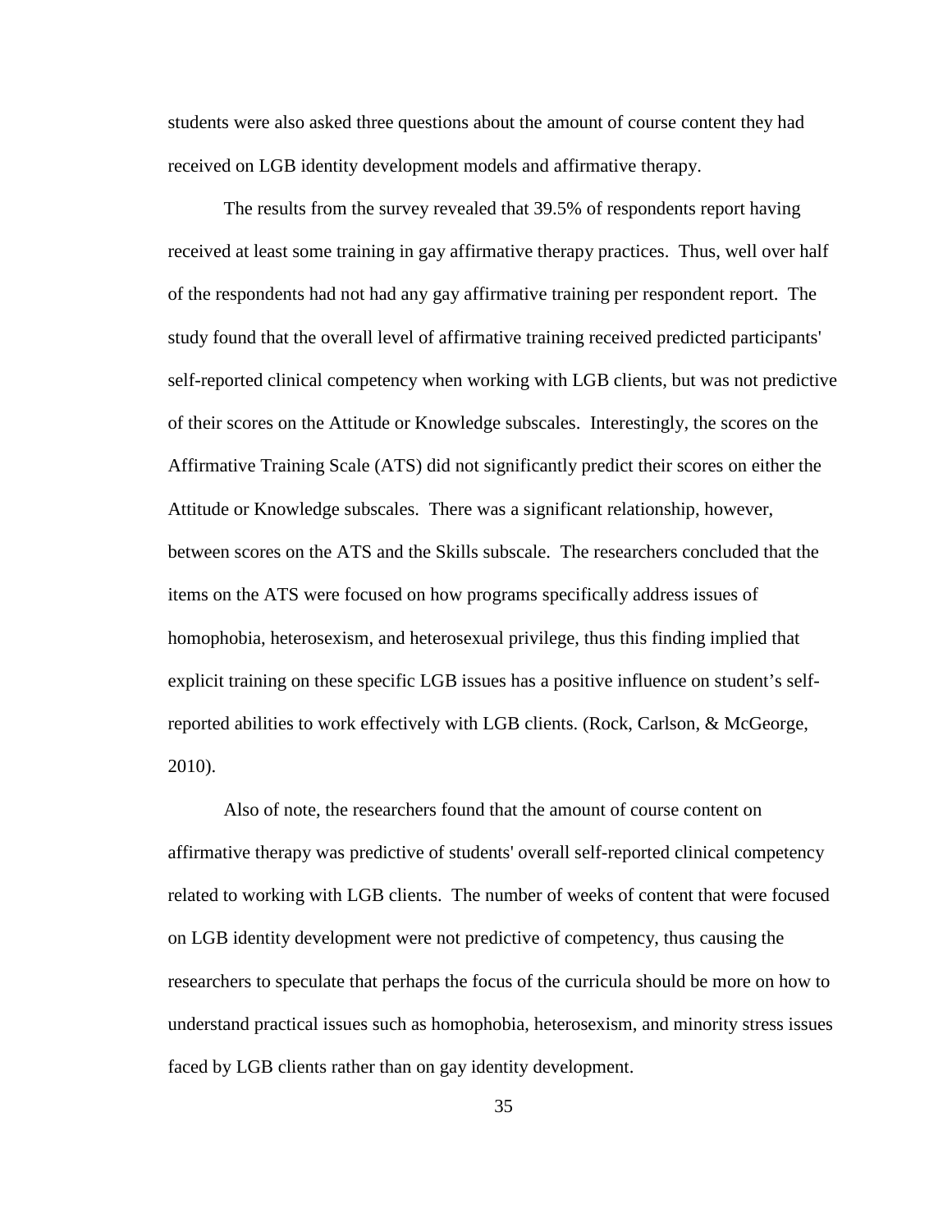students were also asked three questions about the amount of course content they had received on LGB identity development models and affirmative therapy.

The results from the survey revealed that 39.5% of respondents report having received at least some training in gay affirmative therapy practices. Thus, well over half of the respondents had not had any gay affirmative training per respondent report. The study found that the overall level of affirmative training received predicted participants' self-reported clinical competency when working with LGB clients, but was not predictive of their scores on the Attitude or Knowledge subscales. Interestingly, the scores on the Affirmative Training Scale (ATS) did not significantly predict their scores on either the Attitude or Knowledge subscales. There was a significant relationship, however, between scores on the ATS and the Skills subscale. The researchers concluded that the items on the ATS were focused on how programs specifically address issues of homophobia, heterosexism, and heterosexual privilege, thus this finding implied that explicit training on these specific LGB issues has a positive influence on student's self-reported abilities to work effectively with LGB clients. (Rock, Carlson, & McGeorge, 2010).

Also of note, the researchers found that the amount of course content on affirmative therapy was predictive of students' overall self-reported clinical competency related to working with LGB clients. The number of weeks of content that were focused on LGB identity development were not predictive of competency, thus causing the researchers to speculate that perhaps the focus of the curricula should be more on how to understand practical issues such as homophobia, heterosexism, and minority stress issues faced by LGB clients rather than on gay identity development.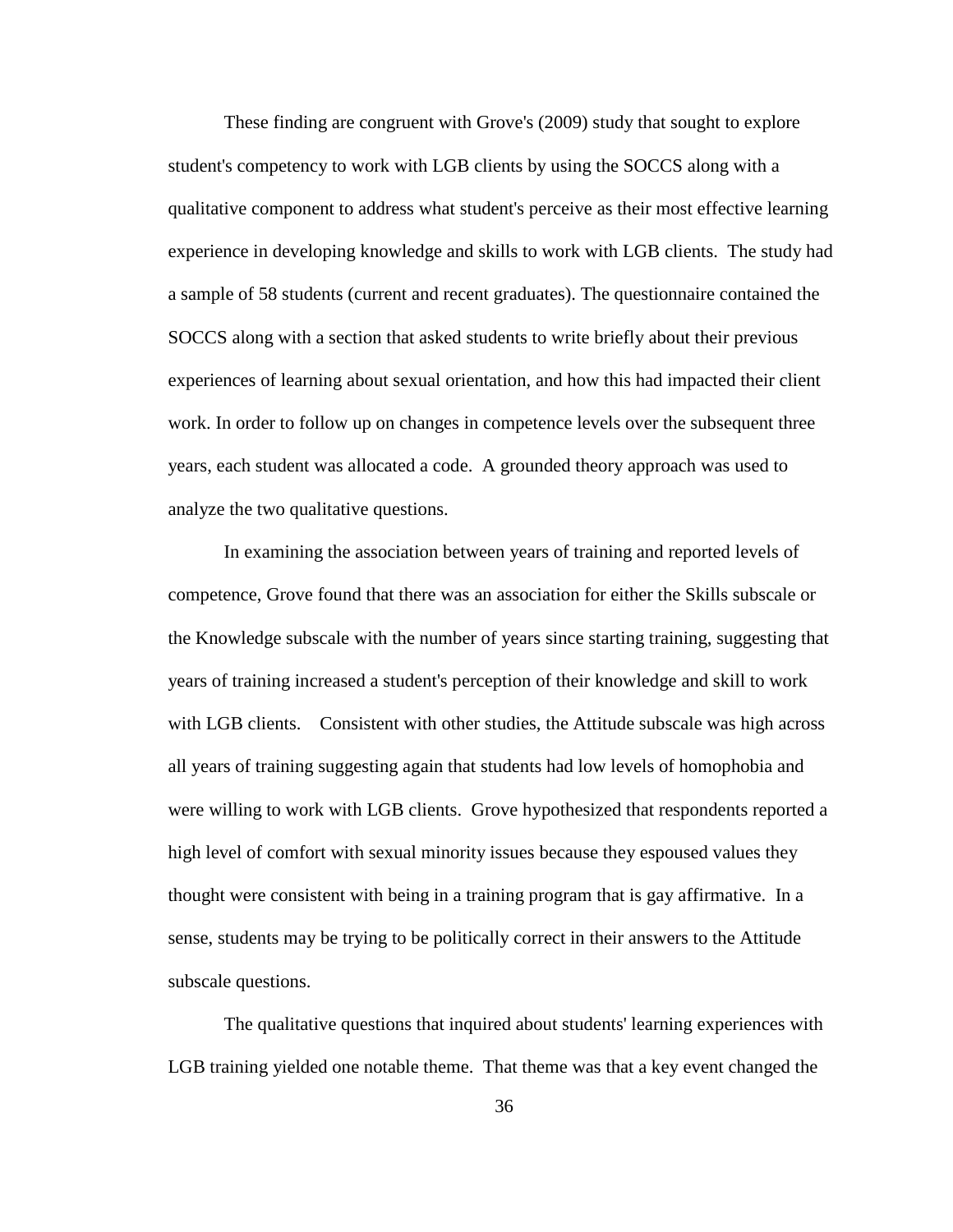These finding are congruent with Grove's (2009) study that sought to explore student's competency to work with LGB clients by using the SOCCS along with a qualitative component to address what student's perceive as their most effective learning experience in developing knowledge and skills to work with LGB clients. The study had a sample of 58 students (current and recent graduates). The questionnaire contained the SOCCS along with a section that asked students to write briefly about their previous experiences of learning about sexual orientation, and how this had impacted their client work. In order to follow up on changes in competence levels over the subsequent three years, each student was allocated a code. A grounded theory approach was used to analyze the two qualitative questions.

In examining the association between years of training and reported levels of competence, Grove found that there was an association for either the Skills subscale or the Knowledge subscale with the number of years since starting training, suggesting that years of training increased a student's perception of their knowledge and skill to work with LGB clients. Consistent with other studies, the Attitude subscale was high across all years of training suggesting again that students had low levels of homophobia and were willing to work with LGB clients. Grove hypothesized that respondents reported a high level of comfort with sexual minority issues because they espoused values they thought were consistent with being in a training program that is gay affirmative. In a sense, students may be trying to be politically correct in their answers to the Attitude subscale questions.

The qualitative questions that inquired about students' learning experiences with LGB training yielded one notable theme. That theme was that a key event changed the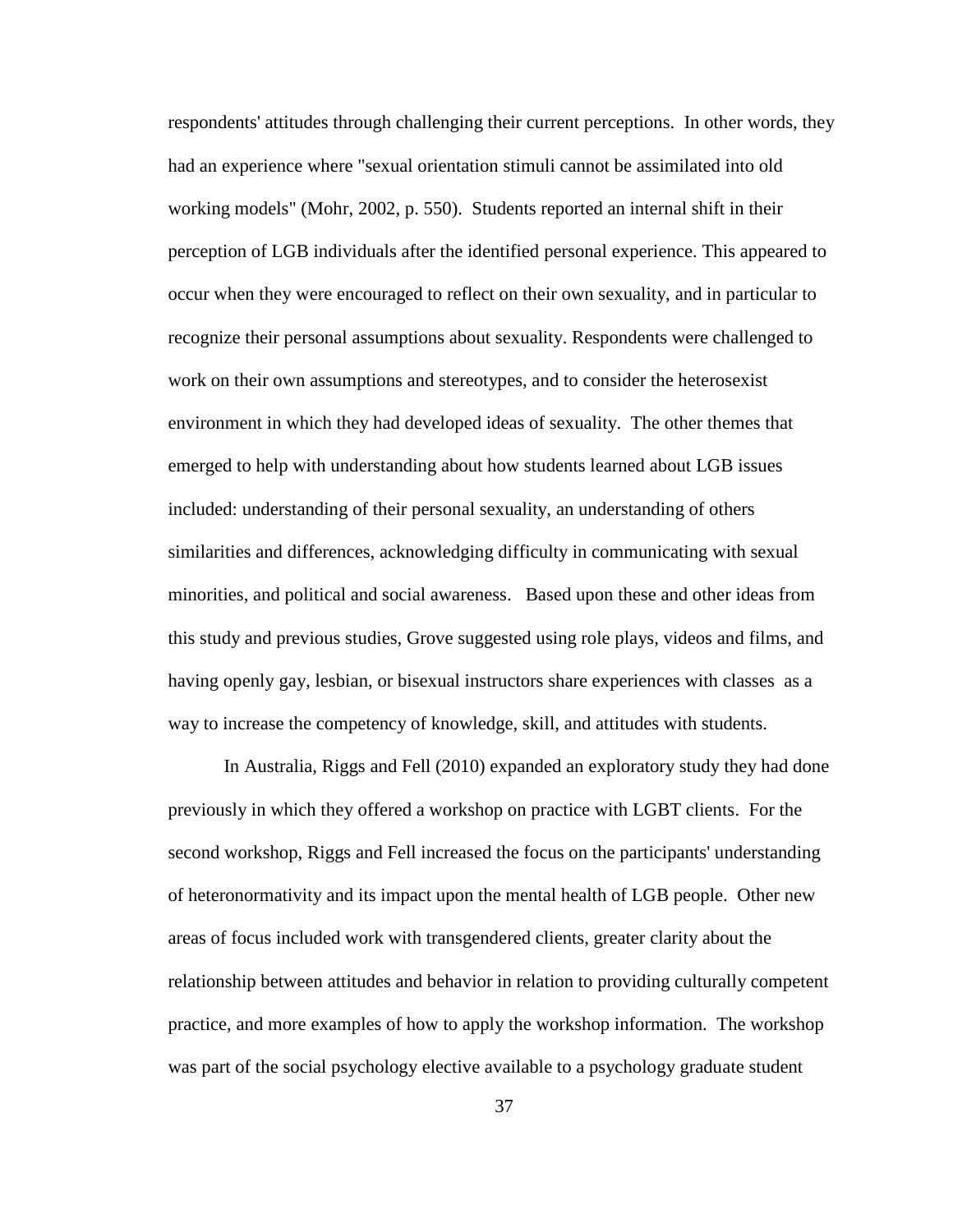respondents' attitudes through challenging their current perceptions. In other words, they had an experience where "sexual orientation stimuli cannot be assimilated into old working models" (Mohr, 2002, p. 550). Students reported an internal shift in their perception of LGB individuals after the identified personal experience. This appeared to occur when they were encouraged to reflect on their own sexuality, and in particular to recognize their personal assumptions about sexuality. Respondents were challenged to work on their own assumptions and stereotypes, and to consider the heterosexist environment in which they had developed ideas of sexuality. The other themes that emerged to help with understanding about how students learned about LGB issues included: understanding of their personal sexuality, an understanding of others similarities and differences, acknowledging difficulty in communicating with sexual minorities, and political and social awareness. Based upon these and other ideas from this study and previous studies, Grove suggested using role plays, videos and films, and having openly gay, lesbian, or bisexual instructors share experiences with classes as a way to increase the competency of knowledge, skill, and attitudes with students.

In Australia, Riggs and Fell (2010) expanded an exploratory study they had done previously in which they offered a workshop on practice with LGBT clients. For the second workshop, Riggs and Fell increased the focus on the participants' understanding of heteronormativity and its impact upon the mental health of LGB people. Other new areas of focus included work with transgendered clients, greater clarity about the relationship between attitudes and behavior in relation to providing culturally competent practice, and more examples of how to apply the workshop information. The workshop was part of the social psychology elective available to a psychology graduate student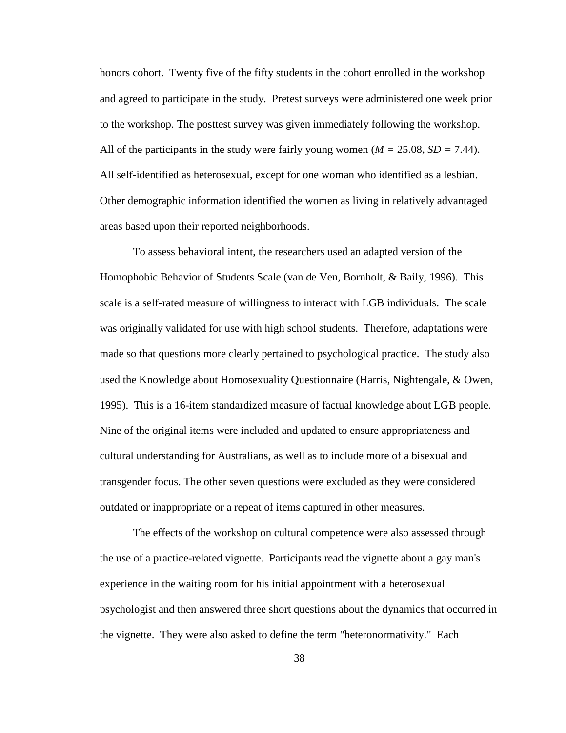honors cohort. Twenty five of the fifty students in the cohort enrolled in the workshop and agreed to participate in the study. Pretest surveys were administered one week prior to the workshop. The posttest survey was given immediately following the workshop. All of the participants in the study were fairly young women ($M$ = 25.08, $SD$ = 7.44). All self-identified as heterosexual, except for one woman who identified as a lesbian. Other demographic information identified the women as living in relatively advantaged areas based upon their reported neighborhoods.

To assess behavioral intent, the researchers used an adapted version of the Homophobic Behavior of Students Scale (van de Ven, Bornholt, & Baily, 1996). This scale is a self-rated measure of willingness to interact with LGB individuals. The scale was originally validated for use with high school students. Therefore, adaptations were made so that questions more clearly pertained to psychological practice. The study also used the Knowledge about Homosexuality Questionnaire (Harris, Nightengale, & Owen, 1995). This is a 16-item standardized measure of factual knowledge about LGB people. Nine of the original items were included and updated to ensure appropriateness and cultural understanding for Australians, as well as to include more of a bisexual and transgender focus. The other seven questions were excluded as they were considered outdated or inappropriate or a repeat of items captured in other measures.

The effects of the workshop on cultural competence were also assessed through the use of a practice-related vignette. Participants read the vignette about a gay man's experience in the waiting room for his initial appointment with a heterosexual psychologist and then answered three short questions about the dynamics that occurred in the vignette. They were also asked to define the term "heteronormativity." Each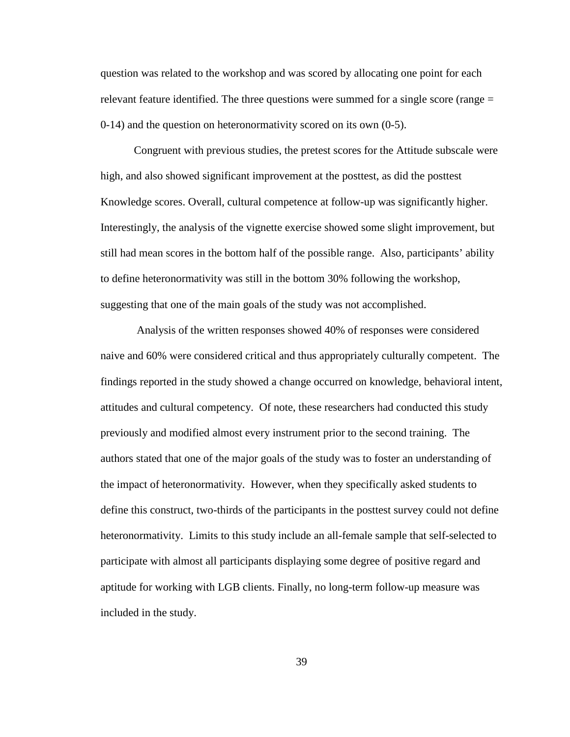question was related to the workshop and was scored by allocating one point for each relevant feature identified. The three questions were summed for a single score (range = 0-14) and the question on heteronormativity scored on its own (0-5).

Congruent with previous studies, the pretest scores for the Attitude subscale were high, and also showed significant improvement at the posttest, as did the posttest Knowledge scores. Overall, cultural competence at follow-up was significantly higher. Interestingly, the analysis of the vignette exercise showed some slight improvement, but still had mean scores in the bottom half of the possible range. Also, participants' ability to define heteronormativity was still in the bottom 30% following the workshop, suggesting that one of the main goals of the study was not accomplished.

Analysis of the written responses showed 40% of responses were considered naive and 60% were considered critical and thus appropriately culturally competent. The findings reported in the study showed a change occurred on knowledge, behavioral intent, attitudes and cultural competency. Of note, these researchers had conducted this study previously and modified almost every instrument prior to the second training. The authors stated that one of the major goals of the study was to foster an understanding of the impact of heteronormativity. However, when they specifically asked students to define this construct, two-thirds of the participants in the posttest survey could not define heteronormativity. Limits to this study include an all-female sample that self-selected to participate with almost all participants displaying some degree of positive regard and aptitude for working with LGB clients. Finally, no long-term follow-up measure was included in the study.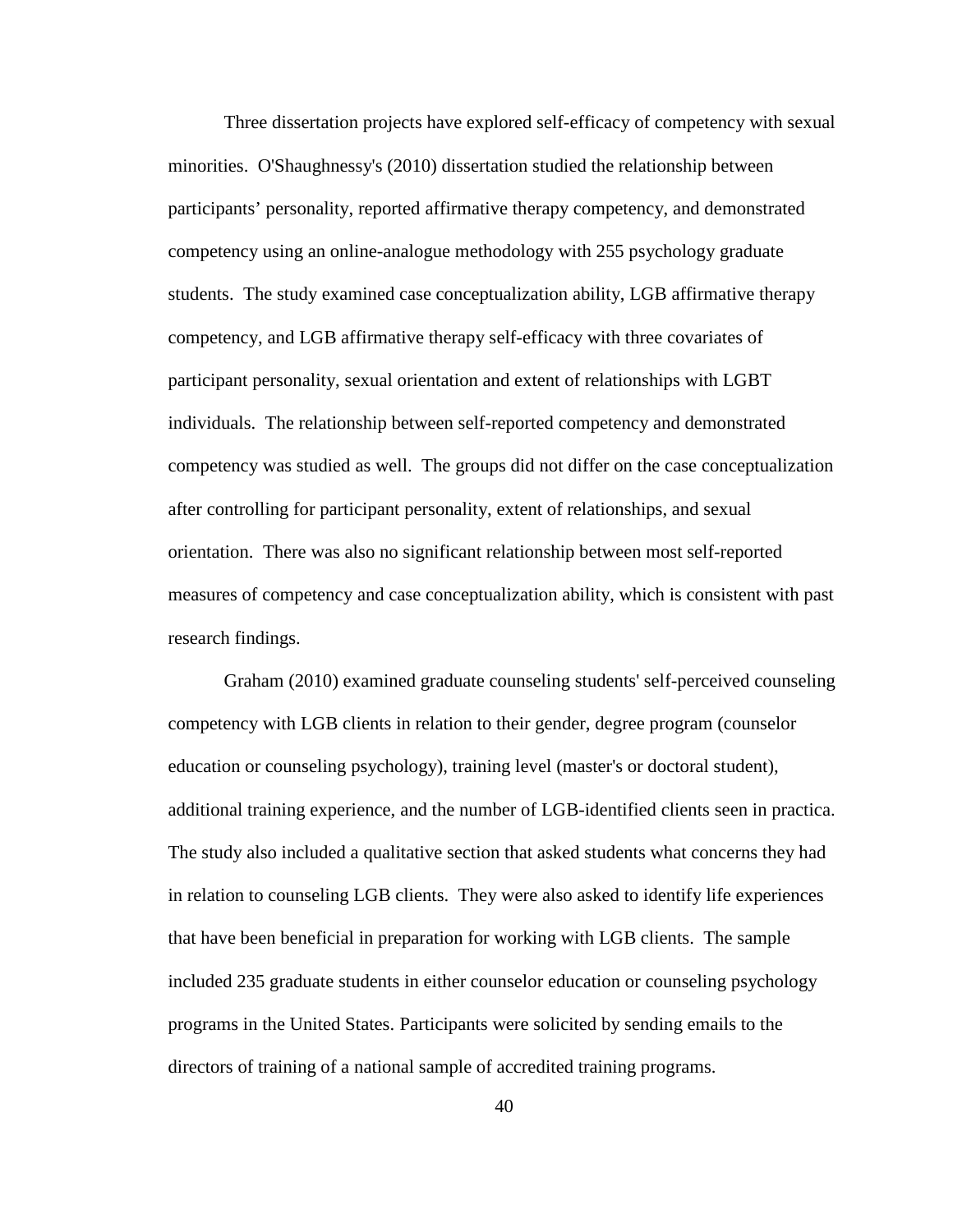Three dissertation projects have explored self-efficacy of competency with sexual minorities. O'Shaughnessy's (2010) dissertation studied the relationship between participants' personality, reported affirmative therapy competency, and demonstrated competency using an online-analogue methodology with 255 psychology graduate students. The study examined case conceptualization ability, LGB affirmative therapy competency, and LGB affirmative therapy self-efficacy with three covariates of participant personality, sexual orientation and extent of relationships with LGBT individuals. The relationship between self-reported competency and demonstrated competency was studied as well. The groups did not differ on the case conceptualization after controlling for participant personality, extent of relationships, and sexual orientation. There was also no significant relationship between most self-reported measures of competency and case conceptualization ability, which is consistent with past research findings.

Graham (2010) examined graduate counseling students' self-perceived counseling competency with LGB clients in relation to their gender, degree program (counselor education or counseling psychology), training level (master's or doctoral student), additional training experience, and the number of LGB-identified clients seen in practica. The study also included a qualitative section that asked students what concerns they had in relation to counseling LGB clients. They were also asked to identify life experiences that have been beneficial in preparation for working with LGB clients. The sample included 235 graduate students in either counselor education or counseling psychology programs in the United States. Participants were solicited by sending emails to the directors of training of a national sample of accredited training programs.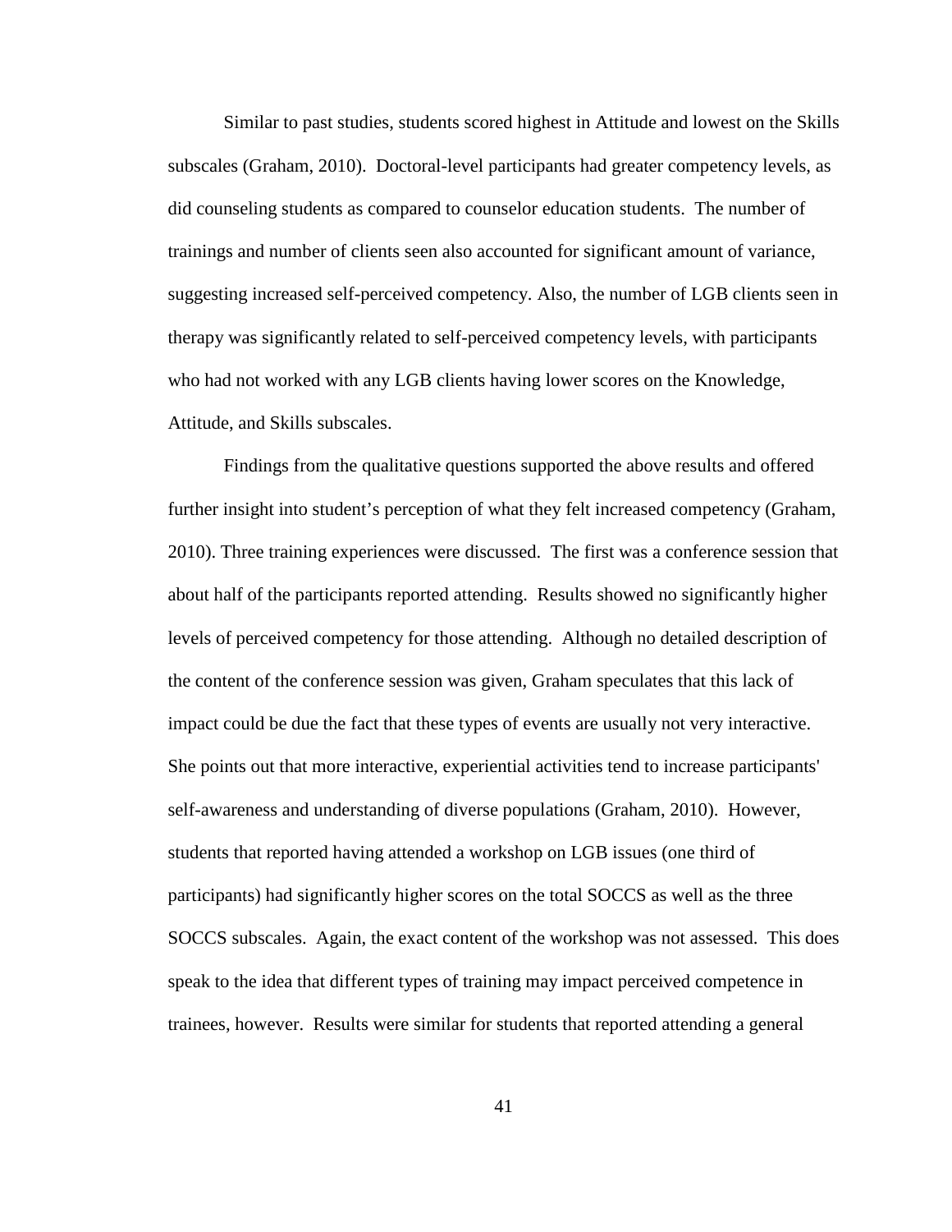Similar to past studies, students scored highest in Attitude and lowest on the Skills subscales (Graham, 2010). Doctoral-level participants had greater competency levels, as did counseling students as compared to counselor education students. The number of trainings and number of clients seen also accounted for significant amount of variance, suggesting increased self-perceived competency. Also, the number of LGB clients seen in therapy was significantly related to self-perceived competency levels, with participants who had not worked with any LGB clients having lower scores on the Knowledge, Attitude, and Skills subscales.

Findings from the qualitative questions supported the above results and offered further insight into student's perception of what they felt increased competency (Graham, 2010). Three training experiences were discussed. The first was a conference session that about half of the participants reported attending. Results showed no significantly higher levels of perceived competency for those attending. Although no detailed description of the content of the conference session was given, Graham speculates that this lack of impact could be due the fact that these types of events are usually not very interactive. She points out that more interactive, experiential activities tend to increase participants' self-awareness and understanding of diverse populations (Graham, 2010). However, students that reported having attended a workshop on LGB issues (one third of participants) had significantly higher scores on the total SOCCS as well as the three SOCCS subscales. Again, the exact content of the workshop was not assessed. This does speak to the idea that different types of training may impact perceived competence in trainees, however. Results were similar for students that reported attending a general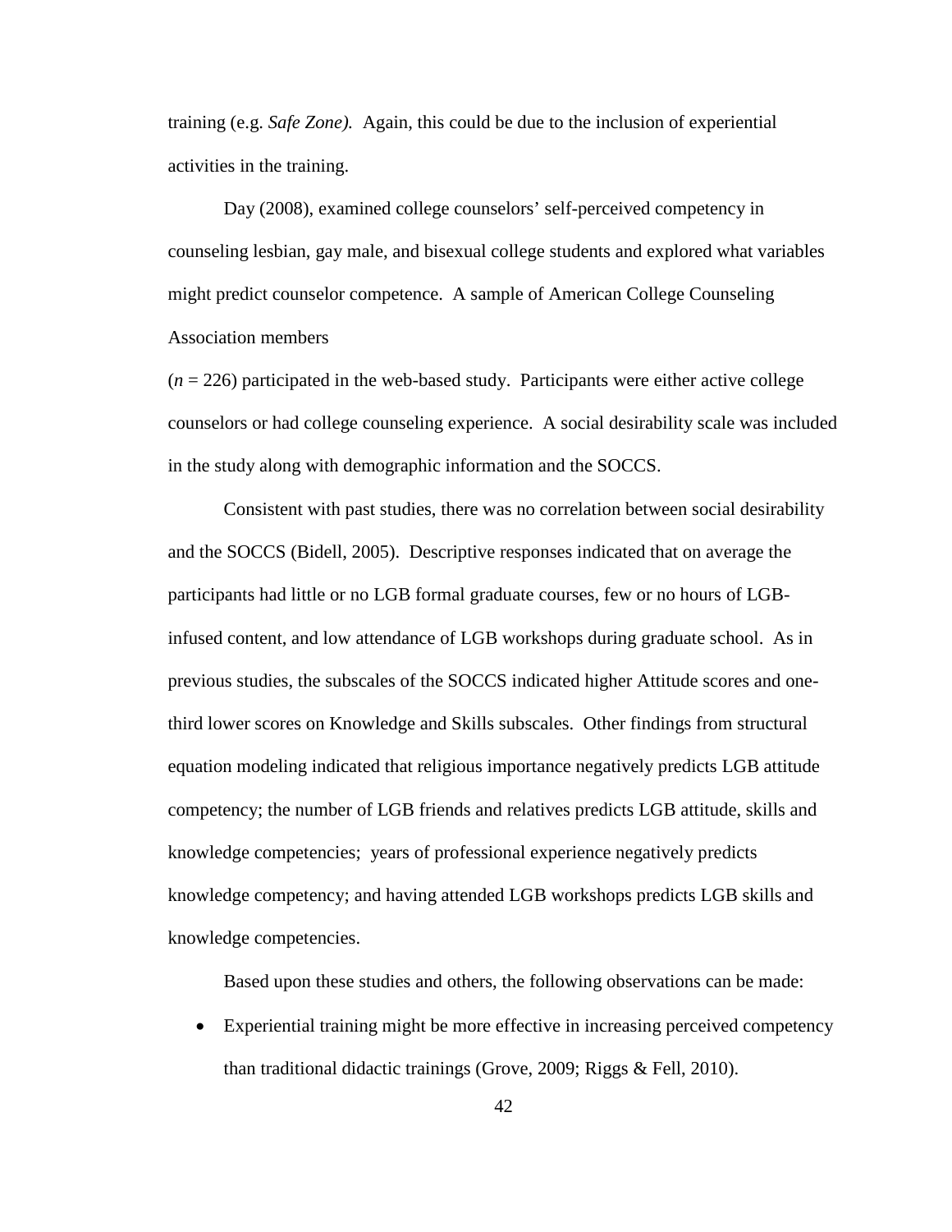training (e.g. *Safe Zone).* Again, this could be due to the inclusion of experiential activities in the training.

Day (2008), examined college counselors' self-perceived competency in counseling lesbian, gay male, and bisexual college students and explored what variables might predict counselor competence. A sample of American College Counseling Association members
($n$ = 226) participated in the web-based study. Participants were either active college counselors or had college counseling experience. A social desirability scale was included in the study along with demographic information and the SOCCS.

Consistent with past studies, there was no correlation between social desirability and the SOCCS (Bidell, 2005). Descriptive responses indicated that on average the participants had little or no LGB formal graduate courses, few or no hours of LGB-infused content, and low attendance of LGB workshops during graduate school. As in previous studies, the subscales of the SOCCS indicated higher Attitude scores and one-third lower scores on Knowledge and Skills subscales. Other findings from structural equation modeling indicated that religious importance negatively predicts LGB attitude competency; the number of LGB friends and relatives predicts LGB attitude, skills and knowledge competencies; years of professional experience negatively predicts knowledge competency; and having attended LGB workshops predicts LGB skills and knowledge competencies.

Based upon these studies and others, the following observations can be made:

- Experiential training might be more effective in increasing perceived competency than traditional didactic trainings (Grove, 2009; Riggs & Fell, 2010).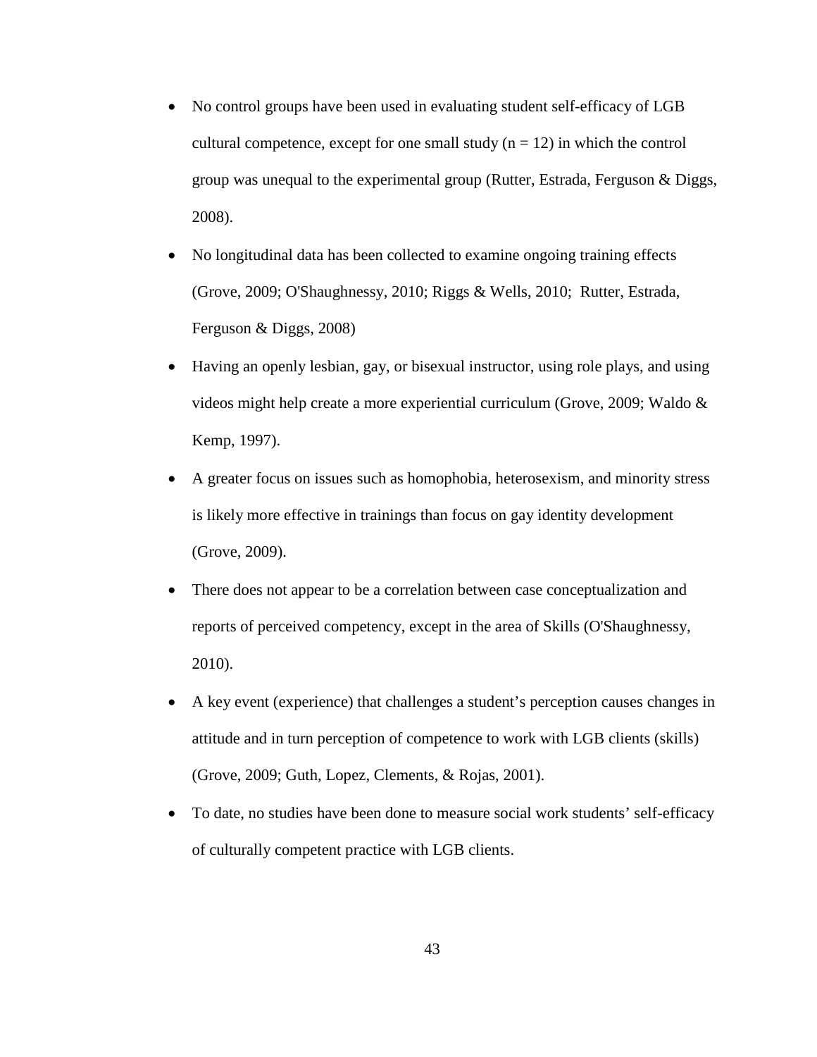- No control groups have been used in evaluating student self-efficacy of LGB cultural competence, except for one small study ($n = 12$) in which the control group was unequal to the experimental group (Rutter, Estrada, Ferguson & Diggs, 2008).
- No longitudinal data has been collected to examine ongoing training effects (Grove, 2009; O'Shaughnessy, 2010; Riggs & Wells, 2010; Rutter, Estrada, Ferguson & Diggs, 2008)
- Having an openly lesbian, gay, or bisexual instructor, using role plays, and using videos might help create a more experiential curriculum (Grove, 2009; Waldo & Kemp, 1997).
- A greater focus on issues such as homophobia, heterosexism, and minority stress is likely more effective in trainings than focus on gay identity development (Grove, 2009).
- There does not appear to be a correlation between case conceptualization and reports of perceived competency, except in the area of Skills (O'Shaughnessy, 2010).
- A key event (experience) that challenges a student's perception causes changes in attitude and in turn perception of competence to work with LGB clients (skills) (Grove, 2009; Guth, Lopez, Clements, & Rojas, 2001).
- To date, no studies have been done to measure social work students' self-efficacy of culturally competent practice with LGB clients.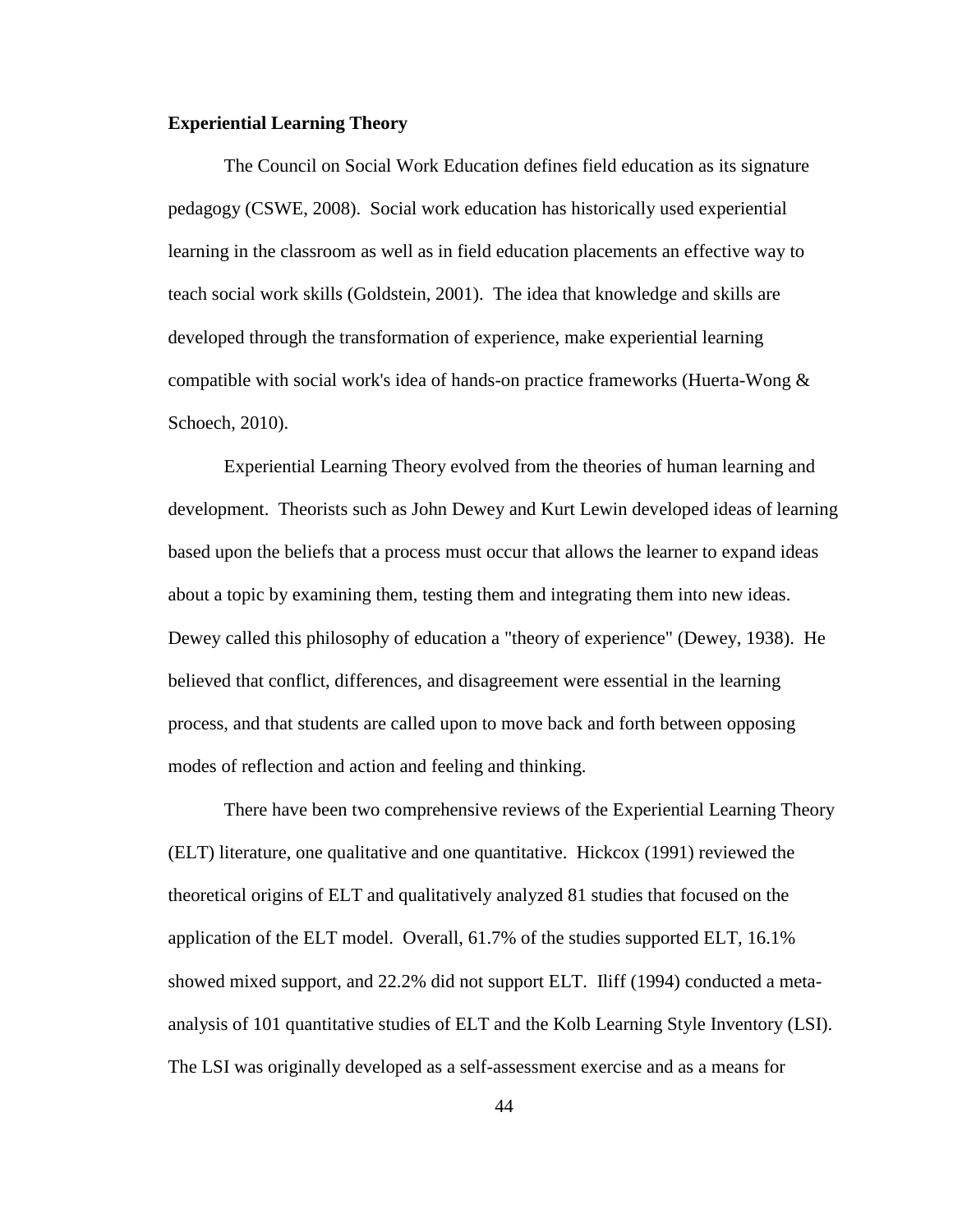**Experiential Learning Theory**

The Council on Social Work Education defines field education as its signature pedagogy (CSWE, 2008). Social work education has historically used experiential learning in the classroom as well as in field education placements an effective way to teach social work skills (Goldstein, 2001). The idea that knowledge and skills are developed through the transformation of experience, make experiential learning compatible with social work's idea of hands-on practice frameworks (Huerta-Wong & Schoech, 2010).

Experiential Learning Theory evolved from the theories of human learning and development. Theorists such as John Dewey and Kurt Lewin developed ideas of learning based upon the beliefs that a process must occur that allows the learner to expand ideas about a topic by examining them, testing them and integrating them into new ideas. Dewey called this philosophy of education a "theory of experience" (Dewey, 1938). He believed that conflict, differences, and disagreement were essential in the learning process, and that students are called upon to move back and forth between opposing modes of reflection and action and feeling and thinking.

There have been two comprehensive reviews of the Experiential Learning Theory (ELT) literature, one qualitative and one quantitative. Hickcox (1991) reviewed the theoretical origins of ELT and qualitatively analyzed 81 studies that focused on the application of the ELT model. Overall, 61.7% of the studies supported ELT, 16.1% showed mixed support, and 22.2% did not support ELT. Iliff (1994) conducted a meta-analysis of 101 quantitative studies of ELT and the Kolb Learning Style Inventory (LSI). The LSI was originally developed as a self-assessment exercise and as a means for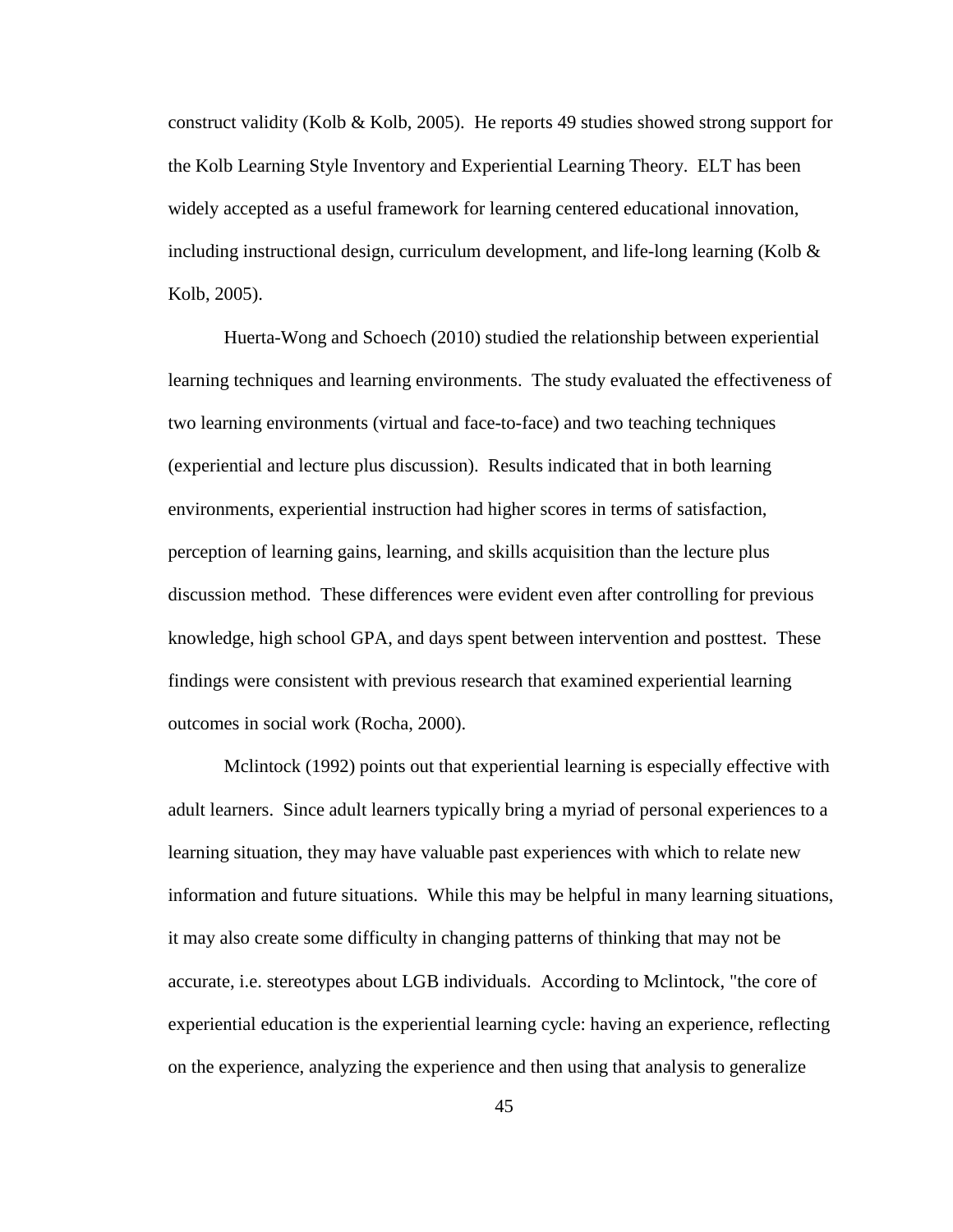construct validity (Kolb & Kolb, 2005). He reports 49 studies showed strong support for the Kolb Learning Style Inventory and Experiential Learning Theory. ELT has been widely accepted as a useful framework for learning centered educational innovation, including instructional design, curriculum development, and life-long learning (Kolb & Kolb, 2005).

Huerta-Wong and Schoech (2010) studied the relationship between experiential learning techniques and learning environments. The study evaluated the effectiveness of two learning environments (virtual and face-to-face) and two teaching techniques (experiential and lecture plus discussion). Results indicated that in both learning environments, experiential instruction had higher scores in terms of satisfaction, perception of learning gains, learning, and skills acquisition than the lecture plus discussion method. These differences were evident even after controlling for previous knowledge, high school GPA, and days spent between intervention and posttest. These findings were consistent with previous research that examined experiential learning outcomes in social work (Rocha, 2000).

Mclintock (1992) points out that experiential learning is especially effective with adult learners. Since adult learners typically bring a myriad of personal experiences to a learning situation, they may have valuable past experiences with which to relate new information and future situations. While this may be helpful in many learning situations, it may also create some difficulty in changing patterns of thinking that may not be accurate, i.e. stereotypes about LGB individuals. According to Mclintock, "the core of experiential education is the experiential learning cycle: having an experience, reflecting on the experience, analyzing the experience and then using that analysis to generalize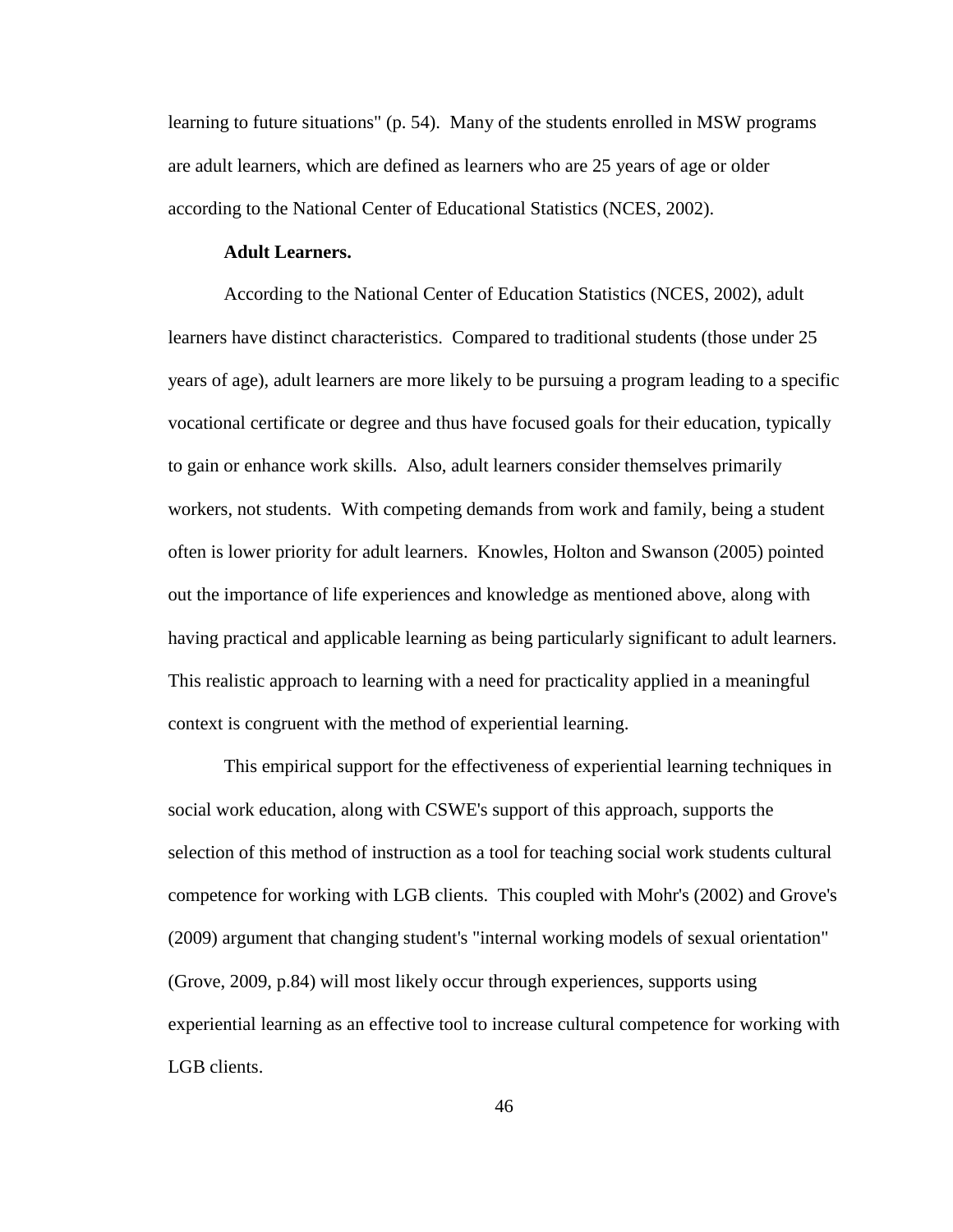learning to future situations" (p. 54). Many of the students enrolled in MSW programs are adult learners, which are defined as learners who are 25 years of age or older according to the National Center of Educational Statistics (NCES, 2002).

**Adult Learners.**

According to the National Center of Education Statistics (NCES, 2002), adult learners have distinct characteristics. Compared to traditional students (those under 25 years of age), adult learners are more likely to be pursuing a program leading to a specific vocational certificate or degree and thus have focused goals for their education, typically to gain or enhance work skills. Also, adult learners consider themselves primarily workers, not students. With competing demands from work and family, being a student often is lower priority for adult learners. Knowles, Holton and Swanson (2005) pointed out the importance of life experiences and knowledge as mentioned above, along with having practical and applicable learning as being particularly significant to adult learners. This realistic approach to learning with a need for practicality applied in a meaningful context is congruent with the method of experiential learning.

This empirical support for the effectiveness of experiential learning techniques in social work education, along with CSWE's support of this approach, supports the selection of this method of instruction as a tool for teaching social work students cultural competence for working with LGB clients. This coupled with Mohr's (2002) and Grove's (2009) argument that changing student's "internal working models of sexual orientation" (Grove, 2009, p.84) will most likely occur through experiences, supports using experiential learning as an effective tool to increase cultural competence for working with LGB clients.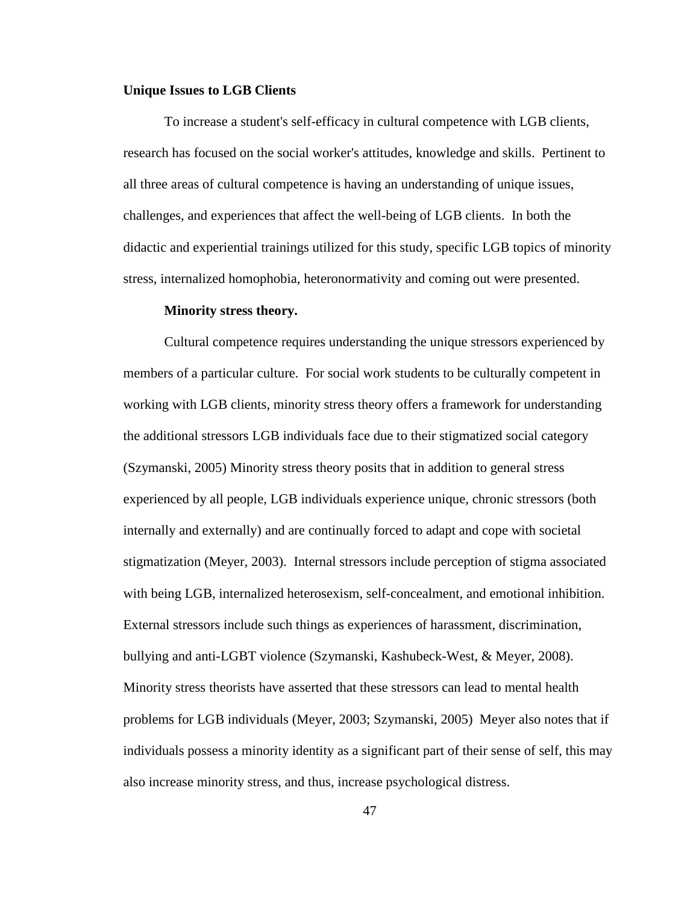**Unique Issues to LGB Clients**

To increase a student's self-efficacy in cultural competence with LGB clients, research has focused on the social worker's attitudes, knowledge and skills. Pertinent to all three areas of cultural competence is having an understanding of unique issues, challenges, and experiences that affect the well-being of LGB clients. In both the didactic and experiential trainings utilized for this study, specific LGB topics of minority stress, internalized homophobia, heteronormativity and coming out were presented.

**Minority stress theory.**

Cultural competence requires understanding the unique stressors experienced by members of a particular culture. For social work students to be culturally competent in working with LGB clients, minority stress theory offers a framework for understanding the additional stressors LGB individuals face due to their stigmatized social category (Szymanski, 2005) Minority stress theory posits that in addition to general stress experienced by all people, LGB individuals experience unique, chronic stressors (both internally and externally) and are continually forced to adapt and cope with societal stigmatization (Meyer, 2003). Internal stressors include perception of stigma associated with being LGB, internalized heterosexism, self-concealment, and emotional inhibition. External stressors include such things as experiences of harassment, discrimination, bullying and anti-LGBT violence (Szymanski, Kashubeck-West, & Meyer, 2008). Minority stress theorists have asserted that these stressors can lead to mental health problems for LGB individuals (Meyer, 2003; Szymanski, 2005) Meyer also notes that if individuals possess a minority identity as a significant part of their sense of self, this may also increase minority stress, and thus, increase psychological distress.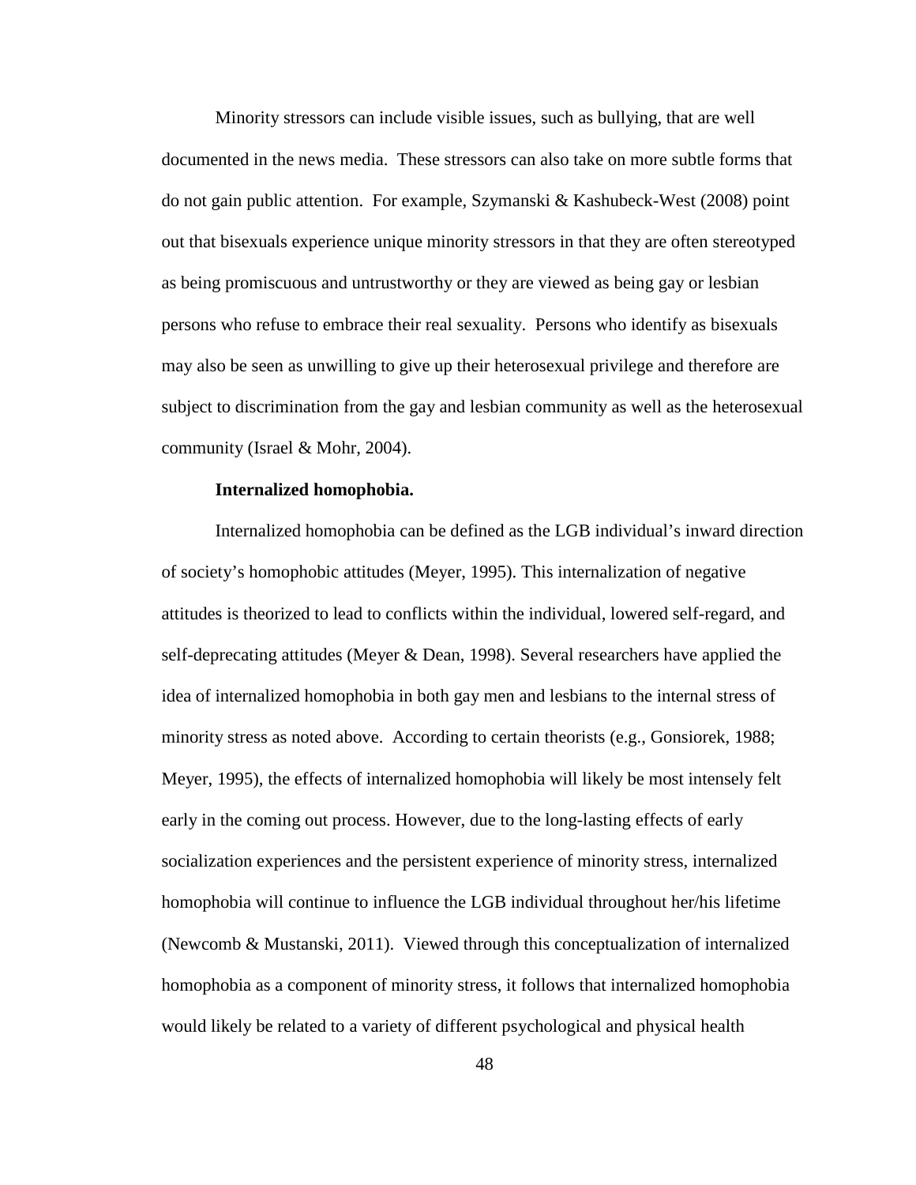Minority stressors can include visible issues, such as bullying, that are well documented in the news media. These stressors can also take on more subtle forms that do not gain public attention. For example, Szymanski & Kashubeck-West (2008) point out that bisexuals experience unique minority stressors in that they are often stereotyped as being promiscuous and untrustworthy or they are viewed as being gay or lesbian persons who refuse to embrace their real sexuality. Persons who identify as bisexuals may also be seen as unwilling to give up their heterosexual privilege and therefore are subject to discrimination from the gay and lesbian community as well as the heterosexual community (Israel & Mohr, 2004).

**Internalized homophobia.**

Internalized homophobia can be defined as the LGB individual's inward direction of society's homophobic attitudes (Meyer, 1995). This internalization of negative attitudes is theorized to lead to conflicts within the individual, lowered self-regard, and self-deprecating attitudes (Meyer & Dean, 1998). Several researchers have applied the idea of internalized homophobia in both gay men and lesbians to the internal stress of minority stress as noted above. According to certain theorists (e.g., Gonsiorek, 1988; Meyer, 1995), the effects of internalized homophobia will likely be most intensely felt early in the coming out process. However, due to the long-lasting effects of early socialization experiences and the persistent experience of minority stress, internalized homophobia will continue to influence the LGB individual throughout her/his lifetime (Newcomb & Mustanski, 2011). Viewed through this conceptualization of internalized homophobia as a component of minority stress, it follows that internalized homophobia would likely be related to a variety of different psychological and physical health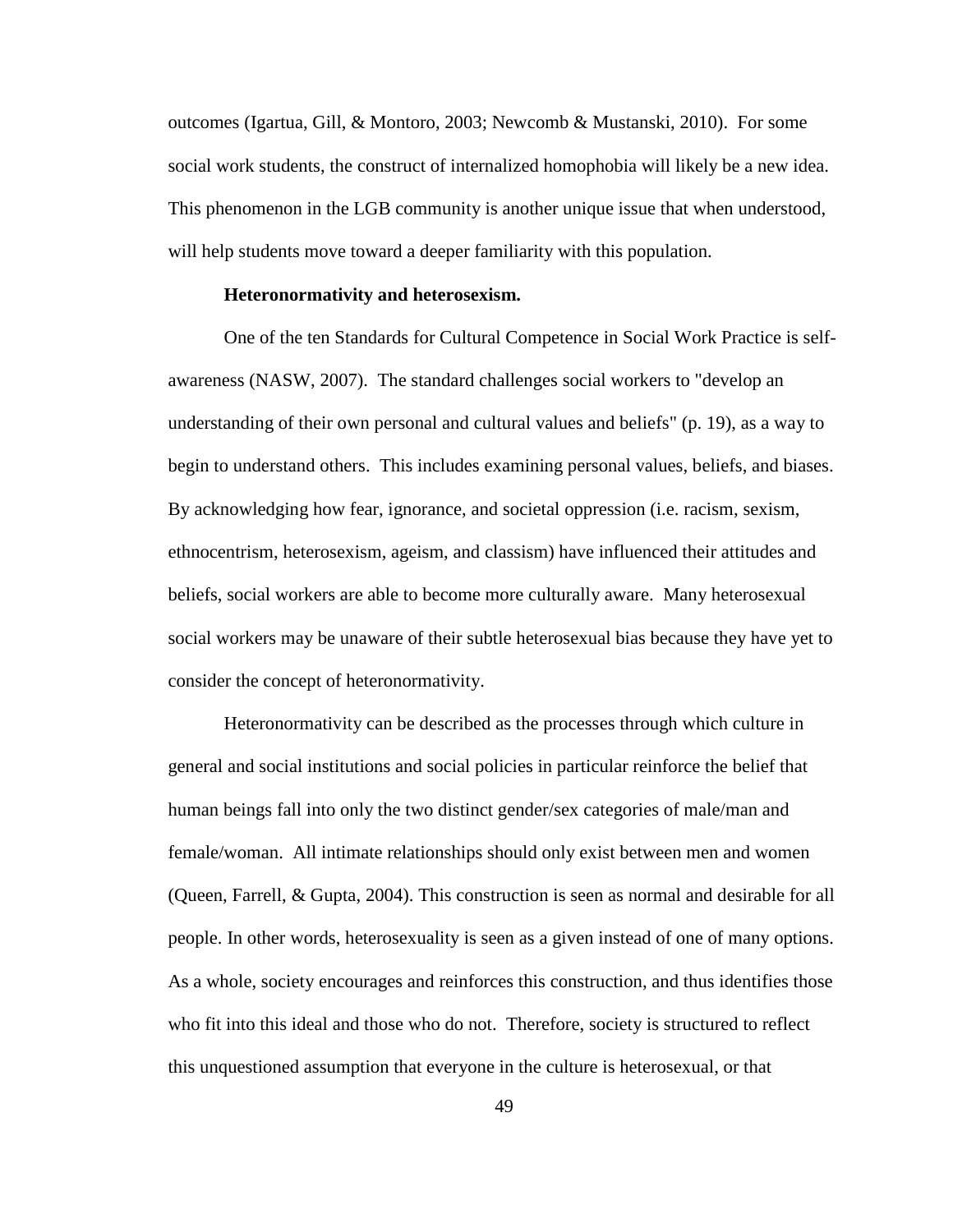outcomes (Igartua, Gill, & Montoro, 2003; Newcomb & Mustanski, 2010). For some social work students, the construct of internalized homophobia will likely be a new idea. This phenomenon in the LGB community is another unique issue that when understood, will help students move toward a deeper familiarity with this population.

**Heteronormativity and heterosexism.**

One of the ten Standards for Cultural Competence in Social Work Practice is self-awareness (NASW, 2007). The standard challenges social workers to "develop an understanding of their own personal and cultural values and beliefs" (p. 19), as a way to begin to understand others. This includes examining personal values, beliefs, and biases. By acknowledging how fear, ignorance, and societal oppression (i.e. racism, sexism, ethnocentrism, heterosexism, ageism, and classism) have influenced their attitudes and beliefs, social workers are able to become more culturally aware. Many heterosexual social workers may be unaware of their subtle heterosexual bias because they have yet to consider the concept of heteronormativity.

Heteronormativity can be described as the processes through which culture in general and social institutions and social policies in particular reinforce the belief that human beings fall into only the two distinct gender/sex categories of male/man and female/woman. All intimate relationships should only exist between men and women (Queen, Farrell, & Gupta, 2004). This construction is seen as normal and desirable for all people. In other words, heterosexuality is seen as a given instead of one of many options. As a whole, society encourages and reinforces this construction, and thus identifies those who fit into this ideal and those who do not. Therefore, society is structured to reflect this unquestioned assumption that everyone in the culture is heterosexual, or that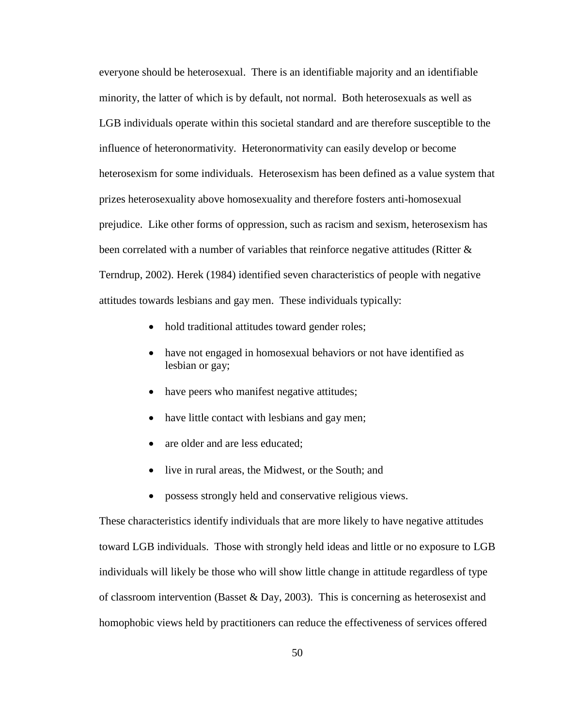everyone should be heterosexual. There is an identifiable majority and an identifiable minority, the latter of which is by default, not normal. Both heterosexuals as well as LGB individuals operate within this societal standard and are therefore susceptible to the influence of heteronormativity. Heteronormativity can easily develop or become heterosexism for some individuals. Heterosexism has been defined as a value system that prizes heterosexuality above homosexuality and therefore fosters anti-homosexual prejudice. Like other forms of oppression, such as racism and sexism, heterosexism has been correlated with a number of variables that reinforce negative attitudes (Ritter & Terndrup, 2002). Herek (1984) identified seven characteristics of people with negative attitudes towards lesbians and gay men. These individuals typically:

- hold traditional attitudes toward gender roles;
- have not engaged in homosexual behaviors or not have identified as lesbian or gay;
- have peers who manifest negative attitudes;
- have little contact with lesbians and gay men;
- are older and are less educated;
- live in rural areas, the Midwest, or the South; and
- possess strongly held and conservative religious views.

These characteristics identify individuals that are more likely to have negative attitudes toward LGB individuals. Those with strongly held ideas and little or no exposure to LGB individuals will likely be those who will show little change in attitude regardless of type of classroom intervention (Basset & Day, 2003). This is concerning as heterosexist and homophobic views held by practitioners can reduce the effectiveness of services offered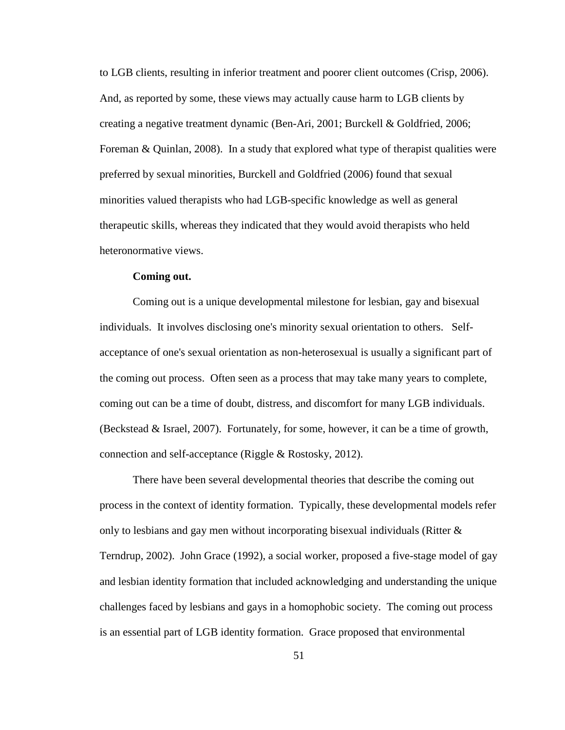to LGB clients, resulting in inferior treatment and poorer client outcomes (Crisp, 2006). And, as reported by some, these views may actually cause harm to LGB clients by creating a negative treatment dynamic (Ben-Ari, 2001; Burckell & Goldfried, 2006; Foreman & Quinlan, 2008). In a study that explored what type of therapist qualities were preferred by sexual minorities, Burckell and Goldfried (2006) found that sexual minorities valued therapists who had LGB-specific knowledge as well as general therapeutic skills, whereas they indicated that they would avoid therapists who held heteronormative views.

**Coming out.**

Coming out is a unique developmental milestone for lesbian, gay and bisexual individuals. It involves disclosing one's minority sexual orientation to others. Self-acceptance of one's sexual orientation as non-heterosexual is usually a significant part of the coming out process. Often seen as a process that may take many years to complete, coming out can be a time of doubt, distress, and discomfort for many LGB individuals. (Beckstead & Israel, 2007). Fortunately, for some, however, it can be a time of growth, connection and self-acceptance (Riggle & Rostosky, 2012).

There have been several developmental theories that describe the coming out process in the context of identity formation. Typically, these developmental models refer only to lesbians and gay men without incorporating bisexual individuals (Ritter & Terndrup, 2002). John Grace (1992), a social worker, proposed a five-stage model of gay and lesbian identity formation that included acknowledging and understanding the unique challenges faced by lesbians and gays in a homophobic society. The coming out process is an essential part of LGB identity formation. Grace proposed that environmental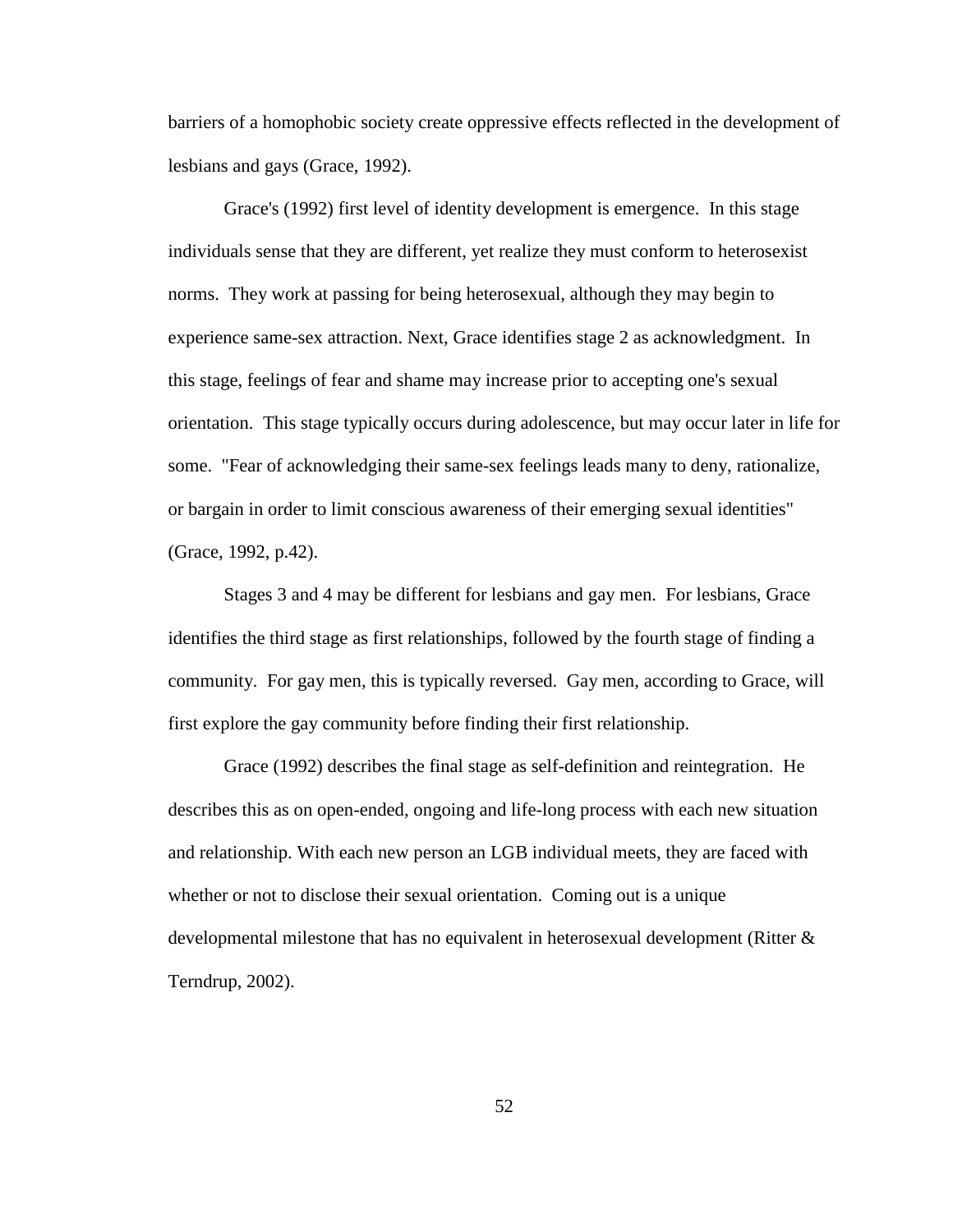barriers of a homophobic society create oppressive effects reflected in the development of lesbians and gays (Grace, 1992).

Grace's (1992) first level of identity development is emergence. In this stage individuals sense that they are different, yet realize they must conform to heterosexist norms. They work at passing for being heterosexual, although they may begin to experience same-sex attraction. Next, Grace identifies stage 2 as acknowledgment. In this stage, feelings of fear and shame may increase prior to accepting one's sexual orientation. This stage typically occurs during adolescence, but may occur later in life for some. "Fear of acknowledging their same-sex feelings leads many to deny, rationalize, or bargain in order to limit conscious awareness of their emerging sexual identities" (Grace, 1992, p.42).

Stages 3 and 4 may be different for lesbians and gay men. For lesbians, Grace identifies the third stage as first relationships, followed by the fourth stage of finding a community. For gay men, this is typically reversed. Gay men, according to Grace, will first explore the gay community before finding their first relationship.

Grace (1992) describes the final stage as self-definition and reintegration. He describes this as on open-ended, ongoing and life-long process with each new situation and relationship. With each new person an LGB individual meets, they are faced with whether or not to disclose their sexual orientation. Coming out is a unique developmental milestone that has no equivalent in heterosexual development (Ritter & Terndrup, 2002).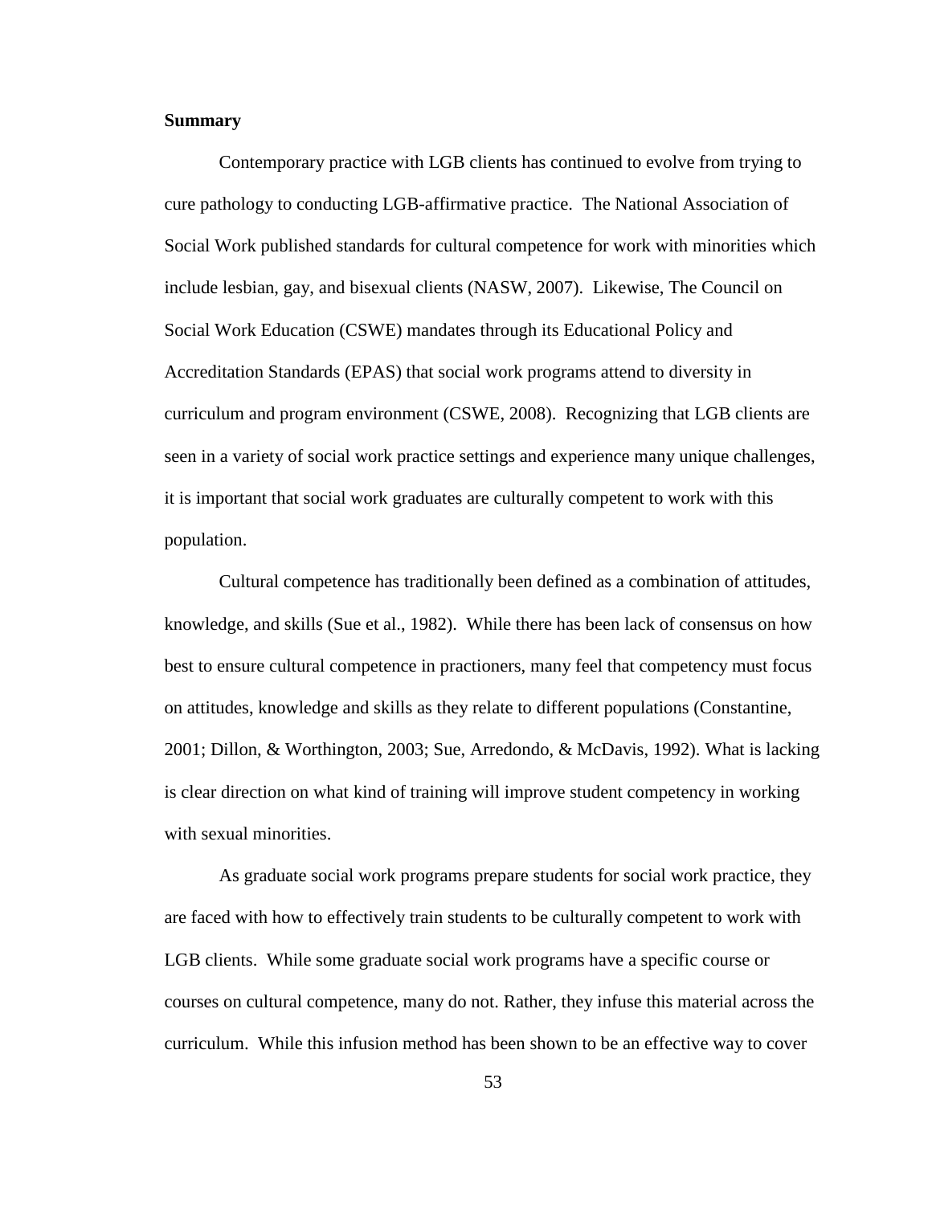**Summary**

Contemporary practice with LGB clients has continued to evolve from trying to cure pathology to conducting LGB-affirmative practice. The National Association of Social Work published standards for cultural competence for work with minorities which include lesbian, gay, and bisexual clients (NASW, 2007). Likewise, The Council on Social Work Education (CSWE) mandates through its Educational Policy and Accreditation Standards (EPAS) that social work programs attend to diversity in curriculum and program environment (CSWE, 2008). Recognizing that LGB clients are seen in a variety of social work practice settings and experience many unique challenges, it is important that social work graduates are culturally competent to work with this population.

Cultural competence has traditionally been defined as a combination of attitudes, knowledge, and skills (Sue et al., 1982). While there has been lack of consensus on how best to ensure cultural competence in practioners, many feel that competency must focus on attitudes, knowledge and skills as they relate to different populations (Constantine, 2001; Dillon, & Worthington, 2003; Sue, Arredondo, & McDavis, 1992). What is lacking is clear direction on what kind of training will improve student competency in working with sexual minorities.

As graduate social work programs prepare students for social work practice, they are faced with how to effectively train students to be culturally competent to work with LGB clients. While some graduate social work programs have a specific course or courses on cultural competence, many do not. Rather, they infuse this material across the curriculum. While this infusion method has been shown to be an effective way to cover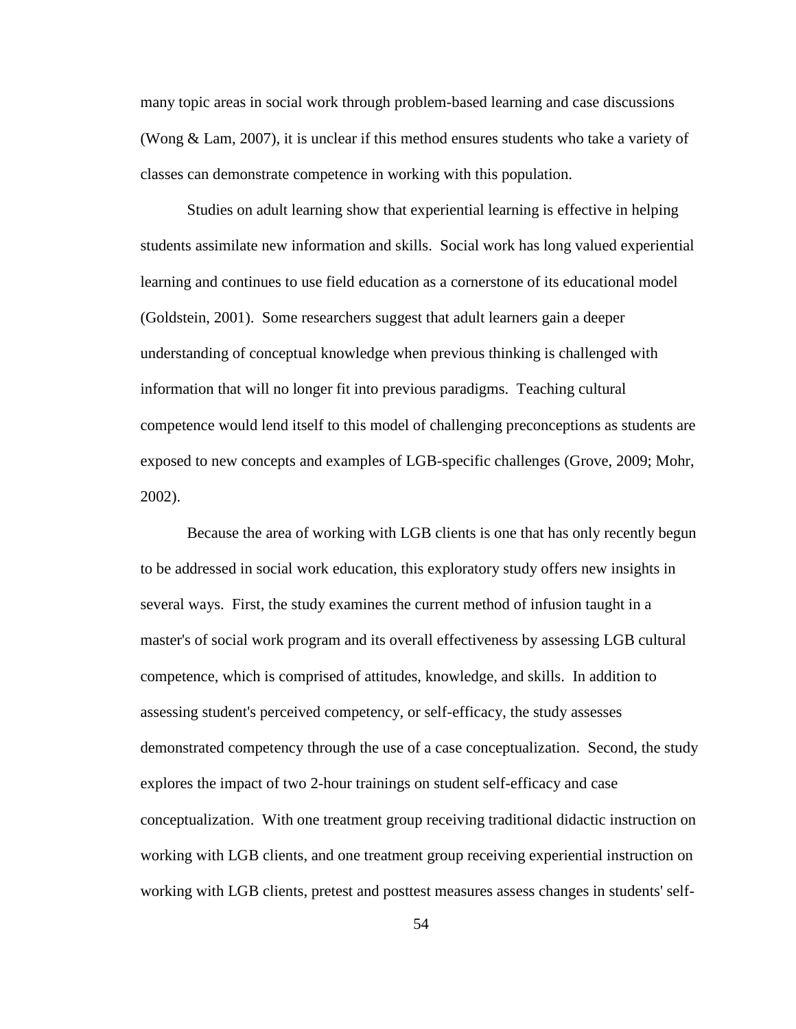many topic areas in social work through problem-based learning and case discussions (Wong & Lam, 2007), it is unclear if this method ensures students who take a variety of classes can demonstrate competence in working with this population.

Studies on adult learning show that experiential learning is effective in helping students assimilate new information and skills. Social work has long valued experiential learning and continues to use field education as a cornerstone of its educational model (Goldstein, 2001). Some researchers suggest that adult learners gain a deeper understanding of conceptual knowledge when previous thinking is challenged with information that will no longer fit into previous paradigms. Teaching cultural competence would lend itself to this model of challenging preconceptions as students are exposed to new concepts and examples of LGB-specific challenges (Grove, 2009; Mohr, 2002).

Because the area of working with LGB clients is one that has only recently begun to be addressed in social work education, this exploratory study offers new insights in several ways. First, the study examines the current method of infusion taught in a master's of social work program and its overall effectiveness by assessing LGB cultural competence, which is comprised of attitudes, knowledge, and skills. In addition to assessing student's perceived competency, or self-efficacy, the study assesses demonstrated competency through the use of a case conceptualization. Second, the study explores the impact of two 2-hour trainings on student self-efficacy and case conceptualization. With one treatment group receiving traditional didactic instruction on working with LGB clients, and one treatment group receiving experiential instruction on working with LGB clients, pretest and posttest measures assess changes in students' self-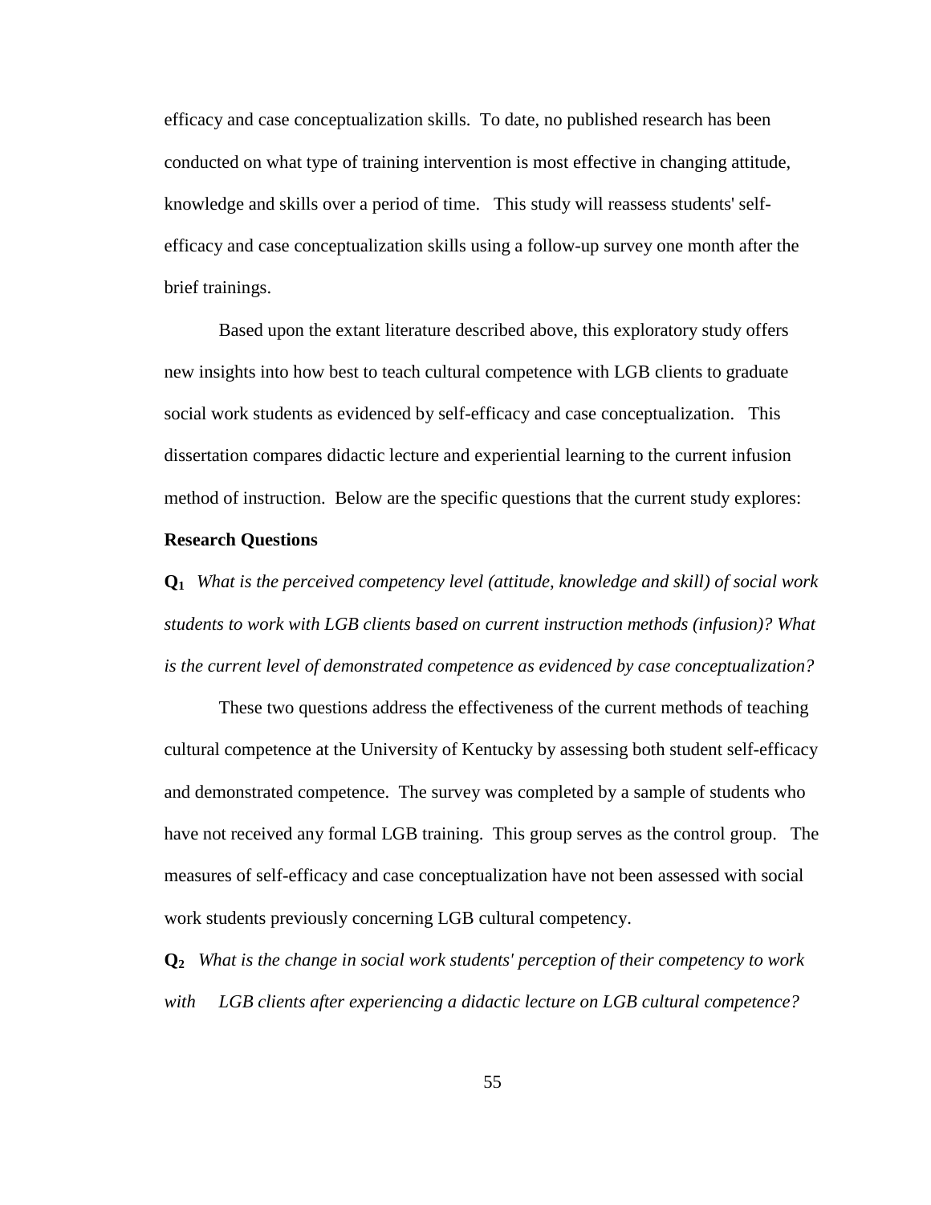efficacy and case conceptualization skills. To date, no published research has been conducted on what type of training intervention is most effective in changing attitude, knowledge and skills over a period of time. This study will reassess students' self-efficacy and case conceptualization skills using a follow-up survey one month after the brief trainings.

Based upon the extant literature described above, this exploratory study offers new insights into how best to teach cultural competence with LGB clients to graduate social work students as evidenced by self-efficacy and case conceptualization. This dissertation compares didactic lecture and experiential learning to the current infusion method of instruction. Below are the specific questions that the current study explores:

**Research Questions**

**Q$_1$** *What is the perceived competency level (attitude, knowledge and skill) of social work students to work with LGB clients based on current instruction methods (infusion)? What is the current level of demonstrated competence as evidenced by case conceptualization?*

These two questions address the effectiveness of the current methods of teaching cultural competence at the University of Kentucky by assessing both student self-efficacy and demonstrated competence. The survey was completed by a sample of students who have not received any formal LGB training. This group serves as the control group. The measures of self-efficacy and case conceptualization have not been assessed with social work students previously concerning LGB cultural competency.

**Q$_2$** *What is the change in social work students' perception of their competency to work with LGB clients after experiencing a didactic lecture on LGB cultural competence?*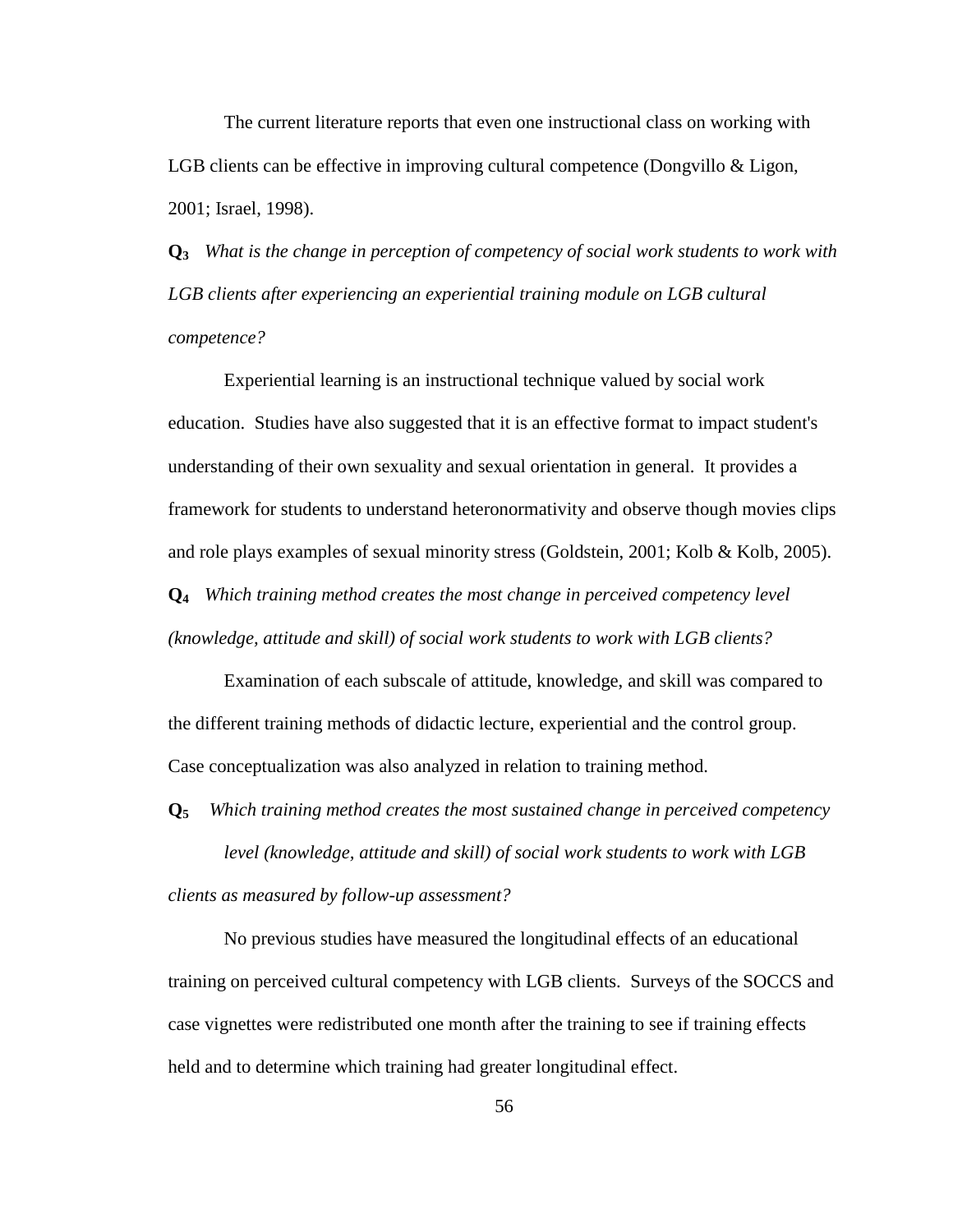The current literature reports that even one instructional class on working with LGB clients can be effective in improving cultural competence (Dongvillo & Ligon, 2001; Israel, 1998).

**$Q_3$** *What is the change in perception of competency of social work students to work with LGB clients after experiencing an experiential training module on LGB cultural competence?*

Experiential learning is an instructional technique valued by social work education. Studies have also suggested that it is an effective format to impact student's understanding of their own sexuality and sexual orientation in general. It provides a framework for students to understand heteronormativity and observe though movies clips and role plays examples of sexual minority stress (Goldstein, 2001; Kolb & Kolb, 2005).

**$Q_4$** *Which training method creates the most change in perceived competency level (knowledge, attitude and skill) of social work students to work with LGB clients?*

Examination of each subscale of attitude, knowledge, and skill was compared to the different training methods of didactic lecture, experiential and the control group. Case conceptualization was also analyzed in relation to training method.

**$Q_5$** *Which training method creates the most sustained change in perceived competency level (knowledge, attitude and skill) of social work students to work with LGB clients as measured by follow-up assessment?*

No previous studies have measured the longitudinal effects of an educational training on perceived cultural competency with LGB clients. Surveys of the SOCCS and case vignettes were redistributed one month after the training to see if training effects held and to determine which training had greater longitudinal effect.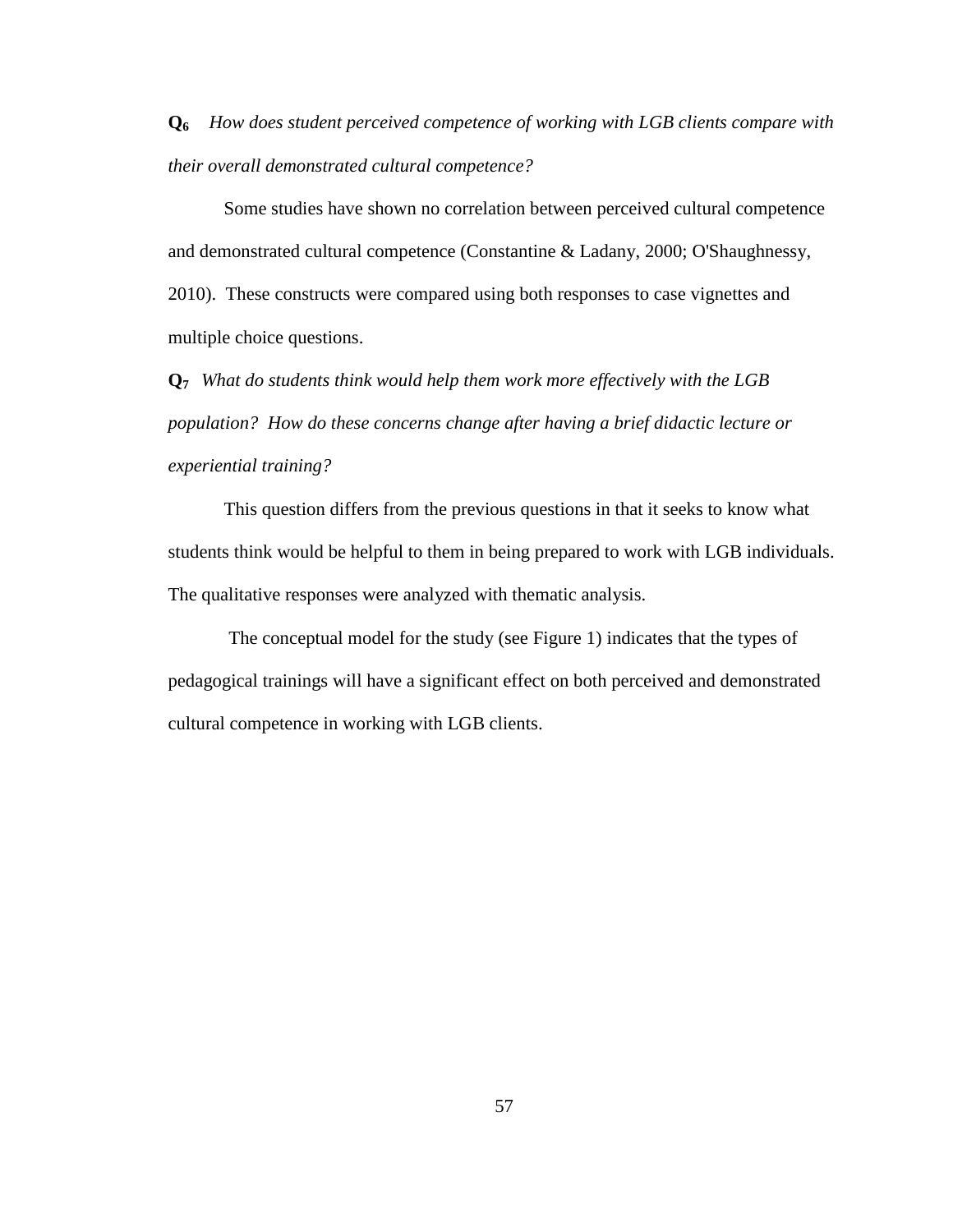**Q**$_6$ *How does student perceived competence of working with LGB clients compare with their overall demonstrated cultural competence?*

Some studies have shown no correlation between perceived cultural competence and demonstrated cultural competence (Constantine & Ladany, 2000; O'Shaughnessy, 2010). These constructs were compared using both responses to case vignettes and multiple choice questions.

**Q**$_7$ *What do students think would help them work more effectively with the LGB population? How do these concerns change after having a brief didactic lecture or experiential training?*

This question differs from the previous questions in that it seeks to know what students think would be helpful to them in being prepared to work with LGB individuals. The qualitative responses were analyzed with thematic analysis.

The conceptual model for the study (see Figure 1) indicates that the types of pedagogical trainings will have a significant effect on both perceived and demonstrated cultural competence in working with LGB clients.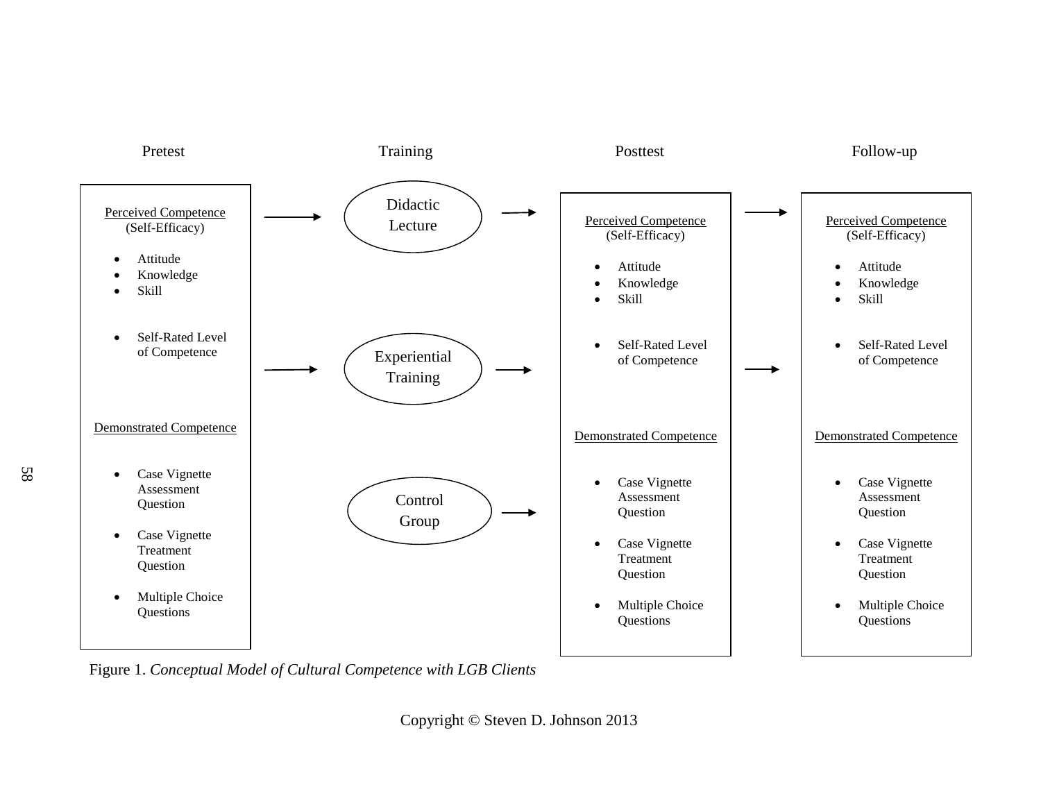Pretest

**Perceived Competence** (Self-Efficacy)

- Attitude
- Knowledge
- Skill

- Self-Rated Level of Competence

**Demonstrated Competence**

- Case Vignette Assessment Question
- Case Vignette Treatment Question
- Multiple Choice Questions

Training

- Didactic Lecture
- Experiential Training
- Control Group

Posttest

**Perceived Competence** (Self-Efficacy)

- Attitude
- Knowledge
- Skill

- Self-Rated Level of Competence

**Demonstrated Competence**

- Case Vignette Assessment Question
- Case Vignette Treatment Question
- Multiple Choice Questions

Follow-up

**Perceived Competence** (Self-Efficacy)

- Attitude
- Knowledge
- Skill

- Self-Rated Level of Competence

**Demonstrated Competence**

- Case Vignette Assessment Question
- Case Vignette Treatment Question
- Multiple Choice Questions

Figure 1. *Conceptual Model of Cultural Competence with LGB Clients*

Copyright © Steven D. Johnson 2013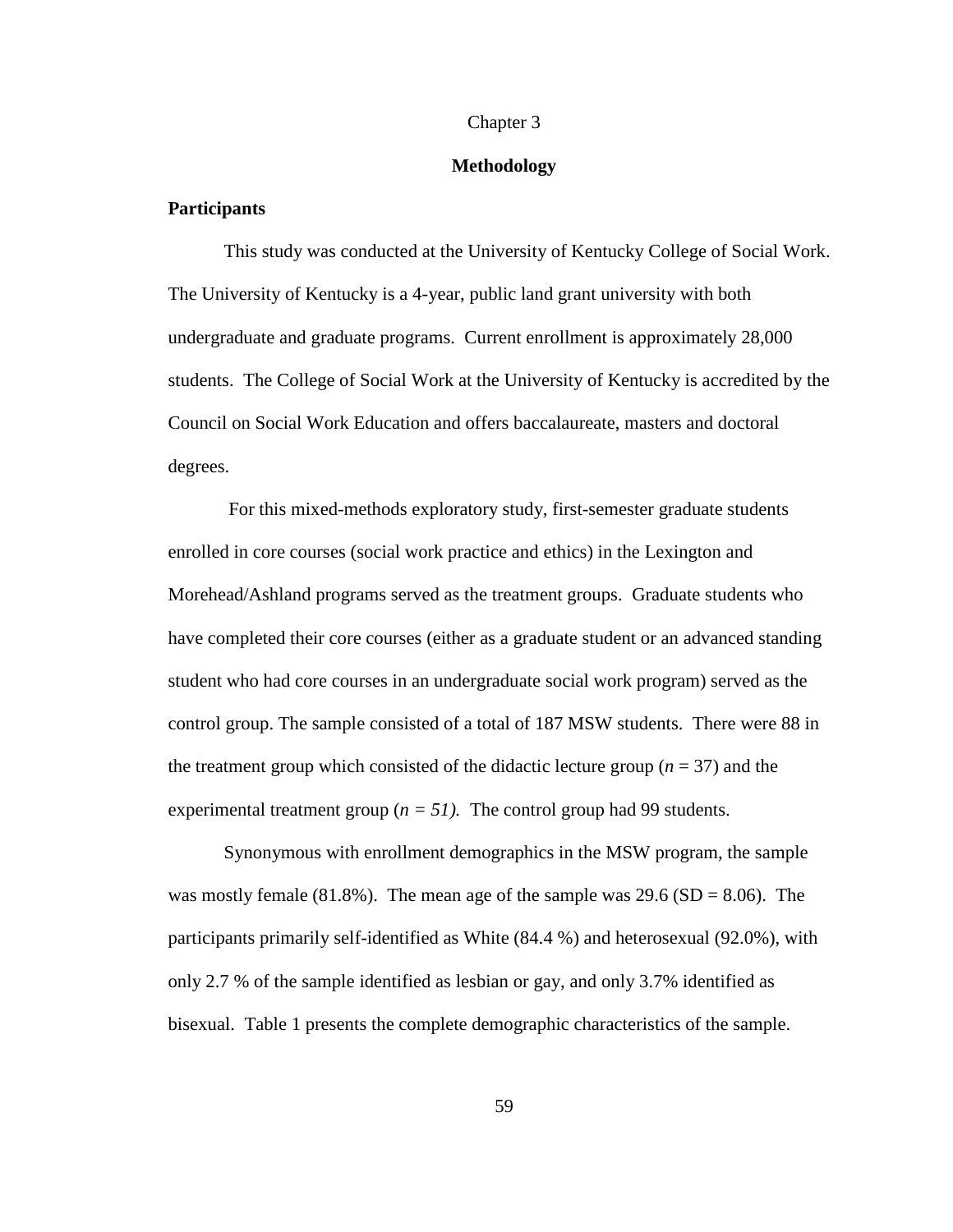# Chapter 3

## Methodology

### Participants

This study was conducted at the University of Kentucky College of Social Work. The University of Kentucky is a 4-year, public land grant university with both undergraduate and graduate programs. Current enrollment is approximately 28,000 students. The College of Social Work at the University of Kentucky is accredited by the Council on Social Work Education and offers baccalaureate, masters and doctoral degrees.

For this mixed-methods exploratory study, first-semester graduate students enrolled in core courses (social work practice and ethics) in the Lexington and Morehead/Ashland programs served as the treatment groups. Graduate students who have completed their core courses (either as a graduate student or an advanced standing student who had core courses in an undergraduate social work program) served as the control group. The sample consisted of a total of 187 MSW students. There were 88 in the treatment group which consisted of the didactic lecture group ($n = 37$) and the experimental treatment group ($n = 51$). The control group had 99 students.

Synonymous with enrollment demographics in the MSW program, the sample was mostly female (81.8%). The mean age of the sample was 29.6 (SD = 8.06). The participants primarily self-identified as White (84.4 %) and heterosexual (92.0%), with only 2.7 % of the sample identified as lesbian or gay, and only 3.7% identified as bisexual. Table 1 presents the complete demographic characteristics of the sample.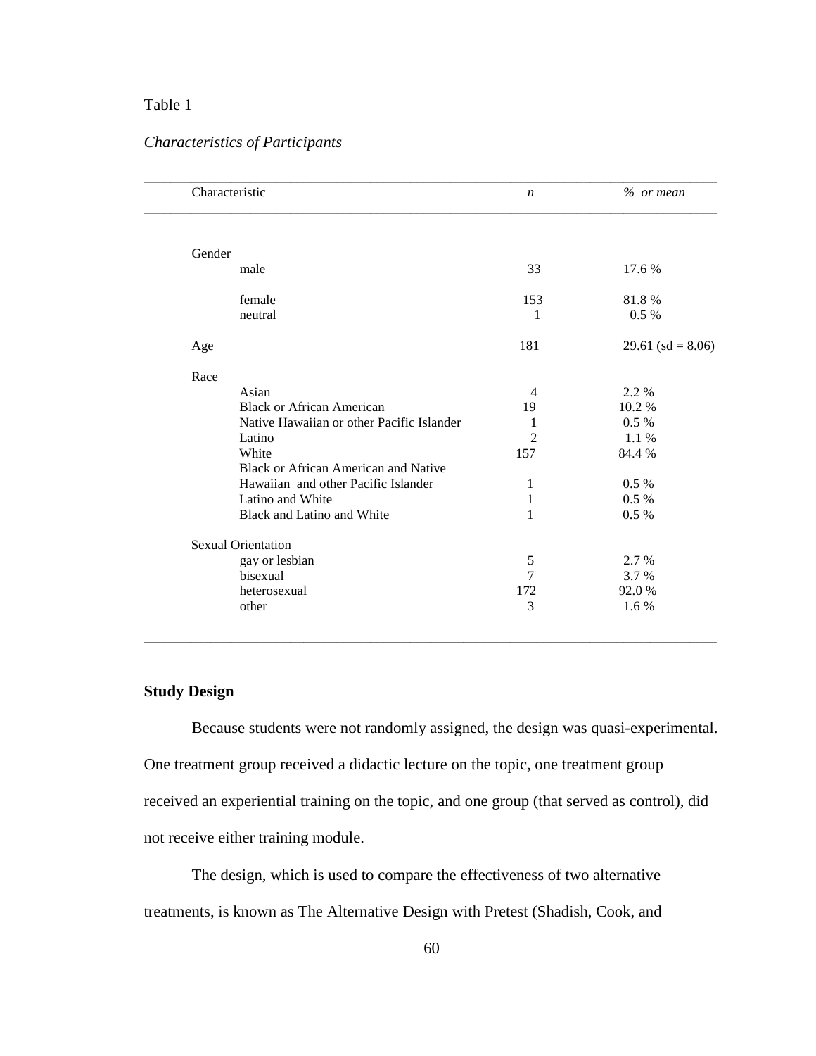Table 1

*Characteristics of Participants*

| Characteristic | *n* | *% or mean* |
|---|---|---|
| Gender | | |
| male | 33 | 17.6 % |
| female | 153 | 81.8 % |
| neutral | 1 | 0.5 % |
| Age | 181 | 29.61 (sd = 8.06) |
| Race | | |
| Asian | 4 | 2.2 % |
| Black or African American | 19 | 10.2 % |
| Native Hawaiian or other Pacific Islander | 1 | 0.5 % |
| Latino | 2 | 1.1 % |
| White | 157 | 84.4 % |
| Black or African American and Native Hawaiian and other Pacific Islander | 1 | 0.5 % |
| Latino and White | 1 | 0.5 % |
| Black and Latino and White | 1 | 0.5 % |
| Sexual Orientation | | |
| gay or lesbian | 5 | 2.7 % |
| bisexual | 7 | 3.7 % |
| heterosexual | 172 | 92.0 % |
| other | 3 | 1.6 % |

**Study Design**

Because students were not randomly assigned, the design was quasi-experimental. One treatment group received a didactic lecture on the topic, one treatment group received an experiential training on the topic, and one group (that served as control), did not receive either training module.

The design, which is used to compare the effectiveness of two alternative treatments, is known as The Alternative Design with Pretest (Shadish, Cook, and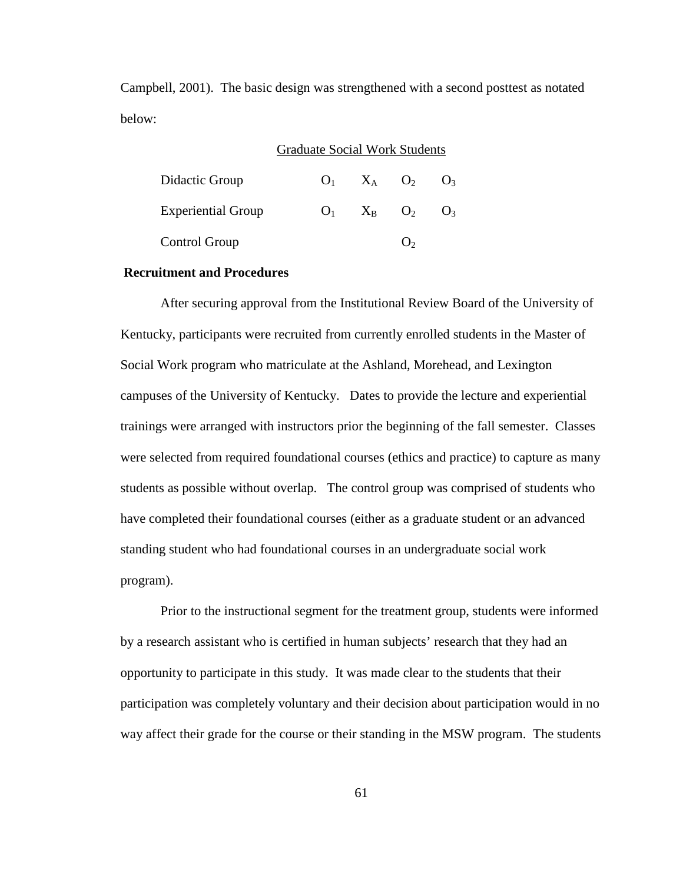Campbell, 2001). The basic design was strengthened with a second posttest as notated below:

| Graduate Social Work Students | | | | |
|---|---|---|---|---|
| Didactic Group | $O_1$ | $X_A$ | $O_2$ | $O_3$ |
| Experiential Group | $O_1$ | $X_B$ | $O_2$ | $O_3$ |
| Control Group | | | $O_2$ | |

**Recruitment and Procedures**

After securing approval from the Institutional Review Board of the University of Kentucky, participants were recruited from currently enrolled students in the Master of Social Work program who matriculate at the Ashland, Morehead, and Lexington campuses of the University of Kentucky. Dates to provide the lecture and experiential trainings were arranged with instructors prior the beginning of the fall semester. Classes were selected from required foundational courses (ethics and practice) to capture as many students as possible without overlap. The control group was comprised of students who have completed their foundational courses (either as a graduate student or an advanced standing student who had foundational courses in an undergraduate social work program).

Prior to the instructional segment for the treatment group, students were informed by a research assistant who is certified in human subjects' research that they had an opportunity to participate in this study. It was made clear to the students that their participation was completely voluntary and their decision about participation would in no way affect their grade for the course or their standing in the MSW program. The students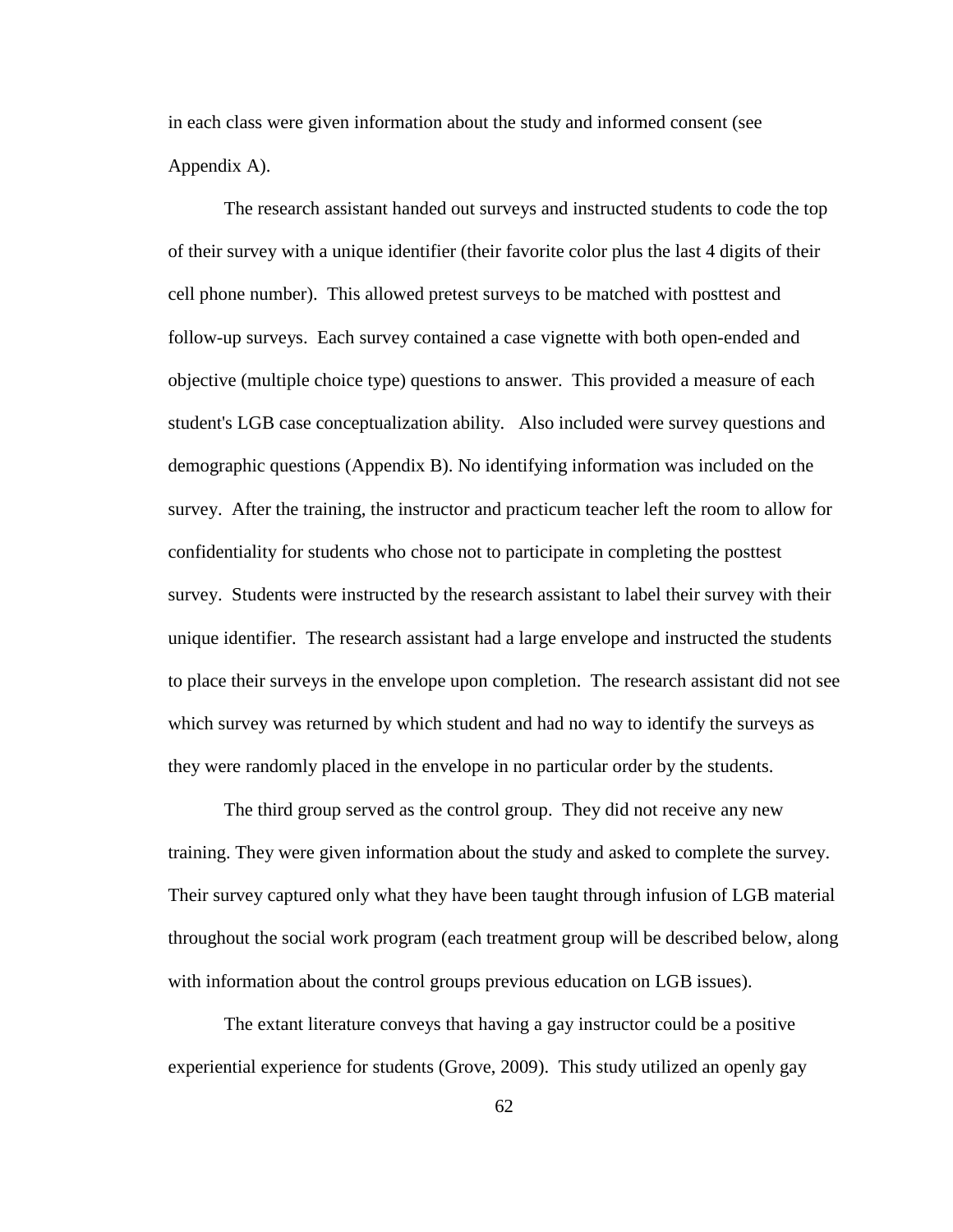in each class were given information about the study and informed consent (see Appendix A).

The research assistant handed out surveys and instructed students to code the top of their survey with a unique identifier (their favorite color plus the last 4 digits of their cell phone number). This allowed pretest surveys to be matched with posttest and follow-up surveys. Each survey contained a case vignette with both open-ended and objective (multiple choice type) questions to answer. This provided a measure of each student's LGB case conceptualization ability. Also included were survey questions and demographic questions (Appendix B). No identifying information was included on the survey. After the training, the instructor and practicum teacher left the room to allow for confidentiality for students who chose not to participate in completing the posttest survey. Students were instructed by the research assistant to label their survey with their unique identifier. The research assistant had a large envelope and instructed the students to place their surveys in the envelope upon completion. The research assistant did not see which survey was returned by which student and had no way to identify the surveys as they were randomly placed in the envelope in no particular order by the students.

The third group served as the control group. They did not receive any new training. They were given information about the study and asked to complete the survey. Their survey captured only what they have been taught through infusion of LGB material throughout the social work program (each treatment group will be described below, along with information about the control groups previous education on LGB issues).

The extant literature conveys that having a gay instructor could be a positive experiential experience for students (Grove, 2009). This study utilized an openly gay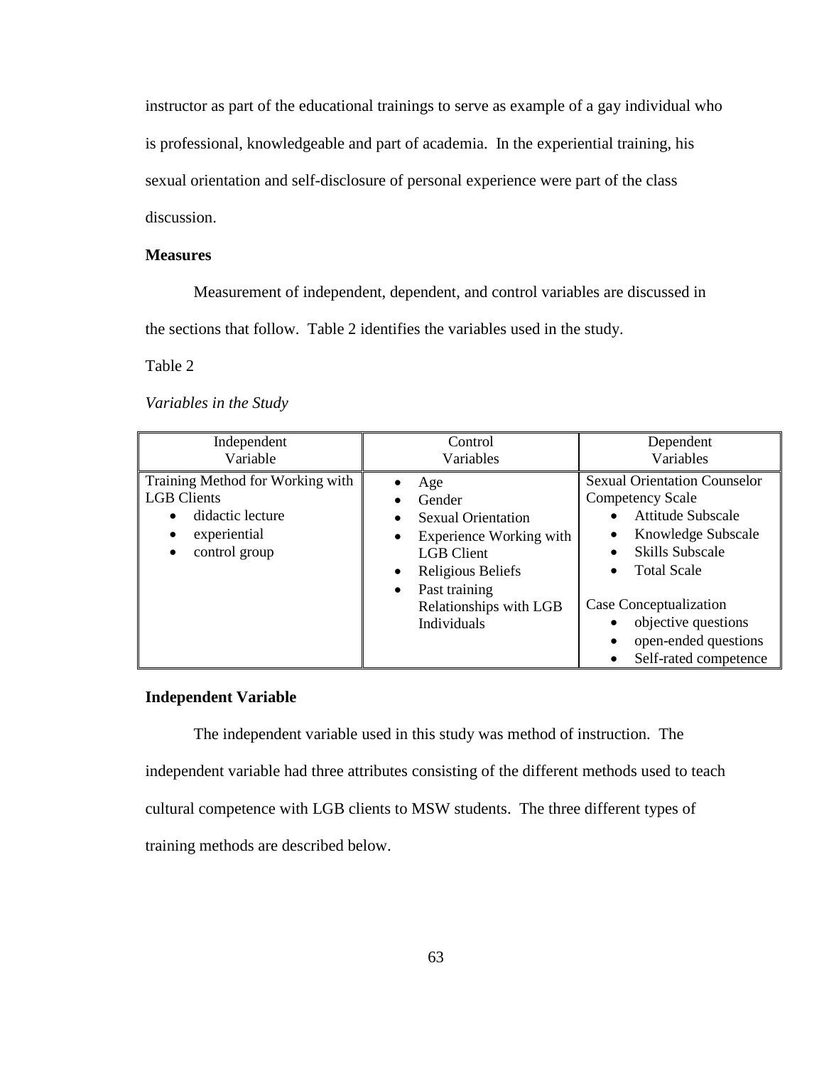instructor as part of the educational trainings to serve as example of a gay individual who is professional, knowledgeable and part of academia. In the experiential training, his sexual orientation and self-disclosure of personal experience were part of the class discussion.

**Measures**

Measurement of independent, dependent, and control variables are discussed in the sections that follow. Table 2 identifies the variables used in the study.

Table 2

*Variables in the Study*

| Independent Variable | Control Variables | Dependent Variables |
|---|---|---|
| Training Method for Working with LGB Clients<br>• didactic lecture<br>• experiential<br>• control group | • Age<br>• Gender<br>• Sexual Orientation<br>• Experience Working with LGB Client<br>• Religious Beliefs<br>• Past training Relationships with LGB Individuals | Sexual Orientation Counselor Competency Scale<br>• Attitude Subscale<br>• Knowledge Subscale<br>• Skills Subscale<br>• Total Scale<br><br>Case Conceptualization<br>• objective questions<br>• open-ended questions<br>• Self-rated competence |

**Independent Variable**

The independent variable used in this study was method of instruction. The independent variable had three attributes consisting of the different methods used to teach cultural competence with LGB clients to MSW students. The three different types of training methods are described below.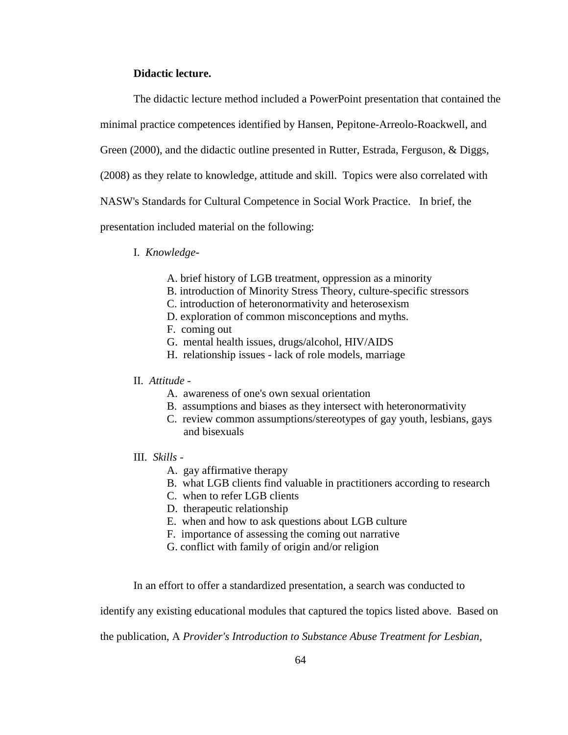**Didactic lecture.**

The didactic lecture method included a PowerPoint presentation that contained the minimal practice competences identified by Hansen, Pepitone-Arreolo-Roackwell, and Green (2000), and the didactic outline presented in Rutter, Estrada, Ferguson, & Diggs, (2008) as they relate to knowledge, attitude and skill. Topics were also correlated with NASW's Standards for Cultural Competence in Social Work Practice. In brief, the presentation included material on the following:

I. *Knowledge-*

- A. brief history of LGB treatment, oppression as a minority
- B. introduction of Minority Stress Theory, culture-specific stressors
- C. introduction of heteronormativity and heterosexism
- D. exploration of common misconceptions and myths.
- F. coming out
- G. mental health issues, drugs/alcohol, HIV/AIDS
- H. relationship issues - lack of role models, marriage

II. *Attitude -*

- A. awareness of one's own sexual orientation
- B. assumptions and biases as they intersect with heteronormativity
- C. review common assumptions/stereotypes of gay youth, lesbians, gays and bisexuals

III. *Skills -*

- A. gay affirmative therapy
- B. what LGB clients find valuable in practitioners according to research
- C. when to refer LGB clients
- D. therapeutic relationship
- E. when and how to ask questions about LGB culture
- F. importance of assessing the coming out narrative
- G. conflict with family of origin and/or religion

In an effort to offer a standardized presentation, a search was conducted to identify any existing educational modules that captured the topics listed above. Based on the publication, A *Provider's Introduction to Substance Abuse Treatment for Lesbian,*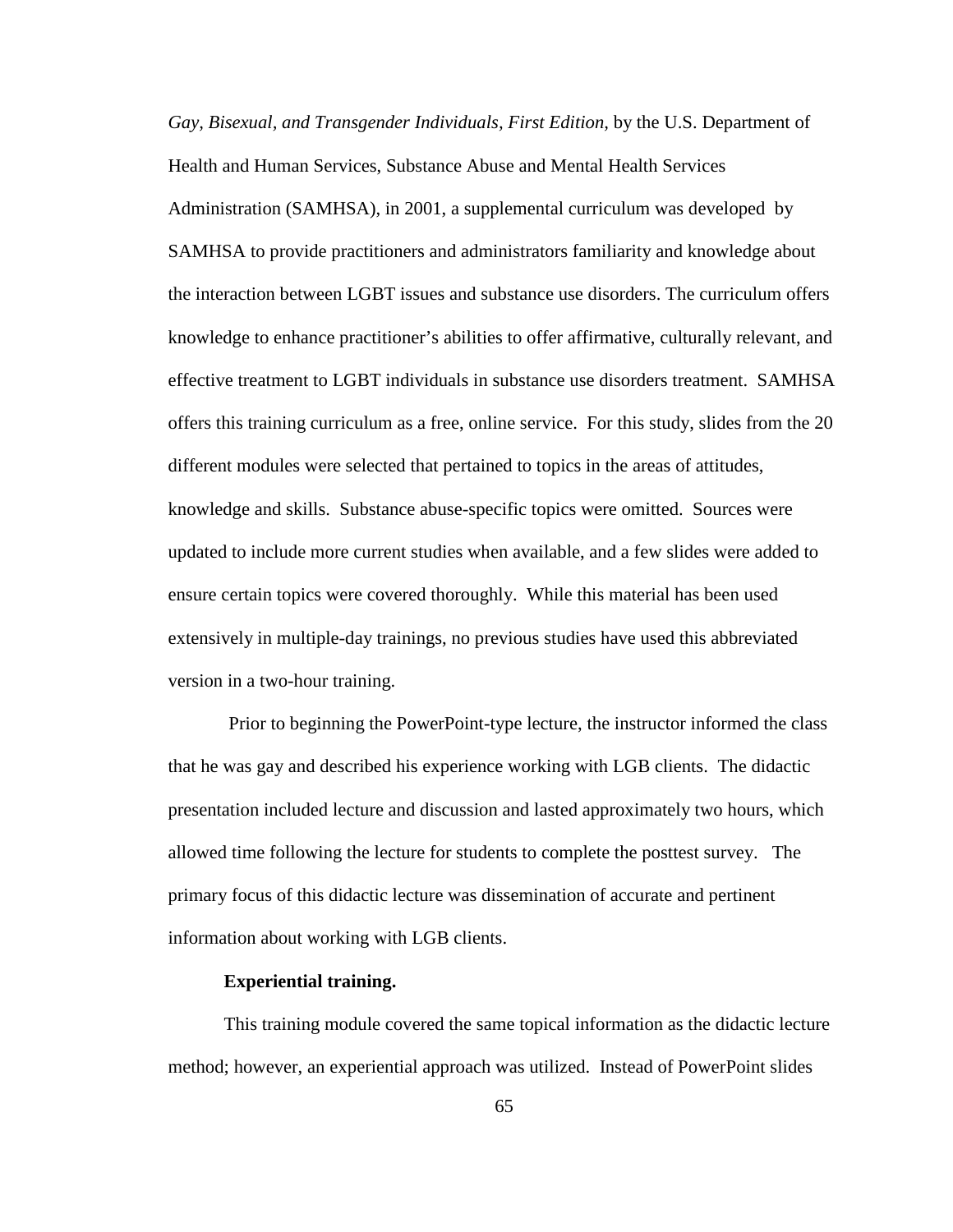*Gay, Bisexual, and Transgender Individuals, First Edition,* by the U.S. Department of Health and Human Services, Substance Abuse and Mental Health Services Administration (SAMHSA), in 2001, a supplemental curriculum was developed by SAMHSA to provide practitioners and administrators familiarity and knowledge about the interaction between LGBT issues and substance use disorders. The curriculum offers knowledge to enhance practitioner's abilities to offer affirmative, culturally relevant, and effective treatment to LGBT individuals in substance use disorders treatment. SAMHSA offers this training curriculum as a free, online service. For this study, slides from the 20 different modules were selected that pertained to topics in the areas of attitudes, knowledge and skills. Substance abuse-specific topics were omitted. Sources were updated to include more current studies when available, and a few slides were added to ensure certain topics were covered thoroughly. While this material has been used extensively in multiple-day trainings, no previous studies have used this abbreviated version in a two-hour training.

Prior to beginning the PowerPoint-type lecture, the instructor informed the class that he was gay and described his experience working with LGB clients. The didactic presentation included lecture and discussion and lasted approximately two hours, which allowed time following the lecture for students to complete the posttest survey. The primary focus of this didactic lecture was dissemination of accurate and pertinent information about working with LGB clients.

**Experiential training.**

This training module covered the same topical information as the didactic lecture method; however, an experiential approach was utilized. Instead of PowerPoint slides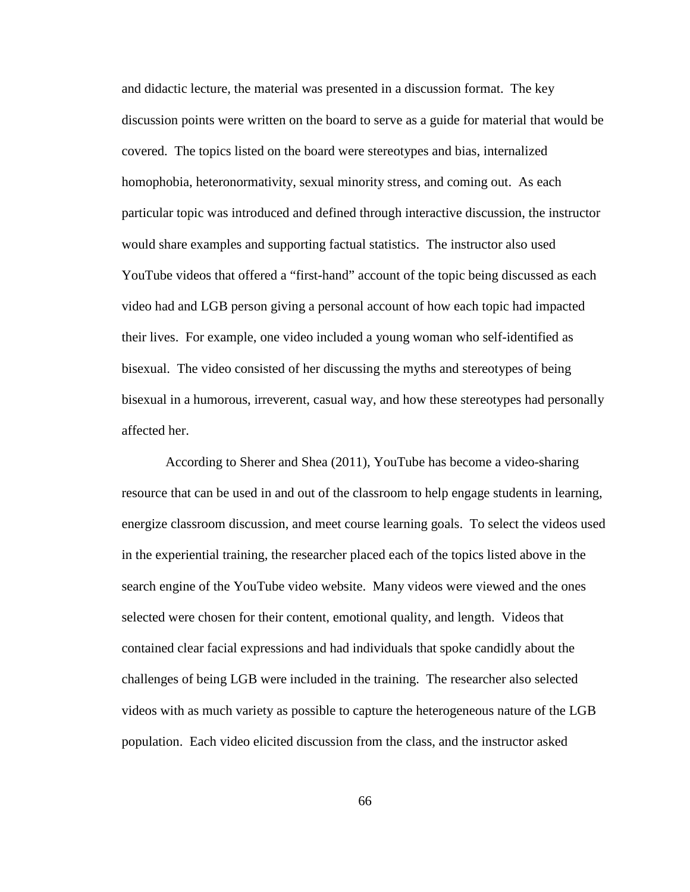and didactic lecture, the material was presented in a discussion format. The key discussion points were written on the board to serve as a guide for material that would be covered. The topics listed on the board were stereotypes and bias, internalized homophobia, heteronormativity, sexual minority stress, and coming out. As each particular topic was introduced and defined through interactive discussion, the instructor would share examples and supporting factual statistics. The instructor also used YouTube videos that offered a "first-hand" account of the topic being discussed as each video had and LGB person giving a personal account of how each topic had impacted their lives. For example, one video included a young woman who self-identified as bisexual. The video consisted of her discussing the myths and stereotypes of being bisexual in a humorous, irreverent, casual way, and how these stereotypes had personally affected her.

According to Sherer and Shea (2011), YouTube has become a video-sharing resource that can be used in and out of the classroom to help engage students in learning, energize classroom discussion, and meet course learning goals. To select the videos used in the experiential training, the researcher placed each of the topics listed above in the search engine of the YouTube video website. Many videos were viewed and the ones selected were chosen for their content, emotional quality, and length. Videos that contained clear facial expressions and had individuals that spoke candidly about the challenges of being LGB were included in the training. The researcher also selected videos with as much variety as possible to capture the heterogeneous nature of the LGB population. Each video elicited discussion from the class, and the instructor asked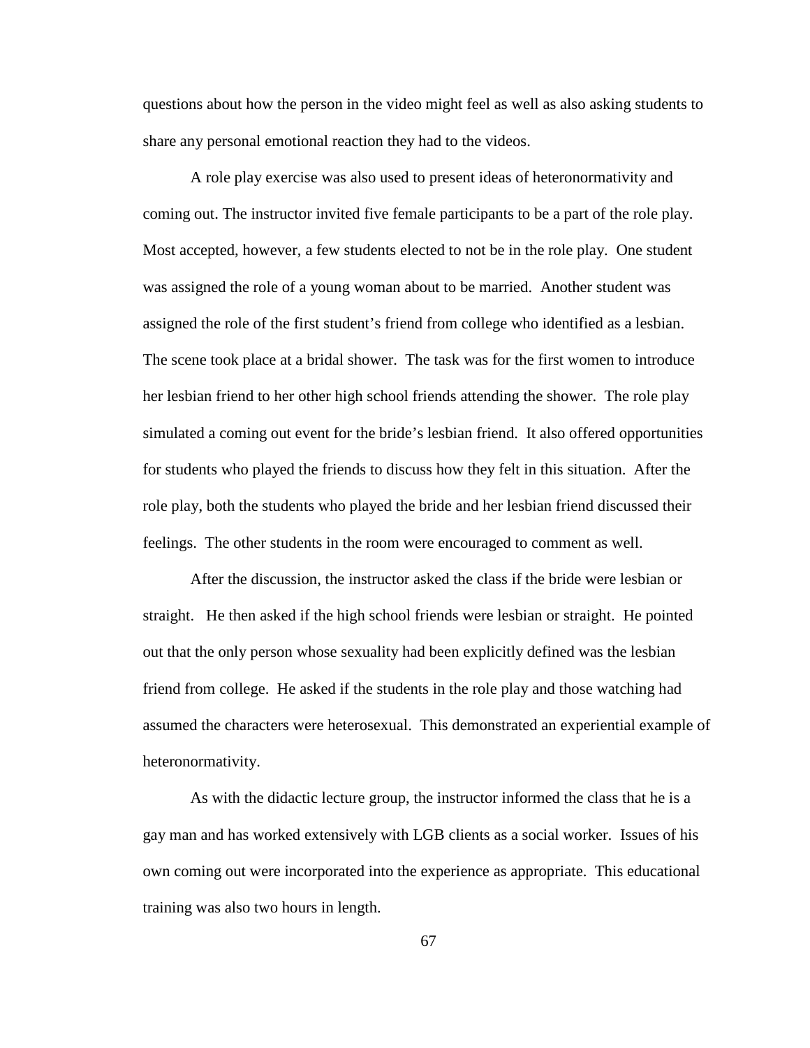questions about how the person in the video might feel as well as also asking students to share any personal emotional reaction they had to the videos.

A role play exercise was also used to present ideas of heteronormativity and coming out. The instructor invited five female participants to be a part of the role play. Most accepted, however, a few students elected to not be in the role play. One student was assigned the role of a young woman about to be married. Another student was assigned the role of the first student's friend from college who identified as a lesbian. The scene took place at a bridal shower. The task was for the first women to introduce her lesbian friend to her other high school friends attending the shower. The role play simulated a coming out event for the bride's lesbian friend. It also offered opportunities for students who played the friends to discuss how they felt in this situation. After the role play, both the students who played the bride and her lesbian friend discussed their feelings. The other students in the room were encouraged to comment as well.

After the discussion, the instructor asked the class if the bride were lesbian or straight. He then asked if the high school friends were lesbian or straight. He pointed out that the only person whose sexuality had been explicitly defined was the lesbian friend from college. He asked if the students in the role play and those watching had assumed the characters were heterosexual. This demonstrated an experiential example of heteronormativity.

As with the didactic lecture group, the instructor informed the class that he is a gay man and has worked extensively with LGB clients as a social worker. Issues of his own coming out were incorporated into the experience as appropriate. This educational training was also two hours in length.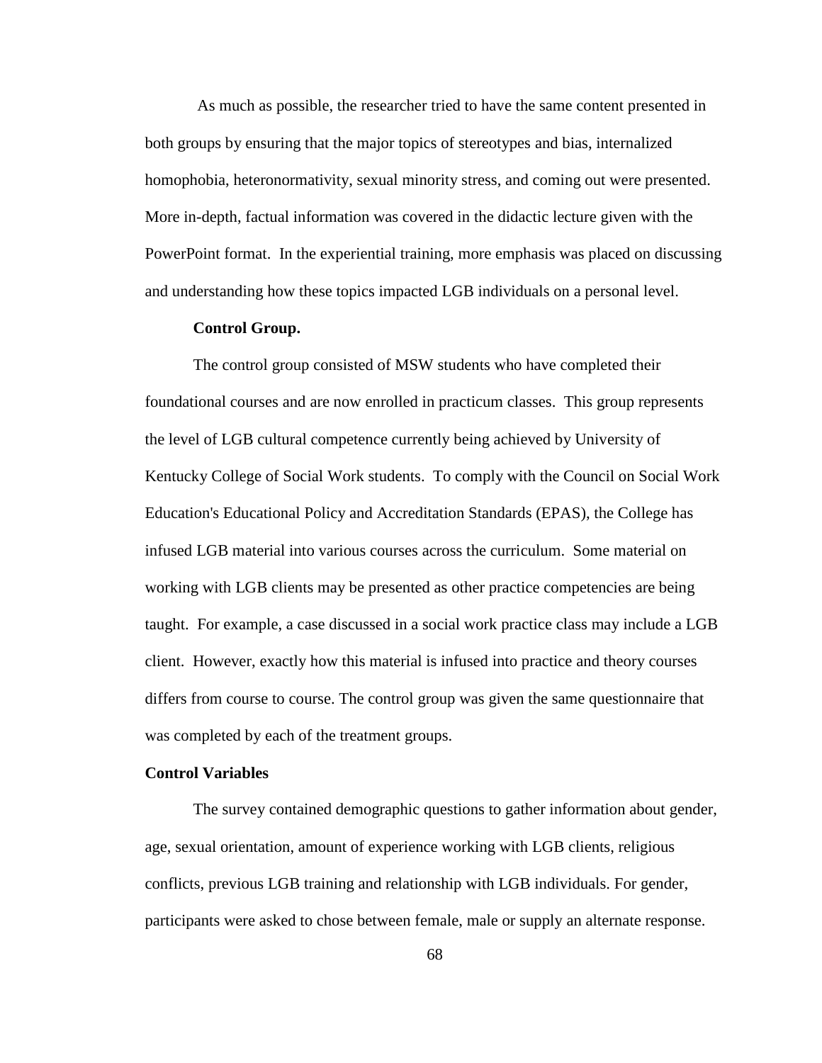As much as possible, the researcher tried to have the same content presented in both groups by ensuring that the major topics of stereotypes and bias, internalized homophobia, heteronormativity, sexual minority stress, and coming out were presented. More in-depth, factual information was covered in the didactic lecture given with the PowerPoint format. In the experiential training, more emphasis was placed on discussing and understanding how these topics impacted LGB individuals on a personal level.

**Control Group.**

The control group consisted of MSW students who have completed their foundational courses and are now enrolled in practicum classes. This group represents the level of LGB cultural competence currently being achieved by University of Kentucky College of Social Work students. To comply with the Council on Social Work Education's Educational Policy and Accreditation Standards (EPAS), the College has infused LGB material into various courses across the curriculum. Some material on working with LGB clients may be presented as other practice competencies are being taught. For example, a case discussed in a social work practice class may include a LGB client. However, exactly how this material is infused into practice and theory courses differs from course to course. The control group was given the same questionnaire that was completed by each of the treatment groups.

**Control Variables**

The survey contained demographic questions to gather information about gender, age, sexual orientation, amount of experience working with LGB clients, religious conflicts, previous LGB training and relationship with LGB individuals. For gender, participants were asked to chose between female, male or supply an alternate response.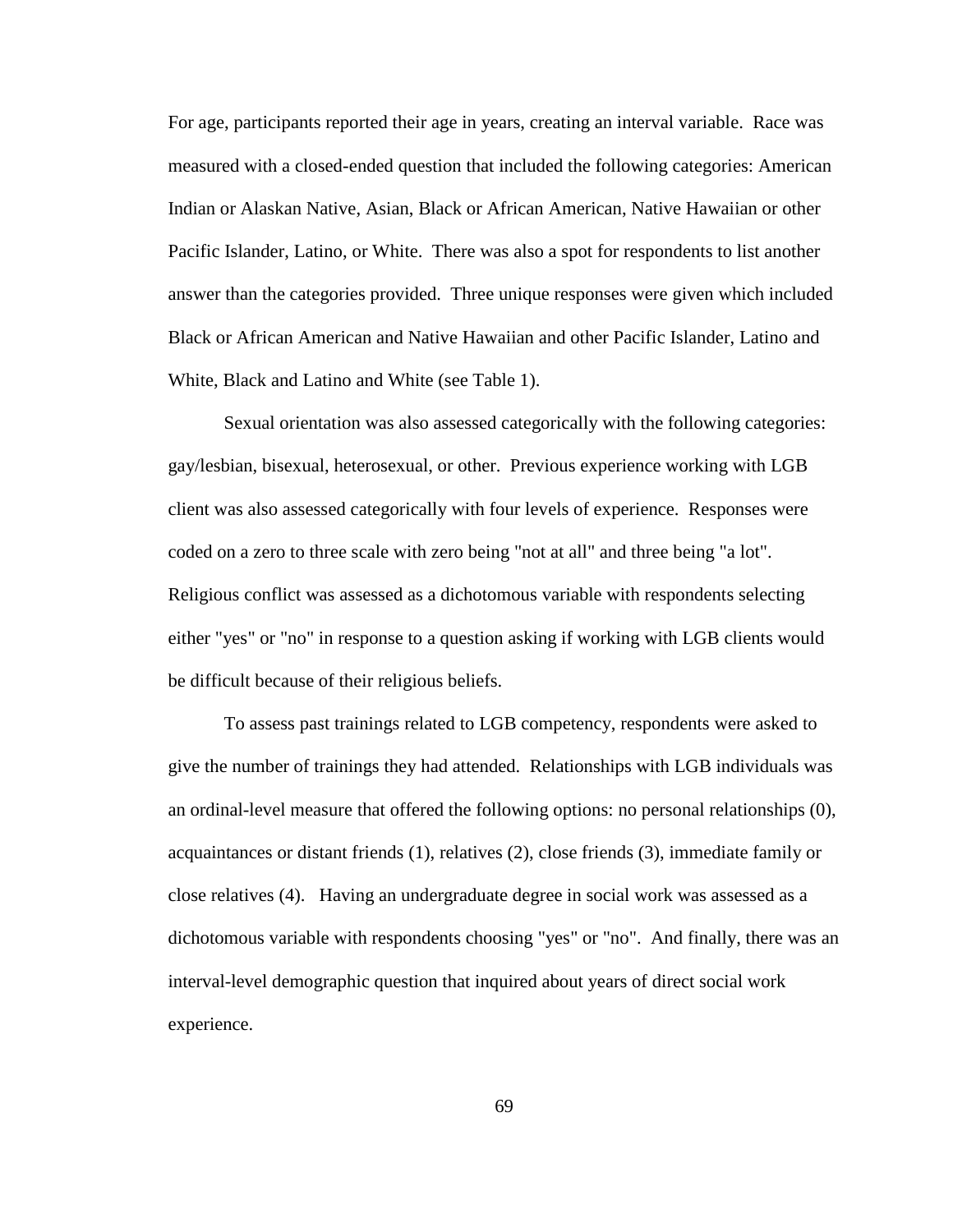For age, participants reported their age in years, creating an interval variable. Race was measured with a closed-ended question that included the following categories: American Indian or Alaskan Native, Asian, Black or African American, Native Hawaiian or other Pacific Islander, Latino, or White. There was also a spot for respondents to list another answer than the categories provided. Three unique responses were given which included Black or African American and Native Hawaiian and other Pacific Islander, Latino and White, Black and Latino and White (see Table 1).

Sexual orientation was also assessed categorically with the following categories: gay/lesbian, bisexual, heterosexual, or other. Previous experience working with LGB client was also assessed categorically with four levels of experience. Responses were coded on a zero to three scale with zero being "not at all" and three being "a lot". Religious conflict was assessed as a dichotomous variable with respondents selecting either "yes" or "no" in response to a question asking if working with LGB clients would be difficult because of their religious beliefs.

To assess past trainings related to LGB competency, respondents were asked to give the number of trainings they had attended. Relationships with LGB individuals was an ordinal-level measure that offered the following options: no personal relationships (0), acquaintances or distant friends (1), relatives (2), close friends (3), immediate family or close relatives (4). Having an undergraduate degree in social work was assessed as a dichotomous variable with respondents choosing "yes" or "no". And finally, there was an interval-level demographic question that inquired about years of direct social work experience.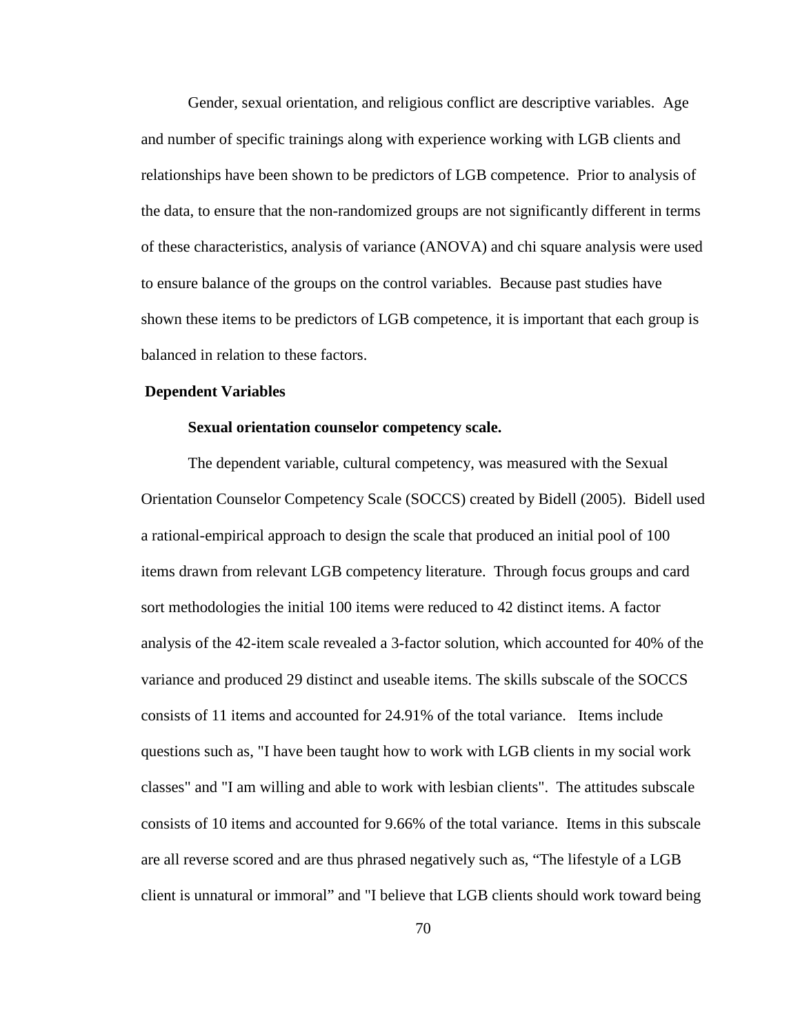Gender, sexual orientation, and religious conflict are descriptive variables. Age and number of specific trainings along with experience working with LGB clients and relationships have been shown to be predictors of LGB competence. Prior to analysis of the data, to ensure that the non-randomized groups are not significantly different in terms of these characteristics, analysis of variance (ANOVA) and chi square analysis were used to ensure balance of the groups on the control variables. Because past studies have shown these items to be predictors of LGB competence, it is important that each group is balanced in relation to these factors.

## Dependent Variables

### Sexual orientation counselor competency scale.

The dependent variable, cultural competency, was measured with the Sexual Orientation Counselor Competency Scale (SOCCS) created by Bidell (2005). Bidell used a rational-empirical approach to design the scale that produced an initial pool of 100 items drawn from relevant LGB competency literature. Through focus groups and card sort methodologies the initial 100 items were reduced to 42 distinct items. A factor analysis of the 42-item scale revealed a 3-factor solution, which accounted for 40% of the variance and produced 29 distinct and useable items. The skills subscale of the SOCCS consists of 11 items and accounted for 24.91% of the total variance. Items include questions such as, "I have been taught how to work with LGB clients in my social work classes" and "I am willing and able to work with lesbian clients". The attitudes subscale consists of 10 items and accounted for 9.66% of the total variance. Items in this subscale are all reverse scored and are thus phrased negatively such as, “The lifestyle of a LGB client is unnatural or immoral” and "I believe that LGB clients should work toward being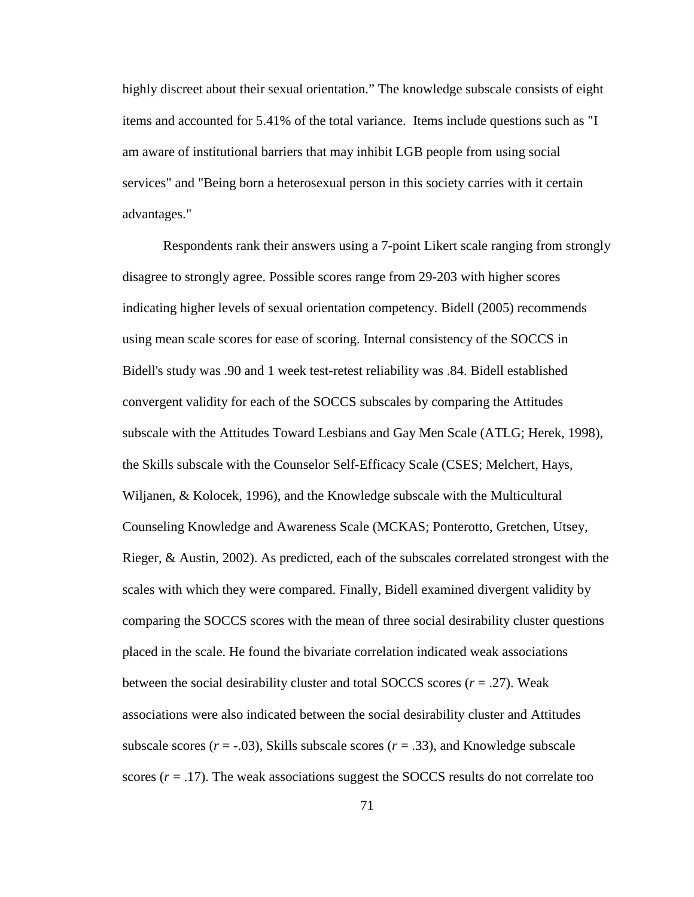highly discreet about their sexual orientation." The knowledge subscale consists of eight items and accounted for 5.41% of the total variance. Items include questions such as "I am aware of institutional barriers that may inhibit LGB people from using social services" and "Being born a heterosexual person in this society carries with it certain advantages."

Respondents rank their answers using a 7-point Likert scale ranging from strongly disagree to strongly agree. Possible scores range from 29-203 with higher scores indicating higher levels of sexual orientation competency. Bidell (2005) recommends using mean scale scores for ease of scoring. Internal consistency of the SOCCS in Bidell's study was .90 and 1 week test-retest reliability was .84. Bidell established convergent validity for each of the SOCCS subscales by comparing the Attitudes subscale with the Attitudes Toward Lesbians and Gay Men Scale (ATLG; Herek, 1998), the Skills subscale with the Counselor Self-Efficacy Scale (CSES; Melchert, Hays, Wiljanen, & Kolocek, 1996), and the Knowledge subscale with the Multicultural Counseling Knowledge and Awareness Scale (MCKAS; Ponterotto, Gretchen, Utsey, Rieger, & Austin, 2002). As predicted, each of the subscales correlated strongest with the scales with which they were compared. Finally, Bidell examined divergent validity by comparing the SOCCS scores with the mean of three social desirability cluster questions placed in the scale. He found the bivariate correlation indicated weak associations between the social desirability cluster and total SOCCS scores ($r$ = .27). Weak associations were also indicated between the social desirability cluster and Attitudes subscale scores ($r$ = -.03), Skills subscale scores ($r$ = .33), and Knowledge subscale scores ($r$ = .17). The weak associations suggest the SOCCS results do not correlate too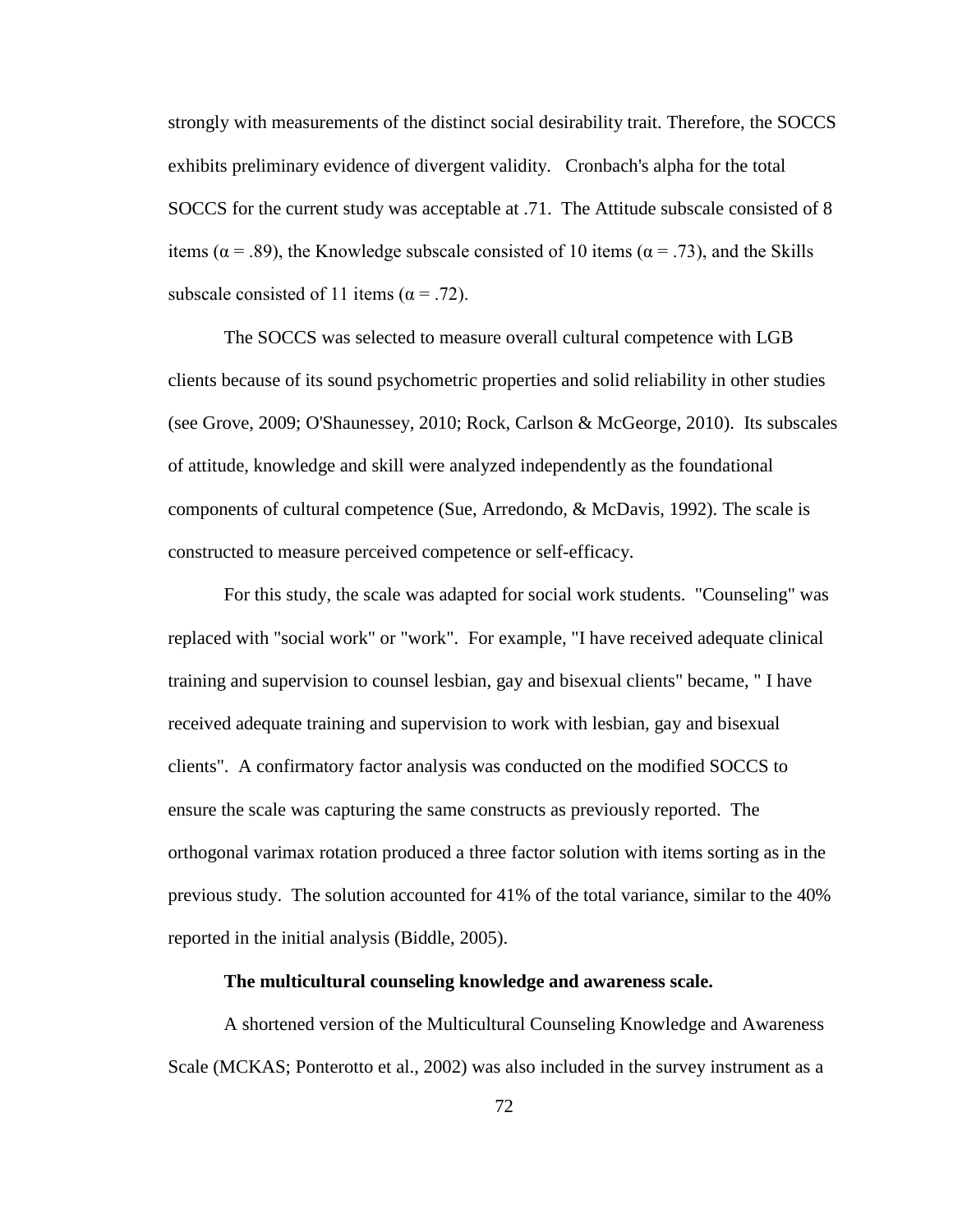strongly with measurements of the distinct social desirability trait. Therefore, the SOCCS exhibits preliminary evidence of divergent validity. Cronbach's alpha for the total SOCCS for the current study was acceptable at .71. The Attitude subscale consisted of 8 items ($\alpha = .89$), the Knowledge subscale consisted of 10 items ($\alpha = .73$), and the Skills subscale consisted of 11 items ($\alpha = .72$).

The SOCCS was selected to measure overall cultural competence with LGB clients because of its sound psychometric properties and solid reliability in other studies (see Grove, 2009; O'Shaunessey, 2010; Rock, Carlson & McGeorge, 2010). Its subscales of attitude, knowledge and skill were analyzed independently as the foundational components of cultural competence (Sue, Arredondo, & McDavis, 1992). The scale is constructed to measure perceived competence or self-efficacy.

For this study, the scale was adapted for social work students. "Counseling" was replaced with "social work" or "work". For example, "I have received adequate clinical training and supervision to counsel lesbian, gay and bisexual clients" became, " I have received adequate training and supervision to work with lesbian, gay and bisexual clients". A confirmatory factor analysis was conducted on the modified SOCCS to ensure the scale was capturing the same constructs as previously reported. The orthogonal varimax rotation produced a three factor solution with items sorting as in the previous study. The solution accounted for 41% of the total variance, similar to the 40% reported in the initial analysis (Biddle, 2005).

**The multicultural counseling knowledge and awareness scale.**

A shortened version of the Multicultural Counseling Knowledge and Awareness Scale (MCKAS; Ponterotto et al., 2002) was also included in the survey instrument as a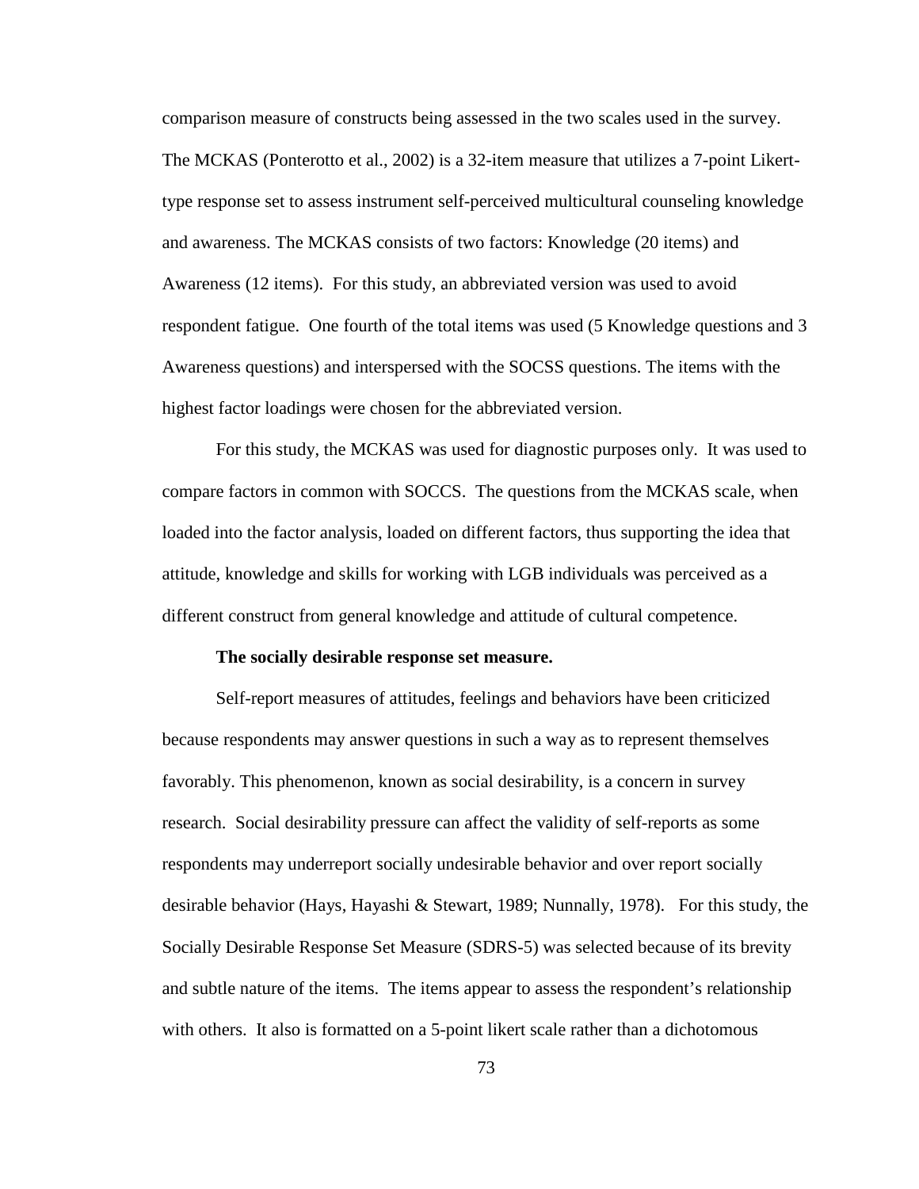comparison measure of constructs being assessed in the two scales used in the survey. The MCKAS (Ponterotto et al., 2002) is a 32-item measure that utilizes a 7-point Likert-type response set to assess instrument self-perceived multicultural counseling knowledge and awareness. The MCKAS consists of two factors: Knowledge (20 items) and Awareness (12 items). For this study, an abbreviated version was used to avoid respondent fatigue. One fourth of the total items was used (5 Knowledge questions and 3 Awareness questions) and interspersed with the SOCSS questions. The items with the highest factor loadings were chosen for the abbreviated version.

For this study, the MCKAS was used for diagnostic purposes only. It was used to compare factors in common with SOCCS. The questions from the MCKAS scale, when loaded into the factor analysis, loaded on different factors, thus supporting the idea that attitude, knowledge and skills for working with LGB individuals was perceived as a different construct from general knowledge and attitude of cultural competence.

**The socially desirable response set measure.**

Self-report measures of attitudes, feelings and behaviors have been criticized because respondents may answer questions in such a way as to represent themselves favorably. This phenomenon, known as social desirability, is a concern in survey research. Social desirability pressure can affect the validity of self-reports as some respondents may underreport socially undesirable behavior and over report socially desirable behavior (Hays, Hayashi & Stewart, 1989; Nunnally, 1978). For this study, the Socially Desirable Response Set Measure (SDRS-5) was selected because of its brevity and subtle nature of the items. The items appear to assess the respondent's relationship with others. It also is formatted on a 5-point likert scale rather than a dichotomous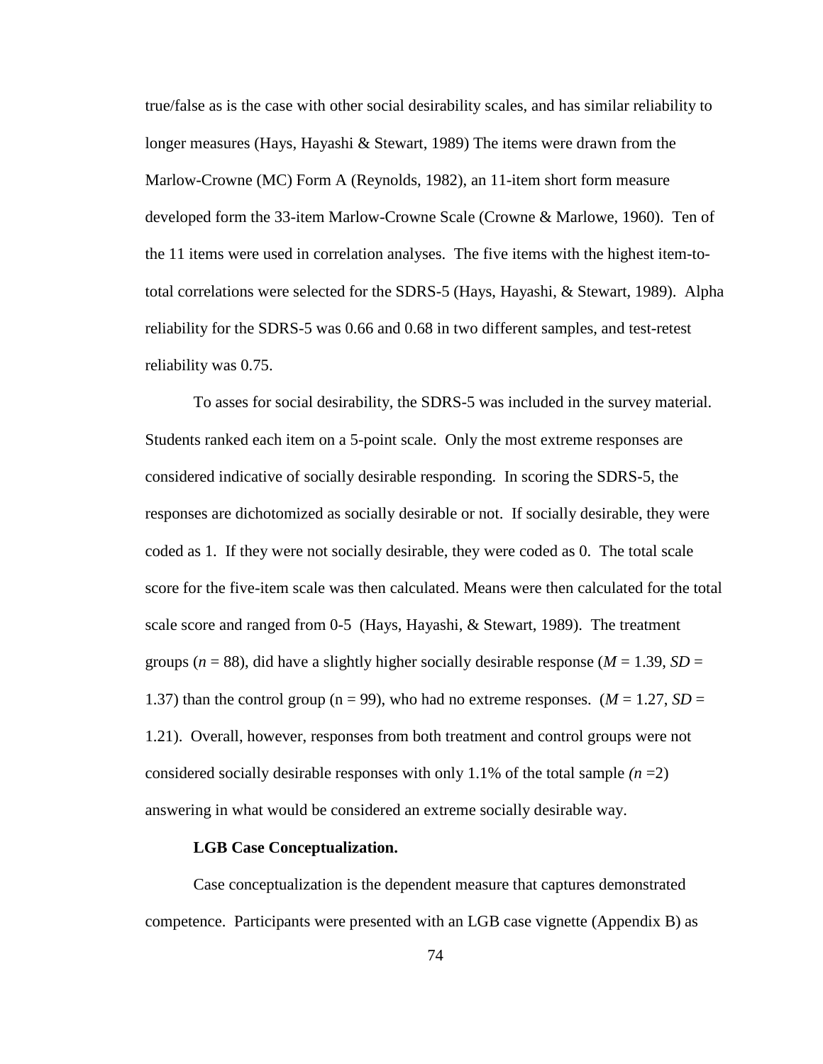true/false as is the case with other social desirability scales, and has similar reliability to longer measures (Hays, Hayashi & Stewart, 1989) The items were drawn from the Marlow-Crowne (MC) Form A (Reynolds, 1982), an 11-item short form measure developed form the 33-item Marlow-Crowne Scale (Crowne & Marlowe, 1960). Ten of the 11 items were used in correlation analyses. The five items with the highest item-to-total correlations were selected for the SDRS-5 (Hays, Hayashi, & Stewart, 1989). Alpha reliability for the SDRS-5 was 0.66 and 0.68 in two different samples, and test-retest reliability was 0.75.

To asses for social desirability, the SDRS-5 was included in the survey material. Students ranked each item on a 5-point scale. Only the most extreme responses are considered indicative of socially desirable responding. In scoring the SDRS-5, the responses are dichotomized as socially desirable or not. If socially desirable, they were coded as 1. If they were not socially desirable, they were coded as 0. The total scale score for the five-item scale was then calculated. Means were then calculated for the total scale score and ranged from 0-5 (Hays, Hayashi, & Stewart, 1989). The treatment groups ($n$ = 88), did have a slightly higher socially desirable response ($M$ = 1.39, $SD$ = 1.37) than the control group (n = 99), who had no extreme responses. ($M$ = 1.27, $SD$ = 1.21). Overall, however, responses from both treatment and control groups were not considered socially desirable responses with only 1.1% of the total sample ($n$ =2) answering in what would be considered an extreme socially desirable way.

**LGB Case Conceptualization.**

Case conceptualization is the dependent measure that captures demonstrated competence. Participants were presented with an LGB case vignette (Appendix B) as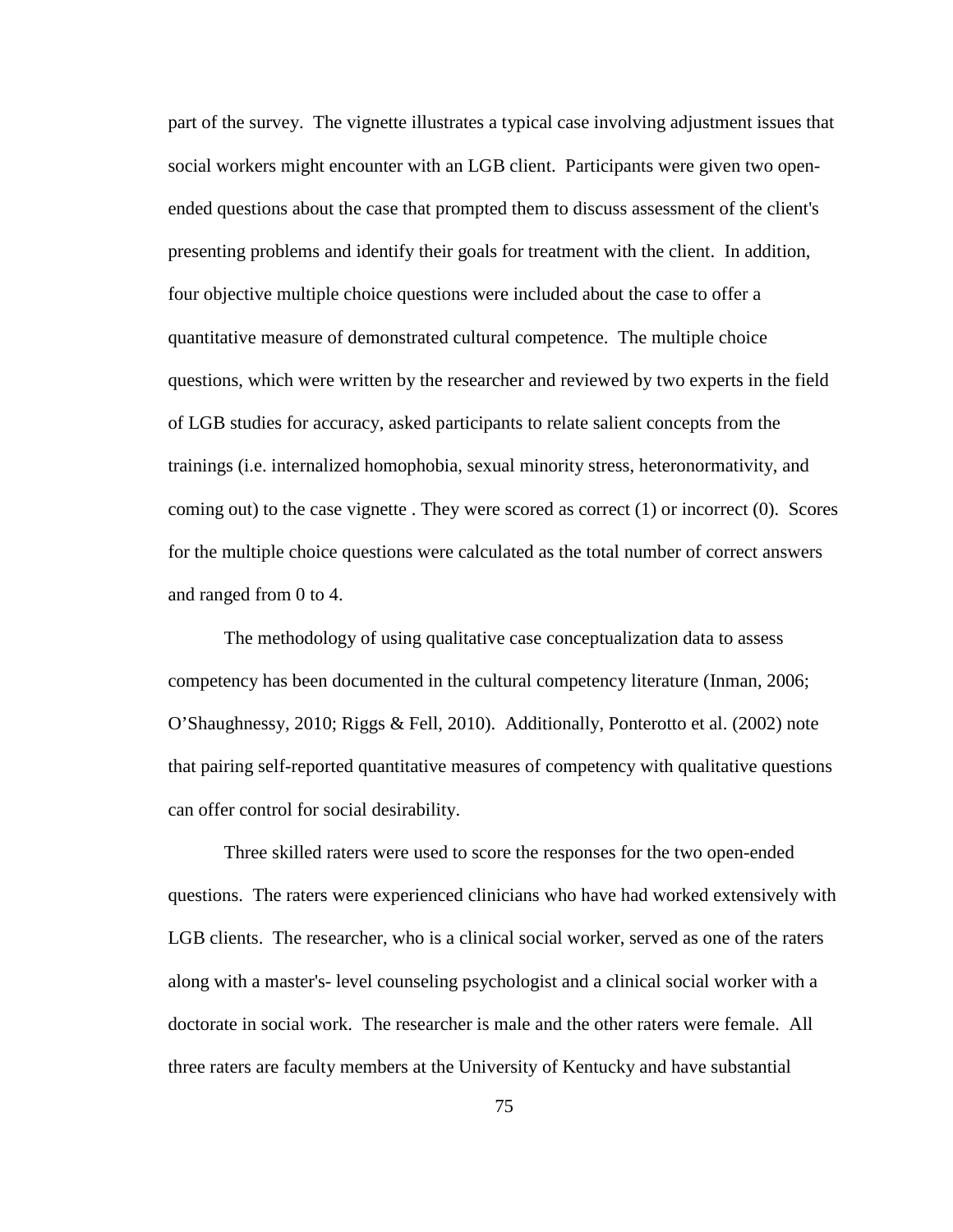part of the survey. The vignette illustrates a typical case involving adjustment issues that social workers might encounter with an LGB client. Participants were given two open-ended questions about the case that prompted them to discuss assessment of the client's presenting problems and identify their goals for treatment with the client. In addition, four objective multiple choice questions were included about the case to offer a quantitative measure of demonstrated cultural competence. The multiple choice questions, which were written by the researcher and reviewed by two experts in the field of LGB studies for accuracy, asked participants to relate salient concepts from the trainings (i.e. internalized homophobia, sexual minority stress, heteronormativity, and coming out) to the case vignette . They were scored as correct (1) or incorrect (0). Scores for the multiple choice questions were calculated as the total number of correct answers and ranged from 0 to 4.

The methodology of using qualitative case conceptualization data to assess competency has been documented in the cultural competency literature (Inman, 2006; O'Shaughnessy, 2010; Riggs & Fell, 2010). Additionally, Ponterotto et al. (2002) note that pairing self-reported quantitative measures of competency with qualitative questions can offer control for social desirability.

Three skilled raters were used to score the responses for the two open-ended questions. The raters were experienced clinicians who have had worked extensively with LGB clients. The researcher, who is a clinical social worker, served as one of the raters along with a master's- level counseling psychologist and a clinical social worker with a doctorate in social work. The researcher is male and the other raters were female. All three raters are faculty members at the University of Kentucky and have substantial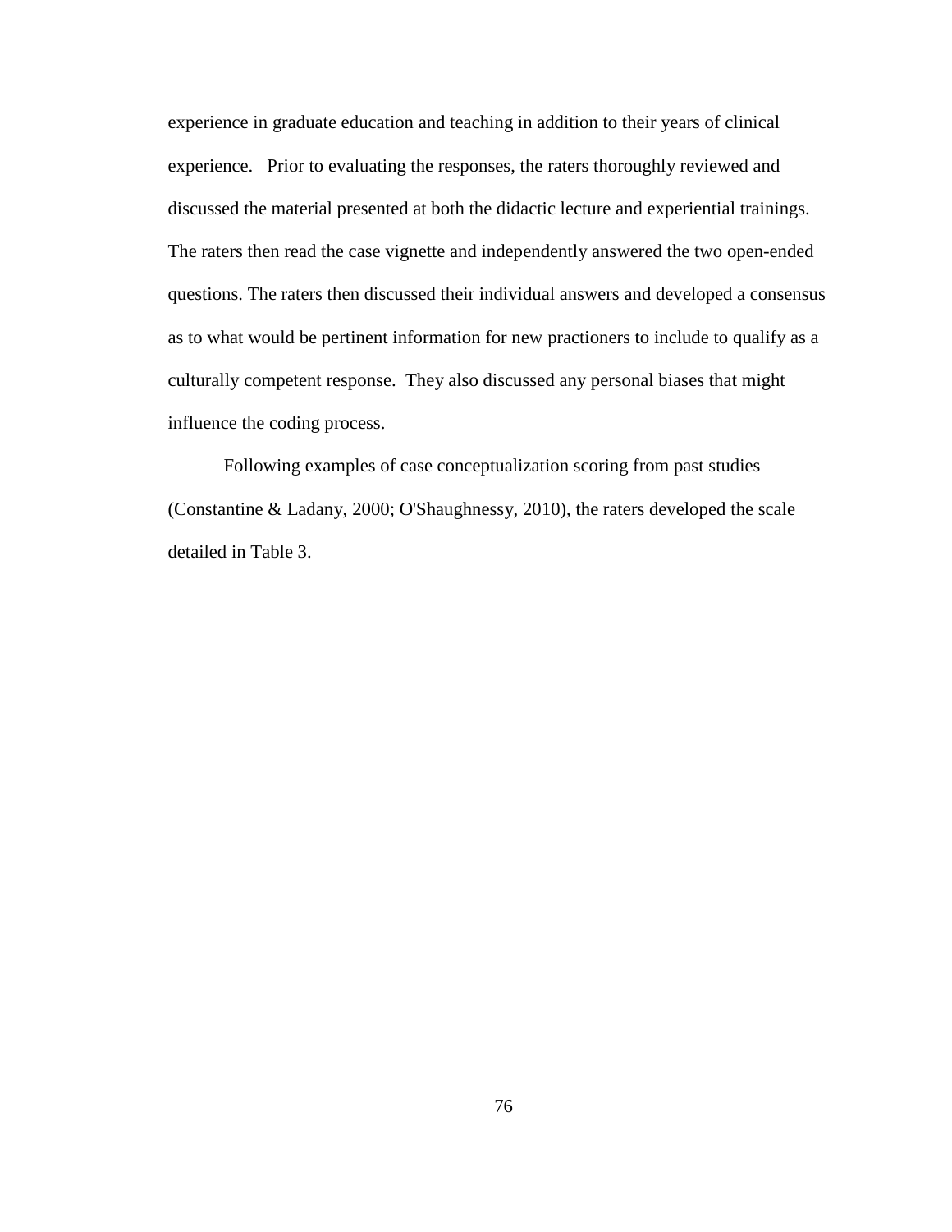experience in graduate education and teaching in addition to their years of clinical experience. Prior to evaluating the responses, the raters thoroughly reviewed and discussed the material presented at both the didactic lecture and experiential trainings. The raters then read the case vignette and independently answered the two open-ended questions. The raters then discussed their individual answers and developed a consensus as to what would be pertinent information for new practioners to include to qualify as a culturally competent response. They also discussed any personal biases that might influence the coding process.

Following examples of case conceptualization scoring from past studies (Constantine & Ladany, 2000; O'Shaughnessy, 2010), the raters developed the scale detailed in Table 3.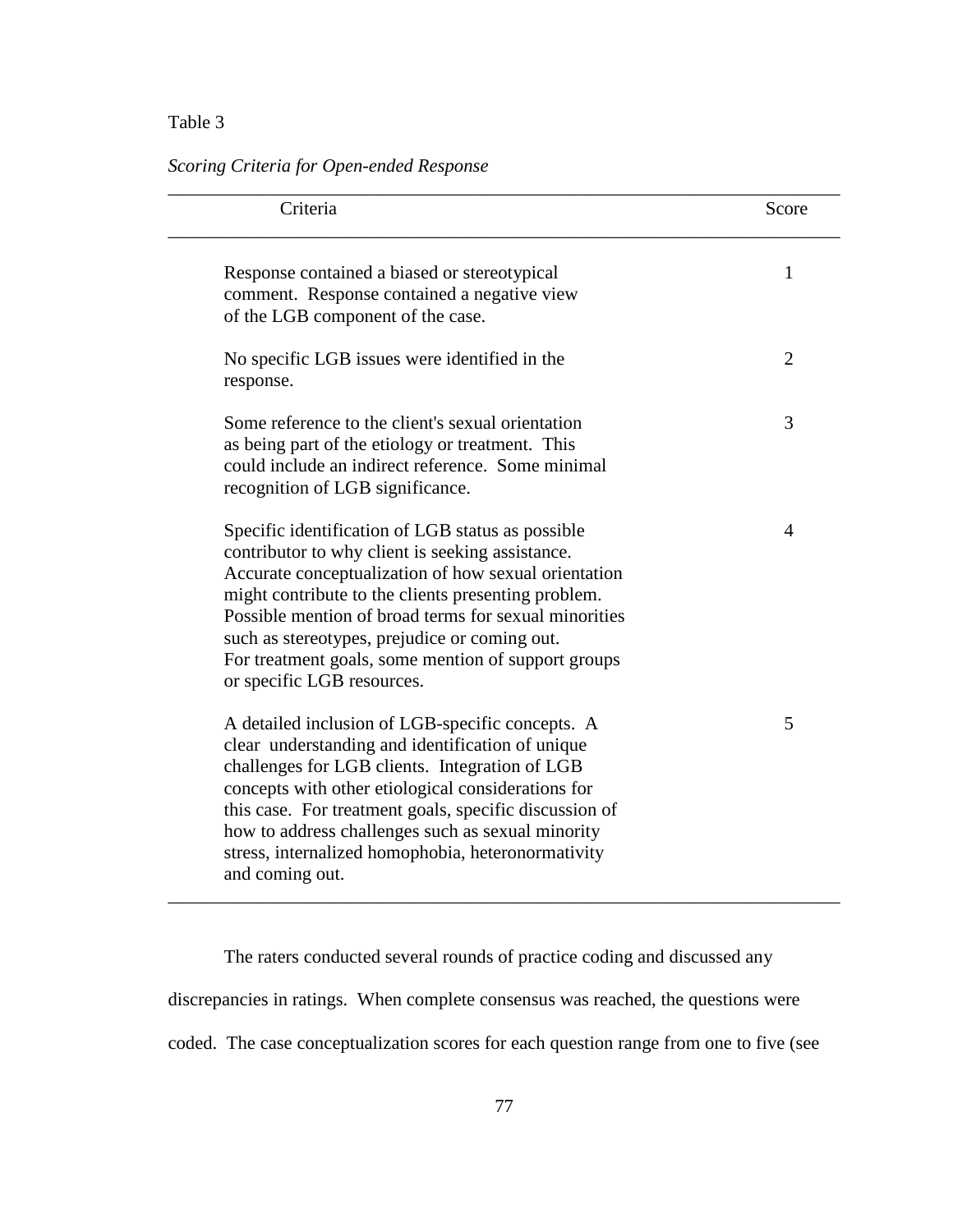Table 3

*Scoring Criteria for Open-ended Response*

| Criteria | Score |
|---|---|
| Response contained a biased or stereotypical comment. Response contained a negative view of the LGB component of the case. | 1 |
| No specific LGB issues were identified in the response. | 2 |
| Some reference to the client's sexual orientation as being part of the etiology or treatment. This could include an indirect reference. Some minimal recognition of LGB significance. | 3 |
| Specific identification of LGB status as possible contributor to why client is seeking assistance. Accurate conceptualization of how sexual orientation might contribute to the clients presenting problem. Possible mention of broad terms for sexual minorities such as stereotypes, prejudice or coming out. For treatment goals, some mention of support groups or specific LGB resources. | 4 |
| A detailed inclusion of LGB-specific concepts. A clear understanding and identification of unique challenges for LGB clients. Integration of LGB concepts with other etiological considerations for this case. For treatment goals, specific discussion of how to address challenges such as sexual minority stress, internalized homophobia, heteronormativity and coming out. | 5 |

The raters conducted several rounds of practice coding and discussed any discrepancies in ratings. When complete consensus was reached, the questions were coded. The case conceptualization scores for each question range from one to five (see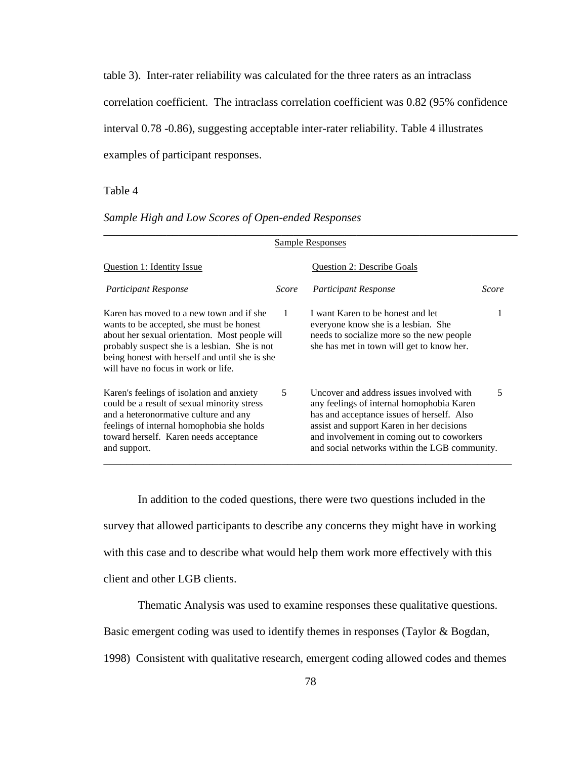table 3). Inter-rater reliability was calculated for the three raters as an intraclass correlation coefficient. The intraclass correlation coefficient was 0.82 (95% confidence interval 0.78 -0.86), suggesting acceptable inter-rater reliability. Table 4 illustrates examples of participant responses.

Table 4

*Sample High and Low Scores of Open-ended Responses*

| Question 1: Identity Issue | | Question 2: Describe Goals | |
|---|---|---|---|
| *Participant Response* | *Score* | *Participant Response* | *Score* |
| Karen has moved to a new town and if she wants to be accepted, she must be honest about her sexual orientation. Most people will probably suspect she is a lesbian. She is not being honest with herself and until she is she will have no focus in work or life. | 1 | I want Karen to be honest and let everyone know she is a lesbian. She needs to socialize more so the new people she has met in town will get to know her. | 1 |
| Karen's feelings of isolation and anxiety could be a result of sexual minority stress and a heteronormative culture and any feelings of internal homophobia she holds toward herself. Karen needs acceptance and support. | 5 | Uncover and address issues involved with any feelings of internal homophobia Karen has and acceptance issues of herself. Also assist and support Karen in her decisions and involvement in coming out to coworkers and social networks within the LGB community. | 5 |

In addition to the coded questions, there were two questions included in the survey that allowed participants to describe any concerns they might have in working with this case and to describe what would help them work more effectively with this client and other LGB clients.

Thematic Analysis was used to examine responses these qualitative questions. Basic emergent coding was used to identify themes in responses (Taylor & Bogdan, 1998) Consistent with qualitative research, emergent coding allowed codes and themes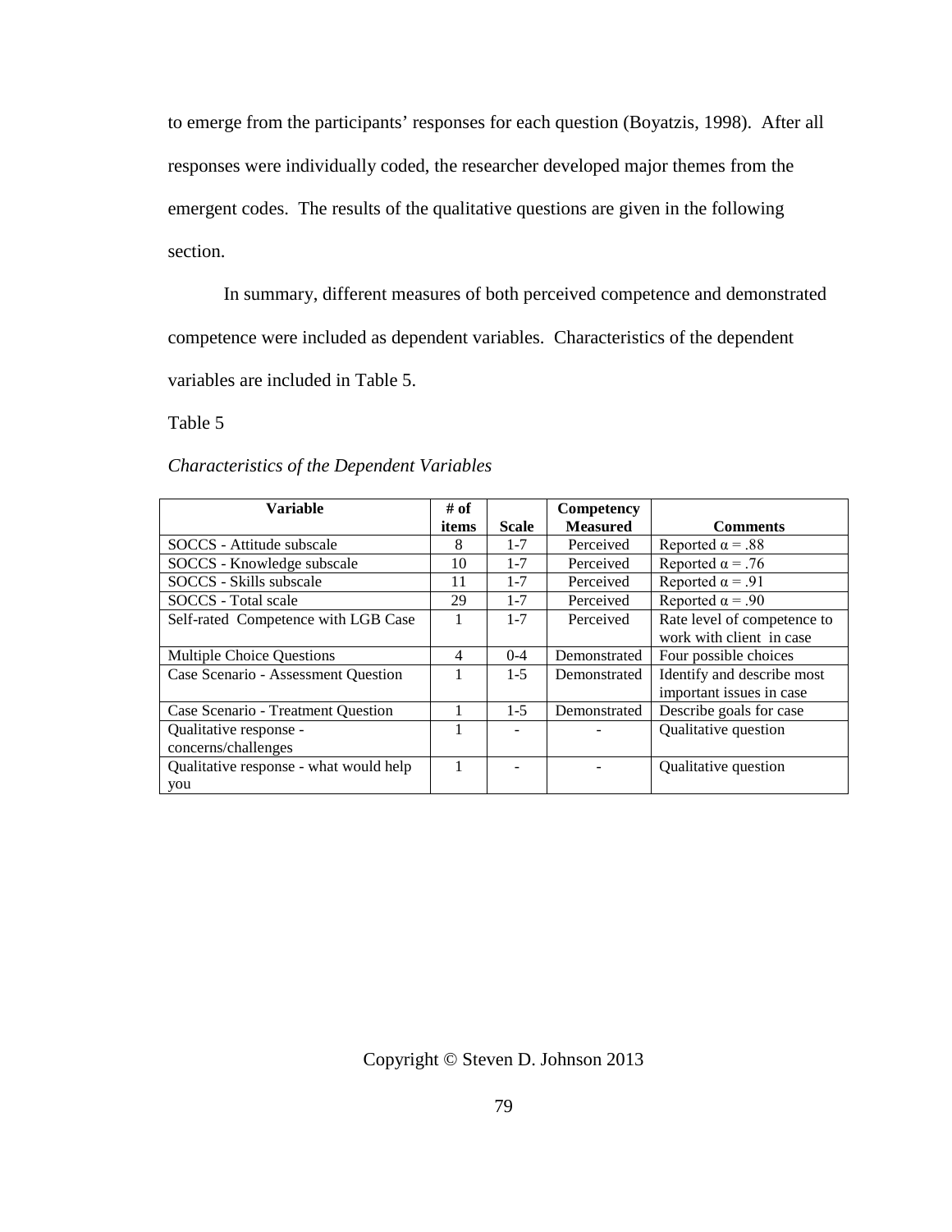to emerge from the participants' responses for each question (Boyatzis, 1998). After all responses were individually coded, the researcher developed major themes from the emergent codes. The results of the qualitative questions are given in the following section.

In summary, different measures of both perceived competence and demonstrated competence were included as dependent variables. Characteristics of the dependent variables are included in Table 5.

Table 5

*Characteristics of the Dependent Variables*

| Variable | # of items | Scale | Competency Measured | Comments |
|---|---|---|---|---|
| SOCCS - Attitude subscale | 8 | 1-7 | Perceived | Reported α = .88 |
| SOCCS - Knowledge subscale | 10 | 1-7 | Perceived | Reported α = .76 |
| SOCCS - Skills subscale | 11 | 1-7 | Perceived | Reported α = .91 |
| SOCCS - Total scale | 29 | 1-7 | Perceived | Reported α = .90 |
| Self-rated Competence with LGB Case | 1 | 1-7 | Perceived | Rate level of competence to work with client in case |
| Multiple Choice Questions | 4 | 0-4 | Demonstrated | Four possible choices |
| Case Scenario - Assessment Question | 1 | 1-5 | Demonstrated | Identify and describe most important issues in case |
| Case Scenario - Treatment Question | 1 | 1-5 | Demonstrated | Describe goals for case |
| Qualitative response - concerns/challenges | 1 | - | - | Qualitative question |
| Qualitative response - what would help you | 1 | - | - | Qualitative question |

Copyright © Steven D. Johnson 2013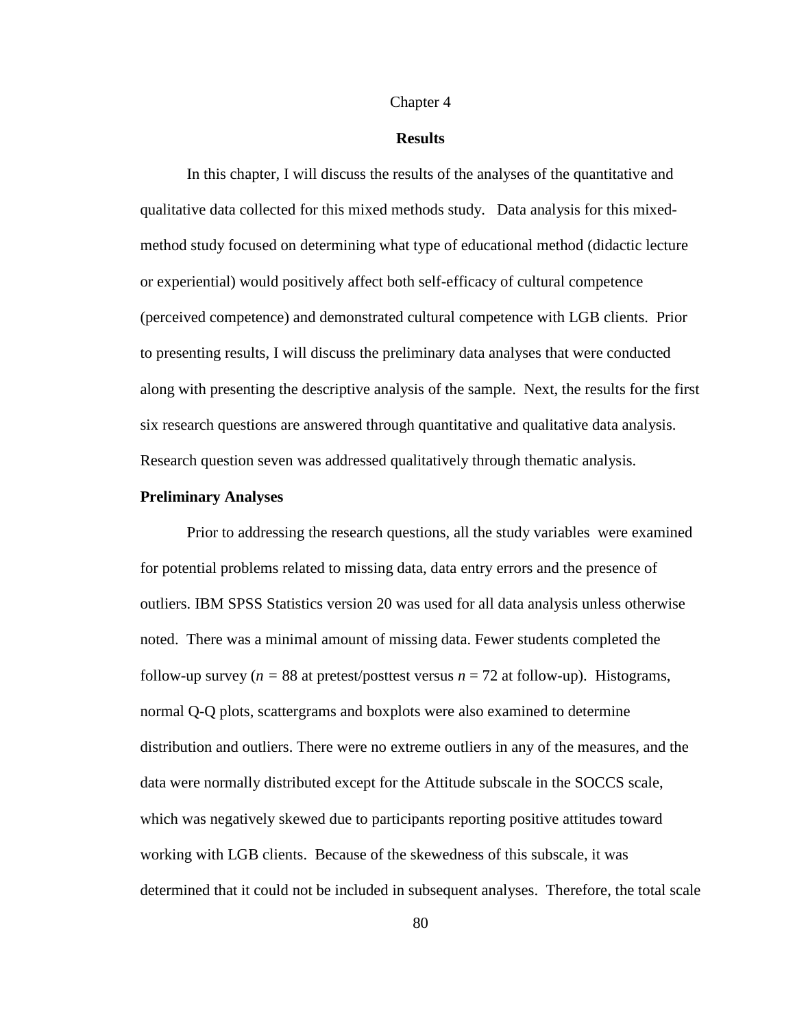# Chapter 4

## Results

In this chapter, I will discuss the results of the analyses of the quantitative and qualitative data collected for this mixed methods study. Data analysis for this mixed-method study focused on determining what type of educational method (didactic lecture or experiential) would positively affect both self-efficacy of cultural competence (perceived competence) and demonstrated cultural competence with LGB clients. Prior to presenting results, I will discuss the preliminary data analyses that were conducted along with presenting the descriptive analysis of the sample. Next, the results for the first six research questions are answered through quantitative and qualitative data analysis. Research question seven was addressed qualitatively through thematic analysis.

### Preliminary Analyses

Prior to addressing the research questions, all the study variables were examined for potential problems related to missing data, data entry errors and the presence of outliers. IBM SPSS Statistics version 20 was used for all data analysis unless otherwise noted. There was a minimal amount of missing data. Fewer students completed the follow-up survey ($n = 88$ at pretest/posttest versus $n = 72$ at follow-up). Histograms, normal Q-Q plots, scattergrams and boxplots were also examined to determine distribution and outliers. There were no extreme outliers in any of the measures, and the data were normally distributed except for the Attitude subscale in the SOCCS scale, which was negatively skewed due to participants reporting positive attitudes toward working with LGB clients. Because of the skewedness of this subscale, it was determined that it could not be included in subsequent analyses. Therefore, the total scale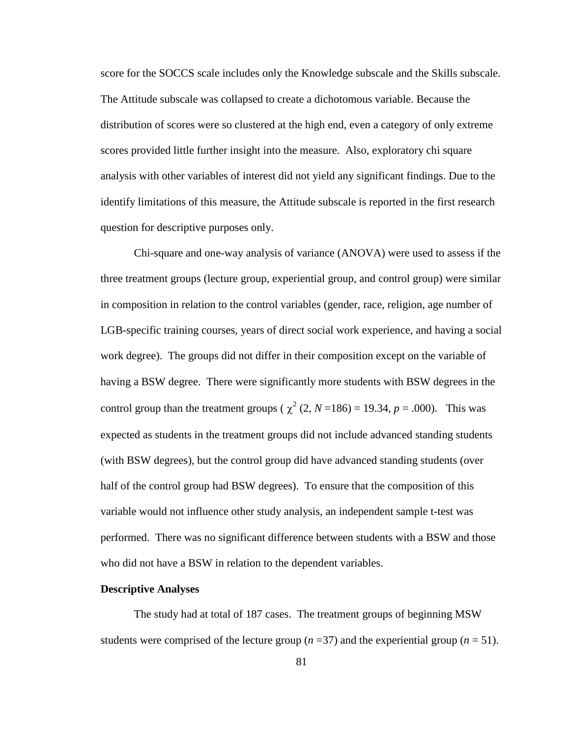score for the SOCCS scale includes only the Knowledge subscale and the Skills subscale. The Attitude subscale was collapsed to create a dichotomous variable. Because the distribution of scores were so clustered at the high end, even a category of only extreme scores provided little further insight into the measure. Also, exploratory chi square analysis with other variables of interest did not yield any significant findings. Due to the identify limitations of this measure, the Attitude subscale is reported in the first research question for descriptive purposes only.

Chi-square and one-way analysis of variance (ANOVA) were used to assess if the three treatment groups (lecture group, experiential group, and control group) were similar in composition in relation to the control variables (gender, race, religion, age number of LGB-specific training courses, years of direct social work experience, and having a social work degree). The groups did not differ in their composition except on the variable of having a BSW degree. There were significantly more students with BSW degrees in the control group than the treatment groups ( $\chi^2$ (2, $N$ =186) = 19.34, $p$ = .000). This was expected as students in the treatment groups did not include advanced standing students (with BSW degrees), but the control group did have advanced standing students (over half of the control group had BSW degrees). To ensure that the composition of this variable would not influence other study analysis, an independent sample t-test was performed. There was no significant difference between students with a BSW and those who did not have a BSW in relation to the dependent variables.

**Descriptive Analyses**

The study had at total of 187 cases. The treatment groups of beginning MSW students were comprised of the lecture group ($n$ =37) and the experiential group ($n$ = 51).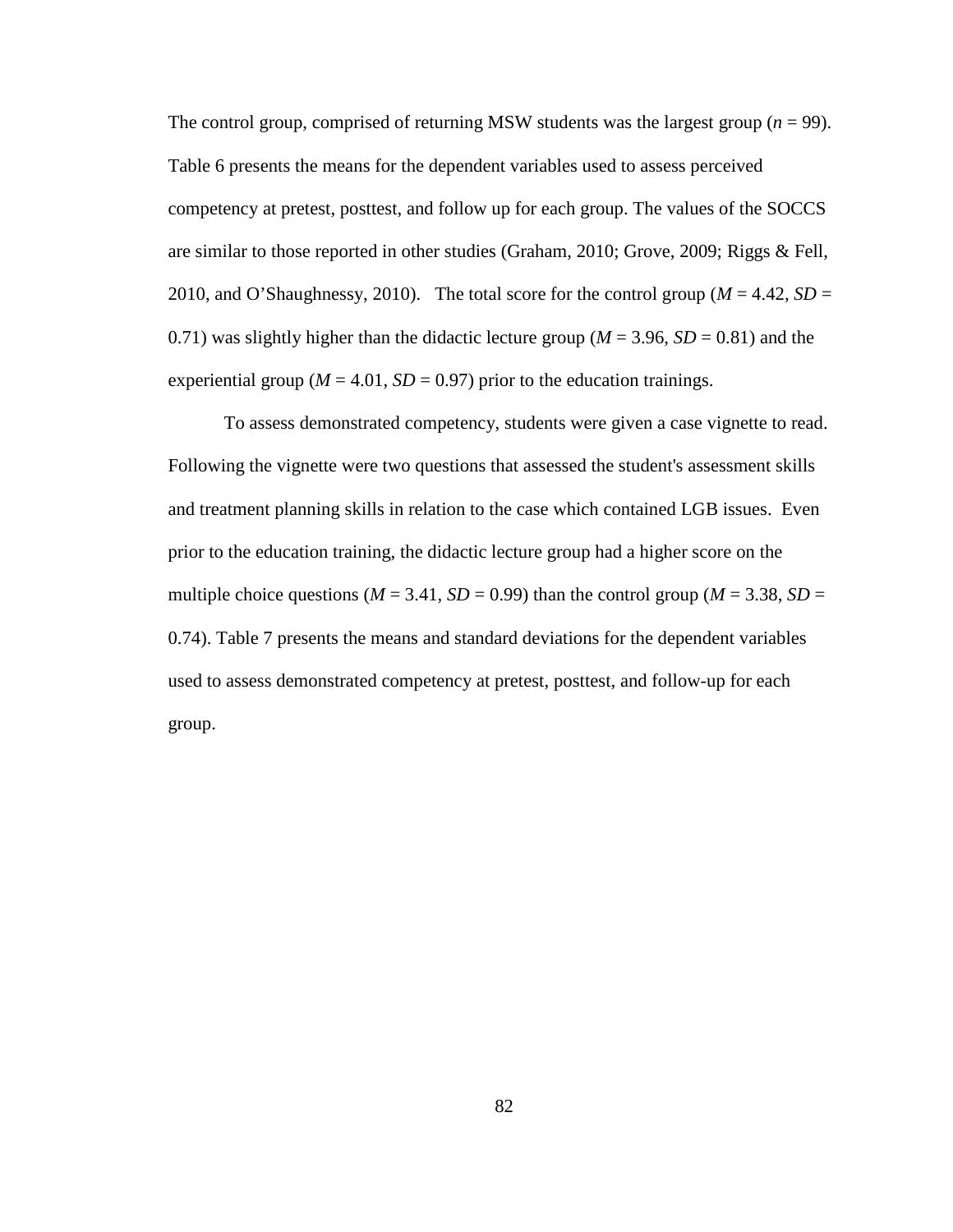The control group, comprised of returning MSW students was the largest group ($n$ = 99). Table 6 presents the means for the dependent variables used to assess perceived competency at pretest, posttest, and follow up for each group. The values of the SOCCS are similar to those reported in other studies (Graham, 2010; Grove, 2009; Riggs & Fell, 2010, and O'Shaughnessy, 2010). The total score for the control group ($M$ = 4.42, $SD$ = 0.71) was slightly higher than the didactic lecture group ($M$ = 3.96, $SD$ = 0.81) and the experiential group ($M$ = 4.01, $SD$ = 0.97) prior to the education trainings.

To assess demonstrated competency, students were given a case vignette to read. Following the vignette were two questions that assessed the student's assessment skills and treatment planning skills in relation to the case which contained LGB issues. Even prior to the education training, the didactic lecture group had a higher score on the multiple choice questions ($M$ = 3.41, $SD$ = 0.99) than the control group ($M$ = 3.38, $SD$ = 0.74). Table 7 presents the means and standard deviations for the dependent variables used to assess demonstrated competency at pretest, posttest, and follow-up for each group.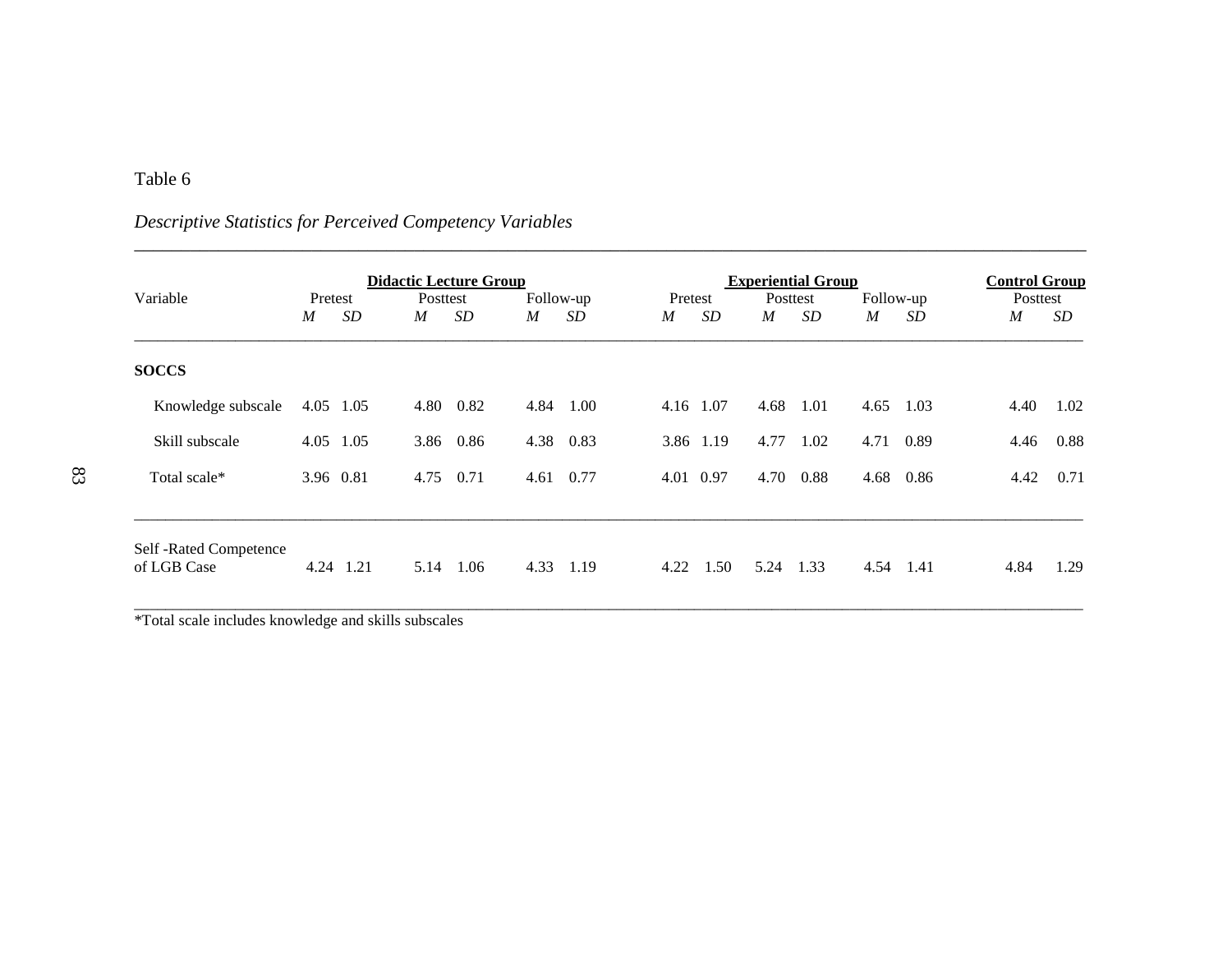Table 6

*Descriptive Statistics for Perceived Competency Variables*

| Variable | Didactic Lecture Group | | | | | | Experiential Group | | | | | | Control Group | |
|---|---|---|---|---|---|---|---|---|---|---|---|---|---|---|
| | Pretest | | Posttest | | Follow-up | | Pretest | | Posttest | | Follow-up | | Posttest | |
| | *M* | *SD* | *M* | *SD* | *M* | *SD* | *M* | *SD* | *M* | *SD* | *M* | *SD* | *M* | *SD* |
| **SOCCS** | | | | | | | | | | | | | | |
| Knowledge subscale | 4.05 | 1.05 | 4.80 | 0.82 | 4.84 | 1.00 | 4.16 | 1.07 | 4.68 | 1.01 | 4.65 | 1.03 | 4.40 | 1.02 |
| Skill subscale | 4.05 | 1.05 | 3.86 | 0.86 | 4.38 | 0.83 | 3.86 | 1.19 | 4.77 | 1.02 | 4.71 | 0.89 | 4.46 | 0.88 |
| Total scale* | 3.96 | 0.81 | 4.75 | 0.71 | 4.61 | 0.77 | 4.01 | 0.97 | 4.70 | 0.88 | 4.68 | 0.86 | 4.42 | 0.71 |
| Self -Rated Competence of LGB Case | 4.24 | 1.21 | 5.14 | 1.06 | 4.33 | 1.19 | 4.22 | 1.50 | 5.24 | 1.33 | 4.54 | 1.41 | 4.84 | 1.29 |

*Total scale includes knowledge and skills subscales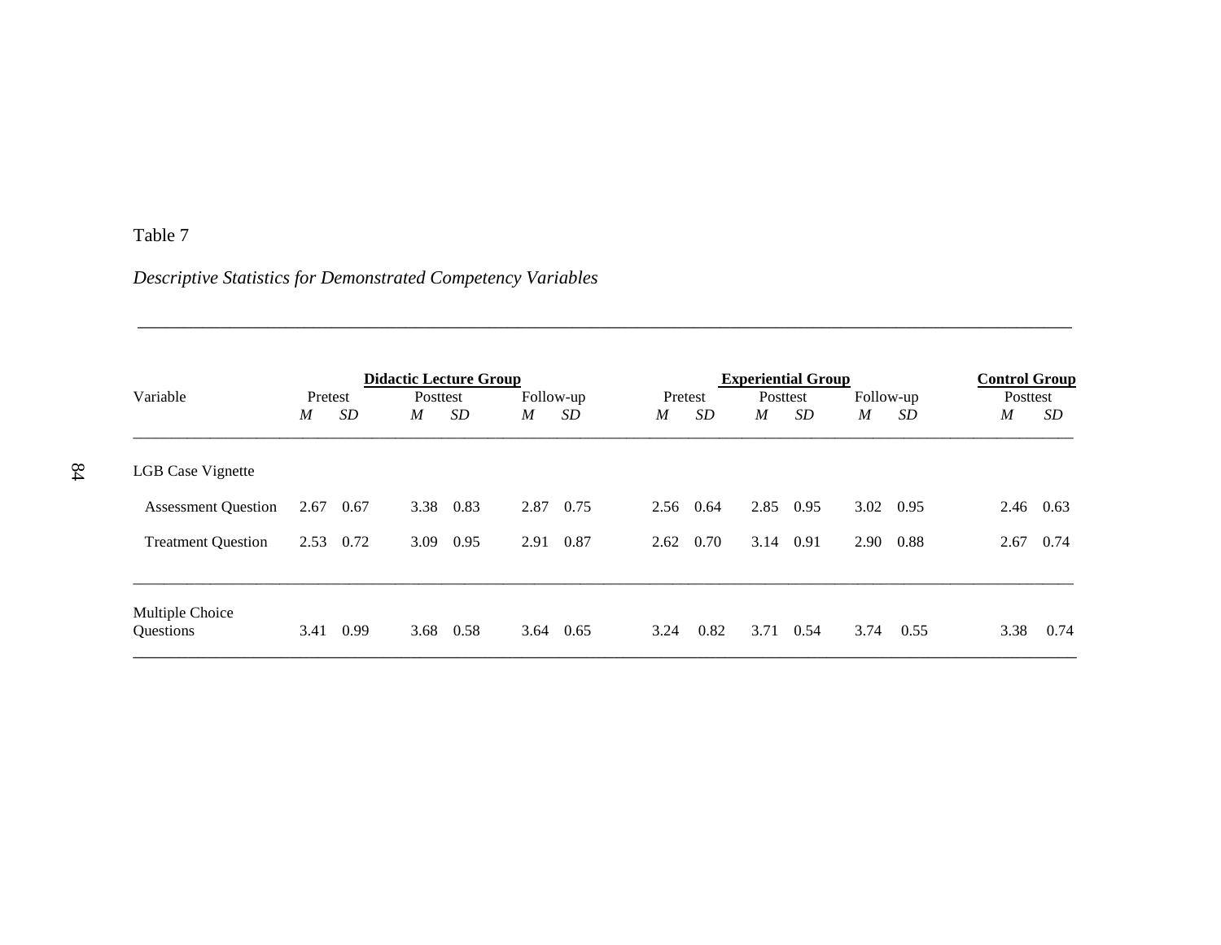Table 7

*Descriptive Statistics for Demonstrated Competency Variables*

| Variable | Didactic Lecture Group | | | | | | Experiential Group | | | | | | Control Group | |
|---|---|---|---|---|---|---|---|---|---|---|---|---|---|---|
| | Pretest | | Posttest | | Follow-up | | Pretest | | Posttest | | Follow-up | | Posttest | |
| | *M* | *SD* | *M* | *SD* | *M* | *SD* | *M* | *SD* | *M* | *SD* | *M* | *SD* | *M* | *SD* |
| LGB Case Vignette | | | | | | | | | | | | | | |
| Assessment Question | 2.67 | 0.67 | 3.38 | 0.83 | 2.87 | 0.75 | 2.56 | 0.64 | 2.85 | 0.95 | 3.02 | 0.95 | 2.46 | 0.63 |
| Treatment Question | 2.53 | 0.72 | 3.09 | 0.95 | 2.91 | 0.87 | 2.62 | 0.70 | 3.14 | 0.91 | 2.90 | 0.88 | 2.67 | 0.74 |
| Multiple Choice Questions | 3.41 | 0.99 | 3.68 | 0.58 | 3.64 | 0.65 | 3.24 | 0.82 | 3.71 | 0.54 | 3.74 | 0.55 | 3.38 | 0.74 |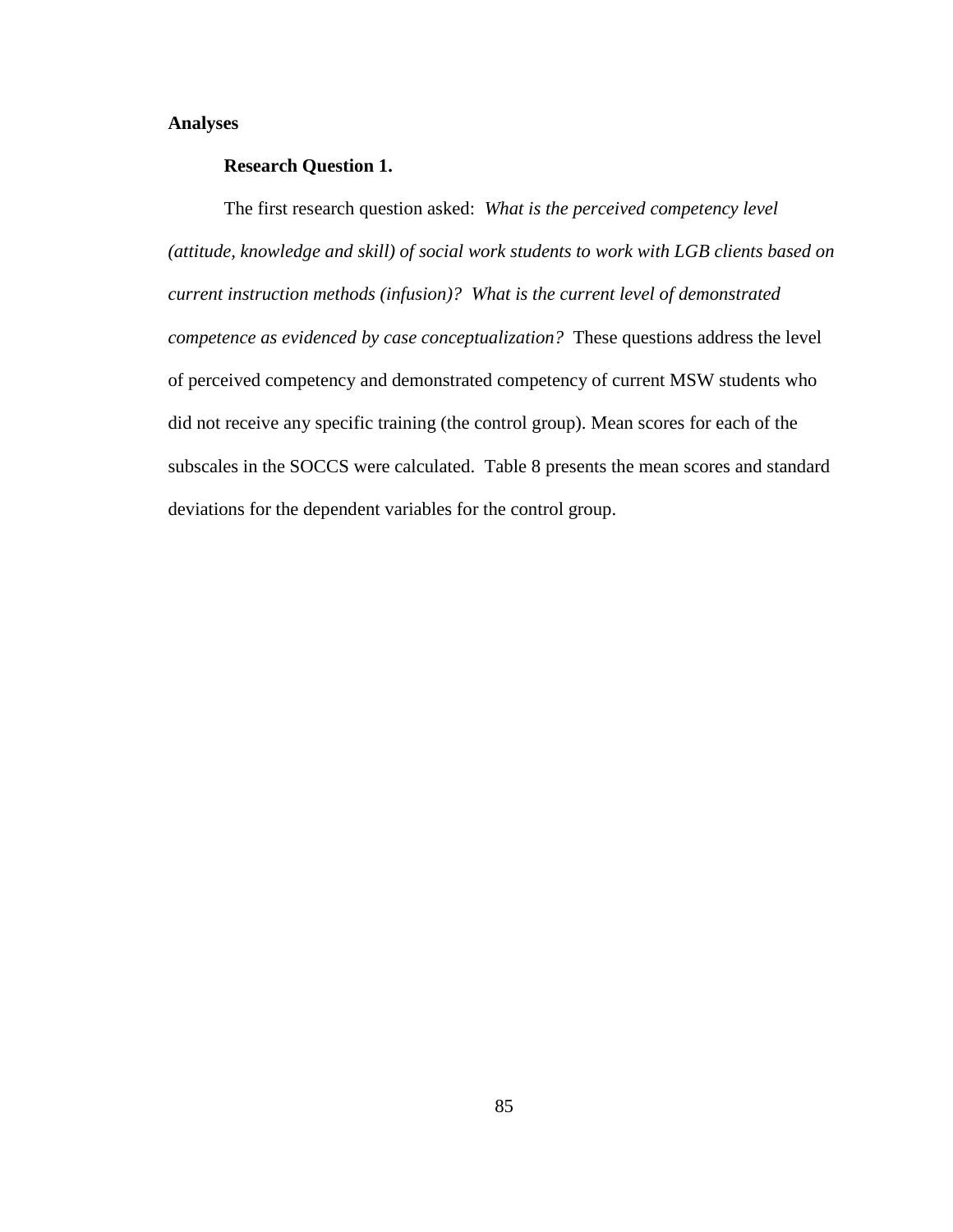**Analyses**

**Research Question 1.**

The first research question asked: *What is the perceived competency level (attitude, knowledge and skill) of social work students to work with LGB clients based on current instruction methods (infusion)? What is the current level of demonstrated competence as evidenced by case conceptualization?* These questions address the level of perceived competency and demonstrated competency of current MSW students who did not receive any specific training (the control group). Mean scores for each of the subscales in the SOCCS were calculated. Table 8 presents the mean scores and standard deviations for the dependent variables for the control group.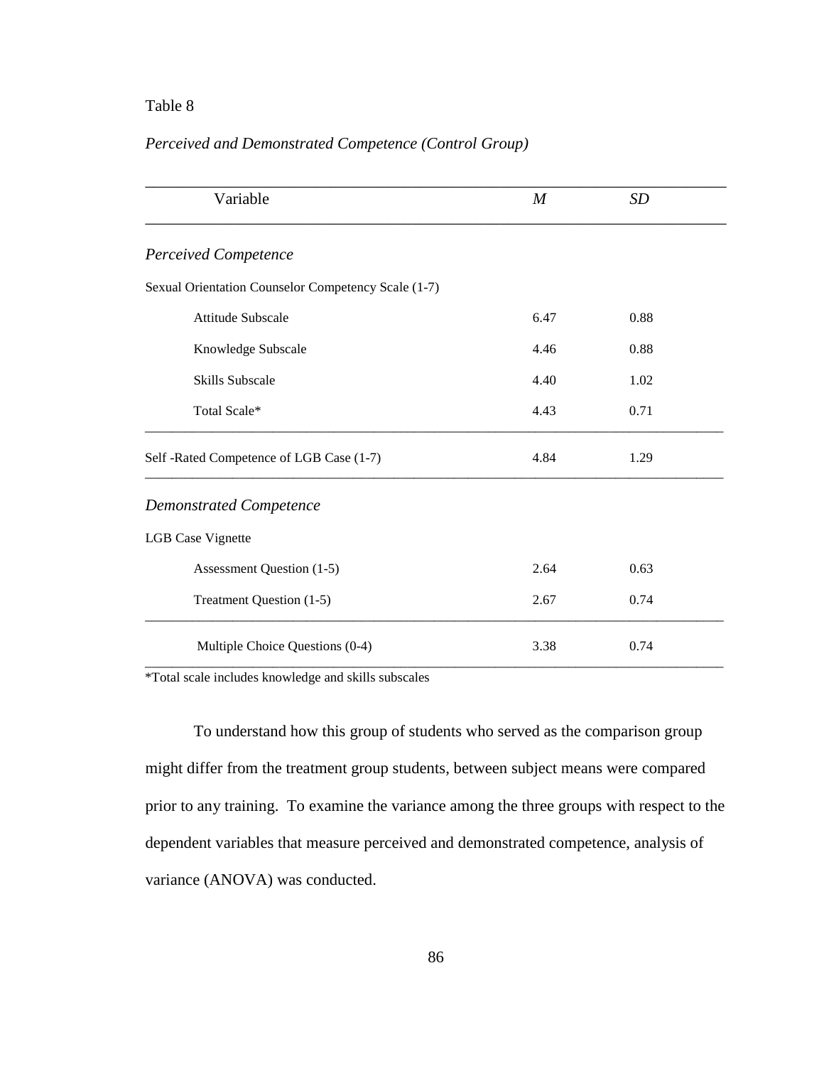Table 8

*Perceived and Demonstrated Competence (Control Group)*

| Variable | *M* | *SD* |
|---|---|---|
| *Perceived Competence* | | |
| Sexual Orientation Counselor Competency Scale (1-7) | | |
| Attitude Subscale | 6.47 | 0.88 |
| Knowledge Subscale | 4.46 | 0.88 |
| Skills Subscale | 4.40 | 1.02 |
| Total Scale* | 4.43 | 0.71 |
| Self -Rated Competence of LGB Case (1-7) | 4.84 | 1.29 |
| *Demonstrated Competence* | | |
| LGB Case Vignette | | |
| Assessment Question (1-5) | 2.64 | 0.63 |
| Treatment Question (1-5) | 2.67 | 0.74 |
| Multiple Choice Questions (0-4) | 3.38 | 0.74 |

*Total scale includes knowledge and skills subscales

To understand how this group of students who served as the comparison group might differ from the treatment group students, between subject means were compared prior to any training. To examine the variance among the three groups with respect to the dependent variables that measure perceived and demonstrated competence, analysis of variance (ANOVA) was conducted.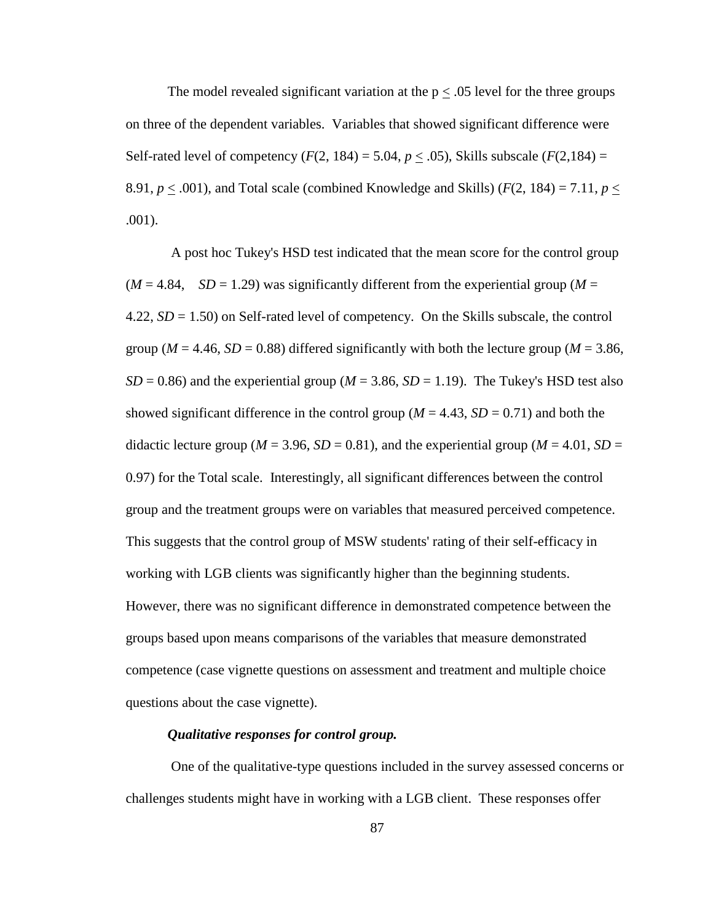The model revealed significant variation at the $p \leq .05$ level for the three groups on three of the dependent variables. Variables that showed significant difference were Self-rated level of competency ($F(2, 184) = 5.04$, $p \leq .05$), Skills subscale ($F(2,184) = 8.91$, $p \leq .001$), and Total scale (combined Knowledge and Skills) ($F(2, 184) = 7.11$, $p \leq .001$).

A post hoc Tukey's HSD test indicated that the mean score for the control group ($M = 4.84$, $SD = 1.29$) was significantly different from the experiential group ($M = 4.22$, $SD = 1.50$) on Self-rated level of competency. On the Skills subscale, the control group ($M = 4.46$, $SD = 0.88$) differed significantly with both the lecture group ($M = 3.86$, $SD = 0.86$) and the experiential group ($M = 3.86$, $SD = 1.19$). The Tukey's HSD test also showed significant difference in the control group ($M = 4.43$, $SD = 0.71$) and both the didactic lecture group ($M = 3.96$, $SD = 0.81$), and the experiential group ($M = 4.01$, $SD = 0.97$) for the Total scale. Interestingly, all significant differences between the control group and the treatment groups were on variables that measured perceived competence. This suggests that the control group of MSW students' rating of their self-efficacy in working with LGB clients was significantly higher than the beginning students. However, there was no significant difference in demonstrated competence between the groups based upon means comparisons of the variables that measure demonstrated competence (case vignette questions on assessment and treatment and multiple choice questions about the case vignette).

***Qualitative responses for control group.***

One of the qualitative-type questions included in the survey assessed concerns or challenges students might have in working with a LGB client. These responses offer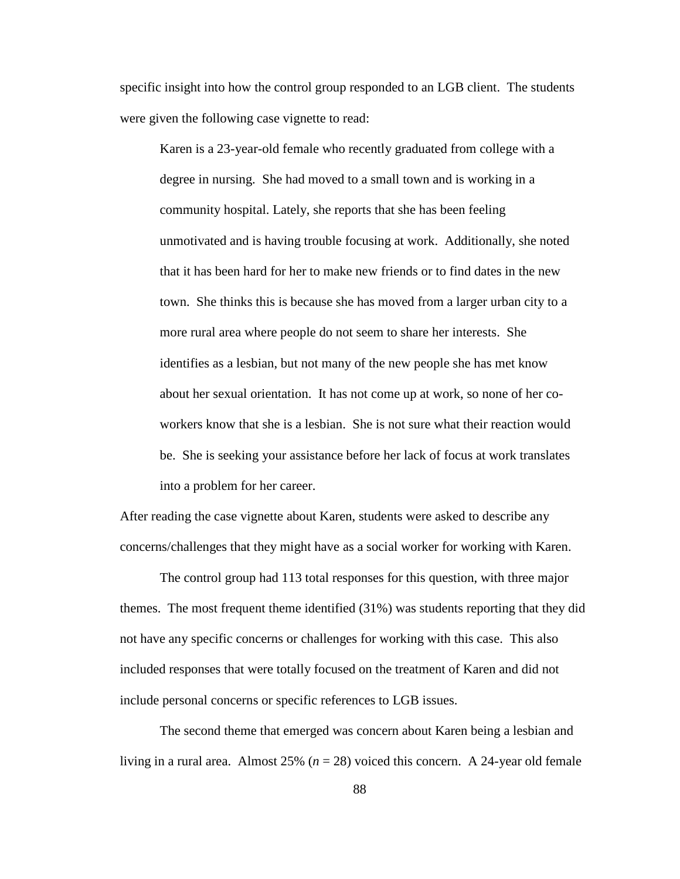specific insight into how the control group responded to an LGB client. The students were given the following case vignette to read:

> Karen is a 23-year-old female who recently graduated from college with a degree in nursing. She had moved to a small town and is working in a community hospital. Lately, she reports that she has been feeling unmotivated and is having trouble focusing at work. Additionally, she noted that it has been hard for her to make new friends or to find dates in the new town. She thinks this is because she has moved from a larger urban city to a more rural area where people do not seem to share her interests. She identifies as a lesbian, but not many of the new people she has met know about her sexual orientation. It has not come up at work, so none of her co-workers know that she is a lesbian. She is not sure what their reaction would be. She is seeking your assistance before her lack of focus at work translates into a problem for her career.

After reading the case vignette about Karen, students were asked to describe any concerns/challenges that they might have as a social worker for working with Karen.

The control group had 113 total responses for this question, with three major themes. The most frequent theme identified (31%) was students reporting that they did not have any specific concerns or challenges for working with this case. This also included responses that were totally focused on the treatment of Karen and did not include personal concerns or specific references to LGB issues.

The second theme that emerged was concern about Karen being a lesbian and living in a rural area. Almost 25% ($n$ = 28) voiced this concern. A 24-year old female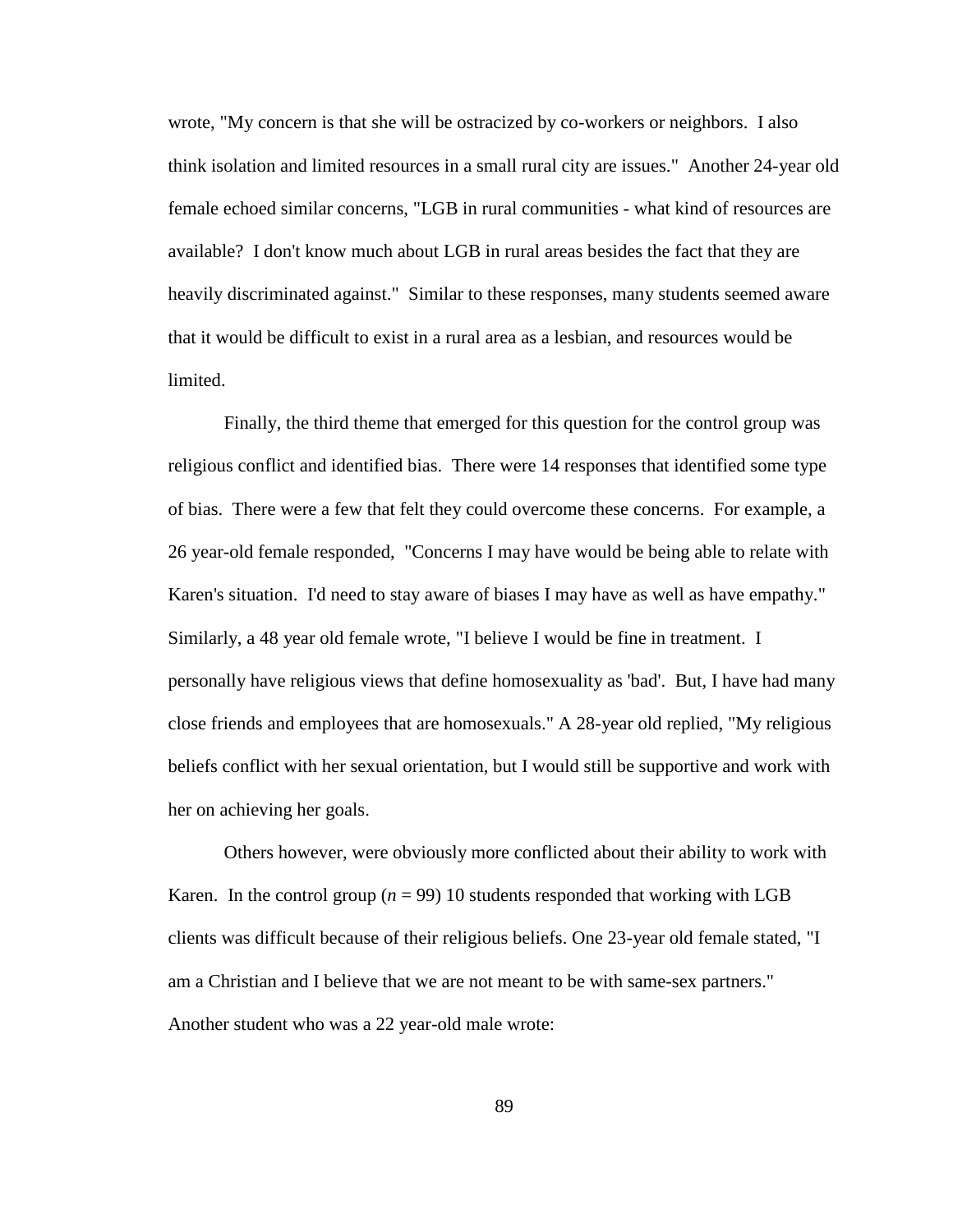wrote, "My concern is that she will be ostracized by co-workers or neighbors. I also think isolation and limited resources in a small rural city are issues." Another 24-year old female echoed similar concerns, "LGB in rural communities - what kind of resources are available? I don't know much about LGB in rural areas besides the fact that they are heavily discriminated against." Similar to these responses, many students seemed aware that it would be difficult to exist in a rural area as a lesbian, and resources would be limited.

Finally, the third theme that emerged for this question for the control group was religious conflict and identified bias. There were 14 responses that identified some type of bias. There were a few that felt they could overcome these concerns. For example, a 26 year-old female responded, "Concerns I may have would be being able to relate with Karen's situation. I'd need to stay aware of biases I may have as well as have empathy." Similarly, a 48 year old female wrote, "I believe I would be fine in treatment. I personally have religious views that define homosexuality as 'bad'. But, I have had many close friends and employees that are homosexuals." A 28-year old replied, "My religious beliefs conflict with her sexual orientation, but I would still be supportive and work with her on achieving her goals.

Others however, were obviously more conflicted about their ability to work with Karen. In the control group ($n$ = 99) 10 students responded that working with LGB clients was difficult because of their religious beliefs. One 23-year old female stated, "I am a Christian and I believe that we are not meant to be with same-sex partners." Another student who was a 22 year-old male wrote: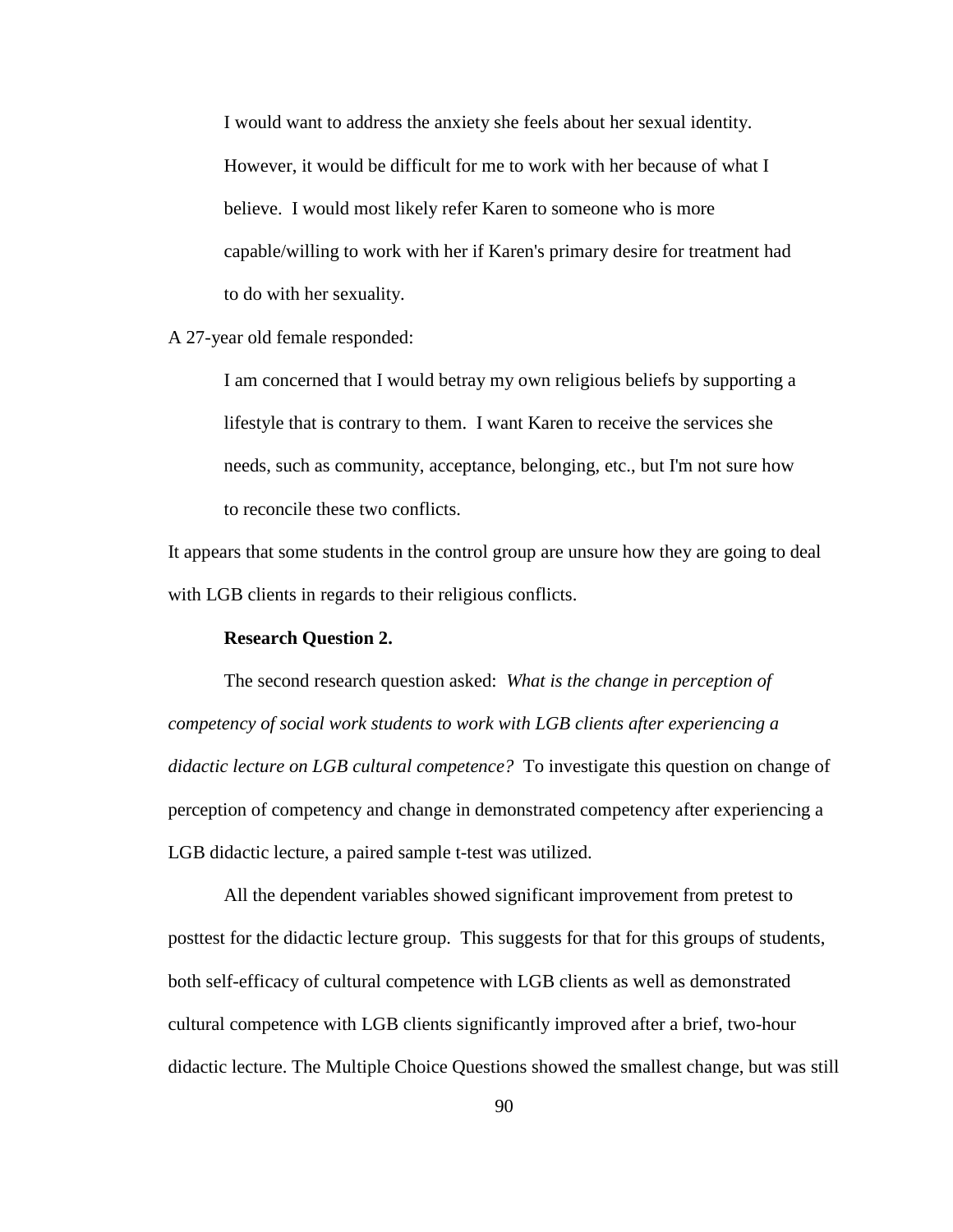> I would want to address the anxiety she feels about her sexual identity. However, it would be difficult for me to work with her because of what I believe. I would most likely refer Karen to someone who is more capable/willing to work with her if Karen's primary desire for treatment had to do with her sexuality.

A 27-year old female responded:

> I am concerned that I would betray my own religious beliefs by supporting a lifestyle that is contrary to them. I want Karen to receive the services she needs, such as community, acceptance, belonging, etc., but I'm not sure how to reconcile these two conflicts.

It appears that some students in the control group are unsure how they are going to deal with LGB clients in regards to their religious conflicts.

**Research Question 2.**

The second research question asked: *What is the change in perception of competency of social work students to work with LGB clients after experiencing a didactic lecture on LGB cultural competence?* To investigate this question on change of perception of competency and change in demonstrated competency after experiencing a LGB didactic lecture, a paired sample t-test was utilized.

All the dependent variables showed significant improvement from pretest to posttest for the didactic lecture group. This suggests for that for this groups of students, both self-efficacy of cultural competence with LGB clients as well as demonstrated cultural competence with LGB clients significantly improved after a brief, two-hour didactic lecture. The Multiple Choice Questions showed the smallest change, but was still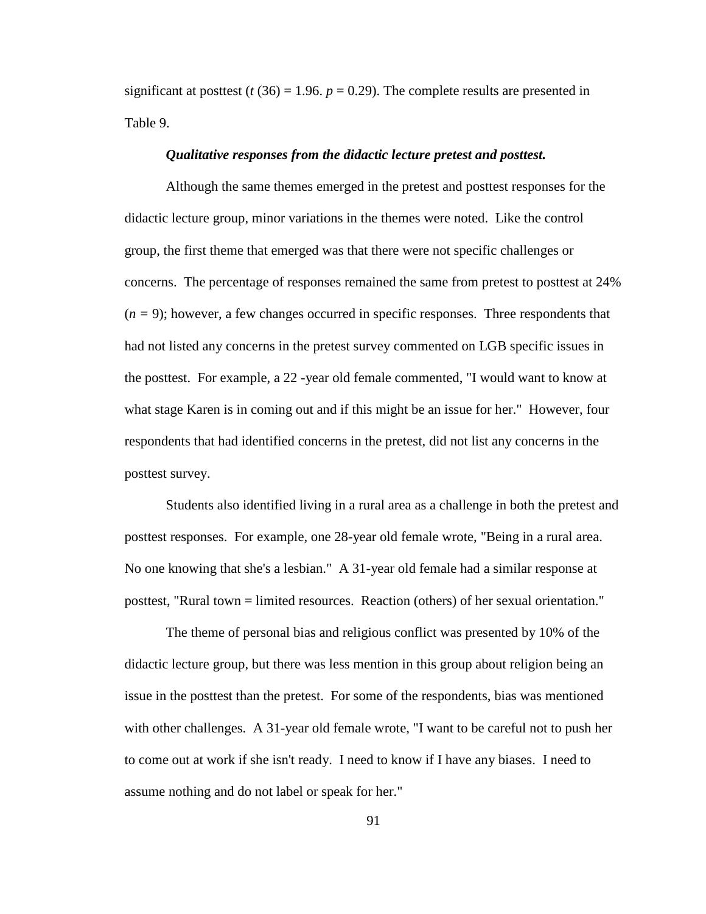significant at posttest ($t$ (36) = 1.96. $p$ = 0.29). The complete results are presented in Table 9.

#### ***Qualitative responses from the didactic lecture pretest and posttest.***

Although the same themes emerged in the pretest and posttest responses for the didactic lecture group, minor variations in the themes were noted. Like the control group, the first theme that emerged was that there were not specific challenges or concerns. The percentage of responses remained the same from pretest to posttest at 24% ($n$ = 9); however, a few changes occurred in specific responses. Three respondents that had not listed any concerns in the pretest survey commented on LGB specific issues in the posttest. For example, a 22 -year old female commented, "I would want to know at what stage Karen is in coming out and if this might be an issue for her." However, four respondents that had identified concerns in the pretest, did not list any concerns in the posttest survey.

Students also identified living in a rural area as a challenge in both the pretest and posttest responses. For example, one 28-year old female wrote, "Being in a rural area. No one knowing that she's a lesbian." A 31-year old female had a similar response at posttest, "Rural town = limited resources. Reaction (others) of her sexual orientation."

The theme of personal bias and religious conflict was presented by 10% of the didactic lecture group, but there was less mention in this group about religion being an issue in the posttest than the pretest. For some of the respondents, bias was mentioned with other challenges. A 31-year old female wrote, "I want to be careful not to push her to come out at work if she isn't ready. I need to know if I have any biases. I need to assume nothing and do not label or speak for her."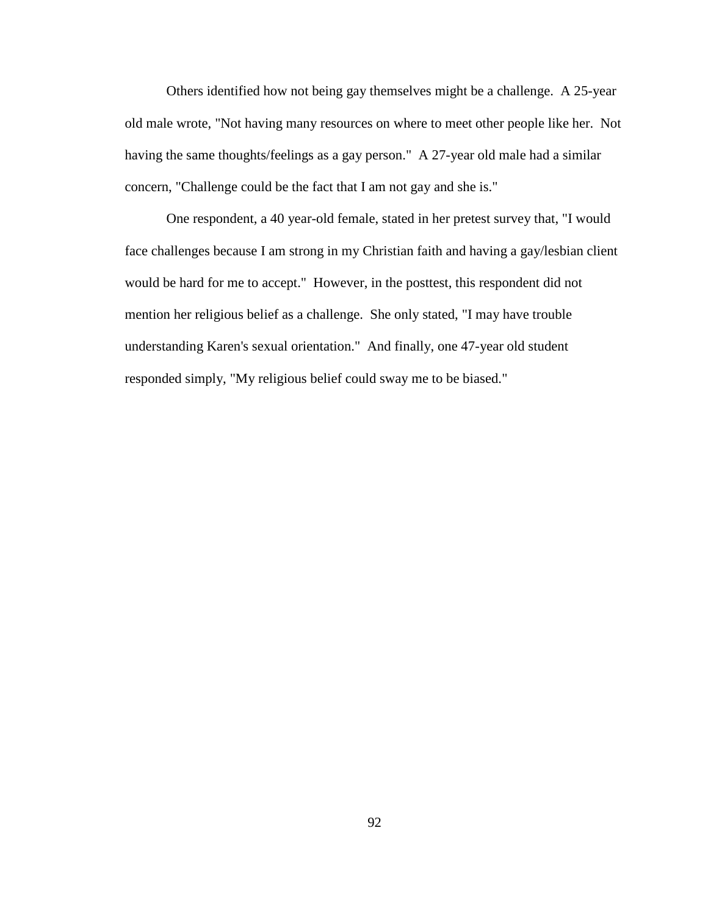Others identified how not being gay themselves might be a challenge. A 25-year old male wrote, "Not having many resources on where to meet other people like her. Not having the same thoughts/feelings as a gay person." A 27-year old male had a similar concern, "Challenge could be the fact that I am not gay and she is."

One respondent, a 40 year-old female, stated in her pretest survey that, "I would face challenges because I am strong in my Christian faith and having a gay/lesbian client would be hard for me to accept." However, in the posttest, this respondent did not mention her religious belief as a challenge. She only stated, "I may have trouble understanding Karen's sexual orientation." And finally, one 47-year old student responded simply, "My religious belief could sway me to be biased."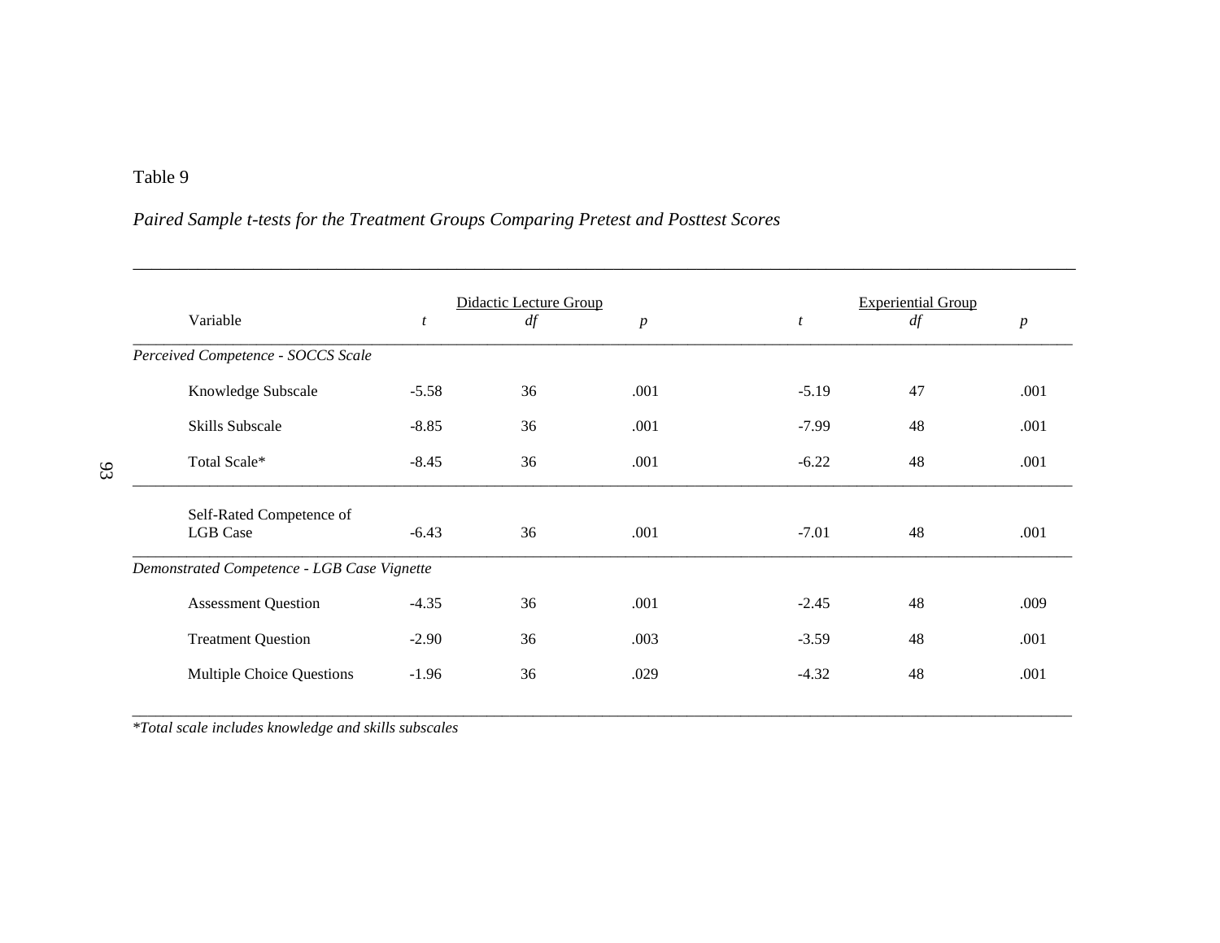Table 9

*Paired Sample t-tests for the Treatment Groups Comparing Pretest and Posttest Scores*

| Variable | Didactic Lecture Group | | | Experiential Group | | |
|---|---|---|---|---|---|---|
| | *t* | *df* | *p* | *t* | *df* | *p* |
| *Perceived Competence - SOCCS Scale* | | | | | | |
| Knowledge Subscale | -5.58 | 36 | .001 | -5.19 | 47 | .001 |
| Skills Subscale | -8.85 | 36 | .001 | -7.99 | 48 | .001 |
| Total Scale* | -8.45 | 36 | .001 | -6.22 | 48 | .001 |
| Self-Rated Competence of LGB Case | -6.43 | 36 | .001 | -7.01 | 48 | .001 |
| *Demonstrated Competence - LGB Case Vignette* | | | | | | |
| Assessment Question | -4.35 | 36 | .001 | -2.45 | 48 | .009 |
| Treatment Question | -2.90 | 36 | .003 | -3.59 | 48 | .001 |
| Multiple Choice Questions | -1.96 | 36 | .029 | -4.32 | 48 | .001 |

*\*Total scale includes knowledge and skills subscales*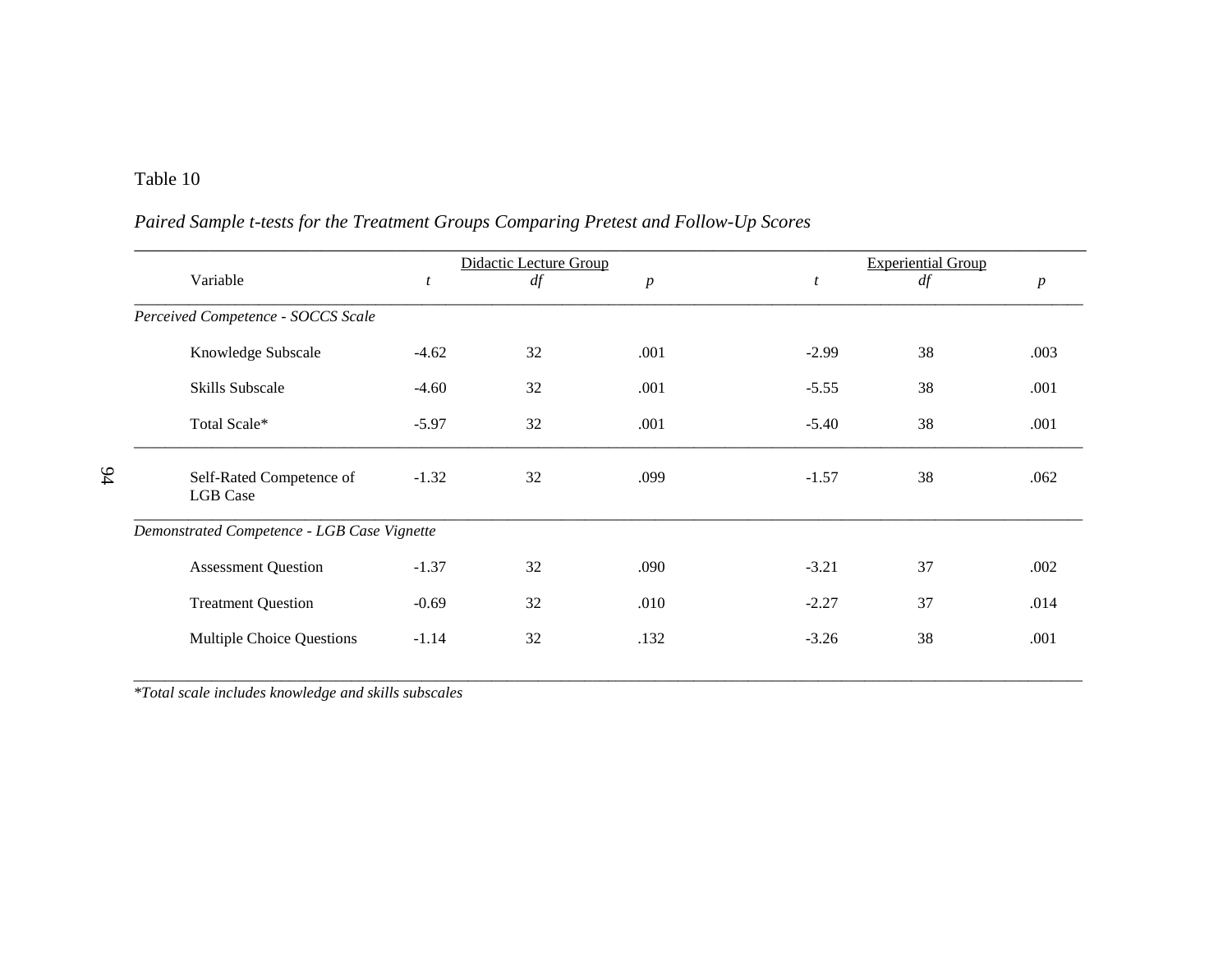Table 10

*Paired Sample t-tests for the Treatment Groups Comparing Pretest and Follow-Up Scores*

| Variable | Didactic Lecture Group | | | Experiential Group | | |
|---|---|---|---|---|---|---|
| | *t* | *df* | *p* | *t* | *df* | *p* |
| *Perceived Competence - SOCCS Scale* | | | | | | |
| Knowledge Subscale | -4.62 | 32 | .001 | -2.99 | 38 | .003 |
| Skills Subscale | -4.60 | 32 | .001 | -5.55 | 38 | .001 |
| Total Scale* | -5.97 | 32 | .001 | -5.40 | 38 | .001 |
| Self-Rated Competence of LGB Case | -1.32 | 32 | .099 | -1.57 | 38 | .062 |
| *Demonstrated Competence - LGB Case Vignette* | | | | | | |
| Assessment Question | -1.37 | 32 | .090 | -3.21 | 37 | .002 |
| Treatment Question | -0.69 | 32 | .010 | -2.27 | 37 | .014 |
| Multiple Choice Questions | -1.14 | 32 | .132 | -3.26 | 38 | .001 |

*\*Total scale includes knowledge and skills subscales*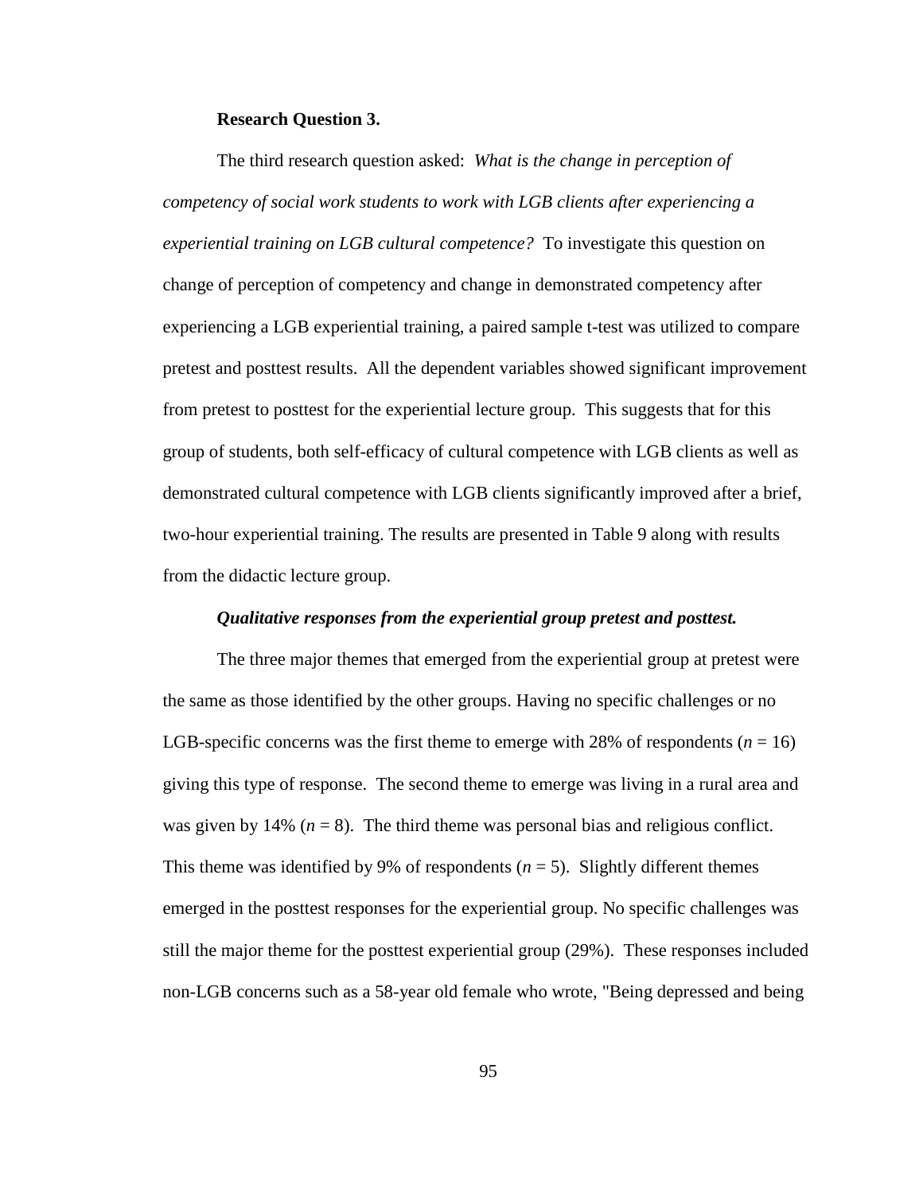**Research Question 3.**

The third research question asked: *What is the change in perception of competency of social work students to work with LGB clients after experiencing a experiential training on LGB cultural competence?* To investigate this question on change of perception of competency and change in demonstrated competency after experiencing a LGB experiential training, a paired sample t-test was utilized to compare pretest and posttest results. All the dependent variables showed significant improvement from pretest to posttest for the experiential lecture group. This suggests that for this group of students, both self-efficacy of cultural competence with LGB clients as well as demonstrated cultural competence with LGB clients significantly improved after a brief, two-hour experiential training. The results are presented in Table 9 along with results from the didactic lecture group.

***Qualitative responses from the experiential group pretest and posttest.***

The three major themes that emerged from the experiential group at pretest were the same as those identified by the other groups. Having no specific challenges or no LGB-specific concerns was the first theme to emerge with 28% of respondents ($n = 16$) giving this type of response. The second theme to emerge was living in a rural area and was given by 14% ($n = 8$). The third theme was personal bias and religious conflict. This theme was identified by 9% of respondents ($n = 5$). Slightly different themes emerged in the posttest responses for the experiential group. No specific challenges was still the major theme for the posttest experiential group (29%). These responses included non-LGB concerns such as a 58-year old female who wrote, "Being depressed and being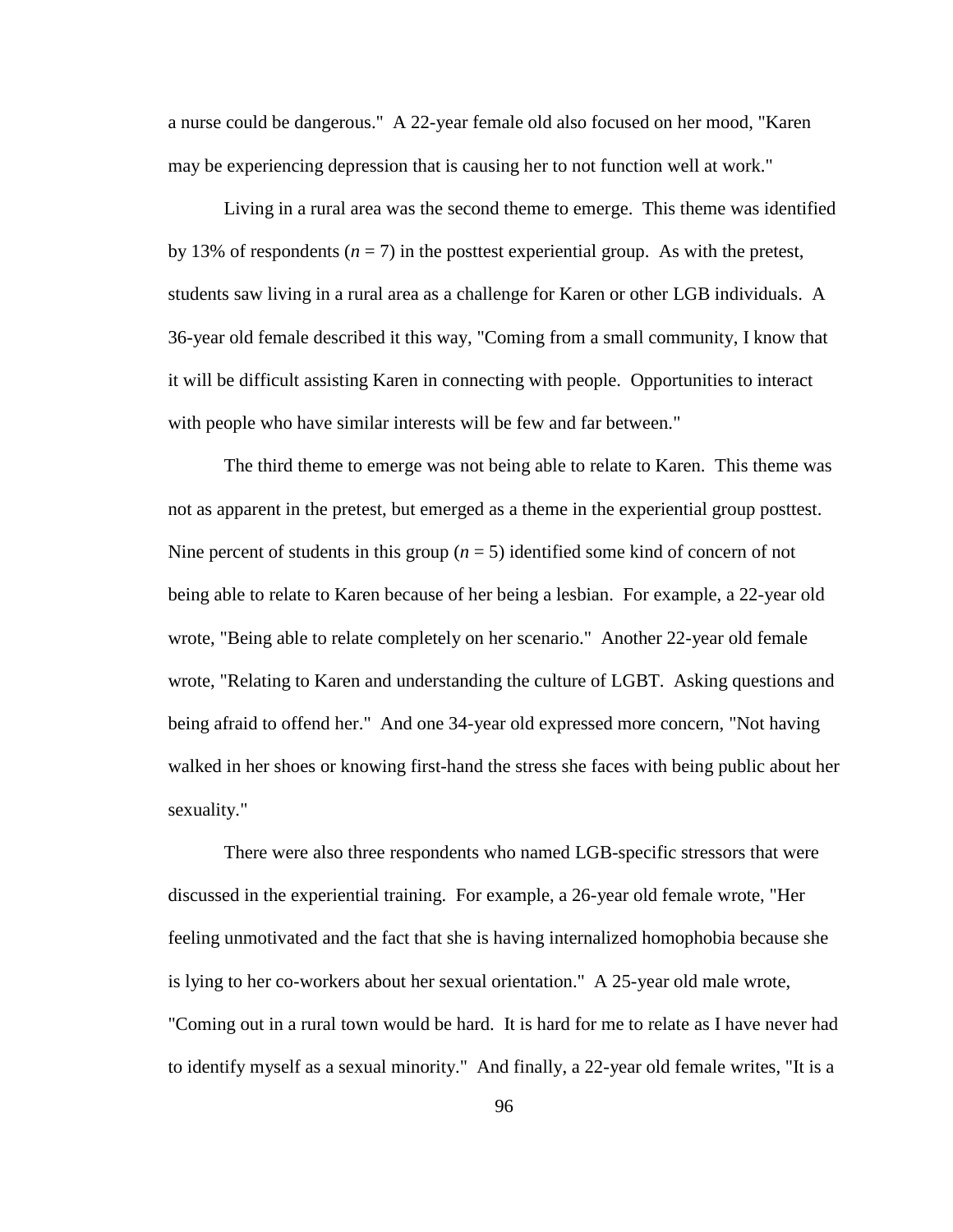a nurse could be dangerous." A 22-year female old also focused on her mood, "Karen may be experiencing depression that is causing her to not function well at work."

Living in a rural area was the second theme to emerge. This theme was identified by 13% of respondents ($n$ = 7) in the posttest experiential group. As with the pretest, students saw living in a rural area as a challenge for Karen or other LGB individuals. A 36-year old female described it this way, "Coming from a small community, I know that it will be difficult assisting Karen in connecting with people. Opportunities to interact with people who have similar interests will be few and far between."

The third theme to emerge was not being able to relate to Karen. This theme was not as apparent in the pretest, but emerged as a theme in the experiential group posttest. Nine percent of students in this group ($n$ = 5) identified some kind of concern of not being able to relate to Karen because of her being a lesbian. For example, a 22-year old wrote, "Being able to relate completely on her scenario." Another 22-year old female wrote, "Relating to Karen and understanding the culture of LGBT. Asking questions and being afraid to offend her." And one 34-year old expressed more concern, "Not having walked in her shoes or knowing first-hand the stress she faces with being public about her sexuality."

There were also three respondents who named LGB-specific stressors that were discussed in the experiential training. For example, a 26-year old female wrote, "Her feeling unmotivated and the fact that she is having internalized homophobia because she is lying to her co-workers about her sexual orientation." A 25-year old male wrote, "Coming out in a rural town would be hard. It is hard for me to relate as I have never had to identify myself as a sexual minority." And finally, a 22-year old female writes, "It is a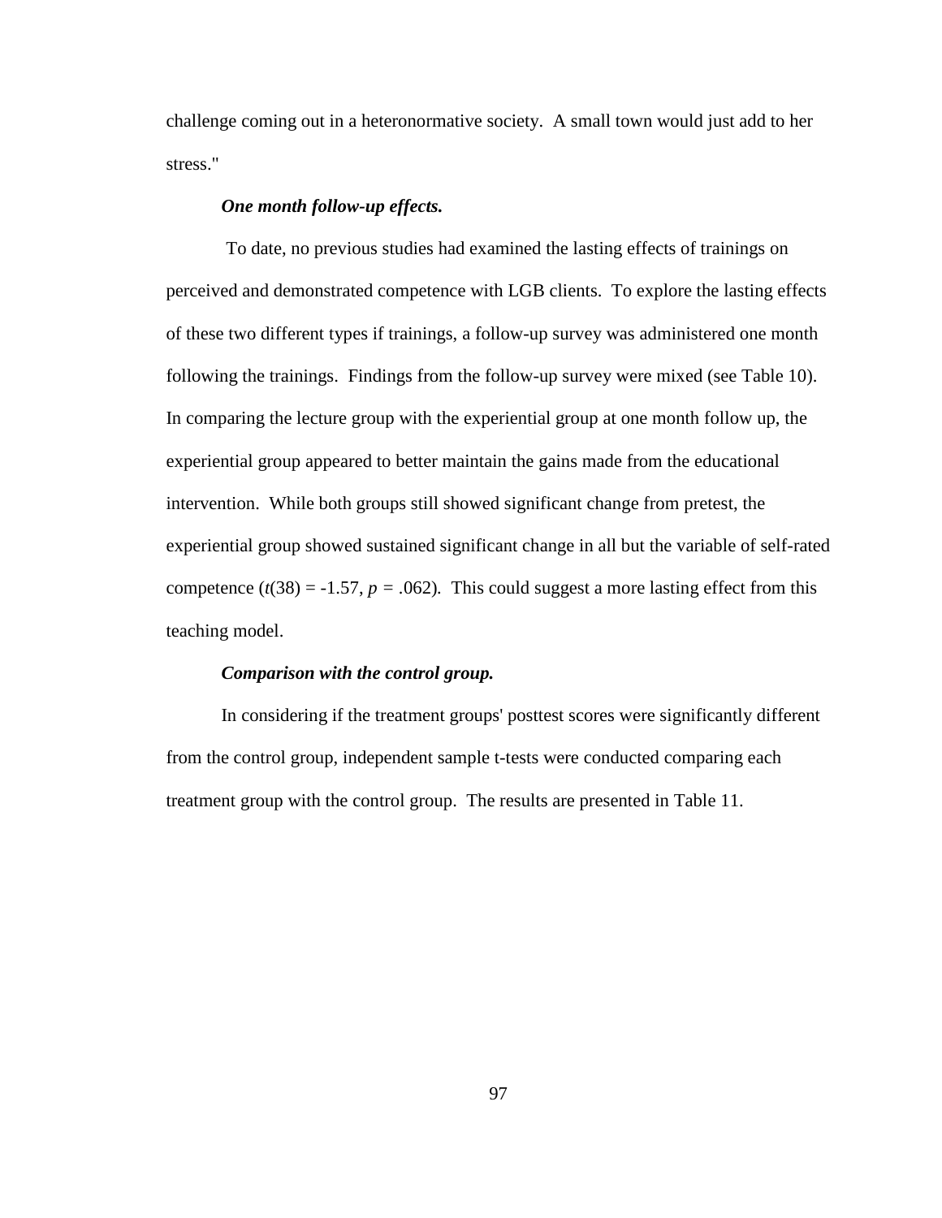challenge coming out in a heteronormative society. A small town would just add to her stress."

***One month follow-up effects.***

To date, no previous studies had examined the lasting effects of trainings on perceived and demonstrated competence with LGB clients. To explore the lasting effects of these two different types if trainings, a follow-up survey was administered one month following the trainings. Findings from the follow-up survey were mixed (see Table 10). In comparing the lecture group with the experiential group at one month follow up, the experiential group appeared to better maintain the gains made from the educational intervention. While both groups still showed significant change from pretest, the experiential group showed sustained significant change in all but the variable of self-rated competence ($t(38) = -1.57$, $p = .062$). This could suggest a more lasting effect from this teaching model.

***Comparison with the control group.***

In considering if the treatment groups' posttest scores were significantly different from the control group, independent sample t-tests were conducted comparing each treatment group with the control group. The results are presented in Table 11.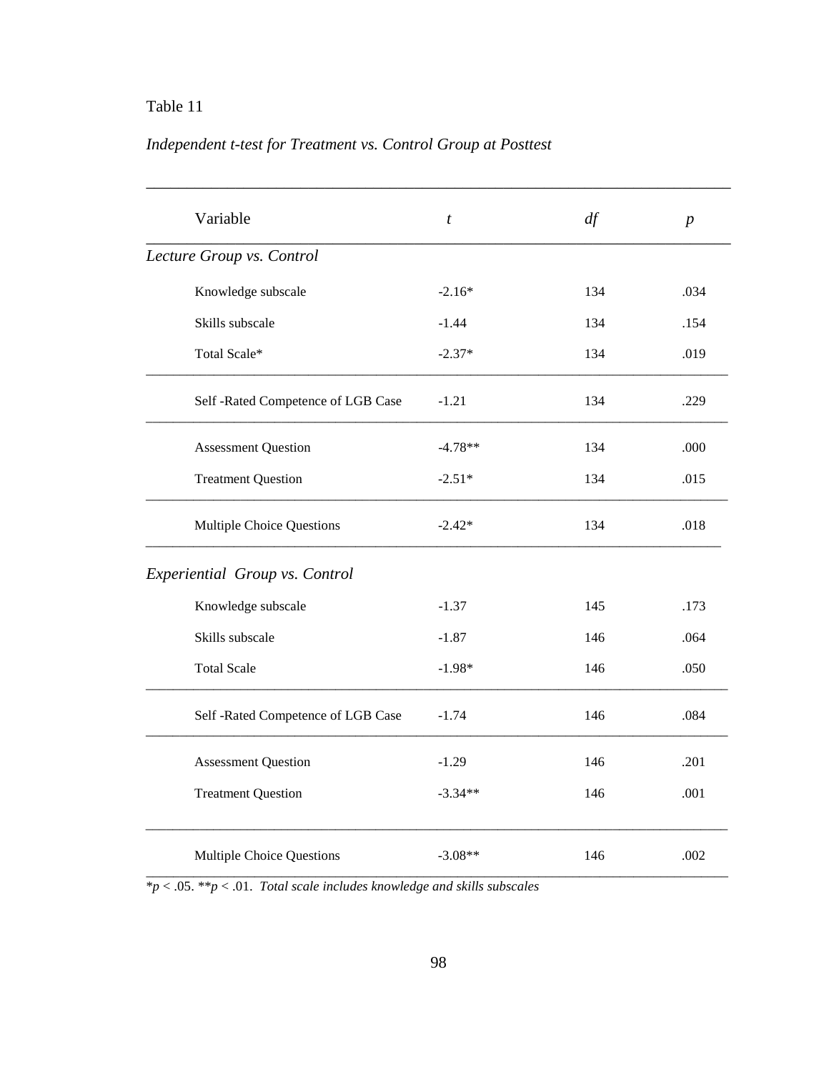Table 11

*Independent t-test for Treatment vs. Control Group at Posttest*

| Variable | *t* | *df* | *p* |
|---|---|---|---|
| *Lecture Group vs. Control* | | | |
| Knowledge subscale | -2.16* | 134 | .034 |
| Skills subscale | -1.44 | 134 | .154 |
| Total Scale* | -2.37* | 134 | .019 |
| Self -Rated Competence of LGB Case | -1.21 | 134 | .229 |
| Assessment Question | -4.78** | 134 | .000 |
| Treatment Question | -2.51* | 134 | .015 |
| Multiple Choice Questions | -2.42* | 134 | .018 |
| *Experiential Group vs. Control* | | | |
| Knowledge subscale | -1.37 | 145 | .173 |
| Skills subscale | -1.87 | 146 | .064 |
| Total Scale | -1.98* | 146 | .050 |
| Self -Rated Competence of LGB Case | -1.74 | 146 | .084 |
| Assessment Question | -1.29 | 146 | .201 |
| Treatment Question | -3.34** | 146 | .001 |
| Multiple Choice Questions | -3.08** | 146 | .002 |

*$p < .05$. **$p < .01$. *Total scale includes knowledge and skills subscales*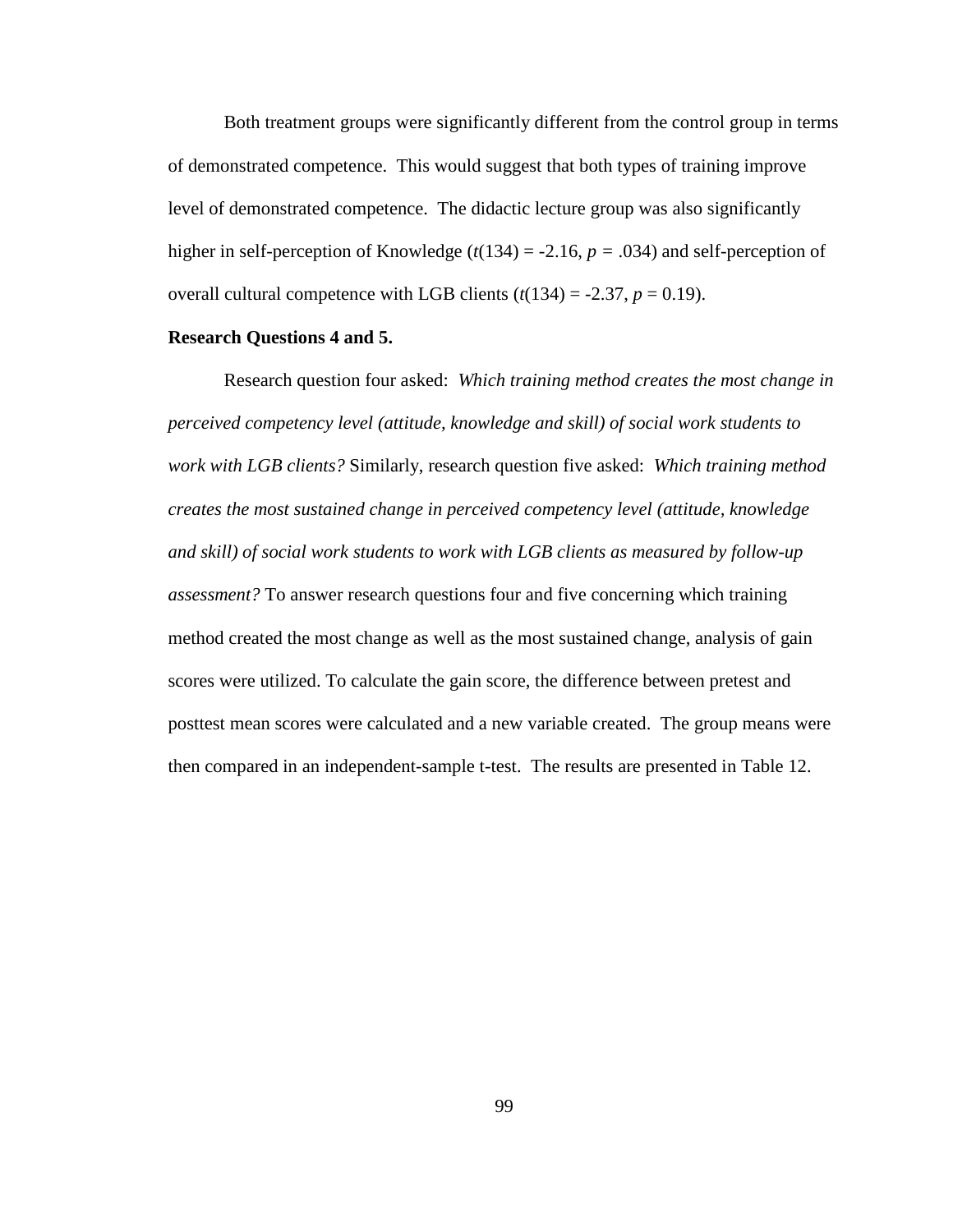Both treatment groups were significantly different from the control group in terms of demonstrated competence. This would suggest that both types of training improve level of demonstrated competence. The didactic lecture group was also significantly higher in self-perception of Knowledge ($t(134) = -2.16$, $p = .034$) and self-perception of overall cultural competence with LGB clients ($t(134) = -2.37$, $p = 0.19$).

**Research Questions 4 and 5.**

Research question four asked: *Which training method creates the most change in perceived competency level (attitude, knowledge and skill) of social work students to work with LGB clients?* Similarly, research question five asked: *Which training method creates the most sustained change in perceived competency level (attitude, knowledge and skill) of social work students to work with LGB clients as measured by follow-up assessment?* To answer research questions four and five concerning which training method created the most change as well as the most sustained change, analysis of gain scores were utilized. To calculate the gain score, the difference between pretest and posttest mean scores were calculated and a new variable created. The group means were then compared in an independent-sample t-test. The results are presented in Table 12.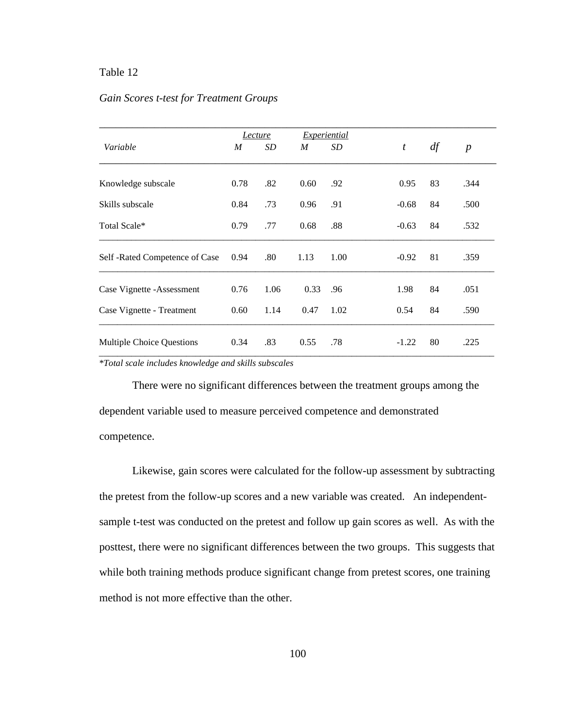Table 12

*Gain Scores t-test for Treatment Groups*

| *Variable* | Lecture | | Experiential | | | | |
|---|---|---|---|---|---|---|---|
| | *M* | *SD* | *M* | *SD* | *t* | *df* | *p* |
| Knowledge subscale | 0.78 | .82 | 0.60 | .92 | 0.95 | 83 | .344 |
| Skills subscale | 0.84 | .73 | 0.96 | .91 | -0.68 | 84 | .500 |
| Total Scale* | 0.79 | .77 | 0.68 | .88 | -0.63 | 84 | .532 |
| Self -Rated Competence of Case | 0.94 | .80 | 1.13 | 1.00 | -0.92 | 81 | .359 |
| Case Vignette -Assessment | 0.76 | 1.06 | 0.33 | .96 | 1.98 | 84 | .051 |
| Case Vignette - Treatment | 0.60 | 1.14 | 0.47 | 1.02 | 0.54 | 84 | .590 |
| Multiple Choice Questions | 0.34 | .83 | 0.55 | .78 | -1.22 | 80 | .225 |

**Total scale includes knowledge and skills subscales*

There were no significant differences between the treatment groups among the dependent variable used to measure perceived competence and demonstrated competence.

Likewise, gain scores were calculated for the follow-up assessment by subtracting the pretest from the follow-up scores and a new variable was created. An independent-sample t-test was conducted on the pretest and follow up gain scores as well. As with the posttest, there were no significant differences between the two groups. This suggests that while both training methods produce significant change from pretest scores, one training method is not more effective than the other.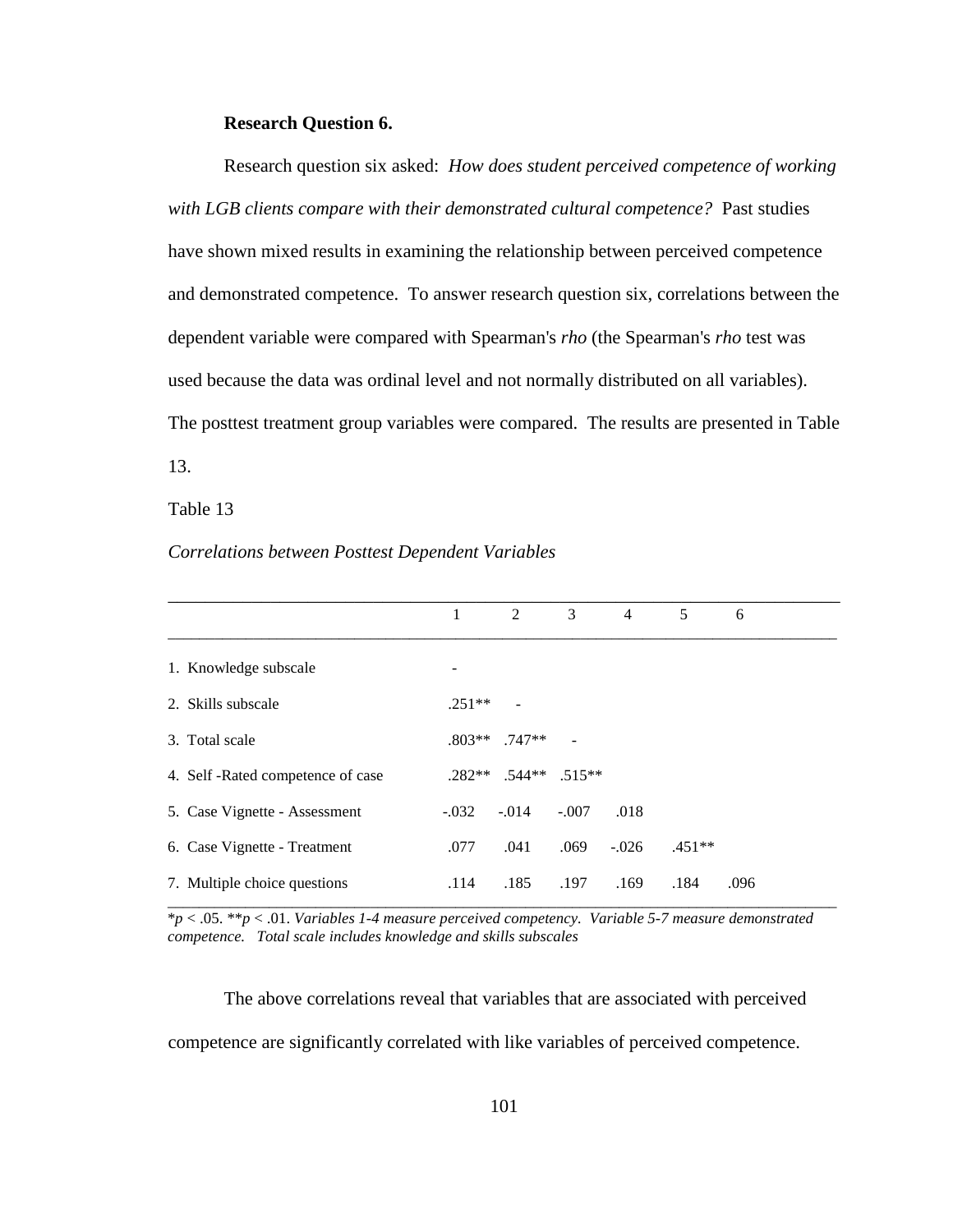**Research Question 6.**

Research question six asked: *How does student perceived competence of working with LGB clients compare with their demonstrated cultural competence?* Past studies have shown mixed results in examining the relationship between perceived competence and demonstrated competence. To answer research question six, correlations between the dependent variable were compared with Spearman's *rho* (the Spearman's *rho* test was used because the data was ordinal level and not normally distributed on all variables). The posttest treatment group variables were compared. The results are presented in Table 13.

Table 13

*Correlations between Posttest Dependent Variables*

| | 1 | 2 | 3 | 4 | 5 | 6 |
|---|---|---|---|---|---|---|
| 1. Knowledge subscale | - | | | | | |
| 2. Skills subscale | .251** | - | | | | |
| 3. Total scale | .803** | .747** | - | | | |
| 4. Self -Rated competence of case | .282** | .544** | .515** | | | |
| 5. Case Vignette - Assessment | -.032 | -.014 | -.007 | .018 | | |
| 6. Case Vignette - Treatment | .077 | .041 | .069 | -.026 | .451** | |
| 7. Multiple choice questions | .114 | .185 | .197 | .169 | .184 | .096 |

*$p < .05$. **$p < .01$. *Variables 1-4 measure perceived competency. Variable 5-7 measure demonstrated competence. Total scale includes knowledge and skills subscales*

The above correlations reveal that variables that are associated with perceived competence are significantly correlated with like variables of perceived competence.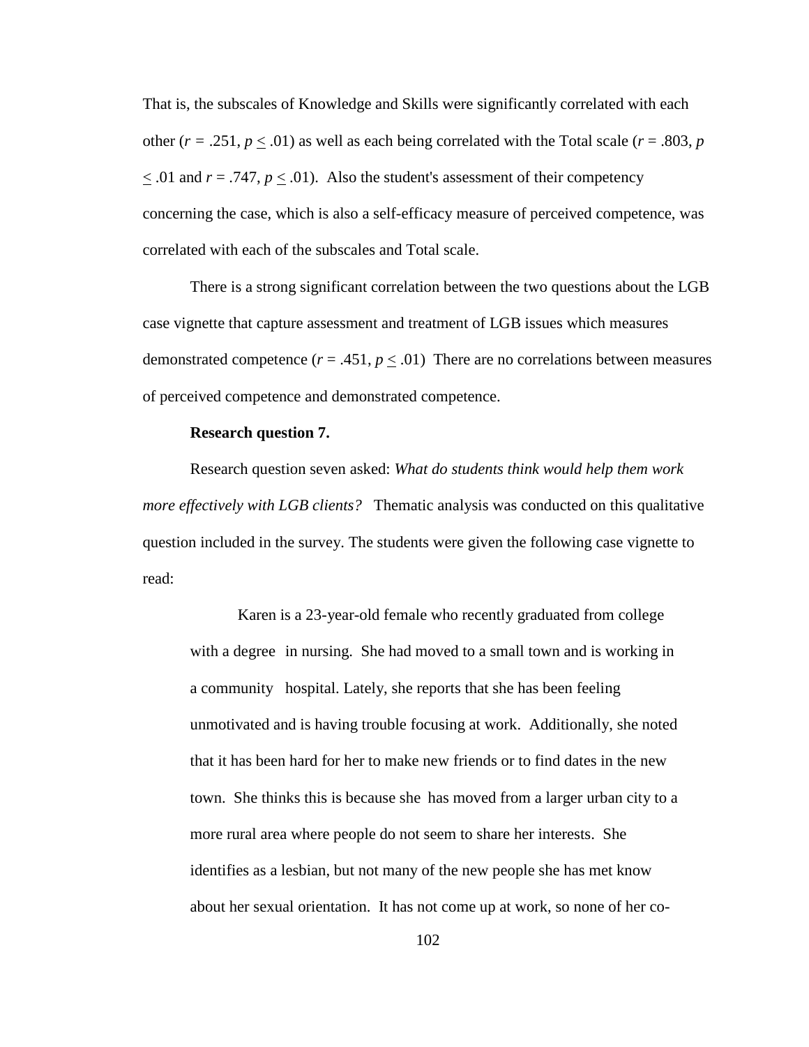That is, the subscales of Knowledge and Skills were significantly correlated with each other ($r$ = .251, $p \leq .01$) as well as each being correlated with the Total scale ($r$ = .803, $p \leq .01$ and $r$ = .747, $p \leq .01$). Also the student's assessment of their competency concerning the case, which is also a self-efficacy measure of perceived competence, was correlated with each of the subscales and Total scale.

There is a strong significant correlation between the two questions about the LGB case vignette that capture assessment and treatment of LGB issues which measures demonstrated competence ($r$ = .451, $p \leq .01$) There are no correlations between measures of perceived competence and demonstrated competence.

**Research question 7.**

Research question seven asked: *What do students think would help them work more effectively with LGB clients?* Thematic analysis was conducted on this qualitative question included in the survey. The students were given the following case vignette to read:

> Karen is a 23-year-old female who recently graduated from college with a degree in nursing. She had moved to a small town and is working in a community hospital. Lately, she reports that she has been feeling unmotivated and is having trouble focusing at work. Additionally, she noted that it has been hard for her to make new friends or to find dates in the new town. She thinks this is because she has moved from a larger urban city to a more rural area where people do not seem to share her interests. She identifies as a lesbian, but not many of the new people she has met know about her sexual orientation. It has not come up at work, so none of her co-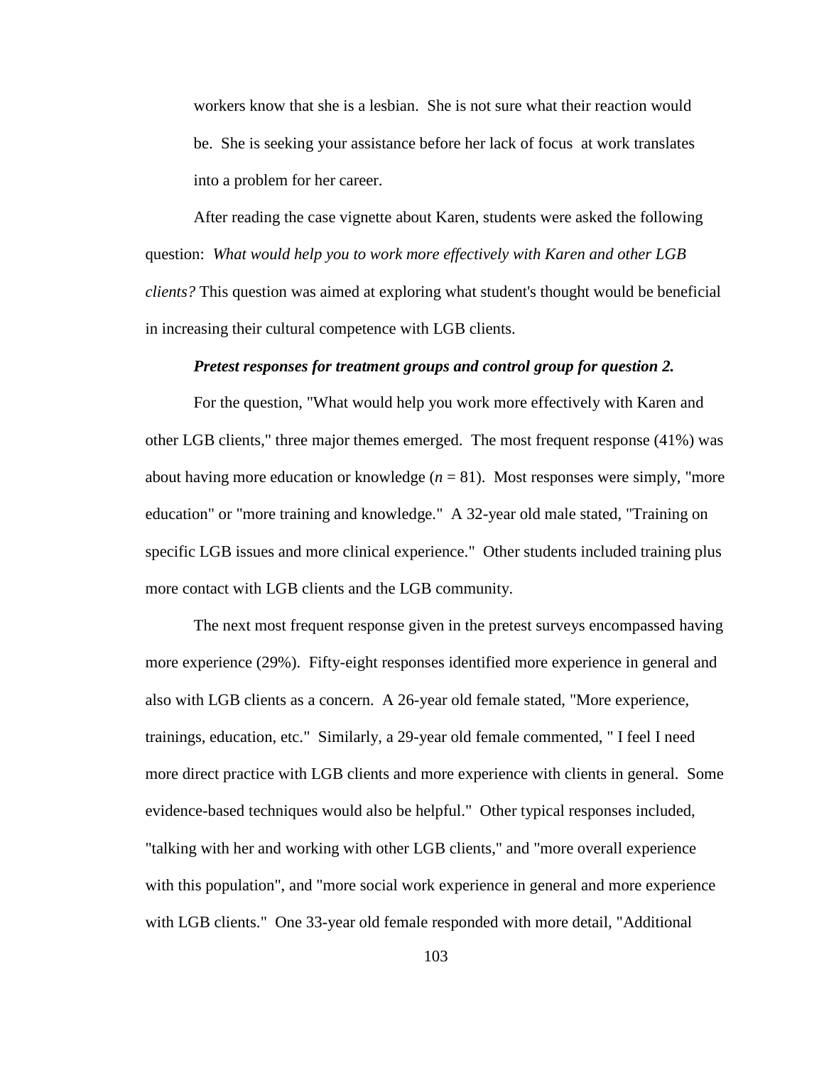workers know that she is a lesbian. She is not sure what their reaction would be. She is seeking your assistance before her lack of focus at work translates into a problem for her career.

After reading the case vignette about Karen, students were asked the following question: *What would help you to work more effectively with Karen and other LGB clients?* This question was aimed at exploring what student's thought would be beneficial in increasing their cultural competence with LGB clients.

***Pretest responses for treatment groups and control group for question 2.***

For the question, "What would help you work more effectively with Karen and other LGB clients," three major themes emerged. The most frequent response (41%) was about having more education or knowledge ($n$ = 81). Most responses were simply, "more education" or "more training and knowledge." A 32-year old male stated, "Training on specific LGB issues and more clinical experience." Other students included training plus more contact with LGB clients and the LGB community.

The next most frequent response given in the pretest surveys encompassed having more experience (29%). Fifty-eight responses identified more experience in general and also with LGB clients as a concern. A 26-year old female stated, "More experience, trainings, education, etc." Similarly, a 29-year old female commented, " I feel I need more direct practice with LGB clients and more experience with clients in general. Some evidence-based techniques would also be helpful." Other typical responses included, "talking with her and working with other LGB clients," and "more overall experience with this population", and "more social work experience in general and more experience with LGB clients." One 33-year old female responded with more detail, "Additional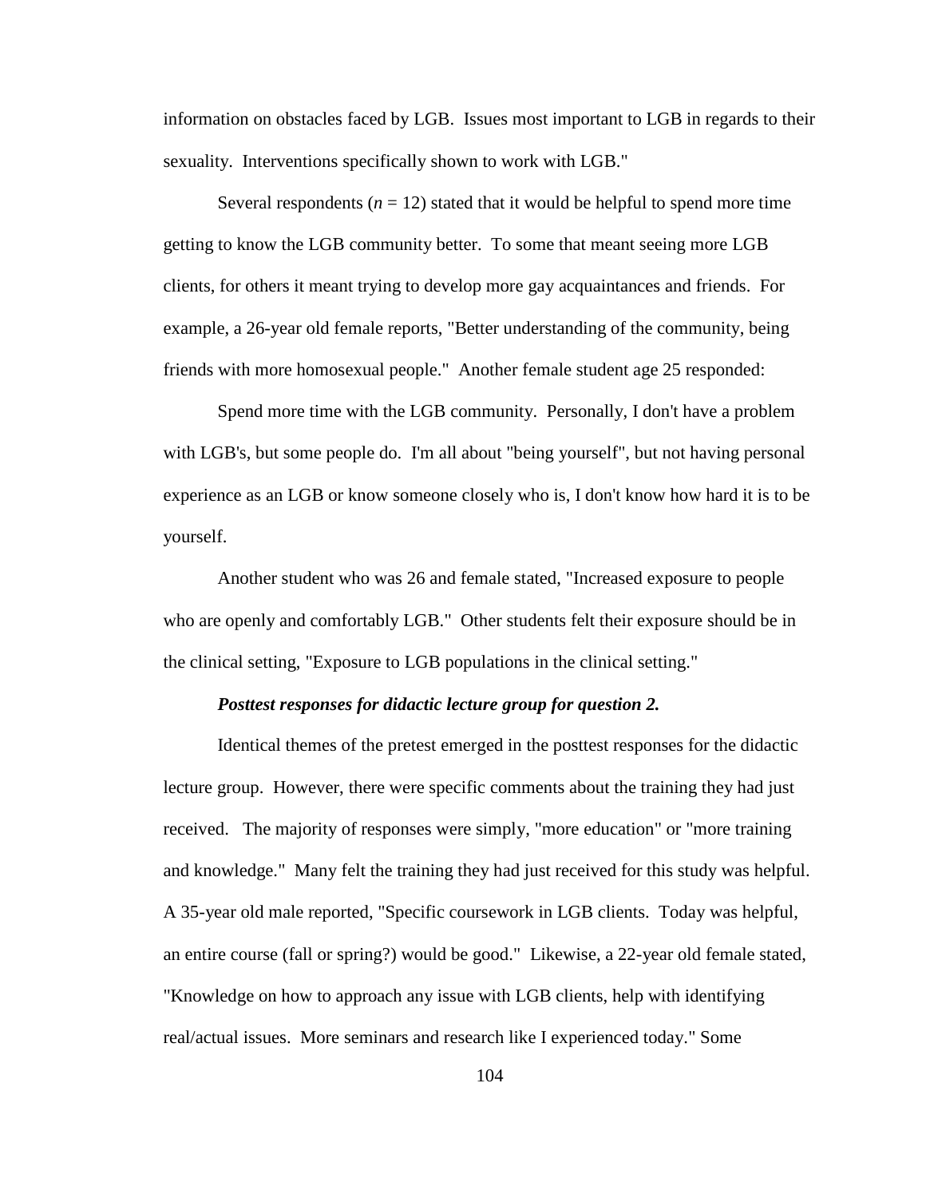information on obstacles faced by LGB. Issues most important to LGB in regards to their sexuality. Interventions specifically shown to work with LGB."

Several respondents (*n* = 12) stated that it would be helpful to spend more time getting to know the LGB community better. To some that meant seeing more LGB clients, for others it meant trying to develop more gay acquaintances and friends. For example, a 26-year old female reports, "Better understanding of the community, being friends with more homosexual people." Another female student age 25 responded:

> Spend more time with the LGB community. Personally, I don't have a problem with LGB's, but some people do. I'm all about "being yourself", but not having personal experience as an LGB or know someone closely who is, I don't know how hard it is to be yourself.

Another student who was 26 and female stated, "Increased exposure to people who are openly and comfortably LGB." Other students felt their exposure should be in the clinical setting, "Exposure to LGB populations in the clinical setting."

#### ***Posttest responses for didactic lecture group for question 2.***

Identical themes of the pretest emerged in the posttest responses for the didactic lecture group. However, there were specific comments about the training they had just received. The majority of responses were simply, "more education" or "more training and knowledge." Many felt the training they had just received for this study was helpful. A 35-year old male reported, "Specific coursework in LGB clients. Today was helpful, an entire course (fall or spring?) would be good." Likewise, a 22-year old female stated, "Knowledge on how to approach any issue with LGB clients, help with identifying real/actual issues. More seminars and research like I experienced today." Some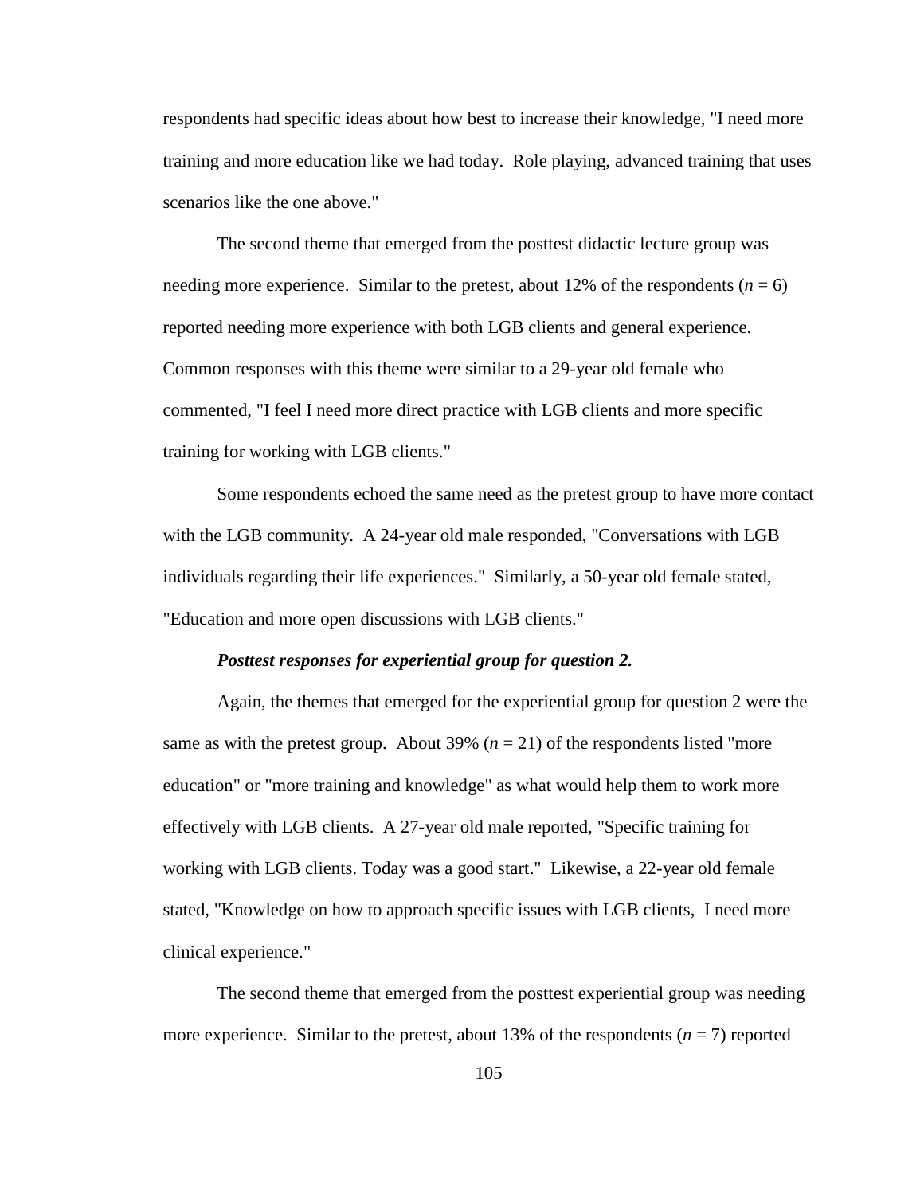respondents had specific ideas about how best to increase their knowledge, "I need more training and more education like we had today. Role playing, advanced training that uses scenarios like the one above."

The second theme that emerged from the posttest didactic lecture group was needing more experience. Similar to the pretest, about 12% of the respondents ($n$ = 6) reported needing more experience with both LGB clients and general experience. Common responses with this theme were similar to a 29-year old female who commented, "I feel I need more direct practice with LGB clients and more specific training for working with LGB clients."

Some respondents echoed the same need as the pretest group to have more contact with the LGB community. A 24-year old male responded, "Conversations with LGB individuals regarding their life experiences." Similarly, a 50-year old female stated, "Education and more open discussions with LGB clients."

***Posttest responses for experiential group for question 2.***

Again, the themes that emerged for the experiential group for question 2 were the same as with the pretest group. About 39% ($n$ = 21) of the respondents listed "more education" or "more training and knowledge" as what would help them to work more effectively with LGB clients. A 27-year old male reported, "Specific training for working with LGB clients. Today was a good start." Likewise, a 22-year old female stated, "Knowledge on how to approach specific issues with LGB clients, I need more clinical experience."

The second theme that emerged from the posttest experiential group was needing more experience. Similar to the pretest, about 13% of the respondents ($n$ = 7) reported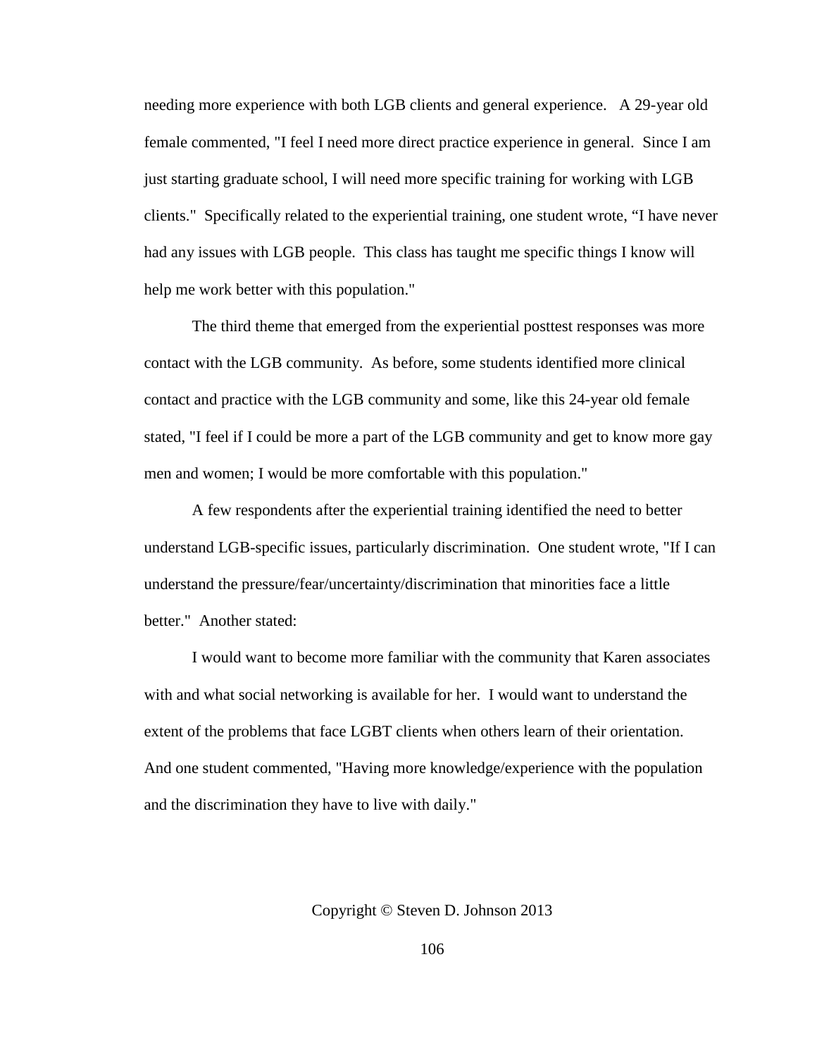needing more experience with both LGB clients and general experience. A 29-year old female commented, "I feel I need more direct practice experience in general. Since I am just starting graduate school, I will need more specific training for working with LGB clients." Specifically related to the experiential training, one student wrote, “I have never had any issues with LGB people. This class has taught me specific things I know will help me work better with this population."

The third theme that emerged from the experiential posttest responses was more contact with the LGB community. As before, some students identified more clinical contact and practice with the LGB community and some, like this 24-year old female stated, "I feel if I could be more a part of the LGB community and get to know more gay men and women; I would be more comfortable with this population."

A few respondents after the experiential training identified the need to better understand LGB-specific issues, particularly discrimination. One student wrote, "If I can understand the pressure/fear/uncertainty/discrimination that minorities face a little better." Another stated:

I would want to become more familiar with the community that Karen associates with and what social networking is available for her. I would want to understand the extent of the problems that face LGBT clients when others learn of their orientation.

And one student commented, "Having more knowledge/experience with the population and the discrimination they have to live with daily."

Copyright © Steven D. Johnson 2013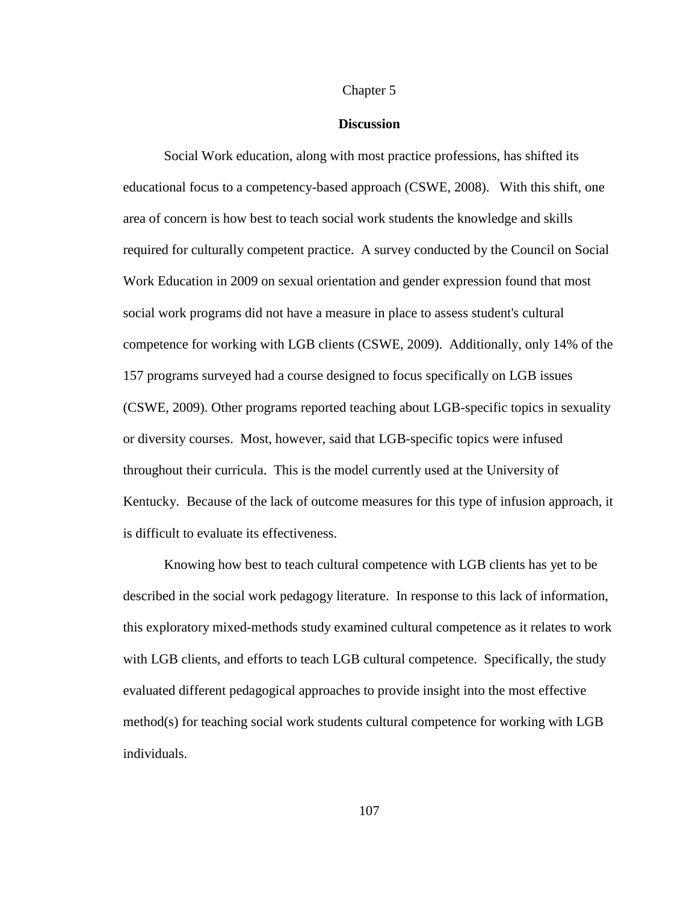# Chapter 5

## Discussion

Social Work education, along with most practice professions, has shifted its educational focus to a competency-based approach (CSWE, 2008). With this shift, one area of concern is how best to teach social work students the knowledge and skills required for culturally competent practice. A survey conducted by the Council on Social Work Education in 2009 on sexual orientation and gender expression found that most social work programs did not have a measure in place to assess student's cultural competence for working with LGB clients (CSWE, 2009). Additionally, only 14% of the 157 programs surveyed had a course designed to focus specifically on LGB issues (CSWE, 2009). Other programs reported teaching about LGB-specific topics in sexuality or diversity courses. Most, however, said that LGB-specific topics were infused throughout their curricula. This is the model currently used at the University of Kentucky. Because of the lack of outcome measures for this type of infusion approach, it is difficult to evaluate its effectiveness.

Knowing how best to teach cultural competence with LGB clients has yet to be described in the social work pedagogy literature. In response to this lack of information, this exploratory mixed-methods study examined cultural competence as it relates to work with LGB clients, and efforts to teach LGB cultural competence. Specifically, the study evaluated different pedagogical approaches to provide insight into the most effective method(s) for teaching social work students cultural competence for working with LGB individuals.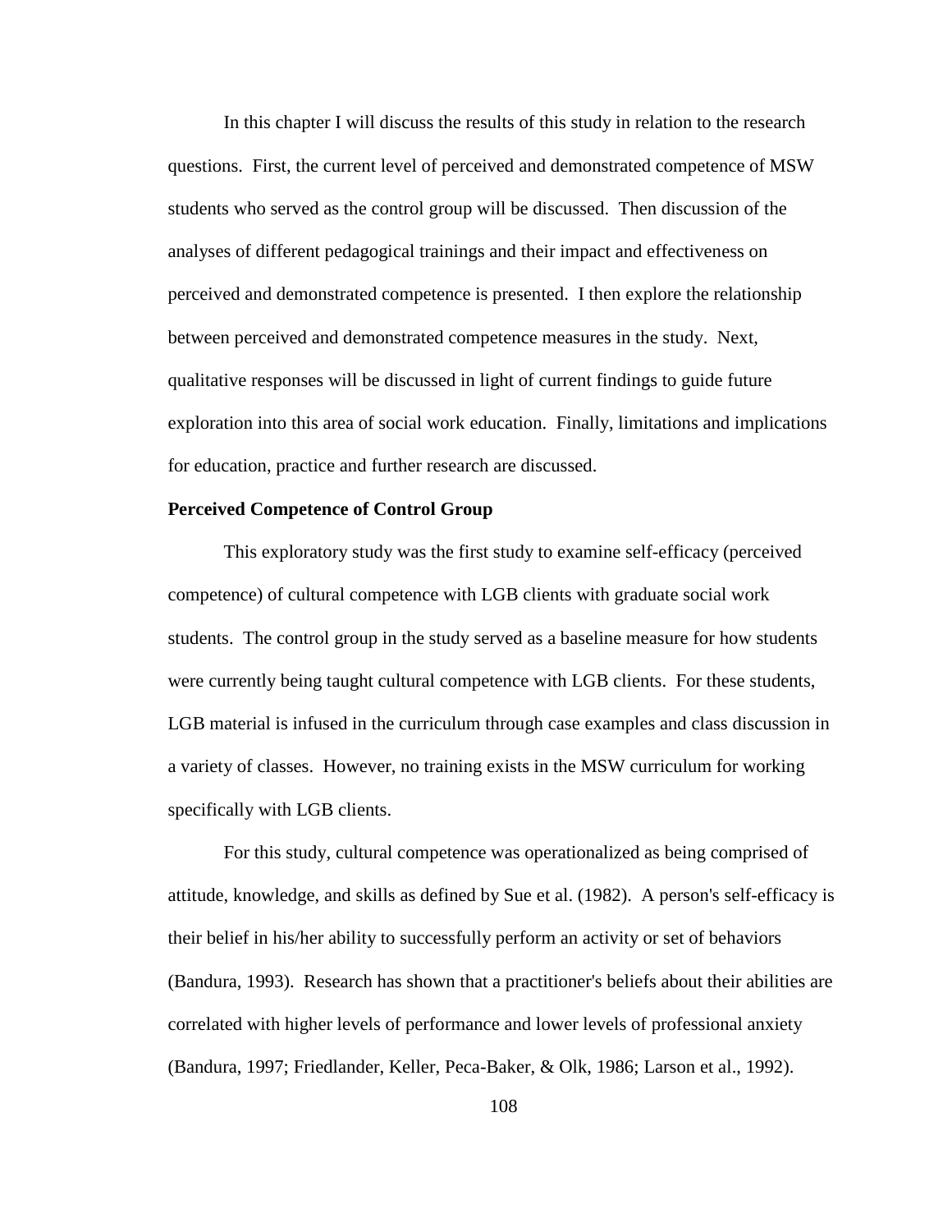In this chapter I will discuss the results of this study in relation to the research questions. First, the current level of perceived and demonstrated competence of MSW students who served as the control group will be discussed. Then discussion of the analyses of different pedagogical trainings and their impact and effectiveness on perceived and demonstrated competence is presented. I then explore the relationship between perceived and demonstrated competence measures in the study. Next, qualitative responses will be discussed in light of current findings to guide future exploration into this area of social work education. Finally, limitations and implications for education, practice and further research are discussed.

**Perceived Competence of Control Group**

This exploratory study was the first study to examine self-efficacy (perceived competence) of cultural competence with LGB clients with graduate social work students. The control group in the study served as a baseline measure for how students were currently being taught cultural competence with LGB clients. For these students, LGB material is infused in the curriculum through case examples and class discussion in a variety of classes. However, no training exists in the MSW curriculum for working specifically with LGB clients.

For this study, cultural competence was operationalized as being comprised of attitude, knowledge, and skills as defined by Sue et al. (1982). A person's self-efficacy is their belief in his/her ability to successfully perform an activity or set of behaviors (Bandura, 1993). Research has shown that a practitioner's beliefs about their abilities are correlated with higher levels of performance and lower levels of professional anxiety (Bandura, 1997; Friedlander, Keller, Peca-Baker, & Olk, 1986; Larson et al., 1992).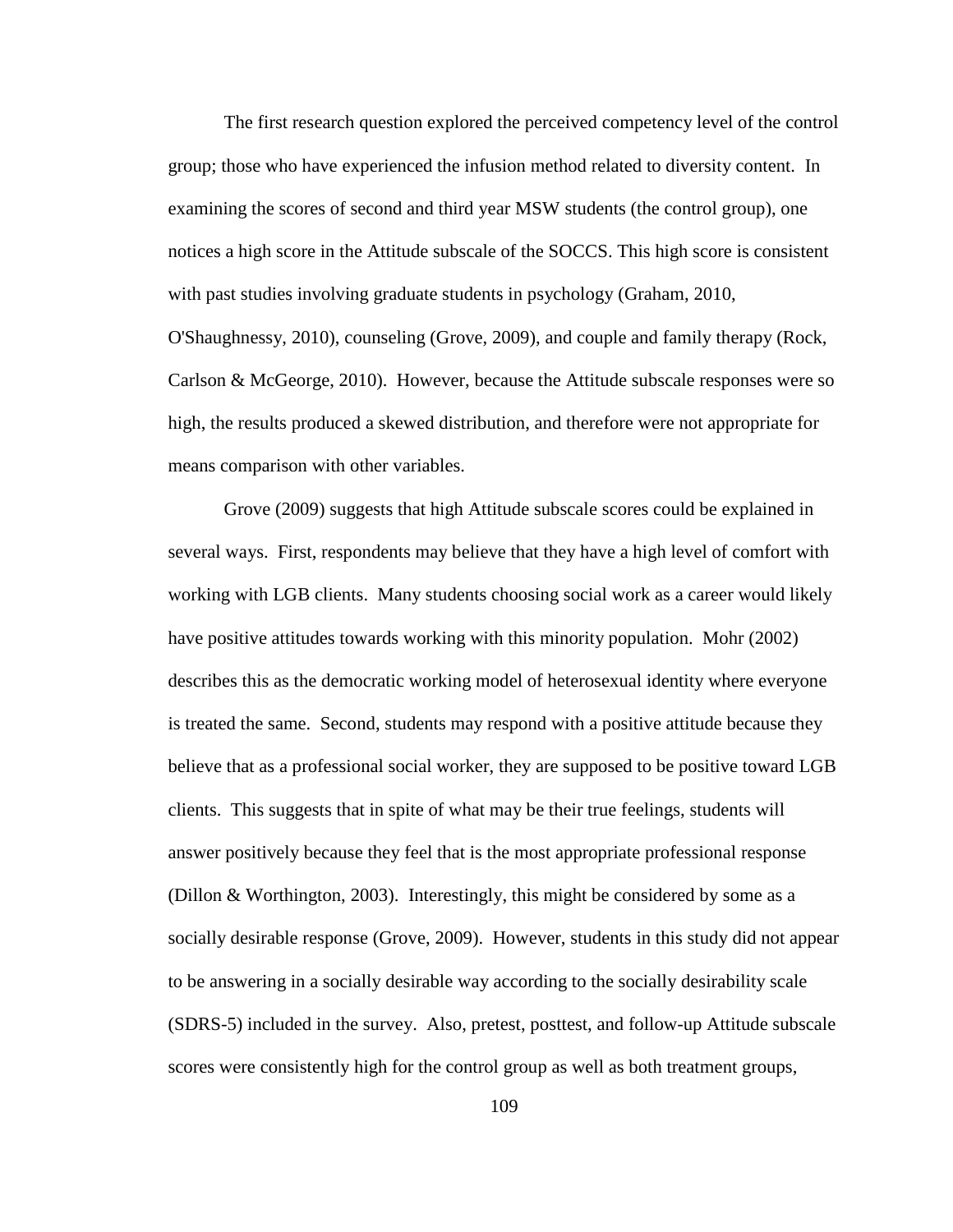The first research question explored the perceived competency level of the control group; those who have experienced the infusion method related to diversity content. In examining the scores of second and third year MSW students (the control group), one notices a high score in the Attitude subscale of the SOCCS. This high score is consistent with past studies involving graduate students in psychology (Graham, 2010, O'Shaughnessy, 2010), counseling (Grove, 2009), and couple and family therapy (Rock, Carlson & McGeorge, 2010). However, because the Attitude subscale responses were so high, the results produced a skewed distribution, and therefore were not appropriate for means comparison with other variables.

Grove (2009) suggests that high Attitude subscale scores could be explained in several ways. First, respondents may believe that they have a high level of comfort with working with LGB clients. Many students choosing social work as a career would likely have positive attitudes towards working with this minority population. Mohr (2002) describes this as the democratic working model of heterosexual identity where everyone is treated the same. Second, students may respond with a positive attitude because they believe that as a professional social worker, they are supposed to be positive toward LGB clients. This suggests that in spite of what may be their true feelings, students will answer positively because they feel that is the most appropriate professional response (Dillon & Worthington, 2003). Interestingly, this might be considered by some as a socially desirable response (Grove, 2009). However, students in this study did not appear to be answering in a socially desirable way according to the socially desirability scale (SDRS-5) included in the survey. Also, pretest, posttest, and follow-up Attitude subscale scores were consistently high for the control group as well as both treatment groups,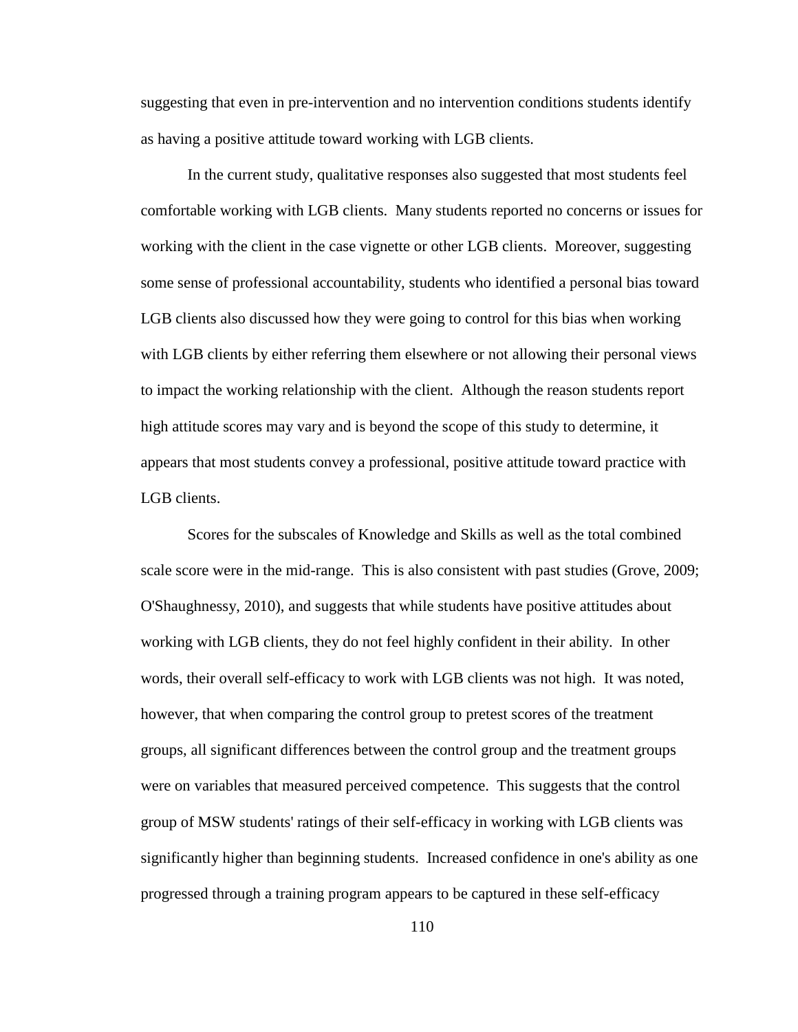suggesting that even in pre-intervention and no intervention conditions students identify as having a positive attitude toward working with LGB clients.

In the current study, qualitative responses also suggested that most students feel comfortable working with LGB clients. Many students reported no concerns or issues for working with the client in the case vignette or other LGB clients. Moreover, suggesting some sense of professional accountability, students who identified a personal bias toward LGB clients also discussed how they were going to control for this bias when working with LGB clients by either referring them elsewhere or not allowing their personal views to impact the working relationship with the client. Although the reason students report high attitude scores may vary and is beyond the scope of this study to determine, it appears that most students convey a professional, positive attitude toward practice with LGB clients.

Scores for the subscales of Knowledge and Skills as well as the total combined scale score were in the mid-range. This is also consistent with past studies (Grove, 2009; O'Shaughnessy, 2010), and suggests that while students have positive attitudes about working with LGB clients, they do not feel highly confident in their ability. In other words, their overall self-efficacy to work with LGB clients was not high. It was noted, however, that when comparing the control group to pretest scores of the treatment groups, all significant differences between the control group and the treatment groups were on variables that measured perceived competence. This suggests that the control group of MSW students' ratings of their self-efficacy in working with LGB clients was significantly higher than beginning students. Increased confidence in one's ability as one progressed through a training program appears to be captured in these self-efficacy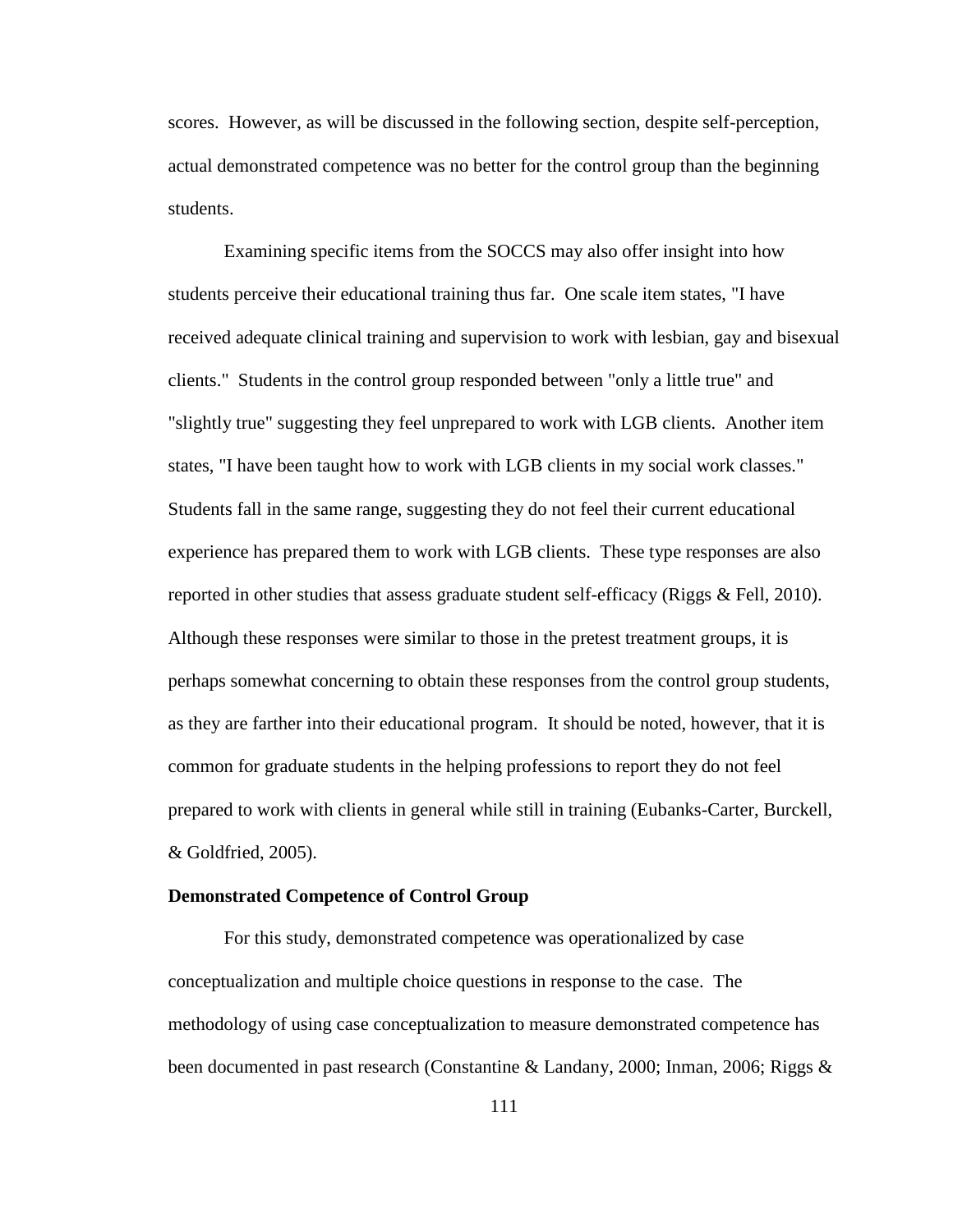scores. However, as will be discussed in the following section, despite self-perception, actual demonstrated competence was no better for the control group than the beginning students.

Examining specific items from the SOCCS may also offer insight into how students perceive their educational training thus far. One scale item states, "I have received adequate clinical training and supervision to work with lesbian, gay and bisexual clients." Students in the control group responded between "only a little true" and "slightly true" suggesting they feel unprepared to work with LGB clients. Another item states, "I have been taught how to work with LGB clients in my social work classes." Students fall in the same range, suggesting they do not feel their current educational experience has prepared them to work with LGB clients. These type responses are also reported in other studies that assess graduate student self-efficacy (Riggs & Fell, 2010). Although these responses were similar to those in the pretest treatment groups, it is perhaps somewhat concerning to obtain these responses from the control group students, as they are farther into their educational program. It should be noted, however, that it is common for graduate students in the helping professions to report they do not feel prepared to work with clients in general while still in training (Eubanks-Carter, Burckell, & Goldfried, 2005).

**Demonstrated Competence of Control Group**

For this study, demonstrated competence was operationalized by case conceptualization and multiple choice questions in response to the case. The methodology of using case conceptualization to measure demonstrated competence has been documented in past research (Constantine & Landany, 2000; Inman, 2006; Riggs &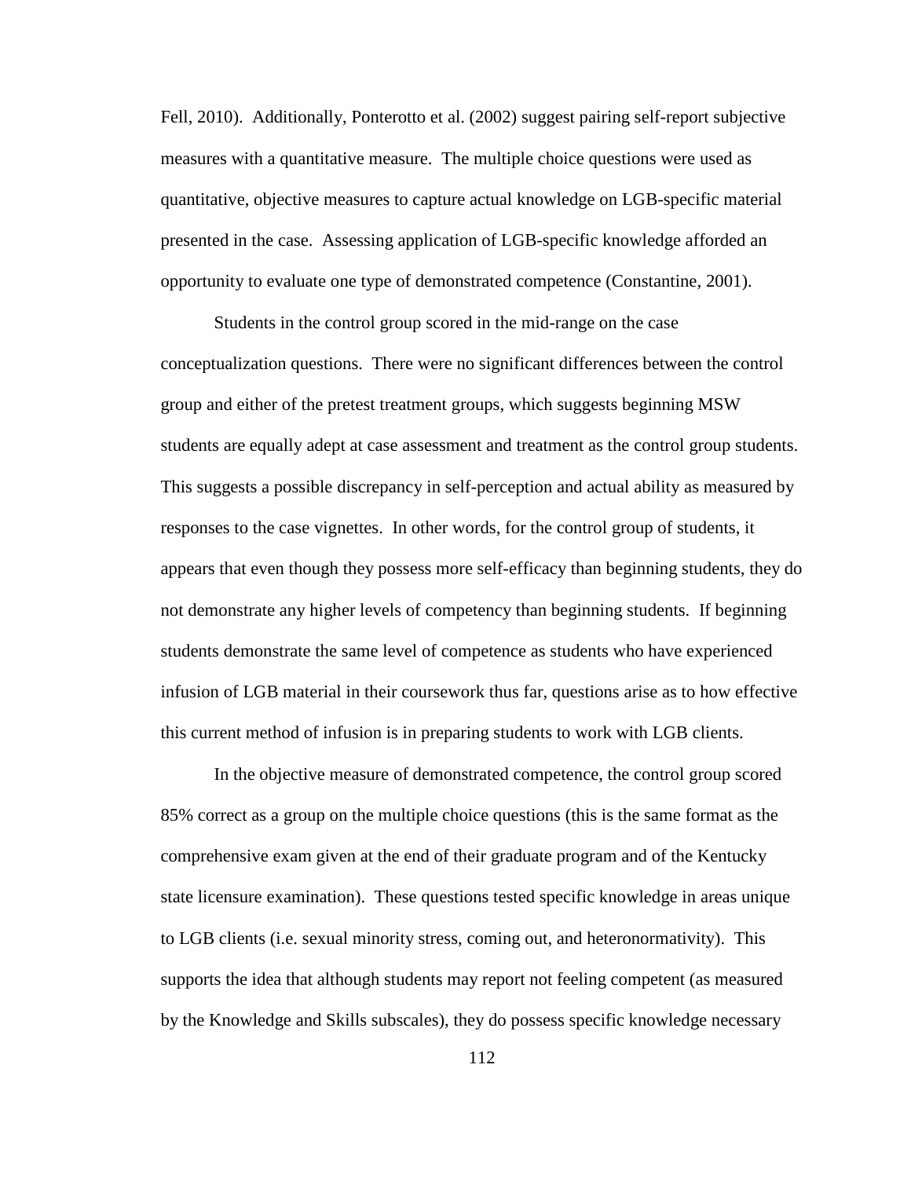Fell, 2010). Additionally, Ponterotto et al. (2002) suggest pairing self-report subjective measures with a quantitative measure. The multiple choice questions were used as quantitative, objective measures to capture actual knowledge on LGB-specific material presented in the case. Assessing application of LGB-specific knowledge afforded an opportunity to evaluate one type of demonstrated competence (Constantine, 2001).

Students in the control group scored in the mid-range on the case conceptualization questions. There were no significant differences between the control group and either of the pretest treatment groups, which suggests beginning MSW students are equally adept at case assessment and treatment as the control group students. This suggests a possible discrepancy in self-perception and actual ability as measured by responses to the case vignettes. In other words, for the control group of students, it appears that even though they possess more self-efficacy than beginning students, they do not demonstrate any higher levels of competency than beginning students. If beginning students demonstrate the same level of competence as students who have experienced infusion of LGB material in their coursework thus far, questions arise as to how effective this current method of infusion is in preparing students to work with LGB clients.

In the objective measure of demonstrated competence, the control group scored 85% correct as a group on the multiple choice questions (this is the same format as the comprehensive exam given at the end of their graduate program and of the Kentucky state licensure examination). These questions tested specific knowledge in areas unique to LGB clients (i.e. sexual minority stress, coming out, and heteronormativity). This supports the idea that although students may report not feeling competent (as measured by the Knowledge and Skills subscales), they do possess specific knowledge necessary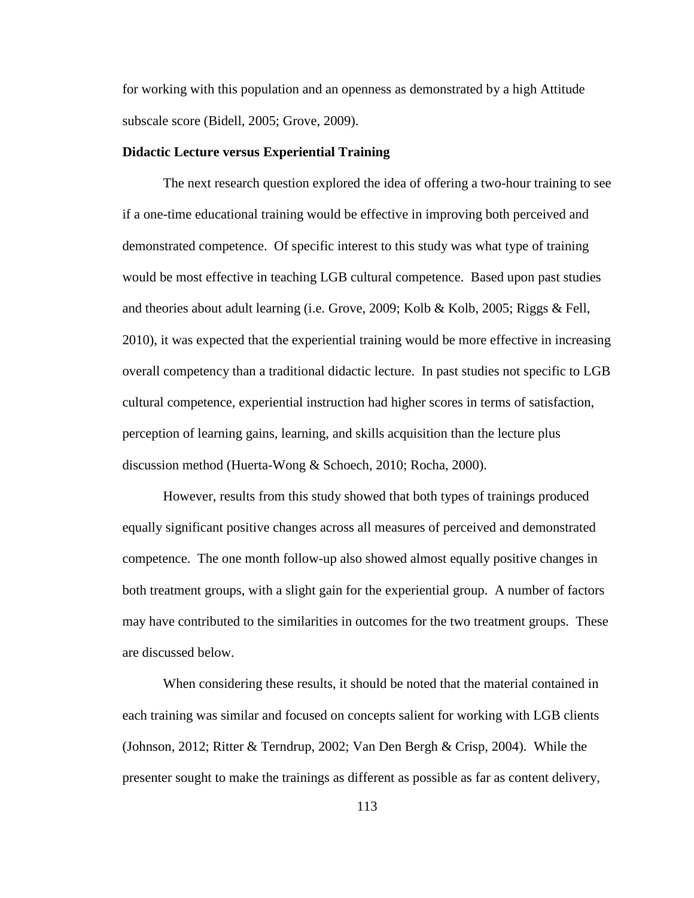for working with this population and an openness as demonstrated by a high Attitude subscale score (Bidell, 2005; Grove, 2009).

**Didactic Lecture versus Experiential Training**

The next research question explored the idea of offering a two-hour training to see if a one-time educational training would be effective in improving both perceived and demonstrated competence. Of specific interest to this study was what type of training would be most effective in teaching LGB cultural competence. Based upon past studies and theories about adult learning (i.e. Grove, 2009; Kolb & Kolb, 2005; Riggs & Fell, 2010), it was expected that the experiential training would be more effective in increasing overall competency than a traditional didactic lecture. In past studies not specific to LGB cultural competence, experiential instruction had higher scores in terms of satisfaction, perception of learning gains, learning, and skills acquisition than the lecture plus discussion method (Huerta-Wong & Schoech, 2010; Rocha, 2000).

However, results from this study showed that both types of trainings produced equally significant positive changes across all measures of perceived and demonstrated competence. The one month follow-up also showed almost equally positive changes in both treatment groups, with a slight gain for the experiential group. A number of factors may have contributed to the similarities in outcomes for the two treatment groups. These are discussed below.

When considering these results, it should be noted that the material contained in each training was similar and focused on concepts salient for working with LGB clients (Johnson, 2012; Ritter & Terndrup, 2002; Van Den Bergh & Crisp, 2004). While the presenter sought to make the trainings as different as possible as far as content delivery,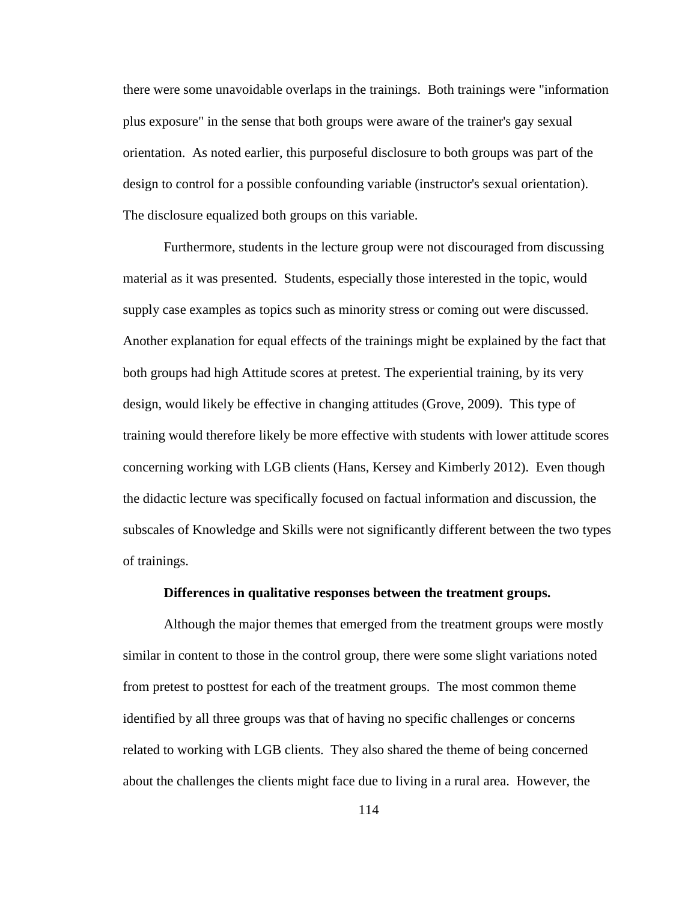there were some unavoidable overlaps in the trainings. Both trainings were "information plus exposure" in the sense that both groups were aware of the trainer's gay sexual orientation. As noted earlier, this purposeful disclosure to both groups was part of the design to control for a possible confounding variable (instructor's sexual orientation). The disclosure equalized both groups on this variable.

Furthermore, students in the lecture group were not discouraged from discussing material as it was presented. Students, especially those interested in the topic, would supply case examples as topics such as minority stress or coming out were discussed. Another explanation for equal effects of the trainings might be explained by the fact that both groups had high Attitude scores at pretest. The experiential training, by its very design, would likely be effective in changing attitudes (Grove, 2009). This type of training would therefore likely be more effective with students with lower attitude scores concerning working with LGB clients (Hans, Kersey and Kimberly 2012). Even though the didactic lecture was specifically focused on factual information and discussion, the subscales of Knowledge and Skills were not significantly different between the two types of trainings.

**Differences in qualitative responses between the treatment groups.**

Although the major themes that emerged from the treatment groups were mostly similar in content to those in the control group, there were some slight variations noted from pretest to posttest for each of the treatment groups. The most common theme identified by all three groups was that of having no specific challenges or concerns related to working with LGB clients. They also shared the theme of being concerned about the challenges the clients might face due to living in a rural area. However, the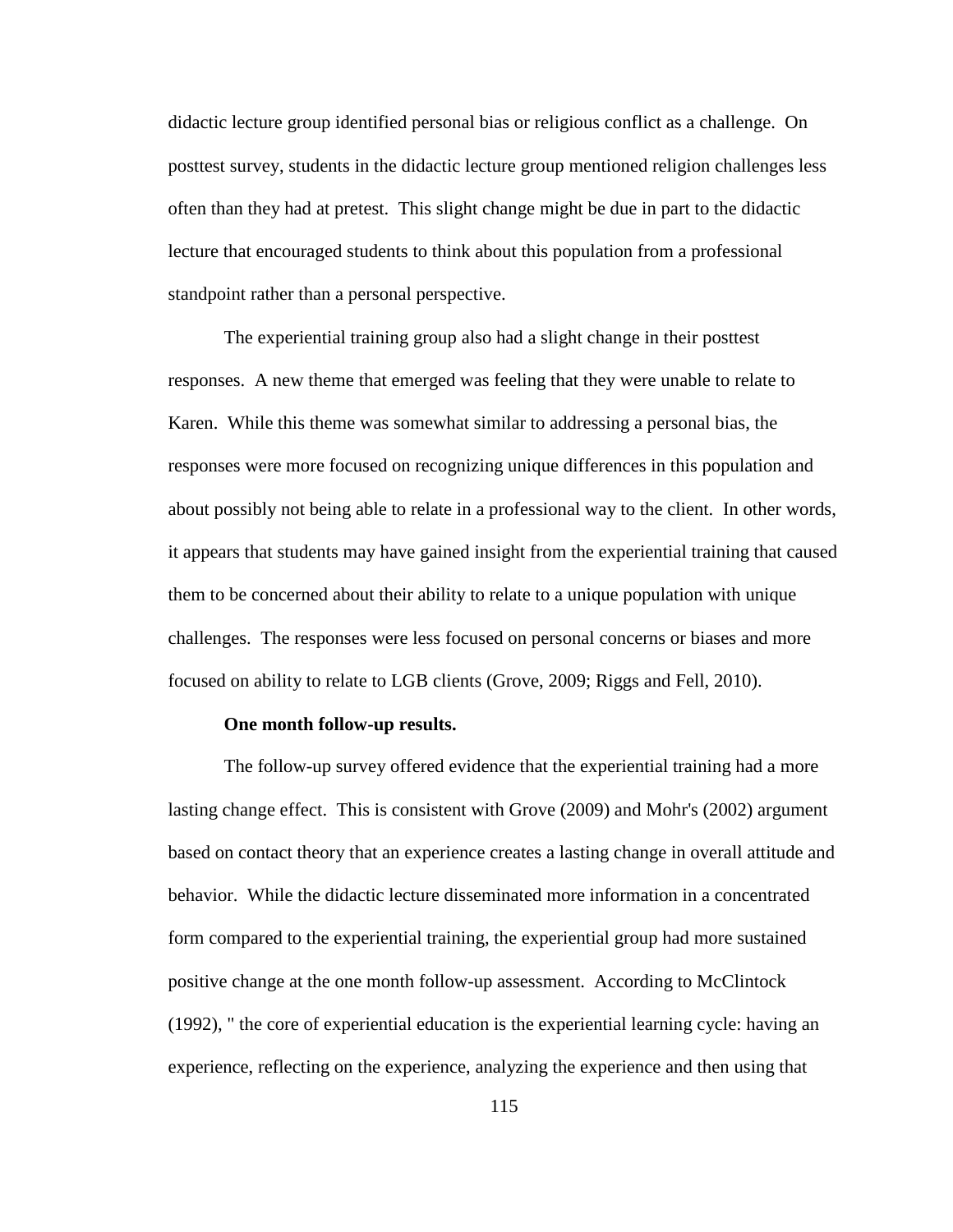didactic lecture group identified personal bias or religious conflict as a challenge. On posttest survey, students in the didactic lecture group mentioned religion challenges less often than they had at pretest. This slight change might be due in part to the didactic lecture that encouraged students to think about this population from a professional standpoint rather than a personal perspective.

The experiential training group also had a slight change in their posttest responses. A new theme that emerged was feeling that they were unable to relate to Karen. While this theme was somewhat similar to addressing a personal bias, the responses were more focused on recognizing unique differences in this population and about possibly not being able to relate in a professional way to the client. In other words, it appears that students may have gained insight from the experiential training that caused them to be concerned about their ability to relate to a unique population with unique challenges. The responses were less focused on personal concerns or biases and more focused on ability to relate to LGB clients (Grove, 2009; Riggs and Fell, 2010).

**One month follow-up results.**

The follow-up survey offered evidence that the experiential training had a more lasting change effect. This is consistent with Grove (2009) and Mohr's (2002) argument based on contact theory that an experience creates a lasting change in overall attitude and behavior. While the didactic lecture disseminated more information in a concentrated form compared to the experiential training, the experiential group had more sustained positive change at the one month follow-up assessment. According to McClintock (1992), " the core of experiential education is the experiential learning cycle: having an experience, reflecting on the experience, analyzing the experience and then using that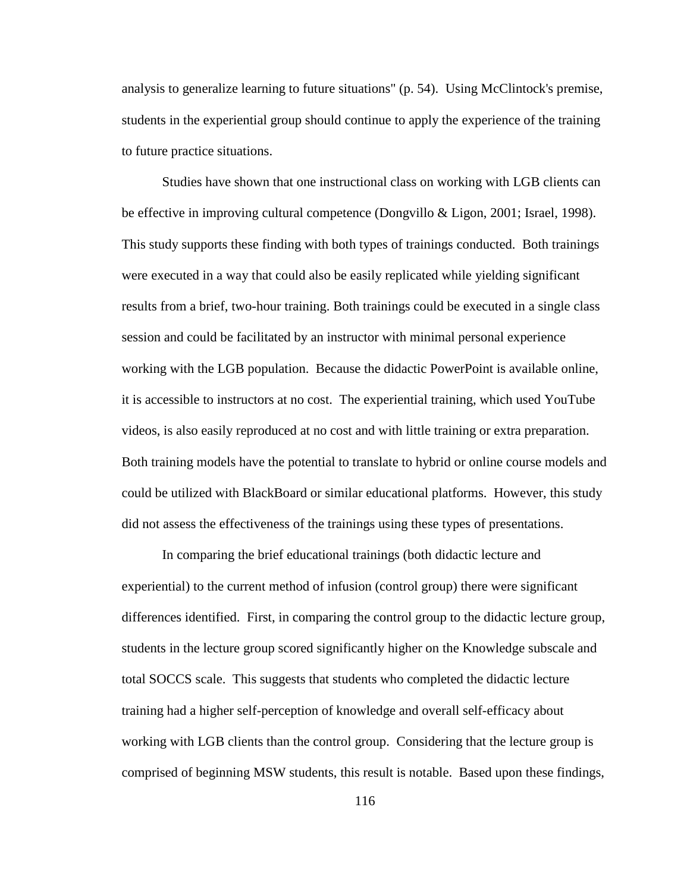analysis to generalize learning to future situations" (p. 54). Using McClintock's premise, students in the experiential group should continue to apply the experience of the training to future practice situations.

Studies have shown that one instructional class on working with LGB clients can be effective in improving cultural competence (Dongvillo & Ligon, 2001; Israel, 1998). This study supports these finding with both types of trainings conducted. Both trainings were executed in a way that could also be easily replicated while yielding significant results from a brief, two-hour training. Both trainings could be executed in a single class session and could be facilitated by an instructor with minimal personal experience working with the LGB population. Because the didactic PowerPoint is available online, it is accessible to instructors at no cost. The experiential training, which used YouTube videos, is also easily reproduced at no cost and with little training or extra preparation. Both training models have the potential to translate to hybrid or online course models and could be utilized with BlackBoard or similar educational platforms. However, this study did not assess the effectiveness of the trainings using these types of presentations.

In comparing the brief educational trainings (both didactic lecture and experiential) to the current method of infusion (control group) there were significant differences identified. First, in comparing the control group to the didactic lecture group, students in the lecture group scored significantly higher on the Knowledge subscale and total SOCCS scale. This suggests that students who completed the didactic lecture training had a higher self-perception of knowledge and overall self-efficacy about working with LGB clients than the control group. Considering that the lecture group is comprised of beginning MSW students, this result is notable. Based upon these findings,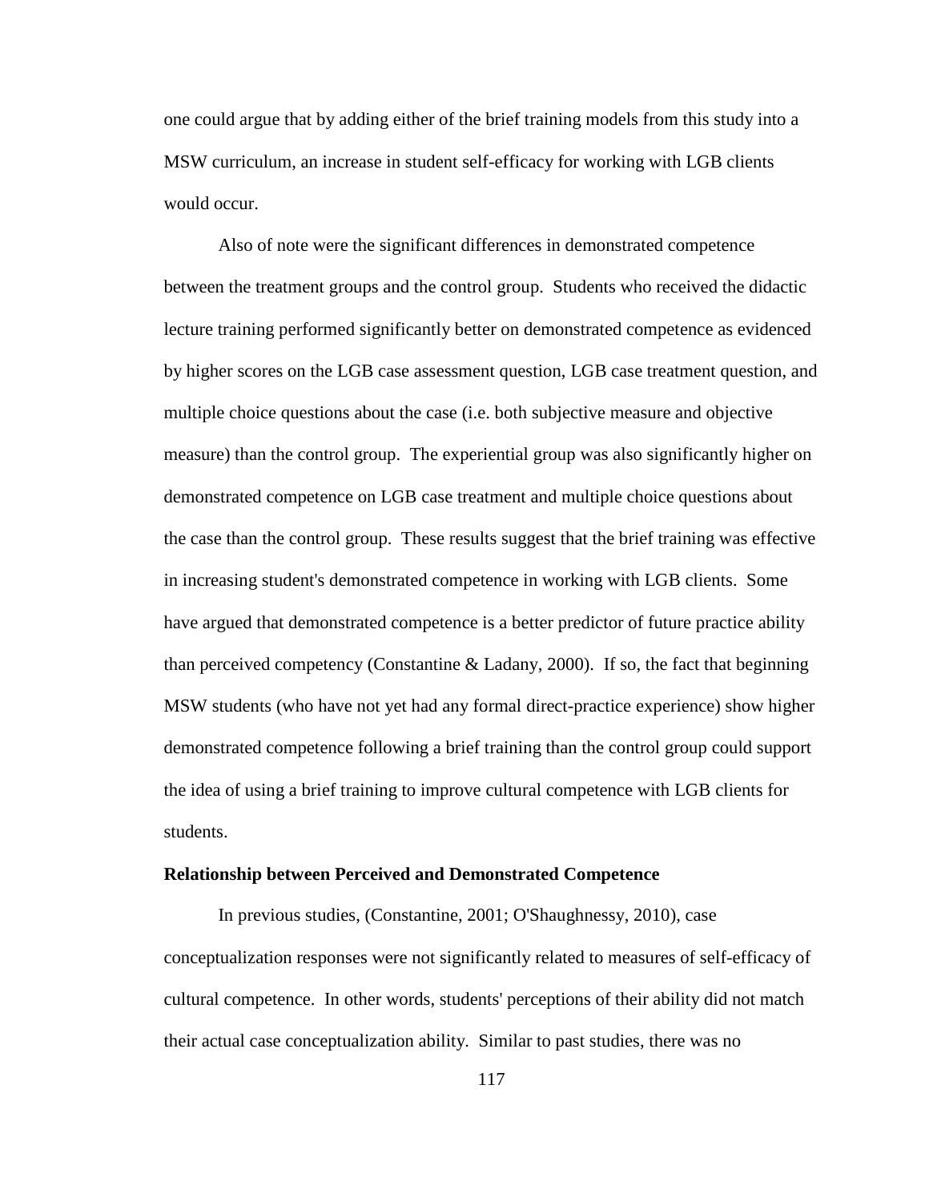one could argue that by adding either of the brief training models from this study into a MSW curriculum, an increase in student self-efficacy for working with LGB clients would occur.

Also of note were the significant differences in demonstrated competence between the treatment groups and the control group. Students who received the didactic lecture training performed significantly better on demonstrated competence as evidenced by higher scores on the LGB case assessment question, LGB case treatment question, and multiple choice questions about the case (i.e. both subjective measure and objective measure) than the control group. The experiential group was also significantly higher on demonstrated competence on LGB case treatment and multiple choice questions about the case than the control group. These results suggest that the brief training was effective in increasing student's demonstrated competence in working with LGB clients. Some have argued that demonstrated competence is a better predictor of future practice ability than perceived competency (Constantine & Ladany, 2000). If so, the fact that beginning MSW students (who have not yet had any formal direct-practice experience) show higher demonstrated competence following a brief training than the control group could support the idea of using a brief training to improve cultural competence with LGB clients for students.

**Relationship between Perceived and Demonstrated Competence**

In previous studies, (Constantine, 2001; O'Shaughnessy, 2010), case conceptualization responses were not significantly related to measures of self-efficacy of cultural competence. In other words, students' perceptions of their ability did not match their actual case conceptualization ability. Similar to past studies, there was no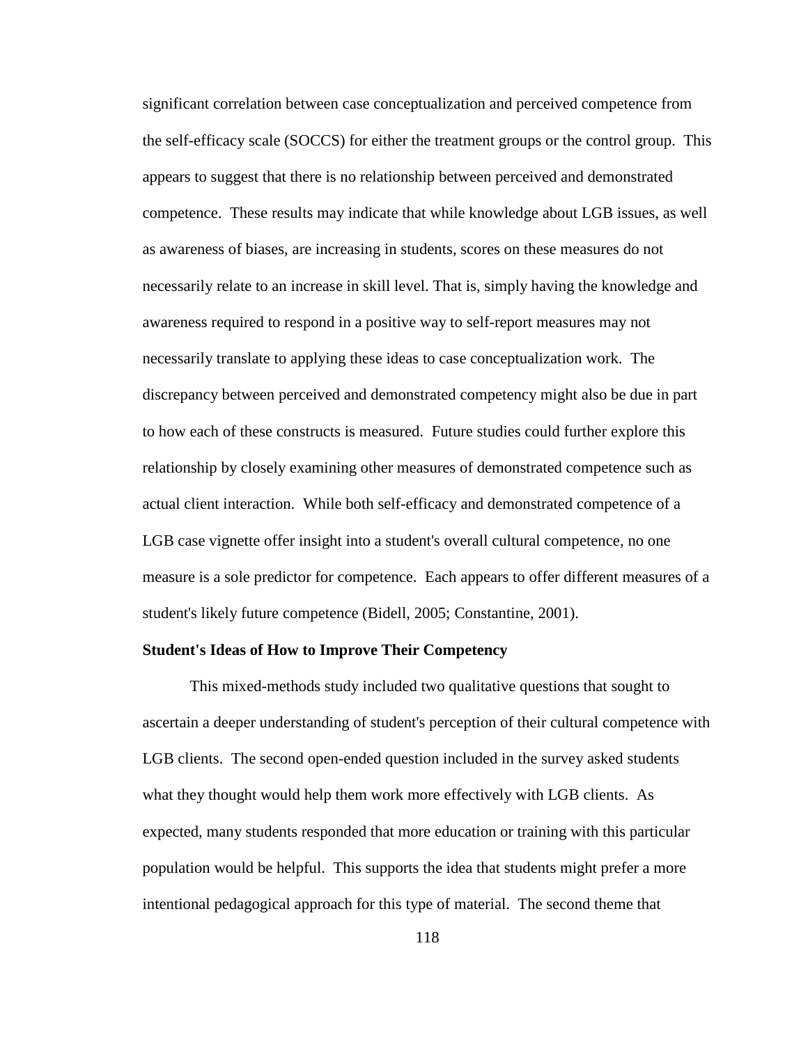significant correlation between case conceptualization and perceived competence from the self-efficacy scale (SOCCS) for either the treatment groups or the control group. This appears to suggest that there is no relationship between perceived and demonstrated competence. These results may indicate that while knowledge about LGB issues, as well as awareness of biases, are increasing in students, scores on these measures do not necessarily relate to an increase in skill level. That is, simply having the knowledge and awareness required to respond in a positive way to self-report measures may not necessarily translate to applying these ideas to case conceptualization work. The discrepancy between perceived and demonstrated competency might also be due in part to how each of these constructs is measured. Future studies could further explore this relationship by closely examining other measures of demonstrated competence such as actual client interaction. While both self-efficacy and demonstrated competence of a LGB case vignette offer insight into a student's overall cultural competence, no one measure is a sole predictor for competence. Each appears to offer different measures of a student's likely future competence (Bidell, 2005; Constantine, 2001).

**Student's Ideas of How to Improve Their Competency**

This mixed-methods study included two qualitative questions that sought to ascertain a deeper understanding of student's perception of their cultural competence with LGB clients. The second open-ended question included in the survey asked students what they thought would help them work more effectively with LGB clients. As expected, many students responded that more education or training with this particular population would be helpful. This supports the idea that students might prefer a more intentional pedagogical approach for this type of material. The second theme that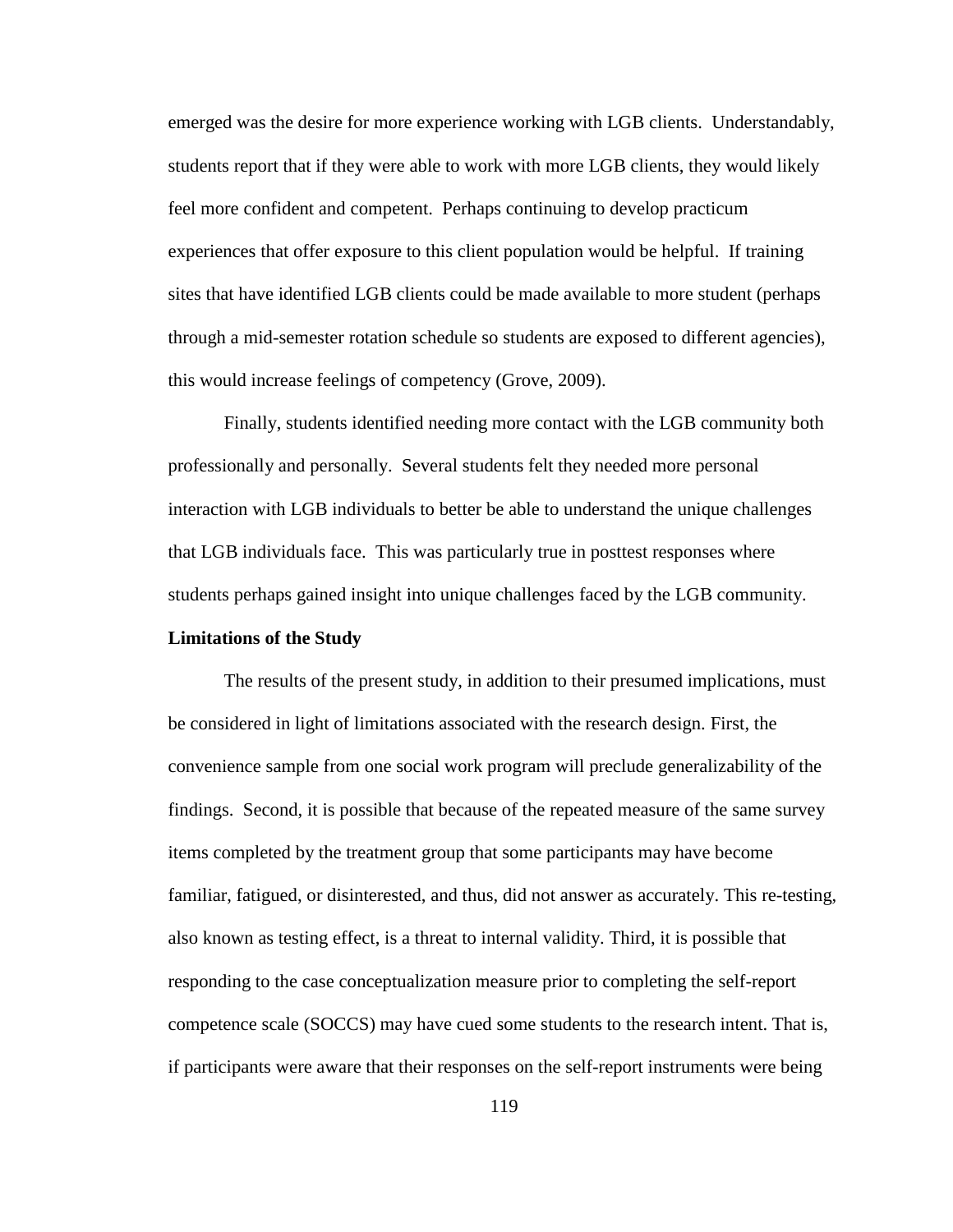emerged was the desire for more experience working with LGB clients. Understandably, students report that if they were able to work with more LGB clients, they would likely feel more confident and competent. Perhaps continuing to develop practicum experiences that offer exposure to this client population would be helpful. If training sites that have identified LGB clients could be made available to more student (perhaps through a mid-semester rotation schedule so students are exposed to different agencies), this would increase feelings of competency (Grove, 2009).

Finally, students identified needing more contact with the LGB community both professionally and personally. Several students felt they needed more personal interaction with LGB individuals to better be able to understand the unique challenges that LGB individuals face. This was particularly true in posttest responses where students perhaps gained insight into unique challenges faced by the LGB community.

**Limitations of the Study**

The results of the present study, in addition to their presumed implications, must be considered in light of limitations associated with the research design. First, the convenience sample from one social work program will preclude generalizability of the findings. Second, it is possible that because of the repeated measure of the same survey items completed by the treatment group that some participants may have become familiar, fatigued, or disinterested, and thus, did not answer as accurately. This re-testing, also known as testing effect, is a threat to internal validity. Third, it is possible that responding to the case conceptualization measure prior to completing the self-report competence scale (SOCCS) may have cued some students to the research intent. That is, if participants were aware that their responses on the self-report instruments were being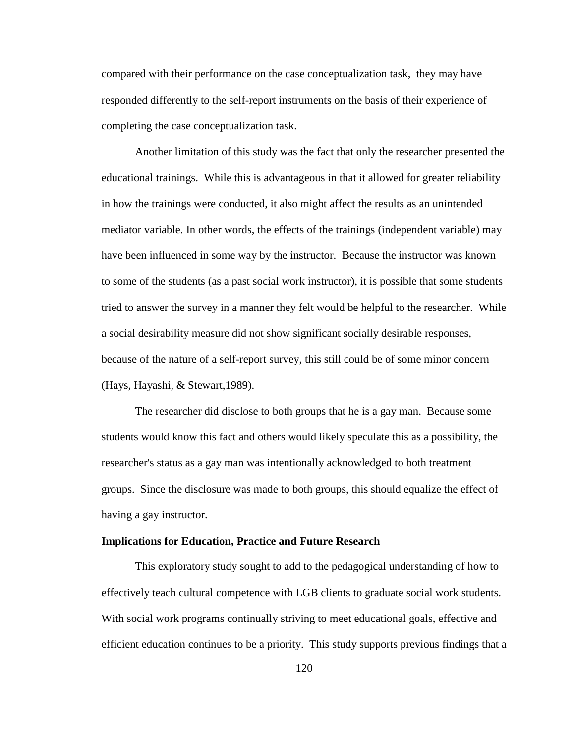compared with their performance on the case conceptualization task, they may have responded differently to the self-report instruments on the basis of their experience of completing the case conceptualization task.

Another limitation of this study was the fact that only the researcher presented the educational trainings. While this is advantageous in that it allowed for greater reliability in how the trainings were conducted, it also might affect the results as an unintended mediator variable. In other words, the effects of the trainings (independent variable) may have been influenced in some way by the instructor. Because the instructor was known to some of the students (as a past social work instructor), it is possible that some students tried to answer the survey in a manner they felt would be helpful to the researcher. While a social desirability measure did not show significant socially desirable responses, because of the nature of a self-report survey, this still could be of some minor concern (Hays, Hayashi, & Stewart,1989).

The researcher did disclose to both groups that he is a gay man. Because some students would know this fact and others would likely speculate this as a possibility, the researcher's status as a gay man was intentionally acknowledged to both treatment groups. Since the disclosure was made to both groups, this should equalize the effect of having a gay instructor.

**Implications for Education, Practice and Future Research**

This exploratory study sought to add to the pedagogical understanding of how to effectively teach cultural competence with LGB clients to graduate social work students. With social work programs continually striving to meet educational goals, effective and efficient education continues to be a priority. This study supports previous findings that a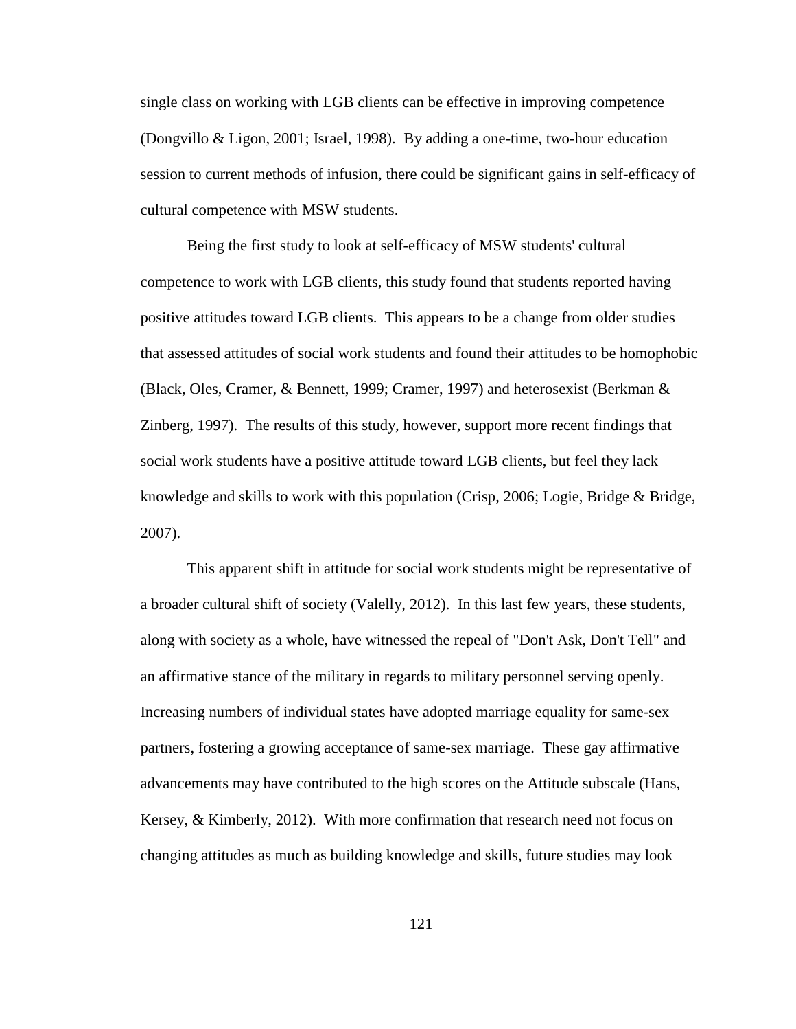single class on working with LGB clients can be effective in improving competence (Dongvillo & Ligon, 2001; Israel, 1998). By adding a one-time, two-hour education session to current methods of infusion, there could be significant gains in self-efficacy of cultural competence with MSW students.

Being the first study to look at self-efficacy of MSW students' cultural competence to work with LGB clients, this study found that students reported having positive attitudes toward LGB clients. This appears to be a change from older studies that assessed attitudes of social work students and found their attitudes to be homophobic (Black, Oles, Cramer, & Bennett, 1999; Cramer, 1997) and heterosexist (Berkman & Zinberg, 1997). The results of this study, however, support more recent findings that social work students have a positive attitude toward LGB clients, but feel they lack knowledge and skills to work with this population (Crisp, 2006; Logie, Bridge & Bridge, 2007).

This apparent shift in attitude for social work students might be representative of a broader cultural shift of society (Valelly, 2012). In this last few years, these students, along with society as a whole, have witnessed the repeal of "Don't Ask, Don't Tell" and an affirmative stance of the military in regards to military personnel serving openly. Increasing numbers of individual states have adopted marriage equality for same-sex partners, fostering a growing acceptance of same-sex marriage. These gay affirmative advancements may have contributed to the high scores on the Attitude subscale (Hans, Kersey, & Kimberly, 2012). With more confirmation that research need not focus on changing attitudes as much as building knowledge and skills, future studies may look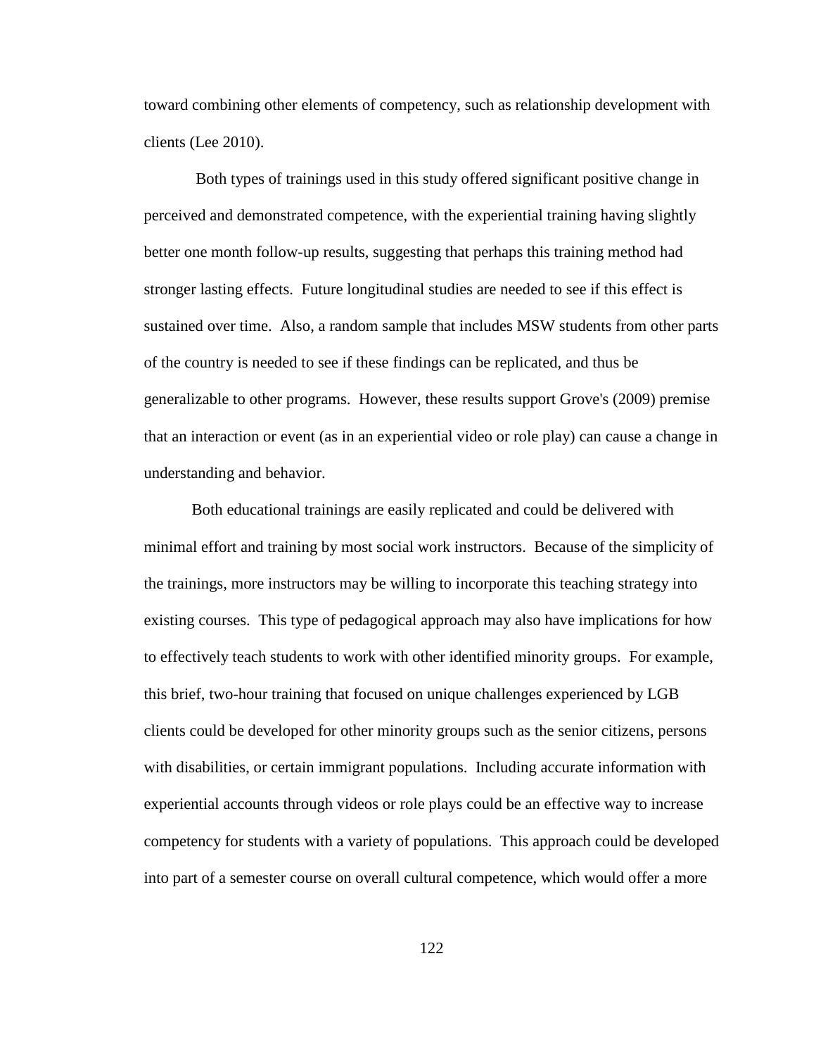toward combining other elements of competency, such as relationship development with clients (Lee 2010).

Both types of trainings used in this study offered significant positive change in perceived and demonstrated competence, with the experiential training having slightly better one month follow-up results, suggesting that perhaps this training method had stronger lasting effects. Future longitudinal studies are needed to see if this effect is sustained over time. Also, a random sample that includes MSW students from other parts of the country is needed to see if these findings can be replicated, and thus be generalizable to other programs. However, these results support Grove's (2009) premise that an interaction or event (as in an experiential video or role play) can cause a change in understanding and behavior.

Both educational trainings are easily replicated and could be delivered with minimal effort and training by most social work instructors. Because of the simplicity of the trainings, more instructors may be willing to incorporate this teaching strategy into existing courses. This type of pedagogical approach may also have implications for how to effectively teach students to work with other identified minority groups. For example, this brief, two-hour training that focused on unique challenges experienced by LGB clients could be developed for other minority groups such as the senior citizens, persons with disabilities, or certain immigrant populations. Including accurate information with experiential accounts through videos or role plays could be an effective way to increase competency for students with a variety of populations. This approach could be developed into part of a semester course on overall cultural competence, which would offer a more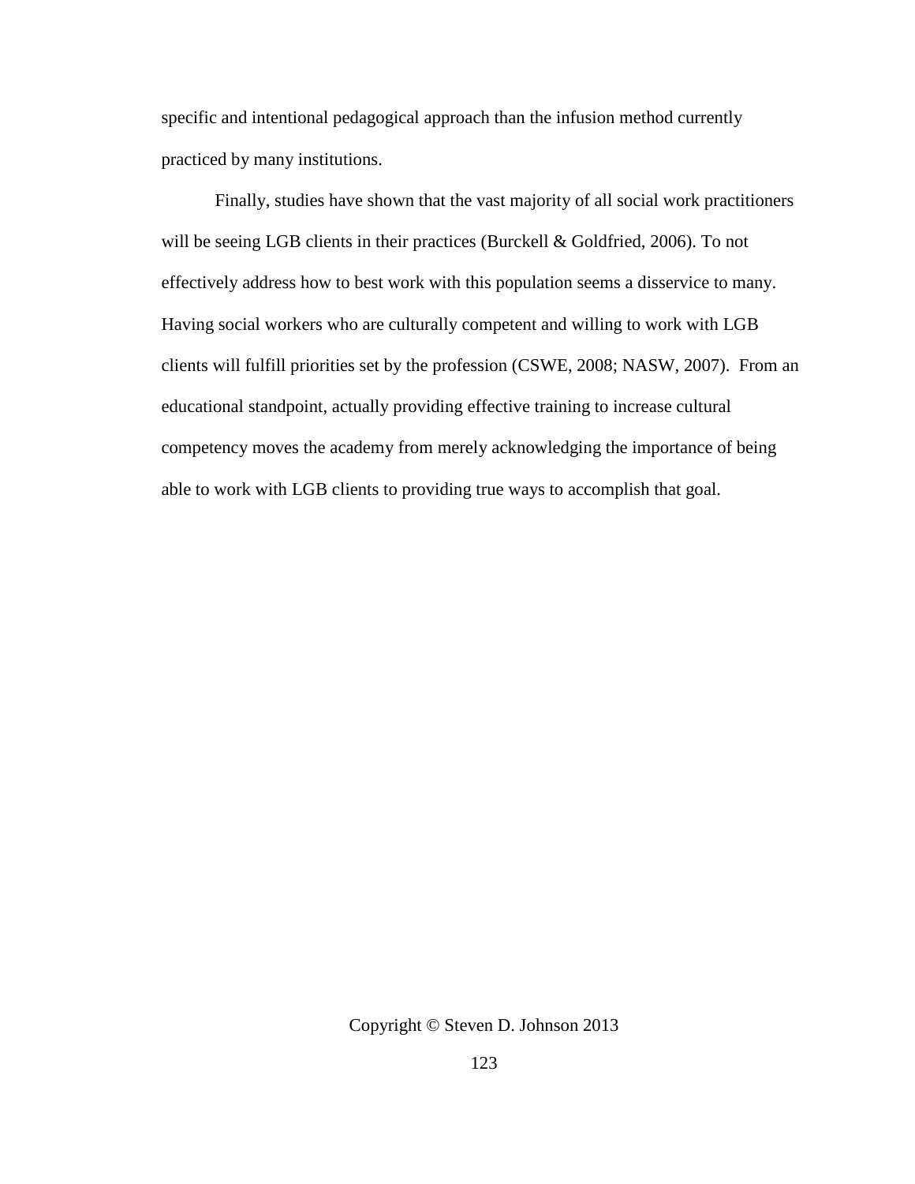specific and intentional pedagogical approach than the infusion method currently practiced by many institutions.

Finally, studies have shown that the vast majority of all social work practitioners will be seeing LGB clients in their practices (Burckell & Goldfried, 2006). To not effectively address how to best work with this population seems a disservice to many. Having social workers who are culturally competent and willing to work with LGB clients will fulfill priorities set by the profession (CSWE, 2008; NASW, 2007). From an educational standpoint, actually providing effective training to increase cultural competency moves the academy from merely acknowledging the importance of being able to work with LGB clients to providing true ways to accomplish that goal.

Copyright © Steven D. Johnson 2013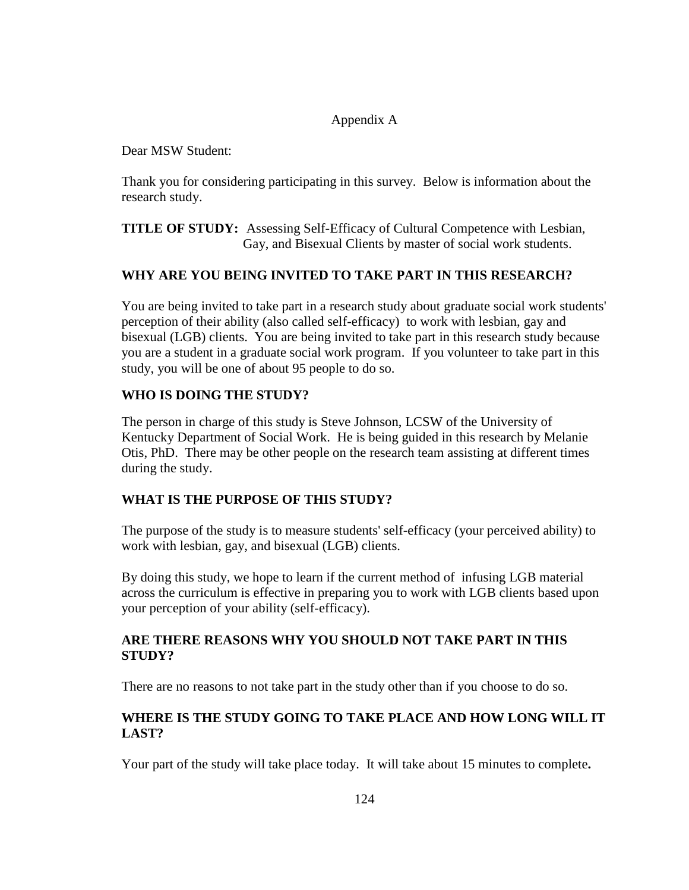# Appendix A

Dear MSW Student:

Thank you for considering participating in this survey. Below is information about the research study.

**TITLE OF STUDY:** Assessing Self-Efficacy of Cultural Competence with Lesbian, Gay, and Bisexual Clients by master of social work students.

## WHY ARE YOU BEING INVITED TO TAKE PART IN THIS RESEARCH?

You are being invited to take part in a research study about graduate social work students' perception of their ability (also called self-efficacy) to work with lesbian, gay and bisexual (LGB) clients. You are being invited to take part in this research study because you are a student in a graduate social work program. If you volunteer to take part in this study, you will be one of about 95 people to do so.

## WHO IS DOING THE STUDY?

The person in charge of this study is Steve Johnson, LCSW of the University of Kentucky Department of Social Work. He is being guided in this research by Melanie Otis, PhD. There may be other people on the research team assisting at different times during the study.

## WHAT IS THE PURPOSE OF THIS STUDY?

The purpose of the study is to measure students' self-efficacy (your perceived ability) to work with lesbian, gay, and bisexual (LGB) clients.

By doing this study, we hope to learn if the current method of infusing LGB material across the curriculum is effective in preparing you to work with LGB clients based upon your perception of your ability (self-efficacy).

## ARE THERE REASONS WHY YOU SHOULD NOT TAKE PART IN THIS STUDY?

There are no reasons to not take part in the study other than if you choose to do so.

## WHERE IS THE STUDY GOING TO TAKE PLACE AND HOW LONG WILL IT LAST?

Your part of the study will take place today. It will take about 15 minutes to complete.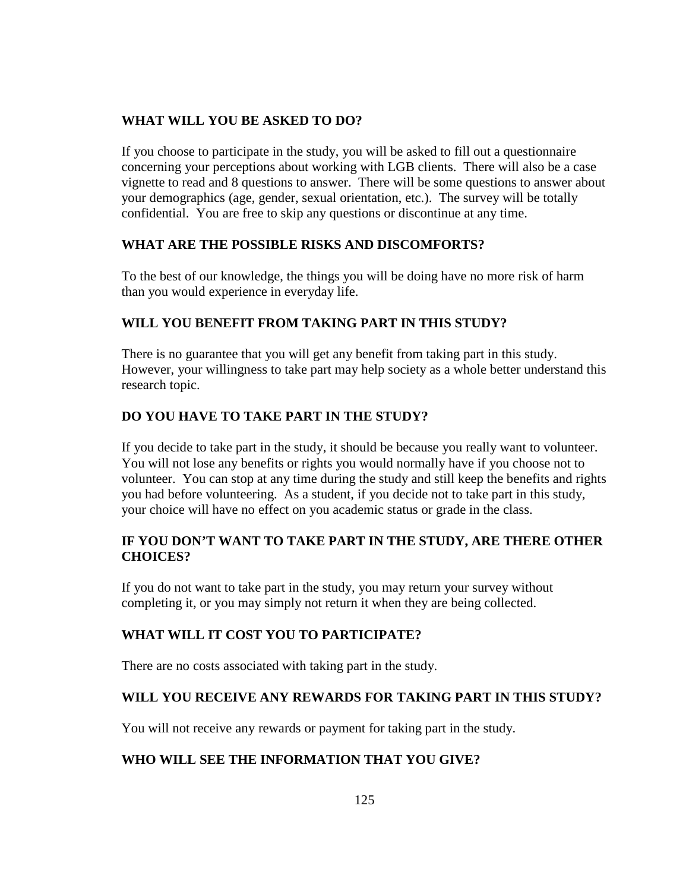**WHAT WILL YOU BE ASKED TO DO?**

If you choose to participate in the study, you will be asked to fill out a questionnaire concerning your perceptions about working with LGB clients. There will also be a case vignette to read and 8 questions to answer. There will be some questions to answer about your demographics (age, gender, sexual orientation, etc.). The survey will be totally confidential. You are free to skip any questions or discontinue at any time.

**WHAT ARE THE POSSIBLE RISKS AND DISCOMFORTS?**

To the best of our knowledge, the things you will be doing have no more risk of harm than you would experience in everyday life.

**WILL YOU BENEFIT FROM TAKING PART IN THIS STUDY?**

There is no guarantee that you will get any benefit from taking part in this study. However, your willingness to take part may help society as a whole better understand this research topic.

**DO YOU HAVE TO TAKE PART IN THE STUDY?**

If you decide to take part in the study, it should be because you really want to volunteer. You will not lose any benefits or rights you would normally have if you choose not to volunteer. You can stop at any time during the study and still keep the benefits and rights you had before volunteering. As a student, if you decide not to take part in this study, your choice will have no effect on you academic status or grade in the class.

**IF YOU DON'T WANT TO TAKE PART IN THE STUDY, ARE THERE OTHER CHOICES?**

If you do not want to take part in the study, you may return your survey without completing it, or you may simply not return it when they are being collected.

**WHAT WILL IT COST YOU TO PARTICIPATE?**

There are no costs associated with taking part in the study.

**WILL YOU RECEIVE ANY REWARDS FOR TAKING PART IN THIS STUDY?**

You will not receive any rewards or payment for taking part in the study.

**WHO WILL SEE THE INFORMATION THAT YOU GIVE?**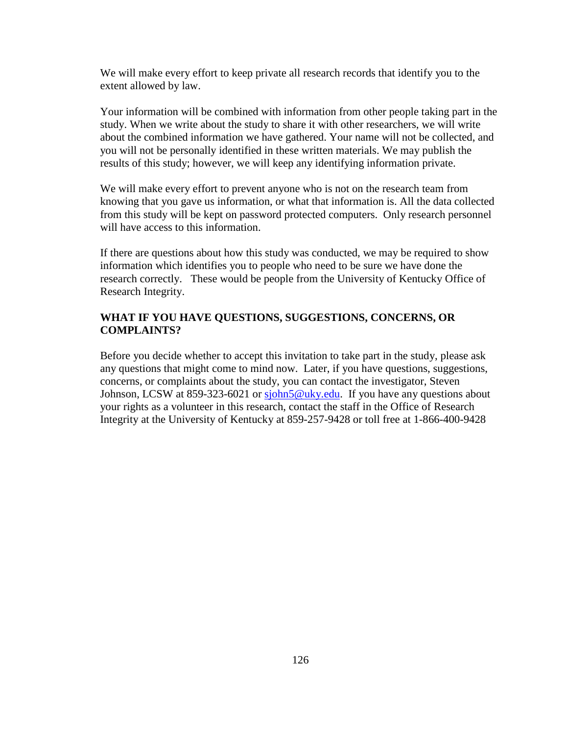We will make every effort to keep private all research records that identify you to the extent allowed by law.

Your information will be combined with information from other people taking part in the study. When we write about the study to share it with other researchers, we will write about the combined information we have gathered. Your name will not be collected, and you will not be personally identified in these written materials. We may publish the results of this study; however, we will keep any identifying information private.

We will make every effort to prevent anyone who is not on the research team from knowing that you gave us information, or what that information is. All the data collected from this study will be kept on password protected computers. Only research personnel will have access to this information.

If there are questions about how this study was conducted, we may be required to show information which identifies you to people who need to be sure we have done the research correctly. These would be people from the University of Kentucky Office of Research Integrity.

**WHAT IF YOU HAVE QUESTIONS, SUGGESTIONS, CONCERNS, OR COMPLAINTS?**

Before you decide whether to accept this invitation to take part in the study, please ask any questions that might come to mind now. Later, if you have questions, suggestions, concerns, or complaints about the study, you can contact the investigator, Steven Johnson, LCSW at 859-323-6021 or [sjohn5@uky.edu](mailto:sjohn5@uky.edu). If you have any questions about your rights as a volunteer in this research, contact the staff in the Office of Research Integrity at the University of Kentucky at 859-257-9428 or toll free at 1-866-400-9428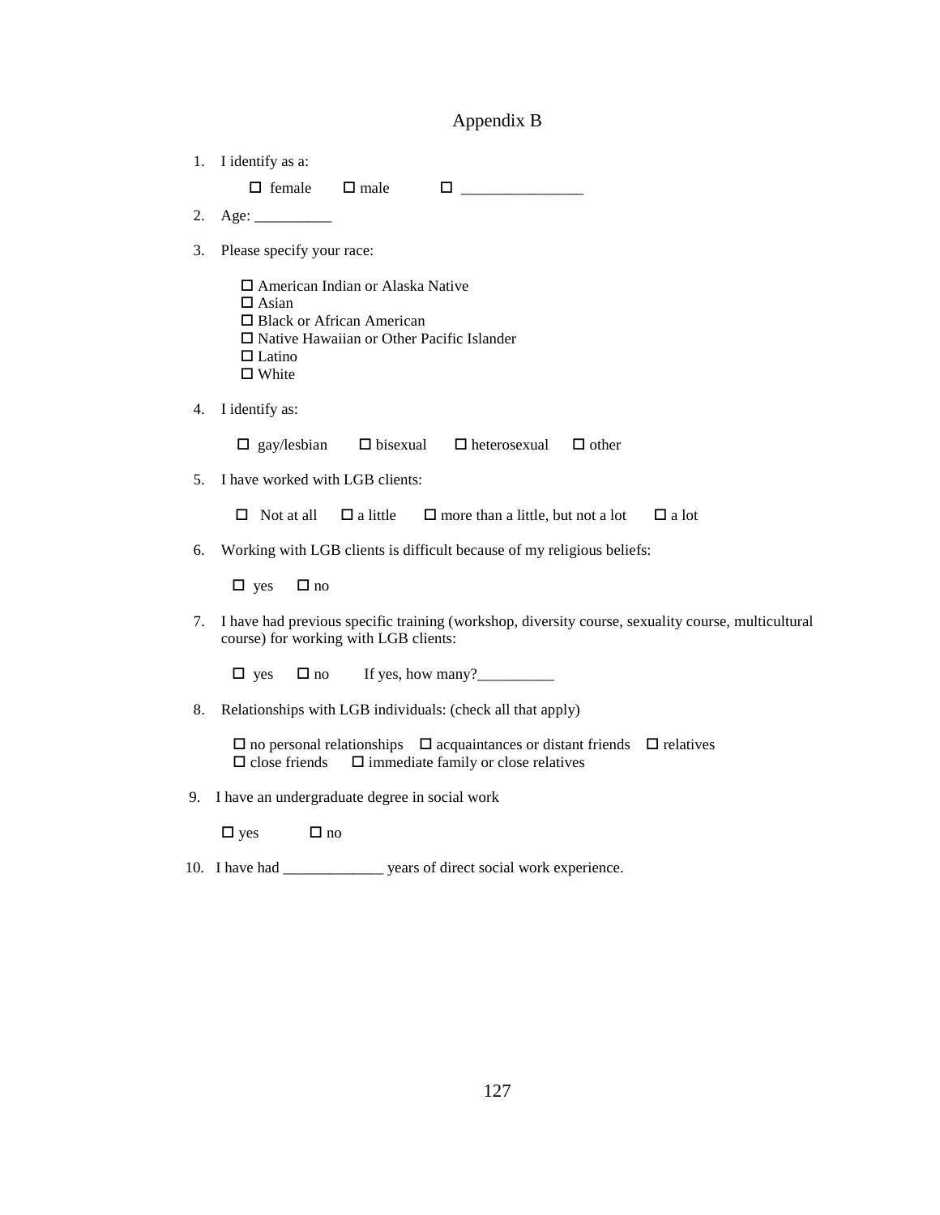# Appendix B

1. I identify as a:

   ☐ female ☐ male ☐ ________________

2. Age: __________

3. Please specify your race:

   ☐ American Indian or Alaska Native
   ☐ Asian
   ☐ Black or African American
   ☐ Native Hawaiian or Other Pacific Islander
   ☐ Latino
   ☐ White

4. I identify as:

   ☐ gay/lesbian ☐ bisexual ☐ heterosexual ☐ other

5. I have worked with LGB clients:

   ☐ Not at all ☐ a little ☐ more than a little, but not a lot ☐ a lot

6. Working with LGB clients is difficult because of my religious beliefs:

   ☐ yes ☐ no

7. I have had previous specific training (workshop, diversity course, sexuality course, multicultural course) for working with LGB clients:

   ☐ yes ☐ no If yes, how many?__________

8. Relationships with LGB individuals: (check all that apply)

   ☐ no personal relationships ☐ acquaintances or distant friends ☐ relatives
   ☐ close friends ☐ immediate family or close relatives

9. I have an undergraduate degree in social work

   ☐ yes ☐ no

10. I have had _____________ years of direct social work experience.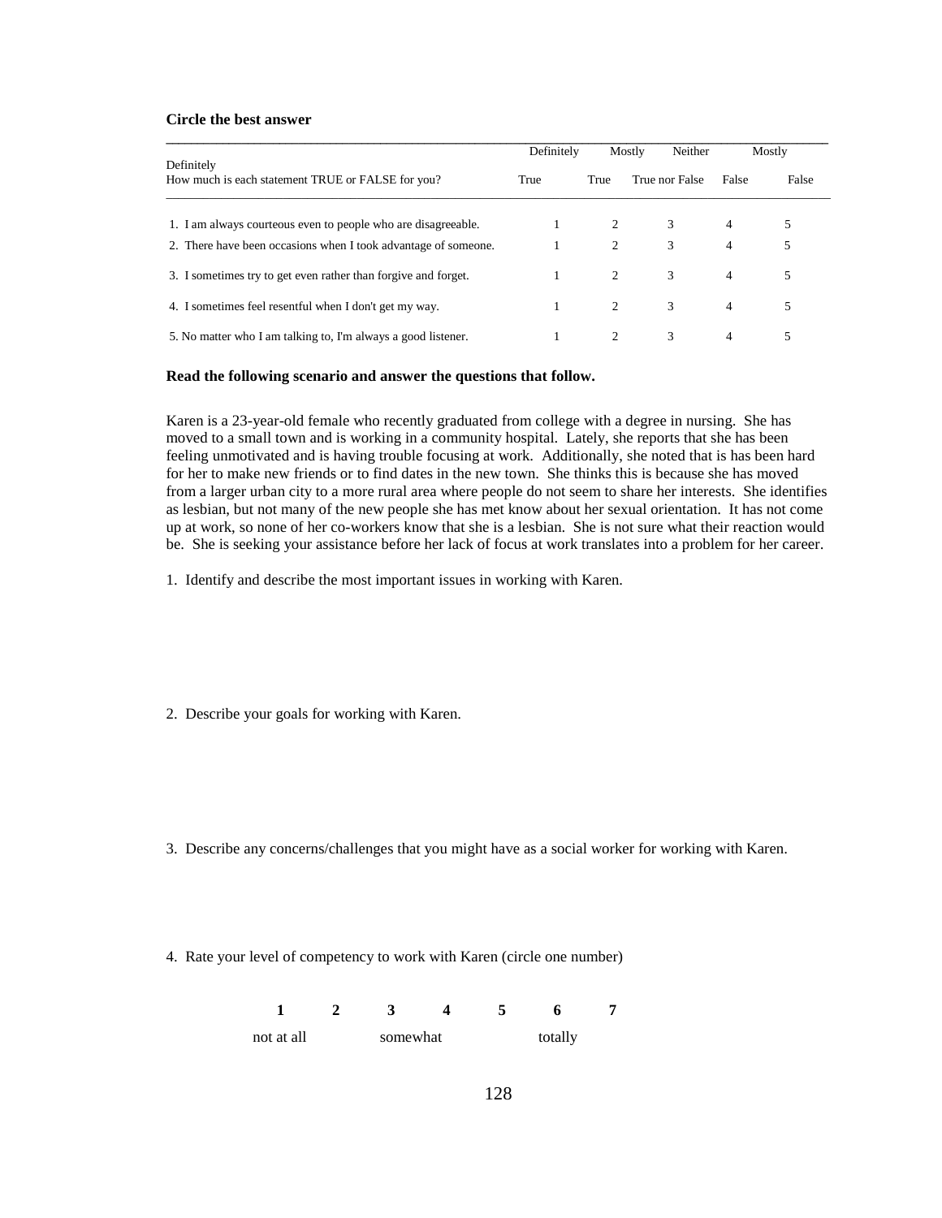**Circle the best answer**

| How much is each statement TRUE or FALSE for you? | Definitely True | Mostly True | Neither True nor False | Mostly False | Definitely False |
|---|---|---|---|---|---|
| 1. I am always courteous even to people who are disagreeable. | 1 | 2 | 3 | 4 | 5 |
| 2. There have been occasions when I took advantage of someone. | 1 | 2 | 3 | 4 | 5 |
| 3. I sometimes try to get even rather than forgive and forget. | 1 | 2 | 3 | 4 | 5 |
| 4. I sometimes feel resentful when I don't get my way. | 1 | 2 | 3 | 4 | 5 |
| 5. No matter who I am talking to, I'm always a good listener. | 1 | 2 | 3 | 4 | 5 |

**Read the following scenario and answer the questions that follow.**

Karen is a 23-year-old female who recently graduated from college with a degree in nursing. She has moved to a small town and is working in a community hospital. Lately, she reports that she has been feeling unmotivated and is having trouble focusing at work. Additionally, she noted that is has been hard for her to make new friends or to find dates in the new town. She thinks this is because she has moved from a larger urban city to a more rural area where people do not seem to share her interests. She identifies as lesbian, but not many of the new people she has met know about her sexual orientation. It has not come up at work, so none of her co-workers know that she is a lesbian. She is not sure what their reaction would be. She is seeking your assistance before her lack of focus at work translates into a problem for her career.

1. Identify and describe the most important issues in working with Karen.

2. Describe your goals for working with Karen.

3. Describe any concerns/challenges that you might have as a social worker for working with Karen.

4. Rate your level of competency to work with Karen (circle one number)

| **1** | **2** | **3** | **4** | **5** | **6** | **7** |
|---|---|---|---|---|---|---|
| not at all | | somewhat | | | totally | |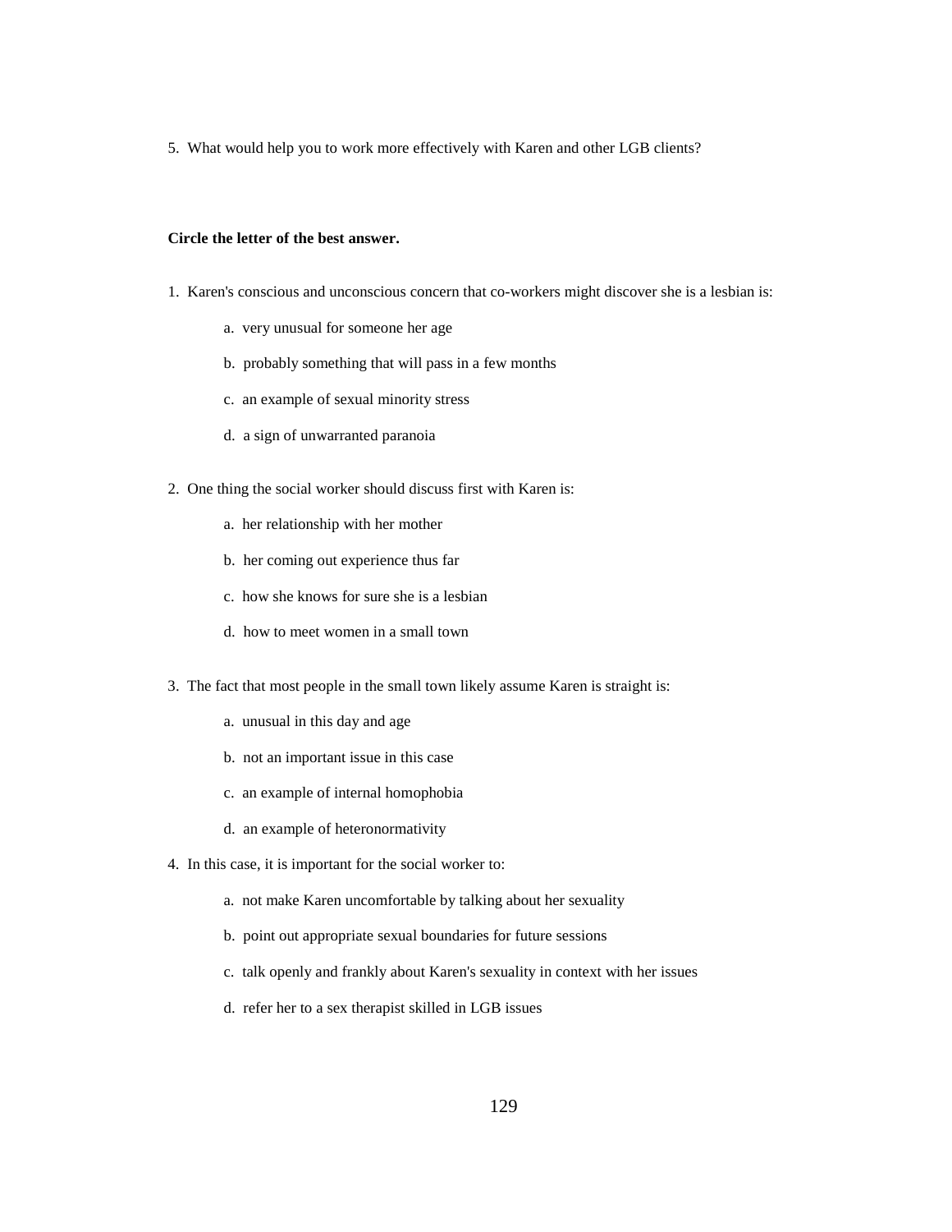5. What would help you to work more effectively with Karen and other LGB clients?

**Circle the letter of the best answer.**

1. Karen's conscious and unconscious concern that co-workers might discover she is a lesbian is:

    a. very unusual for someone her age

    b. probably something that will pass in a few months

    c. an example of sexual minority stress

    d. a sign of unwarranted paranoia

2. One thing the social worker should discuss first with Karen is:

    a. her relationship with her mother

    b. her coming out experience thus far

    c. how she knows for sure she is a lesbian

    d. how to meet women in a small town

3. The fact that most people in the small town likely assume Karen is straight is:

    a. unusual in this day and age

    b. not an important issue in this case

    c. an example of internal homophobia

    d. an example of heteronormativity

4. In this case, it is important for the social worker to:

    a. not make Karen uncomfortable by talking about her sexuality

    b. point out appropriate sexual boundaries for future sessions

    c. talk openly and frankly about Karen's sexuality in context with her issues

    d. refer her to a sex therapist skilled in LGB issues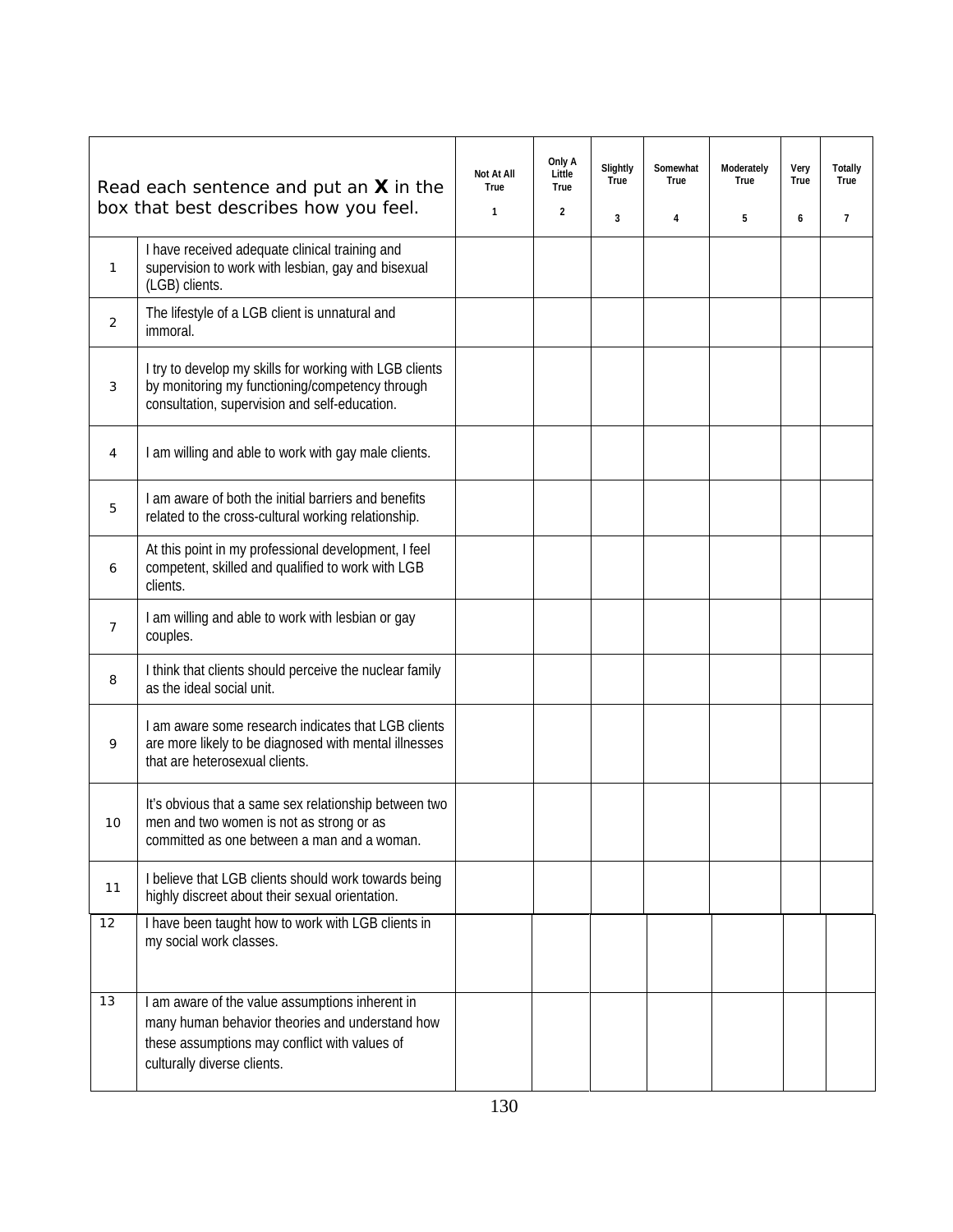| | Read each sentence and put an **X** in the box that best describes how you feel. | Not At All True 1 | Only A Little True 2 | Slightly True 3 | Somewhat True 4 | Moderately True 5 | Very True 6 | Totally True 7 |
|---|---|---|---|---|---|---|---|---|
| 1 | I have received adequate clinical training and supervision to work with lesbian, gay and bisexual (LGB) clients. | | | | | | | |
| 2 | The lifestyle of a LGB client is unnatural and immoral. | | | | | | | |
| 3 | I try to develop my skills for working with LGB clients by monitoring my functioning/competency through consultation, supervision and self-education. | | | | | | | |
| 4 | I am willing and able to work with gay male clients. | | | | | | | |
| 5 | I am aware of both the initial barriers and benefits related to the cross-cultural working relationship. | | | | | | | |
| 6 | At this point in my professional development, I feel competent, skilled and qualified to work with LGB clients. | | | | | | | |
| 7 | I am willing and able to work with lesbian or gay couples. | | | | | | | |
| 8 | I think that clients should perceive the nuclear family as the ideal social unit. | | | | | | | |
| 9 | I am aware some research indicates that LGB clients are more likely to be diagnosed with mental illnesses that are heterosexual clients. | | | | | | | |
| 10 | It's obvious that a same sex relationship between two men and two women is not as strong or as committed as one between a man and a woman. | | | | | | | |
| 11 | I believe that LGB clients should work towards being highly discreet about their sexual orientation. | | | | | | | |
| 12 | I have been taught how to work with LGB clients in my social work classes. | | | | | | | |
| 13 | I am aware of the value assumptions inherent in many human behavior theories and understand how these assumptions may conflict with values of culturally diverse clients. | | | | | | | |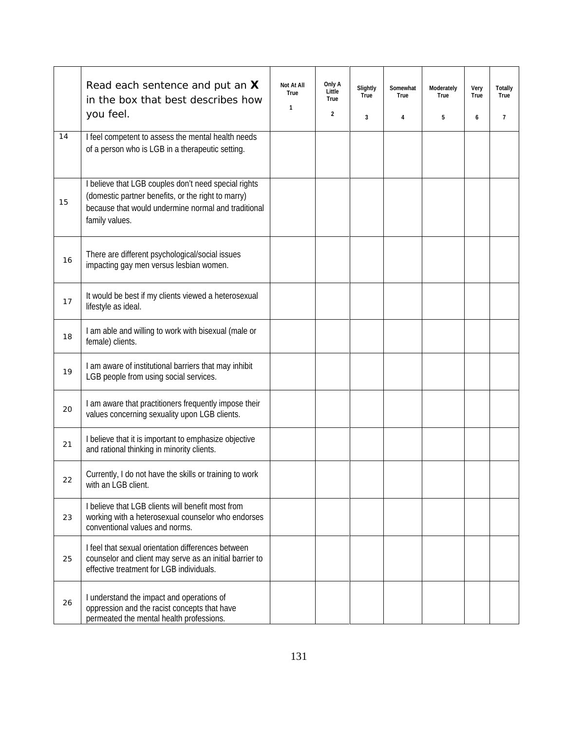| | Read each sentence and put an **X** in the box that best describes how you feel. | Not At All True 1 | Only A Little True 2 | Slightly True 3 | Somewhat True 4 | Moderately True 5 | Very True 6 | Totally True 7 |
|---|---|---|---|---|---|---|---|---|
| 14 | I feel competent to assess the mental health needs of a person who is LGB in a therapeutic setting. | | | | | | | |
| 15 | I believe that LGB couples don't need special rights (domestic partner benefits, or the right to marry) because that would undermine normal and traditional family values. | | | | | | | |
| 16 | There are different psychological/social issues impacting gay men versus lesbian women. | | | | | | | |
| 17 | It would be best if my clients viewed a heterosexual lifestyle as ideal. | | | | | | | |
| 18 | I am able and willing to work with bisexual (male or female) clients. | | | | | | | |
| 19 | I am aware of institutional barriers that may inhibit LGB people from using social services. | | | | | | | |
| 20 | I am aware that practitioners frequently impose their values concerning sexuality upon LGB clients. | | | | | | | |
| 21 | I believe that it is important to emphasize objective and rational thinking in minority clients. | | | | | | | |
| 22 | Currently, I do not have the skills or training to work with an LGB client. | | | | | | | |
| 23 | I believe that LGB clients will benefit most from working with a heterosexual counselor who endorses conventional values and norms. | | | | | | | |
| 25 | I feel that sexual orientation differences between counselor and client may serve as an initial barrier to effective treatment for LGB individuals. | | | | | | | |
| 26 | I understand the impact and operations of oppression and the racist concepts that have permeated the mental health professions. | | | | | | | |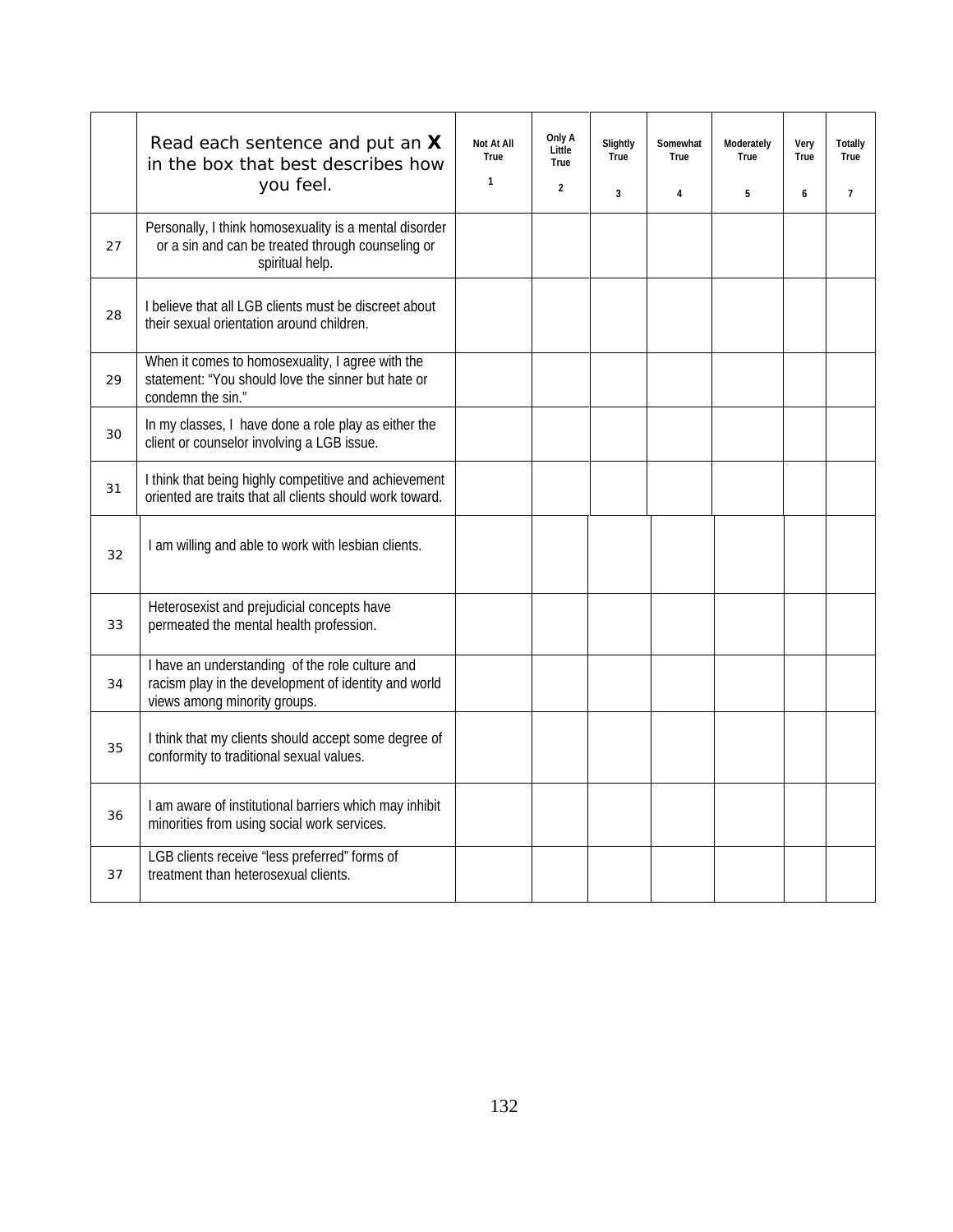| | Read each sentence and put an **X** in the box that best describes how you feel. | Not At All True 1 | Only A Little True 2 | Slightly True 3 | Somewhat True 4 | Moderately True 5 | Very True 6 | Totally True 7 |
|---|---|---|---|---|---|---|---|---|
| 27 | Personally, I think homosexuality is a mental disorder or a sin and can be treated through counseling or spiritual help. | | | | | | | |
| 28 | I believe that all LGB clients must be discreet about their sexual orientation around children. | | | | | | | |
| 29 | When it comes to homosexuality, I agree with the statement: "You should love the sinner but hate or condemn the sin." | | | | | | | |
| 30 | In my classes, I have done a role play as either the client or counselor involving a LGB issue. | | | | | | | |
| 31 | I think that being highly competitive and achievement oriented are traits that all clients should work toward. | | | | | | | |
| 32 | I am willing and able to work with lesbian clients. | | | | | | | |
| 33 | Heterosexist and prejudicial concepts have permeated the mental health profession. | | | | | | | |
| 34 | I have an understanding of the role culture and racism play in the development of identity and world views among minority groups. | | | | | | | |
| 35 | I think that my clients should accept some degree of conformity to traditional sexual values. | | | | | | | |
| 36 | I am aware of institutional barriers which may inhibit minorities from using social work services. | | | | | | | |
| 37 | LGB clients receive "less preferred" forms of treatment than heterosexual clients. | | | | | | | |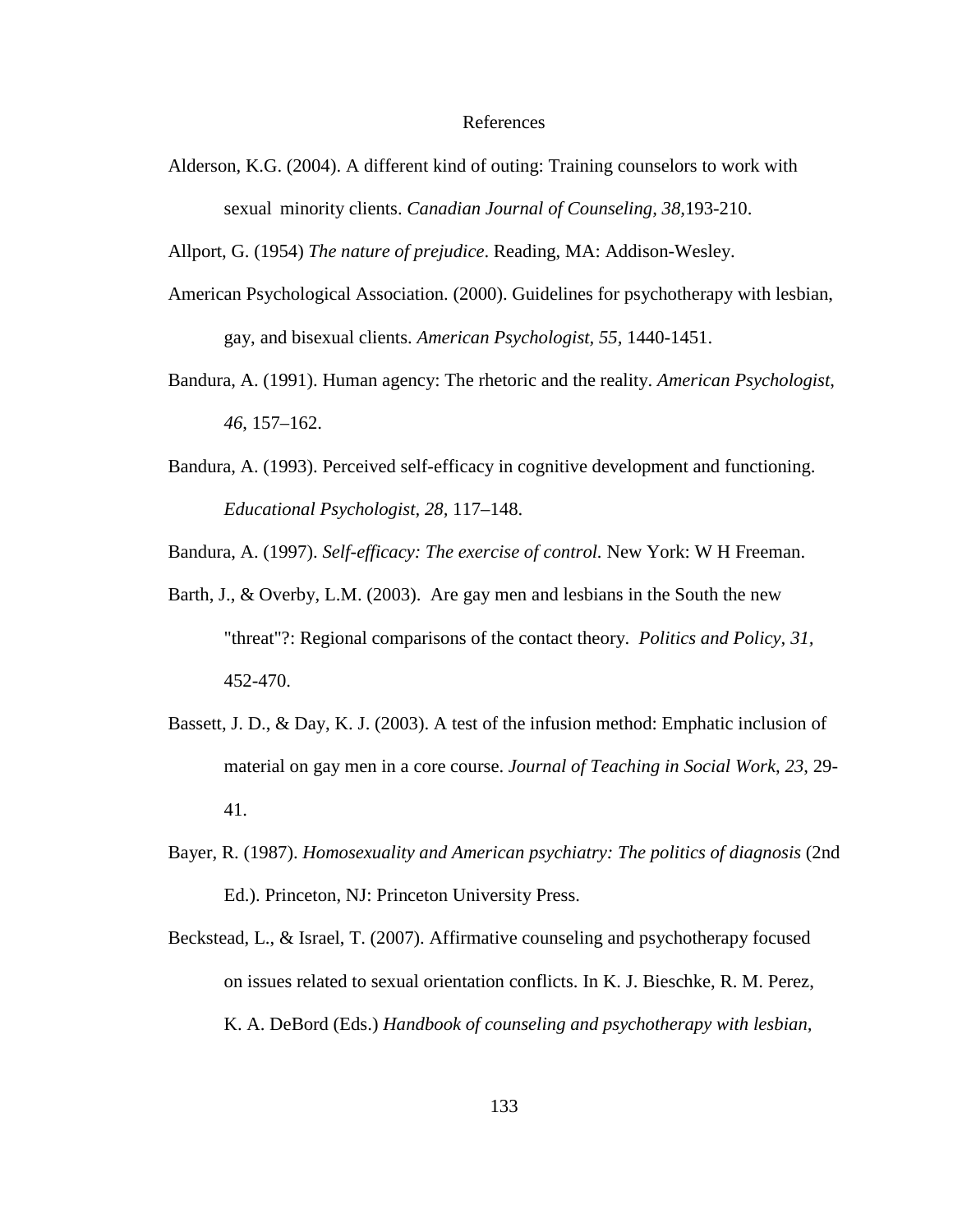# References

Alderson, K.G. (2004). A different kind of outing: Training counselors to work with sexual minority clients. *Canadian Journal of Counseling, 38,*193-210.

Allport, G. (1954) *The nature of prejudice*. Reading, MA: Addison-Wesley.

American Psychological Association. (2000). Guidelines for psychotherapy with lesbian, gay, and bisexual clients. *American Psychologist, 55*, 1440-1451.

Bandura, A. (1991). Human agency: The rhetoric and the reality. *American Psychologist*, *46*, 157–162.

Bandura, A. (1993). Perceived self-efficacy in cognitive development and functioning. *Educational Psychologist*, *28,* 117–148.

Bandura, A. (1997). *Self-efficacy: The exercise of control.* New York: W H Freeman.

Barth, J., & Overby, L.M. (2003). Are gay men and lesbians in the South the new "threat"?: Regional comparisons of the contact theory. *Politics and Policy, 31*, 452-470.

Bassett, J. D., & Day, K. J. (2003). A test of the infusion method: Emphatic inclusion of material on gay men in a core course. *Journal of Teaching in Social Work*, *23*, 29-41.

Bayer, R. (1987). *Homosexuality and American psychiatry: The politics of diagnosis* (2nd Ed.). Princeton, NJ: Princeton University Press.

Beckstead, L., & Israel, T. (2007). Affirmative counseling and psychotherapy focused on issues related to sexual orientation conflicts. In K. J. Bieschke, R. M. Perez, K. A. DeBord (Eds.) *Handbook of counseling and psychotherapy with lesbian,*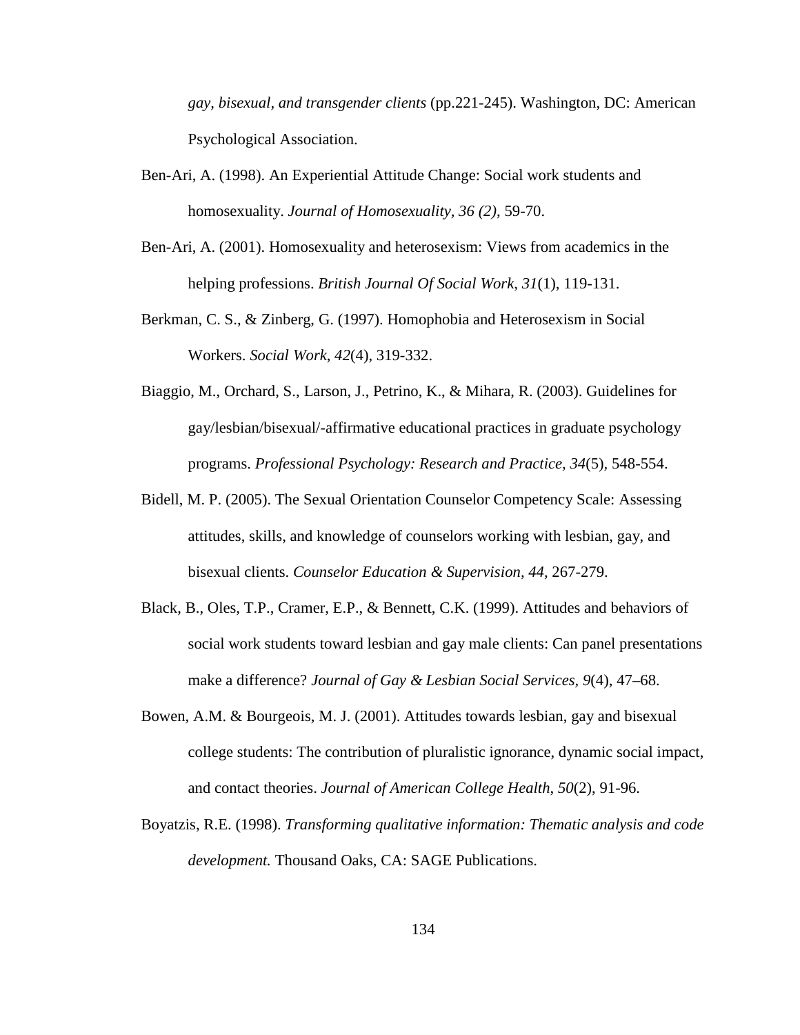*gay, bisexual, and transgender clients* (pp.221-245). Washington, DC: American Psychological Association.

Ben-Ari, A. (1998). An Experiential Attitude Change: Social work students and homosexuality. *Journal of Homosexuality, 36 (2)*, 59-70.

Ben-Ari, A. (2001). Homosexuality and heterosexism: Views from academics in the helping professions. *British Journal Of Social Work*, *31*(1), 119-131.

Berkman, C. S., & Zinberg, G. (1997). Homophobia and Heterosexism in Social Workers. *Social Work*, *42*(4), 319-332.

Biaggio, M., Orchard, S., Larson, J., Petrino, K., & Mihara, R. (2003). Guidelines for gay/lesbian/bisexual/-affirmative educational practices in graduate psychology programs. *Professional Psychology: Research and Practice, 34*(5), 548-554.

Bidell, M. P. (2005). The Sexual Orientation Counselor Competency Scale: Assessing attitudes, skills, and knowledge of counselors working with lesbian, gay, and bisexual clients. *Counselor Education & Supervision, 44,* 267-279.

Black, B., Oles, T.P., Cramer, E.P., & Bennett, C.K. (1999). Attitudes and behaviors of social work students toward lesbian and gay male clients: Can panel presentations make a difference? *Journal of Gay & Lesbian Social Services, 9*(4), 47–68.

Bowen, A.M. & Bourgeois, M. J. (2001). Attitudes towards lesbian, gay and bisexual college students: The contribution of pluralistic ignorance, dynamic social impact, and contact theories. *Journal of American College Health*, *50*(2), 91-96.

Boyatzis, R.E. (1998). *Transforming qualitative information: Thematic analysis and code development.* Thousand Oaks, CA: SAGE Publications.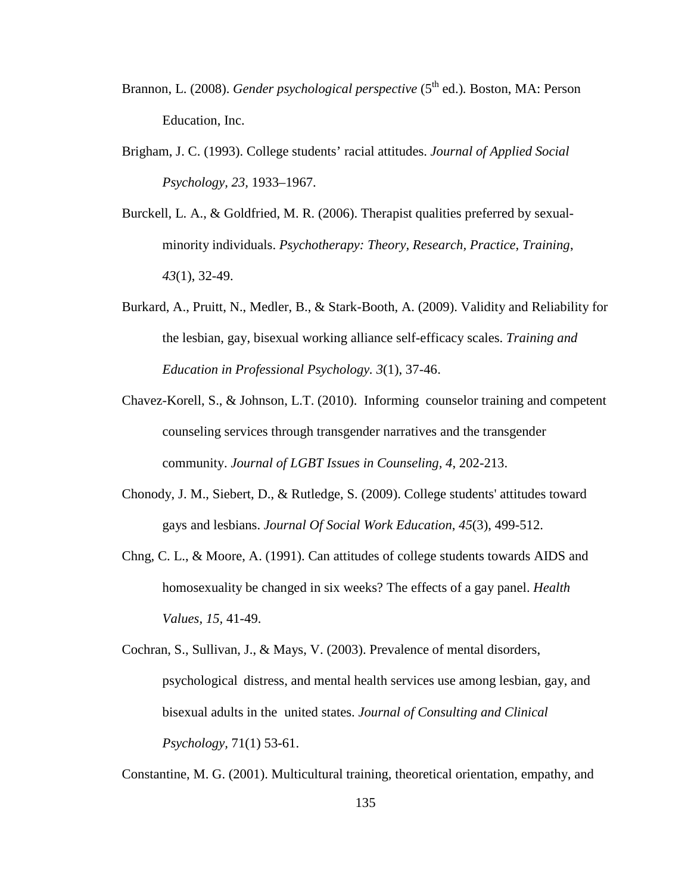Brannon, L. (2008). *Gender psychological perspective* (5th ed.). Boston, MA: Person Education, Inc.

Brigham, J. C. (1993). College students' racial attitudes. *Journal of Applied Social Psychology, 23,* 1933–1967.

Burckell, L. A., & Goldfried, M. R. (2006). Therapist qualities preferred by sexual-minority individuals. *Psychotherapy: Theory, Research, Practice, Training*, *43*(1), 32-49.

Burkard, A., Pruitt, N., Medler, B., & Stark-Booth, A. (2009). Validity and Reliability for the lesbian, gay, bisexual working alliance self-efficacy scales. *Training and Education in Professional Psychology. 3*(1), 37-46.

Chavez-Korell, S., & Johnson, L.T. (2010). Informing counselor training and competent counseling services through transgender narratives and the transgender community. *Journal of LGBT Issues in Counseling, 4*, 202-213.

Chonody, J. M., Siebert, D., & Rutledge, S. (2009). College students' attitudes toward gays and lesbians. *Journal Of Social Work Education*, *45*(3), 499-512.

Chng, C. L., & Moore, A. (1991). Can attitudes of college students towards AIDS and homosexuality be changed in six weeks? The effects of a gay panel. *Health Values*, *15*, 41-49.

Cochran, S., Sullivan, J., & Mays, V. (2003). Prevalence of mental disorders, psychological distress, and mental health services use among lesbian, gay, and bisexual adults in the united states. *Journal of Consulting and Clinical Psychology*, 71(1) 53-61.

Constantine, M. G. (2001). Multicultural training, theoretical orientation, empathy, and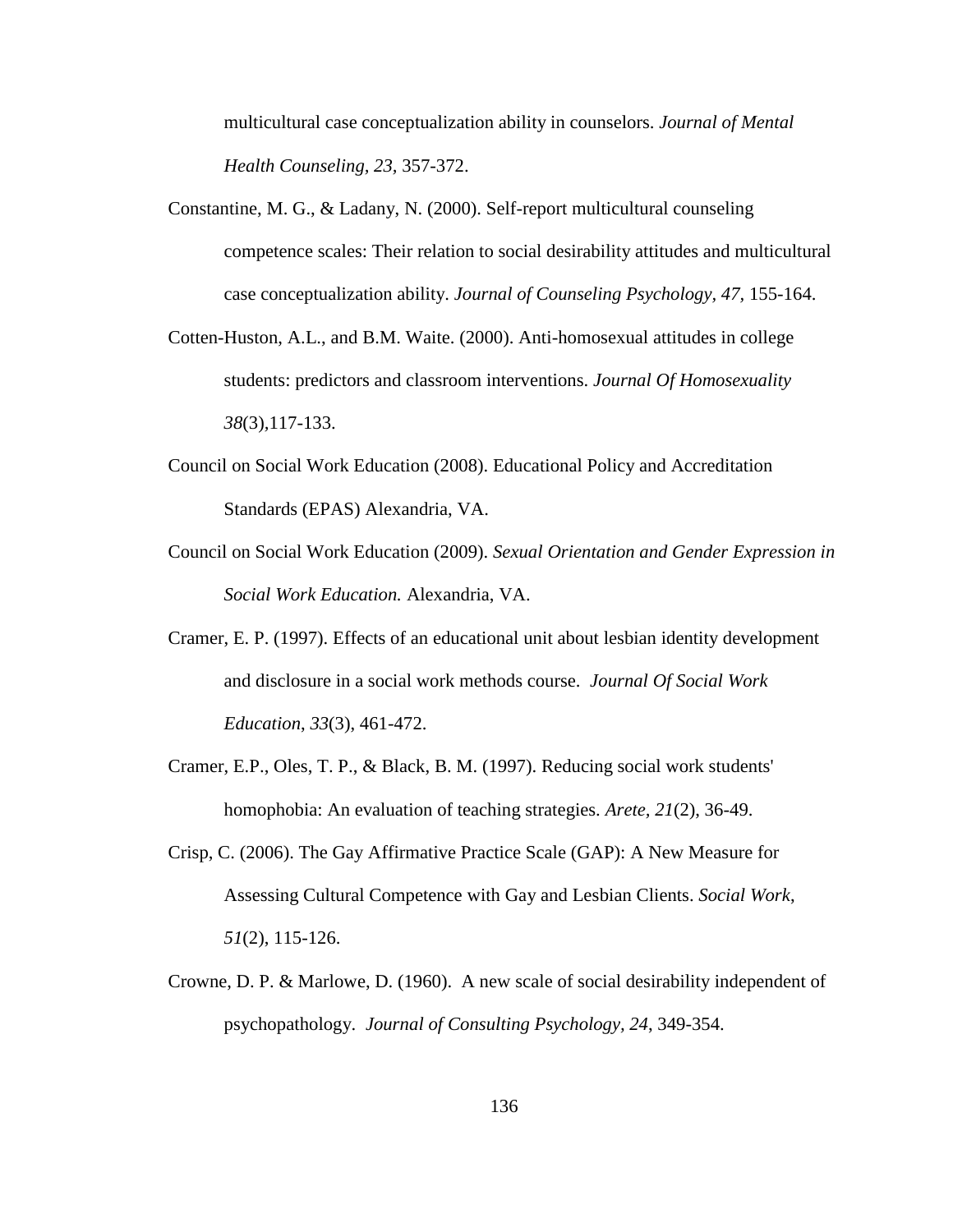multicultural case conceptualization ability in counselors. *Journal of Mental Health Counseling, 23,* 357-372.

Constantine, M. G., & Ladany, N. (2000). Self-report multicultural counseling competence scales: Their relation to social desirability attitudes and multicultural case conceptualization ability. *Journal of Counseling Psychology, 47,* 155-164.

Cotten-Huston, A.L., and B.M. Waite. (2000). Anti-homosexual attitudes in college students: predictors and classroom interventions. *Journal Of Homosexuality 38*(3),117-133.

Council on Social Work Education (2008). Educational Policy and Accreditation Standards (EPAS) Alexandria, VA.

Council on Social Work Education (2009). *Sexual Orientation and Gender Expression in Social Work Education.* Alexandria, VA.

Cramer, E. P. (1997). Effects of an educational unit about lesbian identity development and disclosure in a social work methods course. *Journal Of Social Work Education*, *33*(3), 461-472.

Cramer, E.P., Oles, T. P., & Black, B. M. (1997). Reducing social work students' homophobia: An evaluation of teaching strategies. *Arete, 21*(2), 36-49.

Crisp, C. (2006). The Gay Affirmative Practice Scale (GAP): A New Measure for Assessing Cultural Competence with Gay and Lesbian Clients. *Social Work, 51*(2), 115-126.

Crowne, D. P. & Marlowe, D. (1960). A new scale of social desirability independent of psychopathology. *Journal of Consulting Psychology, 24*, 349-354.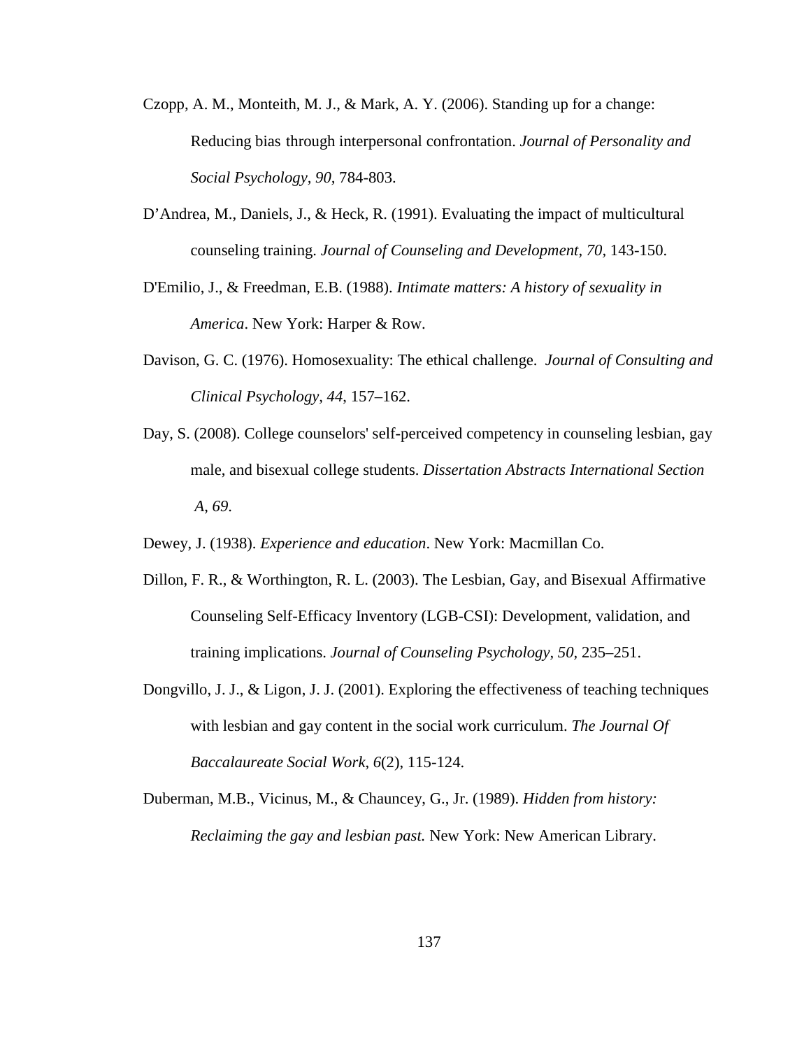Czopp, A. M., Monteith, M. J., & Mark, A. Y. (2006). Standing up for a change: Reducing bias through interpersonal confrontation. *Journal of Personality and Social Psychology, 90*, 784-803.

D'Andrea, M., Daniels, J., & Heck, R. (1991). Evaluating the impact of multicultural counseling training. *Journal of Counseling and Development, 70*, 143-150.

D'Emilio, J., & Freedman, E.B. (1988). *Intimate matters: A history of sexuality in America*. New York: Harper & Row.

Davison, G. C. (1976). Homosexuality: The ethical challenge. *Journal of Consulting and Clinical Psychology, 44*, 157–162.

Day, S. (2008). College counselors' self-perceived competency in counseling lesbian, gay male, and bisexual college students. *Dissertation Abstracts International Section A, 69*.

Dewey, J. (1938). *Experience and education*. New York: Macmillan Co.

Dillon, F. R., & Worthington, R. L. (2003). The Lesbian, Gay, and Bisexual Affirmative Counseling Self-Efficacy Inventory (LGB-CSI): Development, validation, and training implications. *Journal of Counseling Psychology, 50*, 235–251.

Dongvillo, J. J., & Ligon, J. J. (2001). Exploring the effectiveness of teaching techniques with lesbian and gay content in the social work curriculum. *The Journal Of Baccalaureate Social Work, 6*(2), 115-124.

Duberman, M.B., Vicinus, M., & Chauncey, G., Jr. (1989). *Hidden from history: Reclaiming the gay and lesbian past.* New York: New American Library.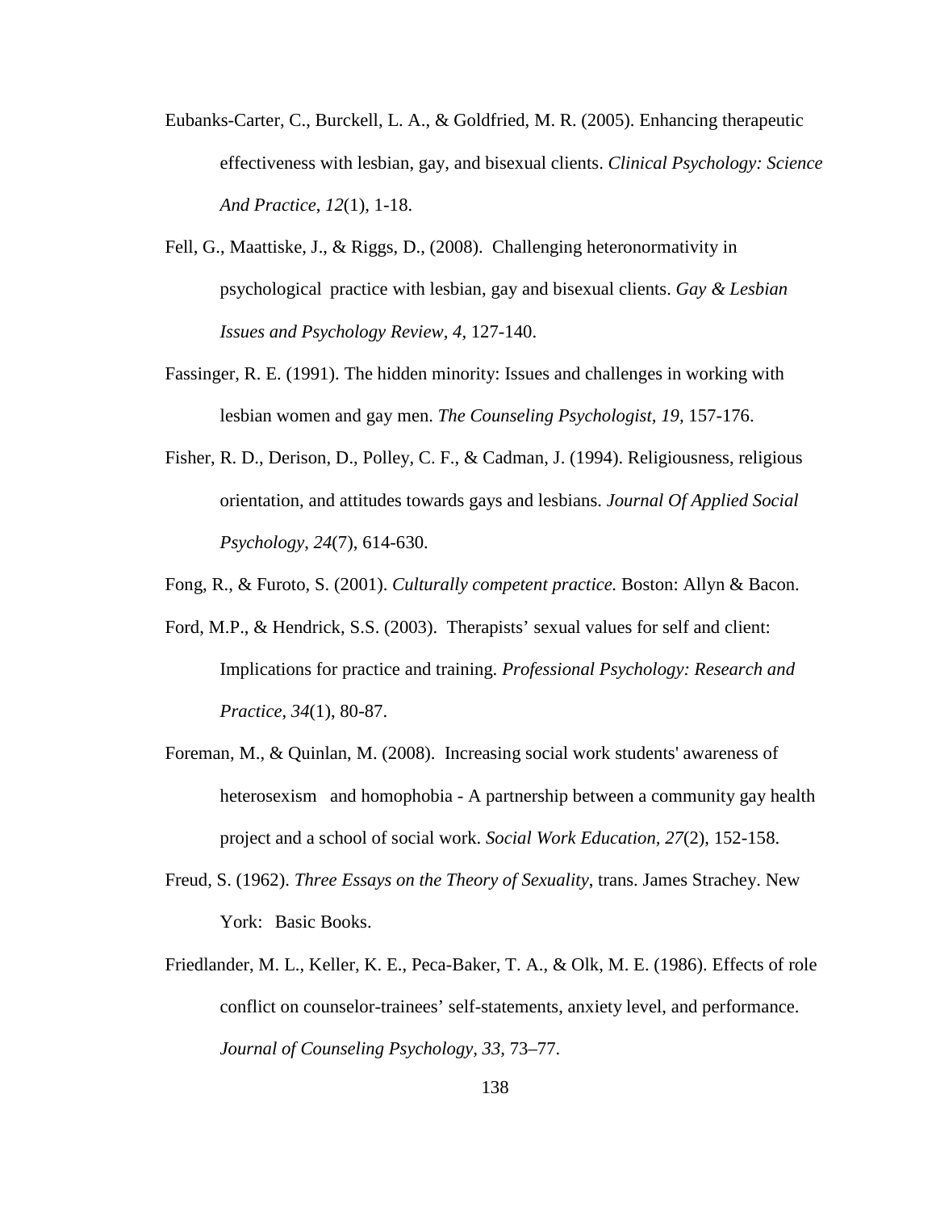Eubanks-Carter, C., Burckell, L. A., & Goldfried, M. R. (2005). Enhancing therapeutic effectiveness with lesbian, gay, and bisexual clients. *Clinical Psychology: Science And Practice*, *12*(1), 1-18.

Fell, G., Maattiske, J., & Riggs, D., (2008). Challenging heteronormativity in psychological practice with lesbian, gay and bisexual clients. *Gay & Lesbian Issues and Psychology Review, 4*, 127-140.

Fassinger, R. E. (1991). The hidden minority: Issues and challenges in working with lesbian women and gay men. *The Counseling Psychologist*, *19,* 157-176.

Fisher, R. D., Derison, D., Polley, C. F., & Cadman, J. (1994). Religiousness, religious orientation, and attitudes towards gays and lesbians. *Journal Of Applied Social Psychology*, *24*(7), 614-630.

Fong, R., & Furoto, S. (2001). *Culturally competent practice.* Boston: Allyn & Bacon.

Ford, M.P., & Hendrick, S.S. (2003). Therapists' sexual values for self and client: Implications for practice and training. *Professional Psychology: Research and Practice, 34*(1), 80-87.

Foreman, M., & Quinlan, M. (2008). Increasing social work students' awareness of heterosexism and homophobia - A partnership between a community gay health project and a school of social work. *Social Work Education, 27*(2), 152-158.

Freud, S. (1962). *Three Essays on the Theory of Sexuality*, trans. James Strachey. New York: Basic Books.

Friedlander, M. L., Keller, K. E., Peca-Baker, T. A., & Olk, M. E. (1986). Effects of role conflict on counselor-trainees' self-statements, anxiety level, and performance. *Journal of Counseling Psychology*, *33,* 73–77.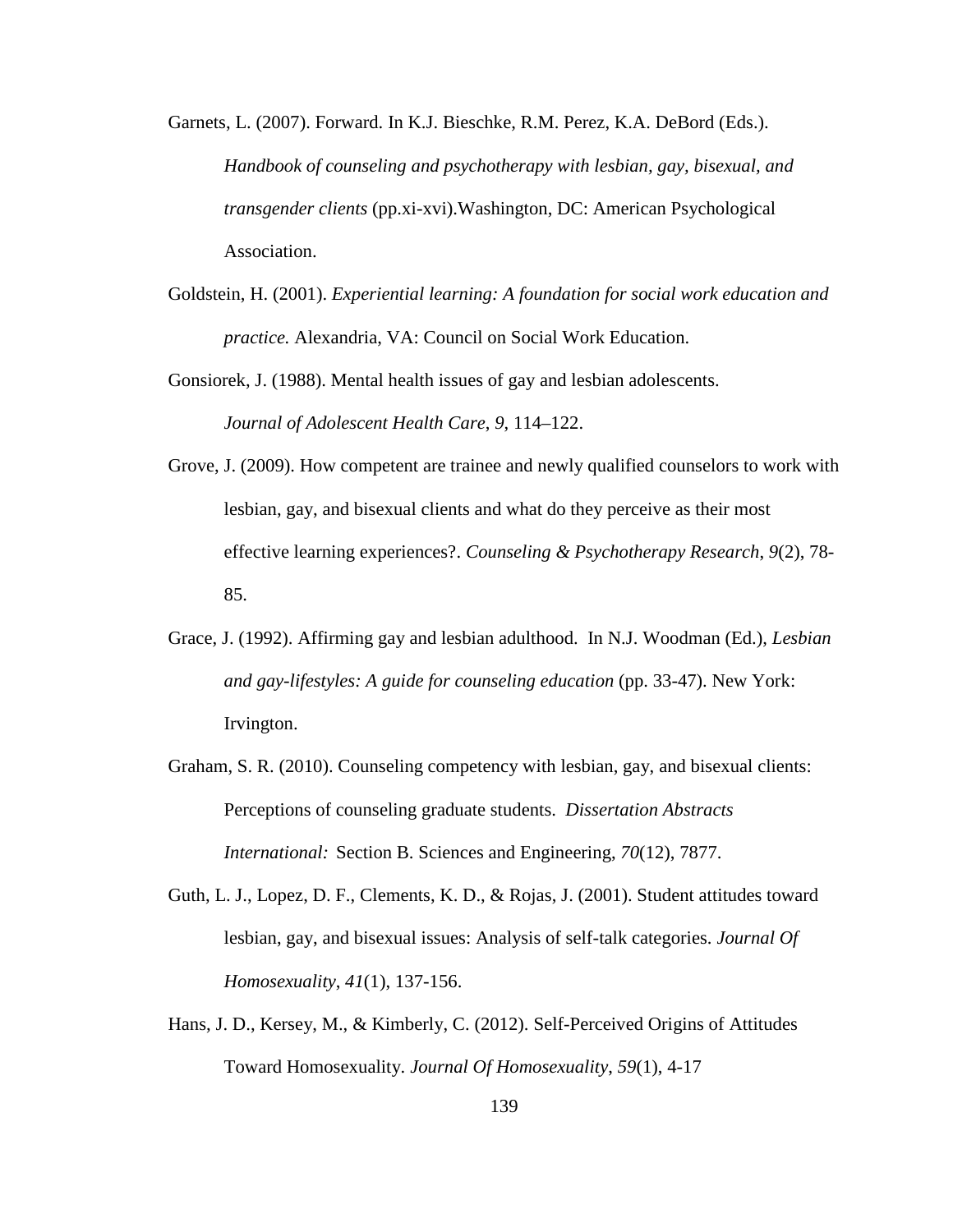Garnets, L. (2007). Forward. In K.J. Bieschke, R.M. Perez, K.A. DeBord (Eds.). *Handbook of counseling and psychotherapy with lesbian, gay, bisexual, and transgender clients* (pp.xi-xvi).Washington, DC: American Psychological Association.

Goldstein, H. (2001). *Experiential learning: A foundation for social work education and practice.* Alexandria, VA: Council on Social Work Education.

Gonsiorek, J. (1988). Mental health issues of gay and lesbian adolescents. *Journal of Adolescent Health Care*, *9*, 114–122.

Grove, J. (2009). How competent are trainee and newly qualified counselors to work with lesbian, gay, and bisexual clients and what do they perceive as their most effective learning experiences?. *Counseling & Psychotherapy Research*, *9*(2), 78-85.

Grace, J. (1992). Affirming gay and lesbian adulthood. In N.J. Woodman (Ed.), *Lesbian and gay-lifestyles: A guide for counseling education* (pp. 33-47). New York: Irvington.

Graham, S. R. (2010). Counseling competency with lesbian, gay, and bisexual clients: Perceptions of counseling graduate students. *Dissertation Abstracts International:* Section B. Sciences and Engineering, *70*(12), 7877.

Guth, L. J., Lopez, D. F., Clements, K. D., & Rojas, J. (2001). Student attitudes toward lesbian, gay, and bisexual issues: Analysis of self-talk categories. *Journal Of Homosexuality*, *41*(1), 137-156.

Hans, J. D., Kersey, M., & Kimberly, C. (2012). Self-Perceived Origins of Attitudes Toward Homosexuality. *Journal Of Homosexuality*, *59*(1), 4-17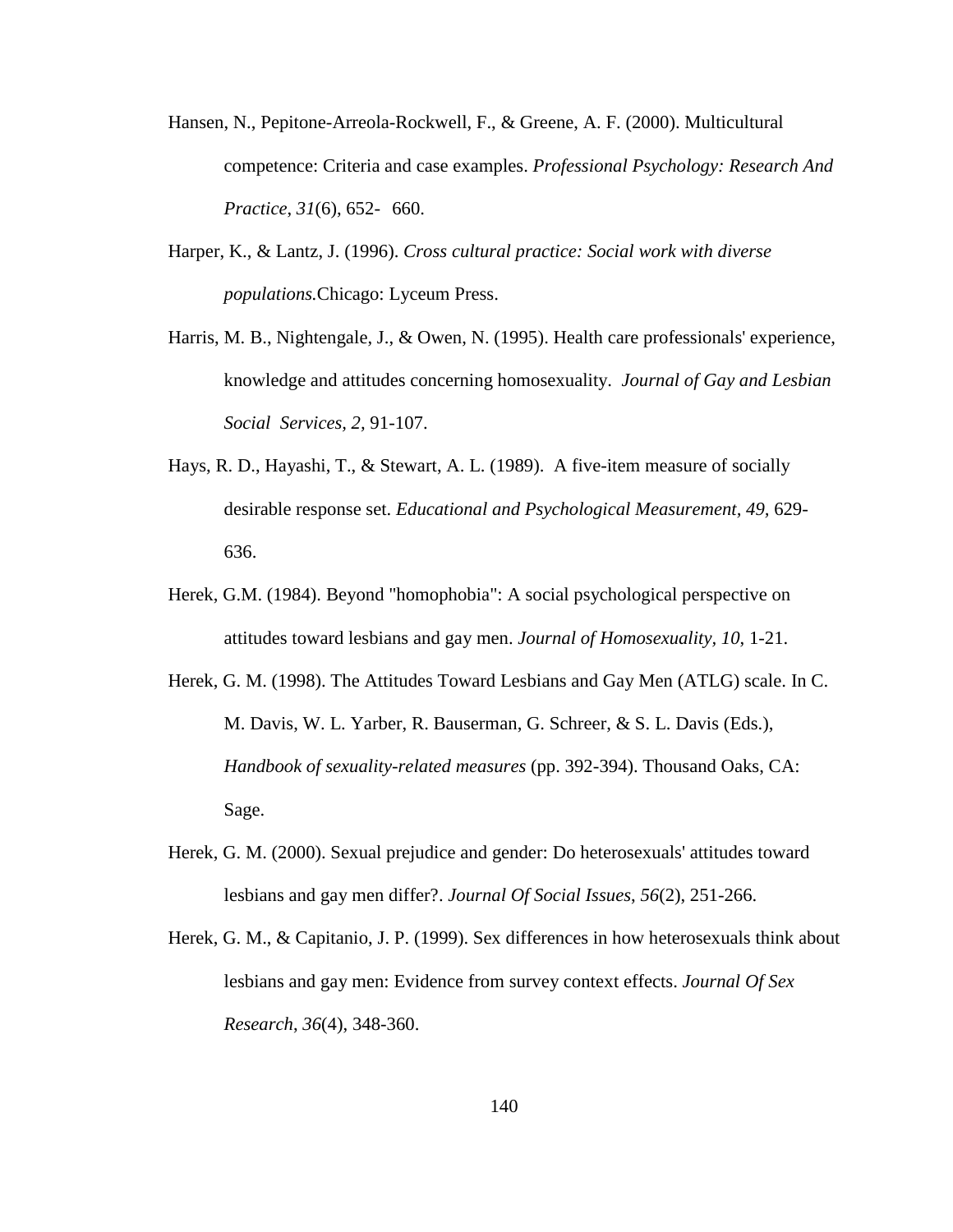Hansen, N., Pepitone-Arreola-Rockwell, F., & Greene, A. F. (2000). Multicultural competence: Criteria and case examples. *Professional Psychology: Research And Practice*, *31*(6), 652- 660.

Harper, K., & Lantz, J. (1996). *Cross cultural practice: Social work with diverse populations.*Chicago: Lyceum Press.

Harris, M. B., Nightengale, J., & Owen, N. (1995). Health care professionals' experience, knowledge and attitudes concerning homosexuality. *Journal of Gay and Lesbian Social Services, 2,* 91-107.

Hays, R. D., Hayashi, T., & Stewart, A. L. (1989). A five-item measure of socially desirable response set. *Educational and Psychological Measurement, 49,* 629-636.

Herek, G.M. (1984). Beyond "homophobia": A social psychological perspective on attitudes toward lesbians and gay men. *Journal of Homosexuality, 10*, 1-21.

Herek, G. M. (1998). The Attitudes Toward Lesbians and Gay Men (ATLG) scale. In C. M. Davis, W. L. Yarber, R. Bauserman, G. Schreer, & S. L. Davis (Eds.), *Handbook of sexuality-related measures* (pp. 392-394). Thousand Oaks, CA: Sage.

Herek, G. M. (2000). Sexual prejudice and gender: Do heterosexuals' attitudes toward lesbians and gay men differ?. *Journal Of Social Issues*, *56*(2), 251-266.

Herek, G. M., & Capitanio, J. P. (1999). Sex differences in how heterosexuals think about lesbians and gay men: Evidence from survey context effects. *Journal Of Sex Research*, *36*(4), 348-360.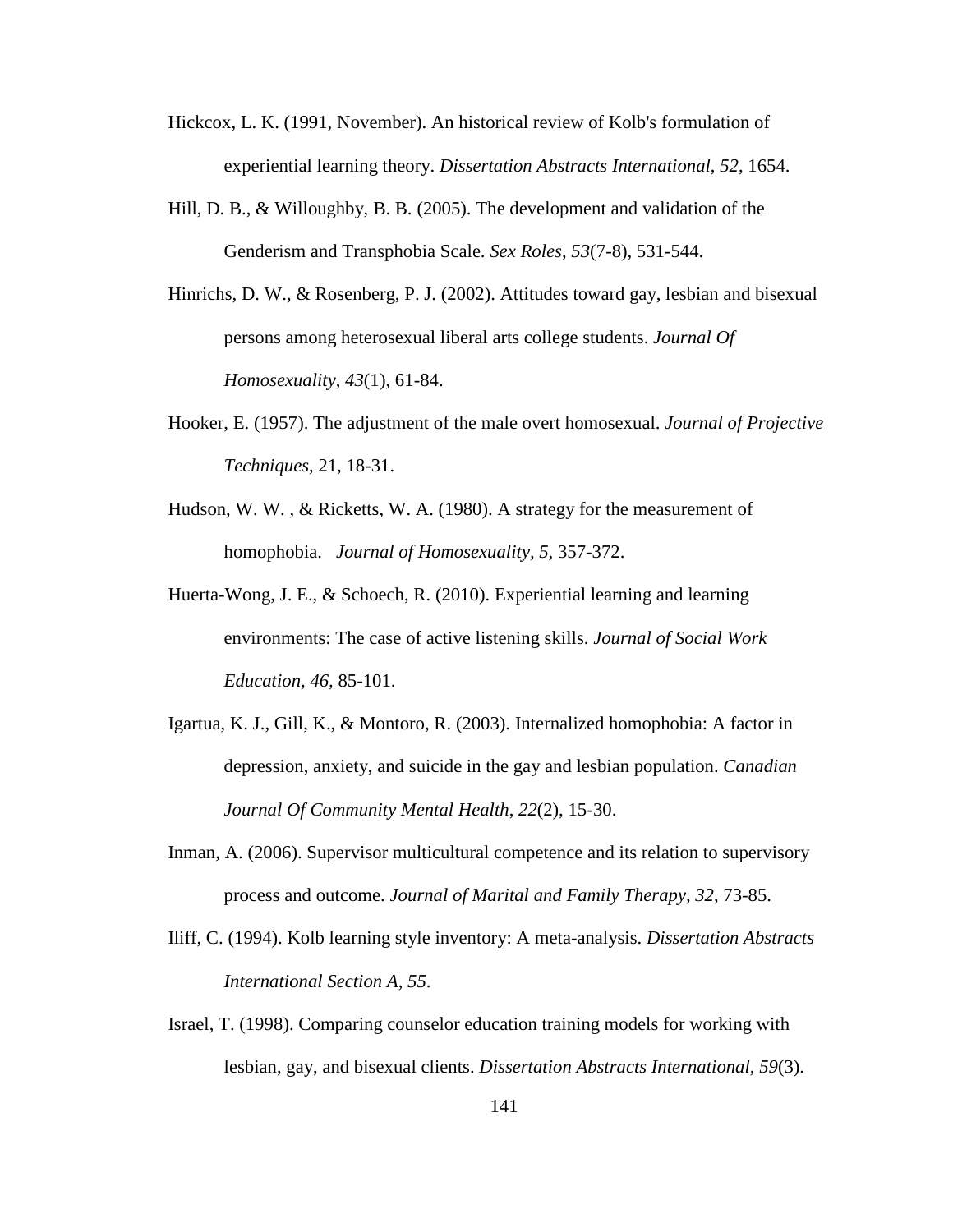Hickcox, L. K. (1991, November). An historical review of Kolb's formulation of experiential learning theory. *Dissertation Abstracts International*, *52*, 1654.

Hill, D. B., & Willoughby, B. B. (2005). The development and validation of the Genderism and Transphobia Scale. *Sex Roles*, *53*(7-8), 531-544.

Hinrichs, D. W., & Rosenberg, P. J. (2002). Attitudes toward gay, lesbian and bisexual persons among heterosexual liberal arts college students. *Journal Of Homosexuality*, *43*(1), 61-84.

Hooker, E. (1957). The adjustment of the male overt homosexual. *Journal of Projective Techniques,* 21, 18-31.

Hudson, W. W. , & Ricketts, W. A. (1980). A strategy for the measurement of homophobia. *Journal of Homosexuality, 5*, 357-372.

Huerta-Wong, J. E., & Schoech, R. (2010). Experiential learning and learning environments: The case of active listening skills. *Journal of Social Work Education, 46,* 85-101.

Igartua, K. J., Gill, K., & Montoro, R. (2003). Internalized homophobia: A factor in depression, anxiety, and suicide in the gay and lesbian population. *Canadian Journal Of Community Mental Health*, *22*(2), 15-30.

Inman, A. (2006). Supervisor multicultural competence and its relation to supervisory process and outcome. *Journal of Marital and Family Therapy, 32*, 73-85.

Iliff, C. (1994). Kolb learning style inventory: A meta-analysis. *Dissertation Abstracts International Section A*, *55*.

Israel, T. (1998). Comparing counselor education training models for working with lesbian, gay, and bisexual clients. *Dissertation Abstracts International, 59*(3).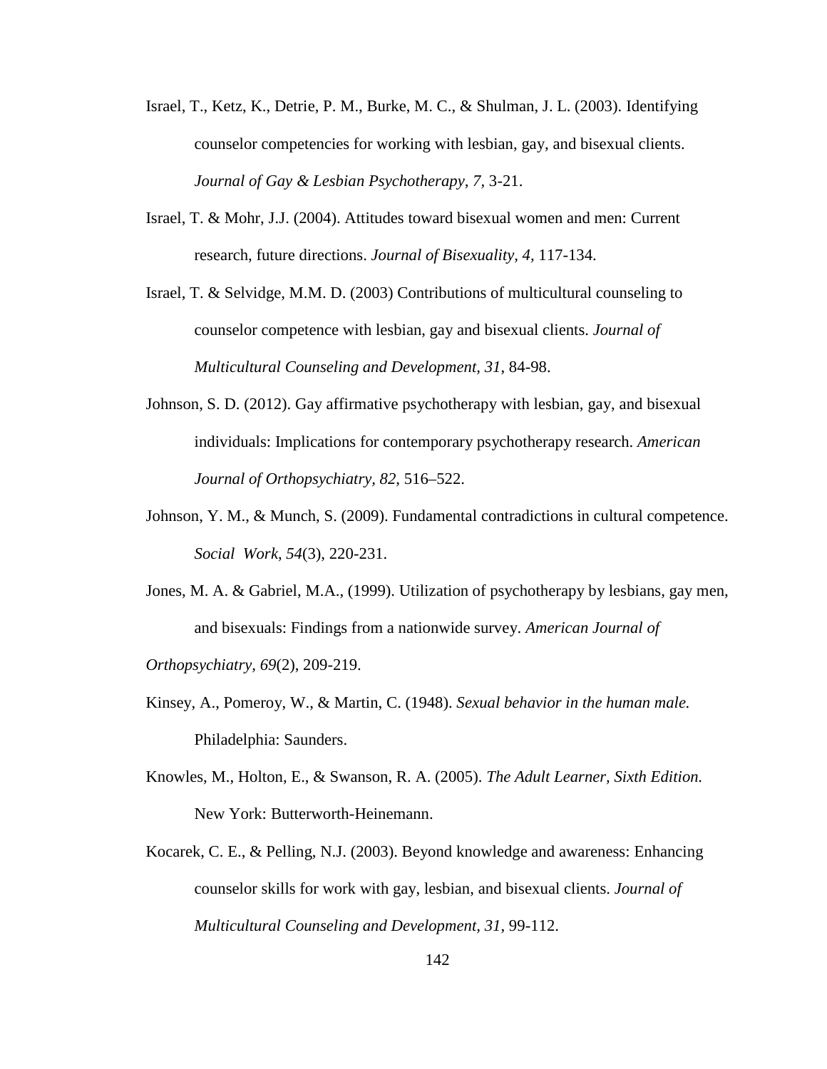Israel, T., Ketz, K., Detrie, P. M., Burke, M. C., & Shulman, J. L. (2003). Identifying counselor competencies for working with lesbian, gay, and bisexual clients. *Journal of Gay & Lesbian Psychotherapy, 7*, 3-21.

Israel, T. & Mohr, J.J. (2004). Attitudes toward bisexual women and men: Current research, future directions. *Journal of Bisexuality, 4*, 117-134.

Israel, T. & Selvidge, M.M. D. (2003) Contributions of multicultural counseling to counselor competence with lesbian, gay and bisexual clients. *Journal of Multicultural Counseling and Development, 31*, 84-98.

Johnson, S. D. (2012). Gay affirmative psychotherapy with lesbian, gay, and bisexual individuals: Implications for contemporary psychotherapy research. *American Journal of Orthopsychiatry, 82*, 516–522.

Johnson, Y. M., & Munch, S. (2009). Fundamental contradictions in cultural competence. *Social Work, 54*(3), 220-231.

Jones, M. A. & Gabriel, M.A., (1999). Utilization of psychotherapy by lesbians, gay men, and bisexuals: Findings from a nationwide survey. *American Journal of Orthopsychiatry, 69*(2), 209-219.

Kinsey, A., Pomeroy, W., & Martin, C. (1948). *Sexual behavior in the human male.* Philadelphia: Saunders.

Knowles, M., Holton, E., & Swanson, R. A. (2005). *The Adult Learner, Sixth Edition.* New York: Butterworth-Heinemann.

Kocarek, C. E., & Pelling, N.J. (2003). Beyond knowledge and awareness: Enhancing counselor skills for work with gay, lesbian, and bisexual clients. *Journal of Multicultural Counseling and Development, 31*, 99-112.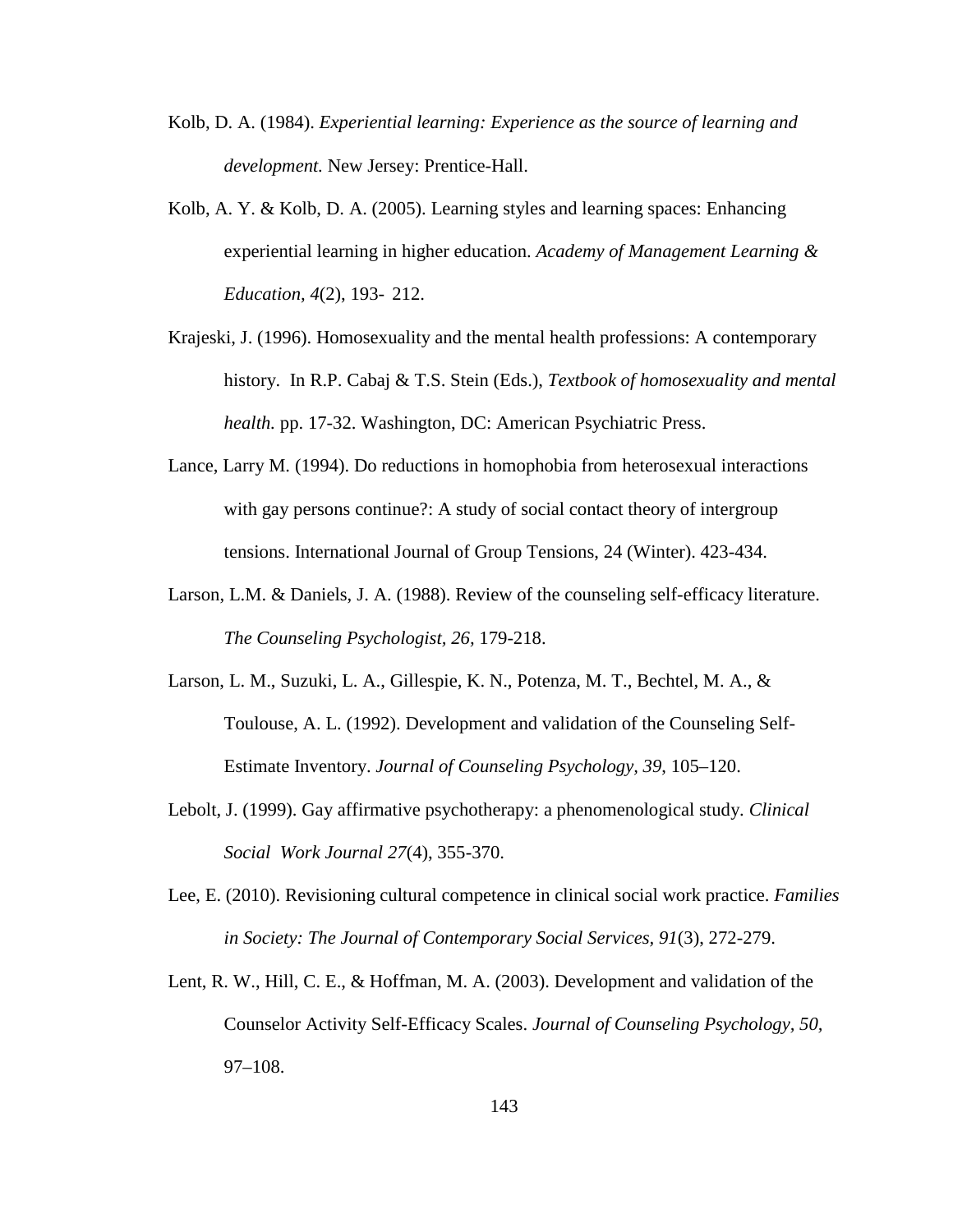Kolb, D. A. (1984). *Experiential learning: Experience as the source of learning and development.* New Jersey: Prentice-Hall.

Kolb, A. Y. & Kolb, D. A. (2005). Learning styles and learning spaces: Enhancing experiential learning in higher education. *Academy of Management Learning & Education, 4*(2), 193- 212.

Krajeski, J. (1996). Homosexuality and the mental health professions: A contemporary history. In R.P. Cabaj & T.S. Stein (Eds.), *Textbook of homosexuality and mental health.* pp. 17-32. Washington, DC: American Psychiatric Press.

Lance, Larry M. (1994). Do reductions in homophobia from heterosexual interactions with gay persons continue?: A study of social contact theory of intergroup tensions. International Journal of Group Tensions, 24 (Winter). 423-434.

Larson, L.M. & Daniels, J. A. (1988). Review of the counseling self-efficacy literature. *The Counseling Psychologist, 26,* 179-218.

Larson, L. M., Suzuki, L. A., Gillespie, K. N., Potenza, M. T., Bechtel, M. A., & Toulouse, A. L. (1992). Development and validation of the Counseling Self-Estimate Inventory. *Journal of Counseling Psychology, 39*, 105–120.

Lebolt, J. (1999). Gay affirmative psychotherapy: a phenomenological study. *Clinical Social Work Journal 27*(4), 355-370.

Lee, E. (2010). Revisioning cultural competence in clinical social work practice. *Families in Society: The Journal of Contemporary Social Services, 91*(3), 272-279.

Lent, R. W., Hill, C. E., & Hoffman, M. A. (2003). Development and validation of the Counselor Activity Self-Efficacy Scales. *Journal of Counseling Psychology, 50,* 97–108.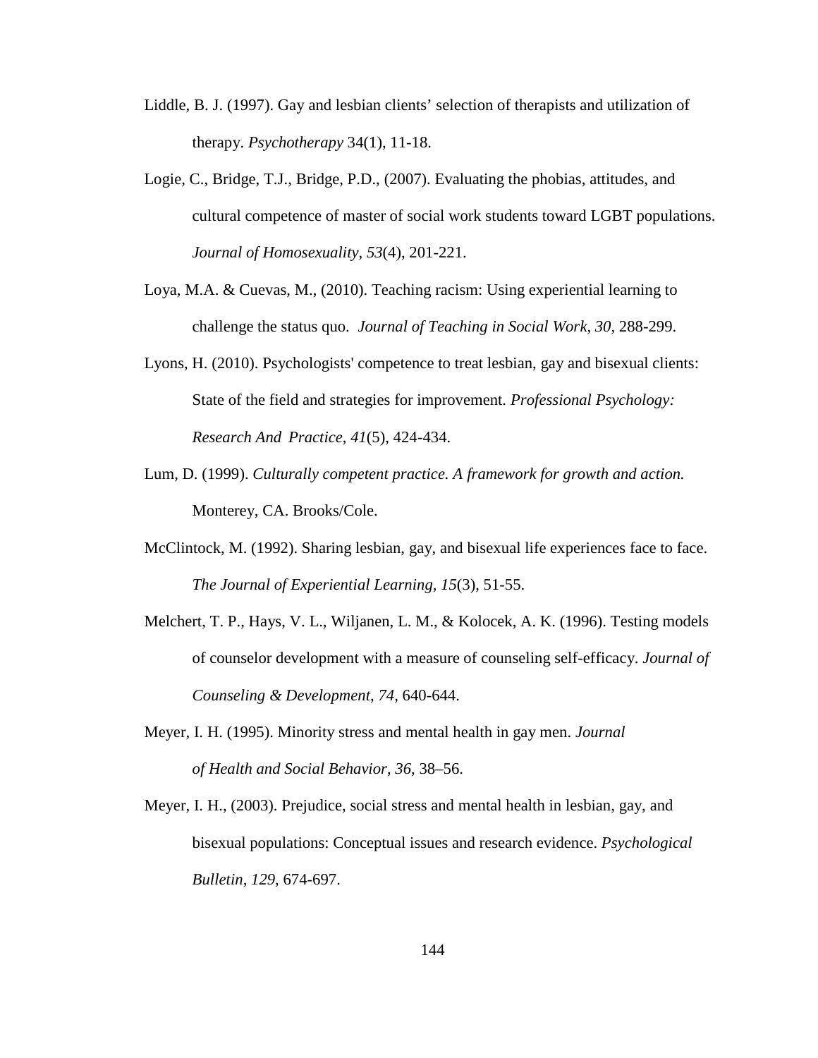Liddle, B. J. (1997). Gay and lesbian clients' selection of therapists and utilization of therapy. *Psychotherapy* 34(1), 11-18.

Logie, C., Bridge, T.J., Bridge, P.D., (2007). Evaluating the phobias, attitudes, and cultural competence of master of social work students toward LGBT populations. *Journal of Homosexuality, 53*(4), 201-221.

Loya, M.A. & Cuevas, M., (2010). Teaching racism: Using experiential learning to challenge the status quo. *Journal of Teaching in Social Work, 30*, 288-299.

Lyons, H. (2010). Psychologists' competence to treat lesbian, gay and bisexual clients: State of the field and strategies for improvement. *Professional Psychology: Research And Practice*, *41*(5), 424-434.

Lum, D. (1999). *Culturally competent practice. A framework for growth and action.* Monterey, CA. Brooks/Cole.

McClintock, M. (1992). Sharing lesbian, gay, and bisexual life experiences face to face. *The Journal of Experiential Learning, 15*(3), 51-55.

Melchert, T. P., Hays, V. L., Wiljanen, L. M., & Kolocek, A. K. (1996). Testing models of counselor development with a measure of counseling self-efficacy. *Journal of Counseling & Development, 74*, 640-644.

Meyer, I. H. (1995). Minority stress and mental health in gay men. *Journal of Health and Social Behavior*, *36*, 38–56.

Meyer, I. H., (2003). Prejudice, social stress and mental health in lesbian, gay, and bisexual populations: Conceptual issues and research evidence. *Psychological Bulletin*, *129*, 674-697.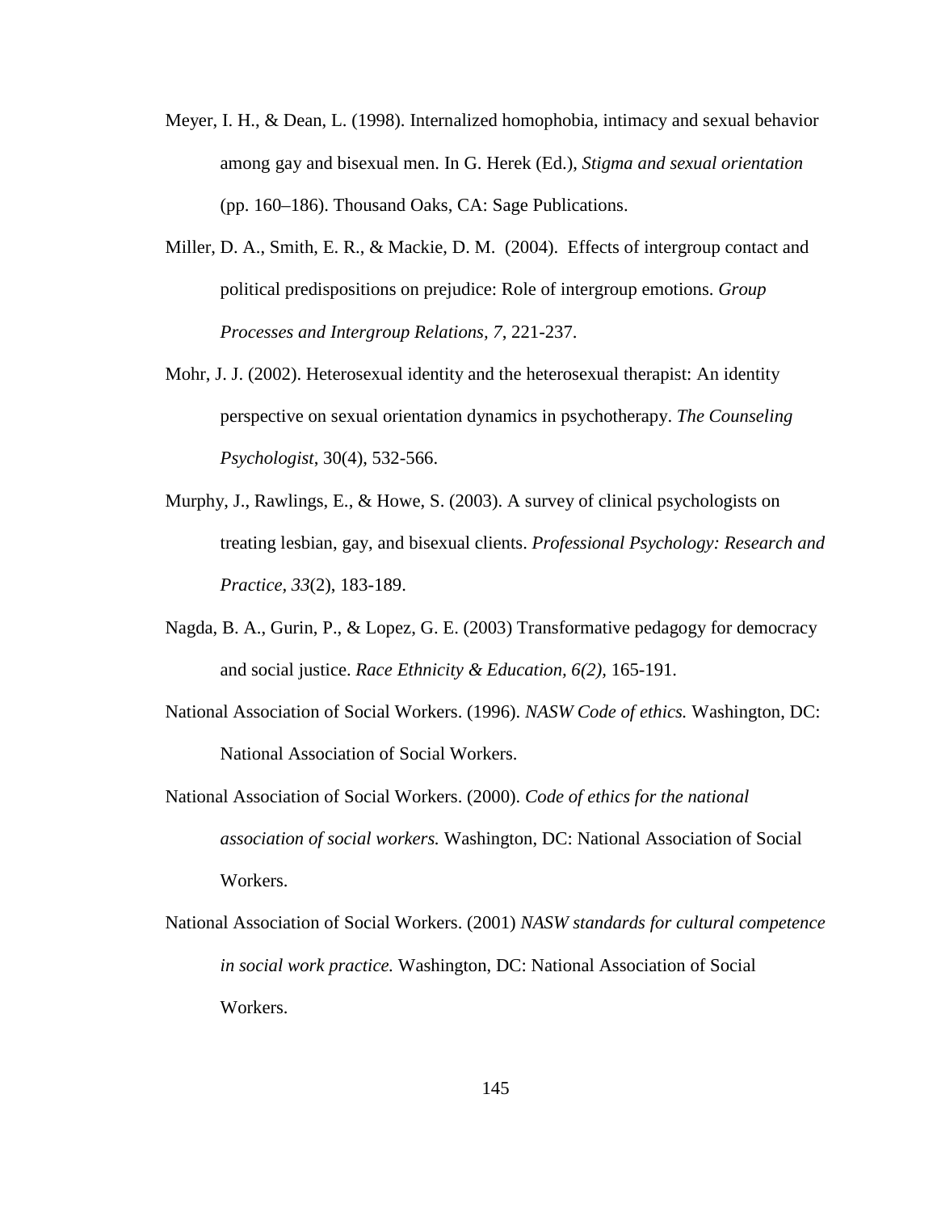Meyer, I. H., & Dean, L. (1998). Internalized homophobia, intimacy and sexual behavior among gay and bisexual men. In G. Herek (Ed.), *Stigma and sexual orientation* (pp. 160–186). Thousand Oaks, CA: Sage Publications.

Miller, D. A., Smith, E. R., & Mackie, D. M. (2004). Effects of intergroup contact and political predispositions on prejudice: Role of intergroup emotions. *Group Processes and Intergroup Relations, 7*, 221-237.

Mohr, J. J. (2002). Heterosexual identity and the heterosexual therapist: An identity perspective on sexual orientation dynamics in psychotherapy. *The Counseling Psychologist*, 30(4), 532-566.

Murphy, J., Rawlings, E., & Howe, S. (2003). A survey of clinical psychologists on treating lesbian, gay, and bisexual clients. *Professional Psychology: Research and Practice, 33*(2), 183-189.

Nagda, B. A., Gurin, P., & Lopez, G. E. (2003) Transformative pedagogy for democracy and social justice. *Race Ethnicity & Education, 6(2),* 165-191.

National Association of Social Workers. (1996). *NASW Code of ethics.* Washington, DC: National Association of Social Workers.

National Association of Social Workers. (2000). *Code of ethics for the national association of social workers.* Washington, DC: National Association of Social Workers.

National Association of Social Workers. (2001) *NASW standards for cultural competence in social work practice.* Washington, DC: National Association of Social Workers.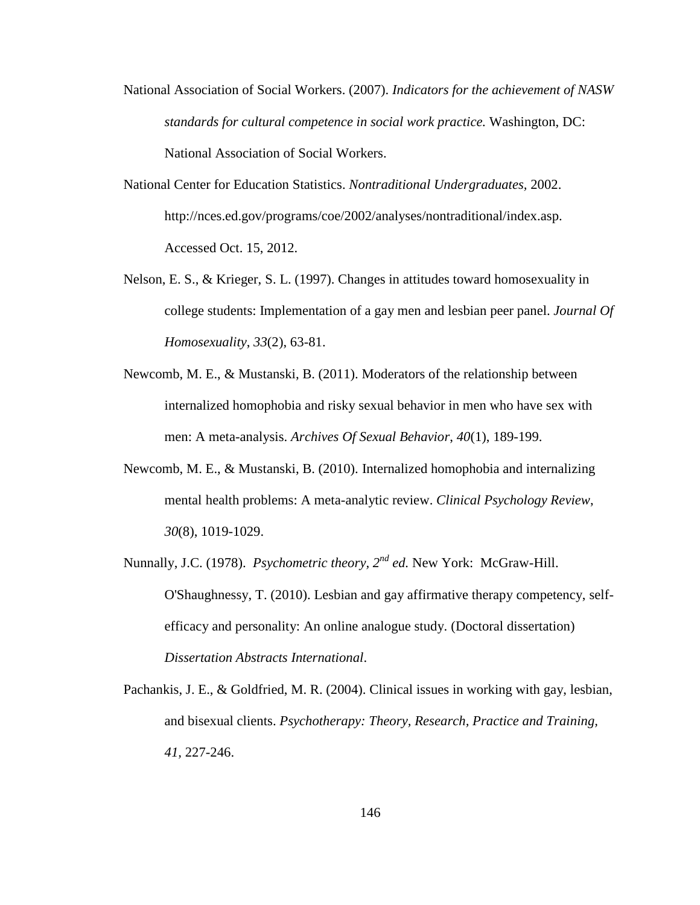National Association of Social Workers. (2007). *Indicators for the achievement of NASW standards for cultural competence in social work practice.* Washington, DC: National Association of Social Workers.

National Center for Education Statistics. *Nontraditional Undergraduates*, 2002. http://nces.ed.gov/programs/coe/2002/analyses/nontraditional/index.asp. Accessed Oct. 15, 2012.

Nelson, E. S., & Krieger, S. L. (1997). Changes in attitudes toward homosexuality in college students: Implementation of a gay men and lesbian peer panel. *Journal Of Homosexuality*, *33*(2), 63-81.

Newcomb, M. E., & Mustanski, B. (2011). Moderators of the relationship between internalized homophobia and risky sexual behavior in men who have sex with men: A meta-analysis. *Archives Of Sexual Behavior*, *40*(1), 189-199.

Newcomb, M. E., & Mustanski, B. (2010). Internalized homophobia and internalizing mental health problems: A meta-analytic review. *Clinical Psychology Review*, *30*(8), 1019-1029.

Nunnally, J.C. (1978). *Psychometric theory, 2nd ed.* New York: McGraw-Hill.

O'Shaughnessy, T. (2010). Lesbian and gay affirmative therapy competency, self-efficacy and personality: An online analogue study. (Doctoral dissertation) *Dissertation Abstracts International*.

Pachankis, J. E., & Goldfried, M. R. (2004). Clinical issues in working with gay, lesbian, and bisexual clients. *Psychotherapy: Theory, Research, Practice and Training, 41*, 227-246.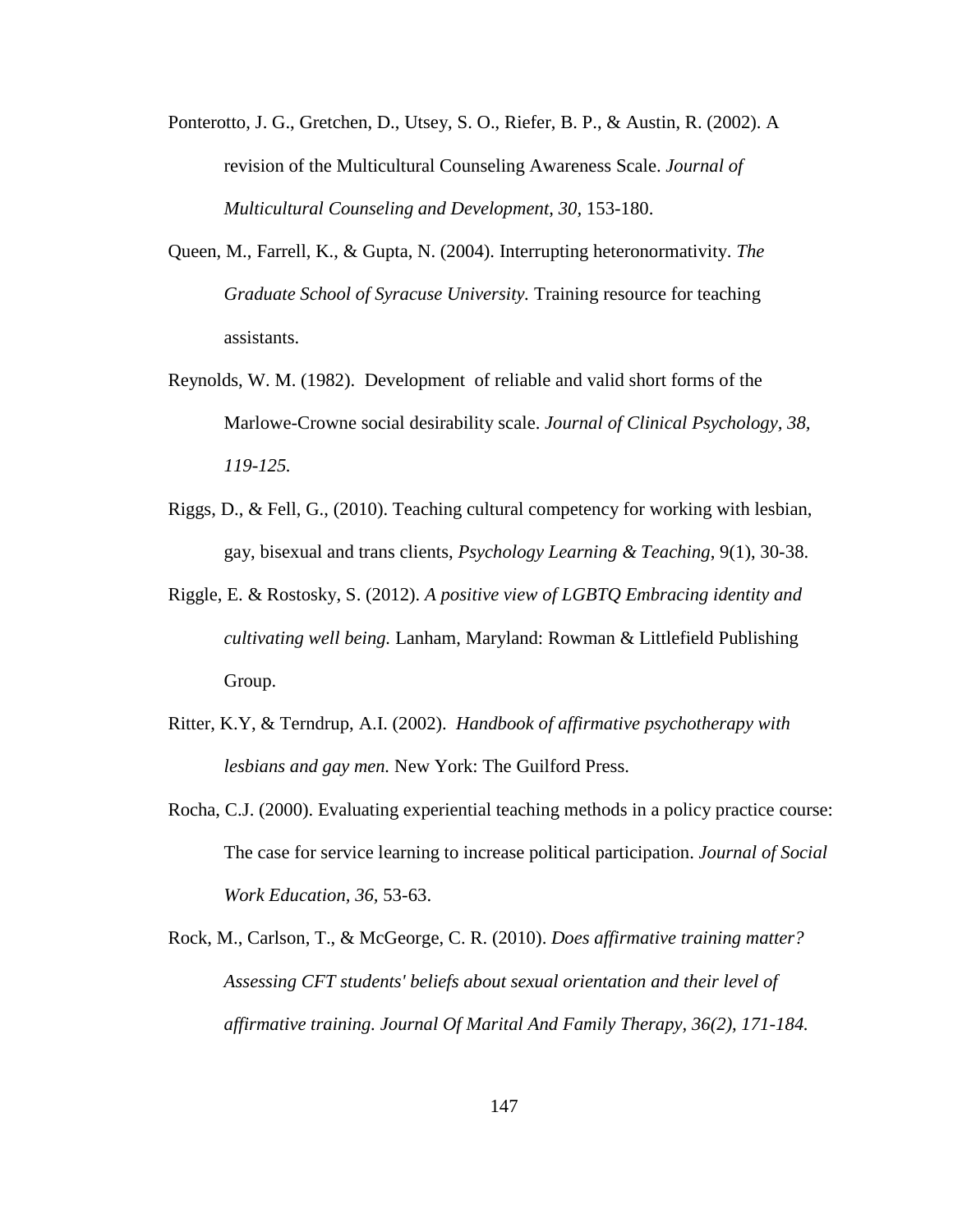Ponterotto, J. G., Gretchen, D., Utsey, S. O., Riefer, B. P., & Austin, R. (2002). A revision of the Multicultural Counseling Awareness Scale. *Journal of Multicultural Counseling and Development, 30,* 153-180.

Queen, M., Farrell, K., & Gupta, N. (2004). Interrupting heteronormativity. *The Graduate School of Syracuse University.* Training resource for teaching assistants.

Reynolds, W. M. (1982). Development of reliable and valid short forms of the Marlowe-Crowne social desirability scale. *Journal of Clinical Psychology, 38, 119-125.*

Riggs, D., & Fell, G., (2010). Teaching cultural competency for working with lesbian, gay, bisexual and trans clients, *Psychology Learning & Teaching*, 9(1), 30-38.

Riggle, E. & Rostosky, S. (2012). *A positive view of LGBTQ Embracing identity and cultivating well being.* Lanham, Maryland: Rowman & Littlefield Publishing Group.

Ritter, K.Y, & Terndrup, A.I. (2002). *Handbook of affirmative psychotherapy with lesbians and gay men.* New York: The Guilford Press.

Rocha, C.J. (2000). Evaluating experiential teaching methods in a policy practice course: The case for service learning to increase political participation. *Journal of Social Work Education*, *36*, 53-63.

Rock, M., Carlson, T., & McGeorge, C. R. (2010). *Does affirmative training matter? Assessing CFT students' beliefs about sexual orientation and their level of affirmative training. Journal Of Marital And Family Therapy, 36(2), 171-184.*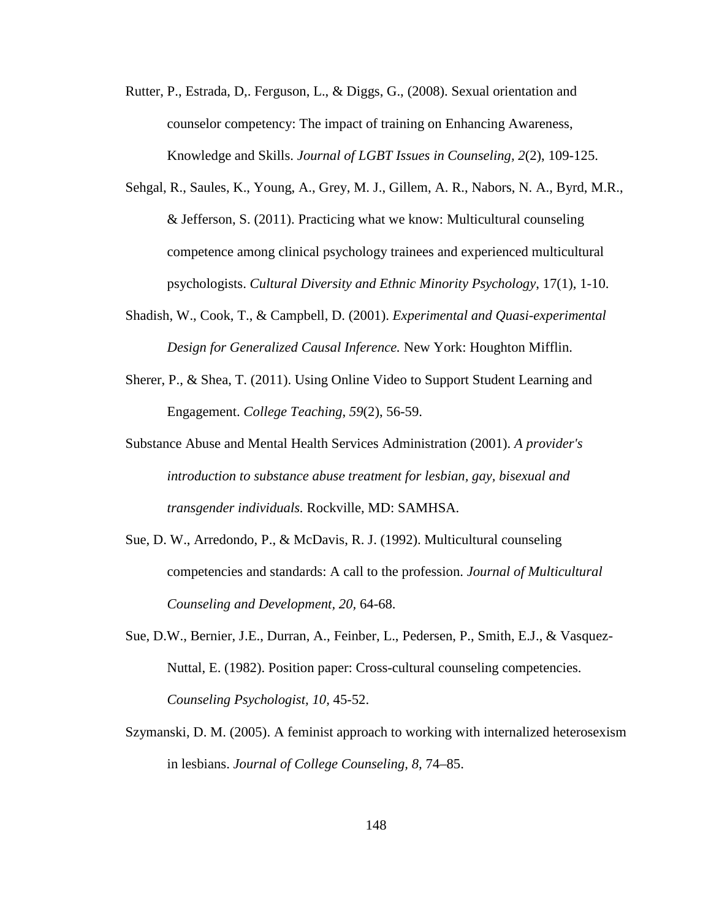Rutter, P., Estrada, D,. Ferguson, L., & Diggs, G., (2008). Sexual orientation and counselor competency: The impact of training on Enhancing Awareness, Knowledge and Skills. *Journal of LGBT Issues in Counseling, 2*(2), 109-125.

Sehgal, R., Saules, K., Young, A., Grey, M. J., Gillem, A. R., Nabors, N. A., Byrd, M.R., & Jefferson, S. (2011). Practicing what we know: Multicultural counseling competence among clinical psychology trainees and experienced multicultural psychologists. *Cultural Diversity and Ethnic Minority Psychology*, 17(1), 1-10.

Shadish, W., Cook, T., & Campbell, D. (2001). *Experimental and Quasi-experimental Design for Generalized Causal Inference.* New York: Houghton Mifflin.

Sherer, P., & Shea, T. (2011). Using Online Video to Support Student Learning and Engagement. *College Teaching, 59*(2), 56-59.

Substance Abuse and Mental Health Services Administration (2001). *A provider's introduction to substance abuse treatment for lesbian, gay, bisexual and transgender individuals.* Rockville, MD: SAMHSA.

Sue, D. W., Arredondo, P., & McDavis, R. J. (1992). Multicultural counseling competencies and standards: A call to the profession. *Journal of Multicultural Counseling and Development, 20*, 64-68.

Sue, D.W., Bernier, J.E., Durran, A., Feinber, L., Pedersen, P., Smith, E.J., & Vasquez-Nuttal, E. (1982). Position paper: Cross-cultural counseling competencies. *Counseling Psychologist, 10*, 45-52.

Szymanski, D. M. (2005). A feminist approach to working with internalized heterosexism in lesbians. *Journal of College Counseling, 8*, 74–85.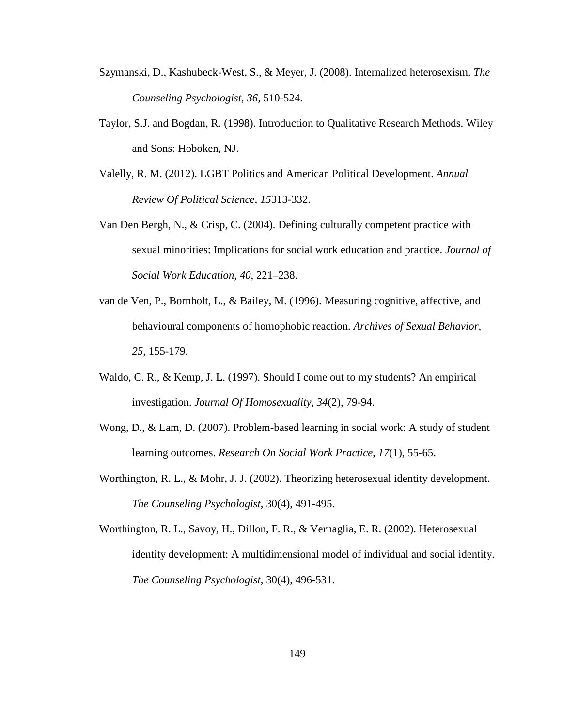Szymanski, D., Kashubeck-West, S., & Meyer, J. (2008). Internalized heterosexism. *The Counseling Psychologist, 36*, 510-524.

Taylor, S.J. and Bogdan, R. (1998). Introduction to Qualitative Research Methods. Wiley and Sons: Hoboken, NJ.

Valelly, R. M. (2012). LGBT Politics and American Political Development. *Annual Review Of Political Science*, *15*313-332.

Van Den Bergh, N., & Crisp, C. (2004). Defining culturally competent practice with sexual minorities: Implications for social work education and practice. *Journal of Social Work Education, 40*, 221–238.

van de Ven, P., Bornholt, L., & Bailey, M. (1996). Measuring cognitive, affective, and behavioural components of homophobic reaction. *Archives of Sexual Behavior, 25*, 155-179.

Waldo, C. R., & Kemp, J. L. (1997). Should I come out to my students? An empirical investigation. *Journal Of Homosexuality*, *34*(2), 79-94.

Wong, D., & Lam, D. (2007). Problem-based learning in social work: A study of student learning outcomes. *Research On Social Work Practice*, *17*(1), 55-65.

Worthington, R. L., & Mohr, J. J. (2002). Theorizing heterosexual identity development. *The Counseling Psychologist*, 30(4), 491-495.

Worthington, R. L., Savoy, H., Dillon, F. R., & Vernaglia, E. R. (2002). Heterosexual identity development: A multidimensional model of individual and social identity. *The Counseling Psychologist*, 30(4), 496-531.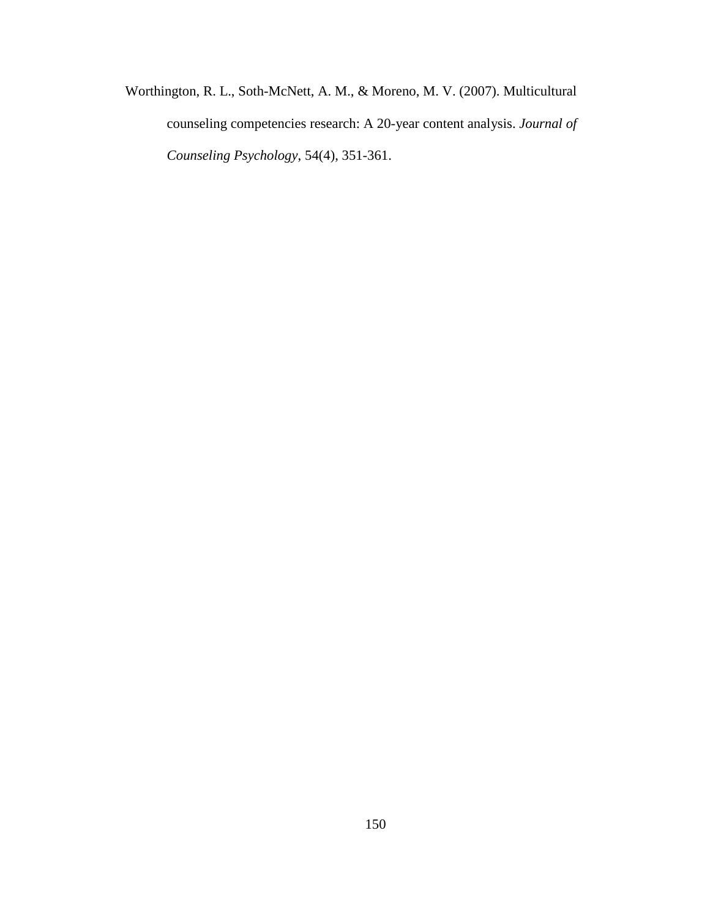Worthington, R. L., Soth-McNett, A. M., & Moreno, M. V. (2007). Multicultural counseling competencies research: A 20-year content analysis. *Journal of Counseling Psychology*, 54(4), 351-361.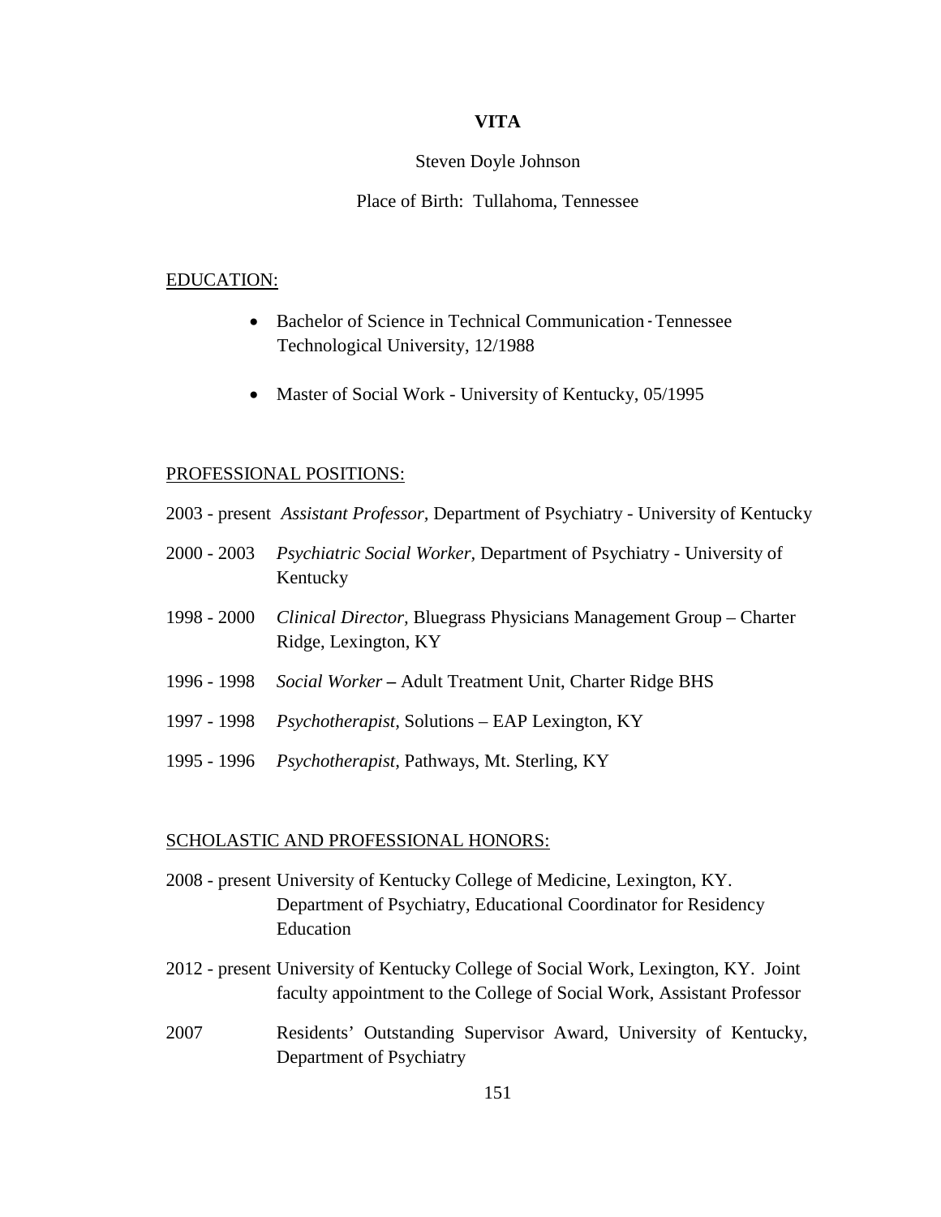# VITA

Steven Doyle Johnson

Place of Birth: Tullahoma, Tennessee

## EDUCATION:

- Bachelor of Science in Technical Communication - Tennessee Technological University, 12/1988
- Master of Social Work - University of Kentucky, 05/1995

## PROFESSIONAL POSITIONS:

2003 - present *Assistant Professor,* Department of Psychiatry - University of Kentucky

2000 - 2003 *Psychiatric Social Worker,* Department of Psychiatry - University of Kentucky

1998 - 2000 *Clinical Director,* Bluegrass Physicians Management Group – Charter Ridge, Lexington, KY

1996 - 1998 *Social Worker* **–** Adult Treatment Unit, Charter Ridge BHS

1997 - 1998 *Psychotherapist,* Solutions – EAP Lexington, KY

1995 - 1996 *Psychotherapist,* Pathways, Mt. Sterling, KY

## SCHOLASTIC AND PROFESSIONAL HONORS:

2008 - present University of Kentucky College of Medicine, Lexington, KY. Department of Psychiatry, Educational Coordinator for Residency Education

2012 - present University of Kentucky College of Social Work, Lexington, KY. Joint faculty appointment to the College of Social Work, Assistant Professor

2007 Residents' Outstanding Supervisor Award, University of Kentucky, Department of Psychiatry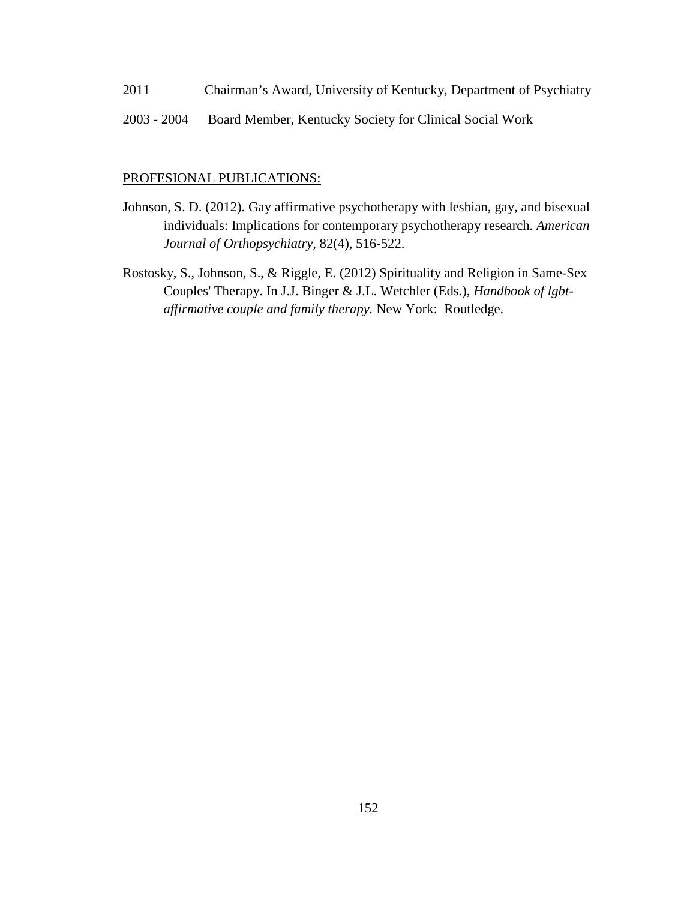2011 Chairman’s Award, University of Kentucky, Department of Psychiatry

2003 - 2004 Board Member, Kentucky Society for Clinical Social Work

PROFESIONAL PUBLICATIONS:

Johnson, S. D. (2012). Gay affirmative psychotherapy with lesbian, gay, and bisexual individuals: Implications for contemporary psychotherapy research. *American Journal of Orthopsychiatry*, 82(4), 516-522.

Rostosky, S., Johnson, S., & Riggle, E. (2012) Spirituality and Religion in Same-Sex Couples' Therapy. In J.J. Binger & J.L. Wetchler (Eds.), *Handbook of lgbt-affirmative couple and family therapy.* New York: Routledge.